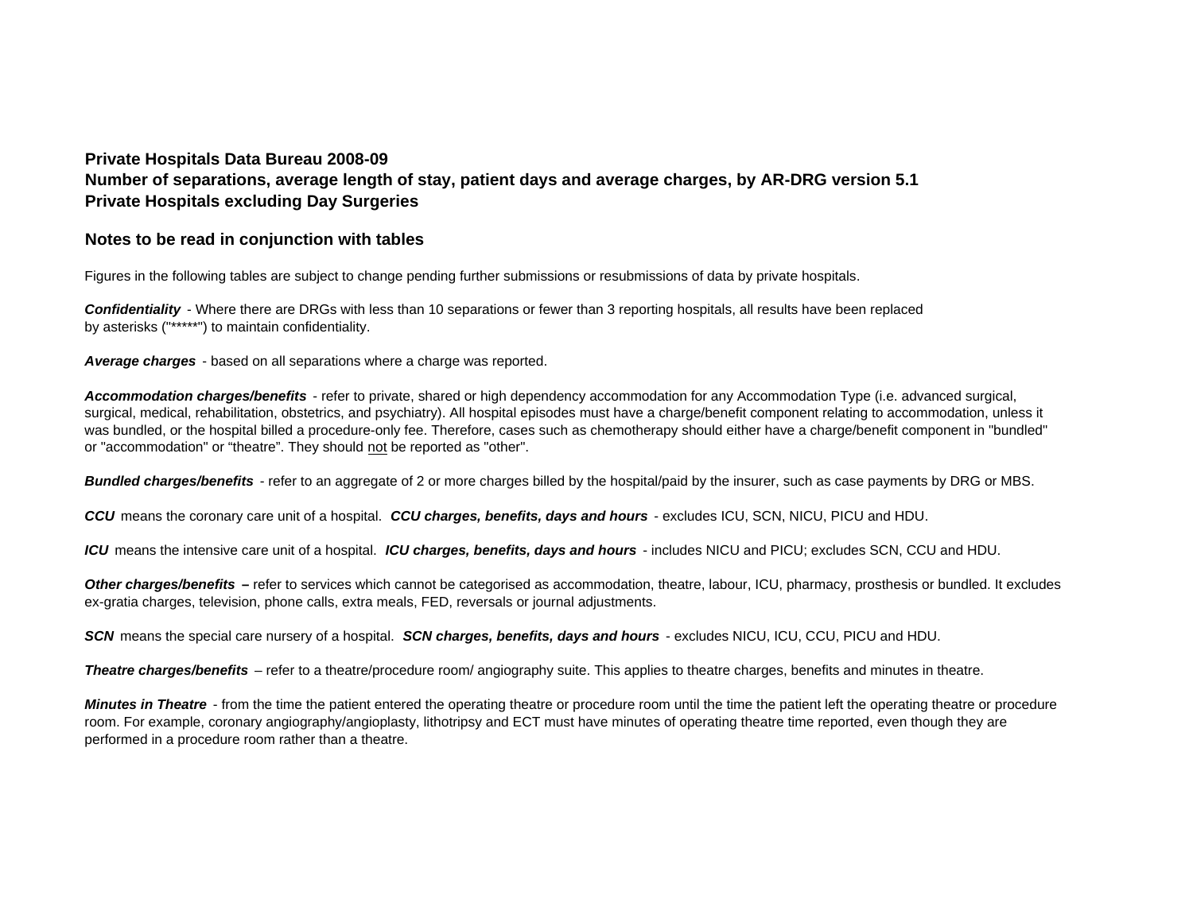# Private Hospitals Data Bureau 2008-09
# Number of separations, average length of stay, patient days and average charges, by AR-DRG version 5.1
# Private Hospitals excluding Day Surgeries

## Notes to be read in conjunction with tables

Figures in the following tables are subject to change pending further submissions or resubmissions of data by private hospitals.

***Confidentiality*** - Where there are DRGs with less than 10 separations or fewer than 3 reporting hospitals, all results have been replaced by asterisks ("*****") to maintain confidentiality.

***Average charges*** - based on all separations where a charge was reported.

***Accommodation charges/benefits*** - refer to private, shared or high dependency accommodation for any Accommodation Type (i.e. advanced surgical, surgical, medical, rehabilitation, obstetrics, and psychiatry). All hospital episodes must have a charge/benefit component relating to accommodation, unless it was bundled, or the hospital billed a procedure-only fee. Therefore, cases such as chemotherapy should either have a charge/benefit component in "bundled" or "accommodation" or "theatre". They should <u>not</u> be reported as "other".

***Bundled charges/benefits*** - refer to an aggregate of 2 or more charges billed by the hospital/paid by the insurer, such as case payments by DRG or MBS.

***CCU*** means the coronary care unit of a hospital. ***CCU charges, benefits, days and hours*** - excludes ICU, SCN, NICU, PICU and HDU.

***ICU*** means the intensive care unit of a hospital. ***ICU charges, benefits, days and hours*** - includes NICU and PICU; excludes SCN, CCU and HDU.

***Other charges/benefits*** **–** refer to services which cannot be categorised as accommodation, theatre, labour, ICU, pharmacy, prosthesis or bundled. It excludes ex-gratia charges, television, phone calls, extra meals, FED, reversals or journal adjustments.

***SCN*** means the special care nursery of a hospital. ***SCN charges, benefits, days and hours*** - excludes NICU, ICU, CCU, PICU and HDU.

***Theatre charges/benefits*** – refer to a theatre/procedure room/ angiography suite. This applies to theatre charges, benefits and minutes in theatre.

***Minutes in Theatre*** - from the time the patient entered the operating theatre or procedure room until the time the patient left the operating theatre or procedure room. For example, coronary angiography/angioplasty, lithotripsy and ECT must have minutes of operating theatre time reported, even though they are performed in a procedure room rather than a theatre.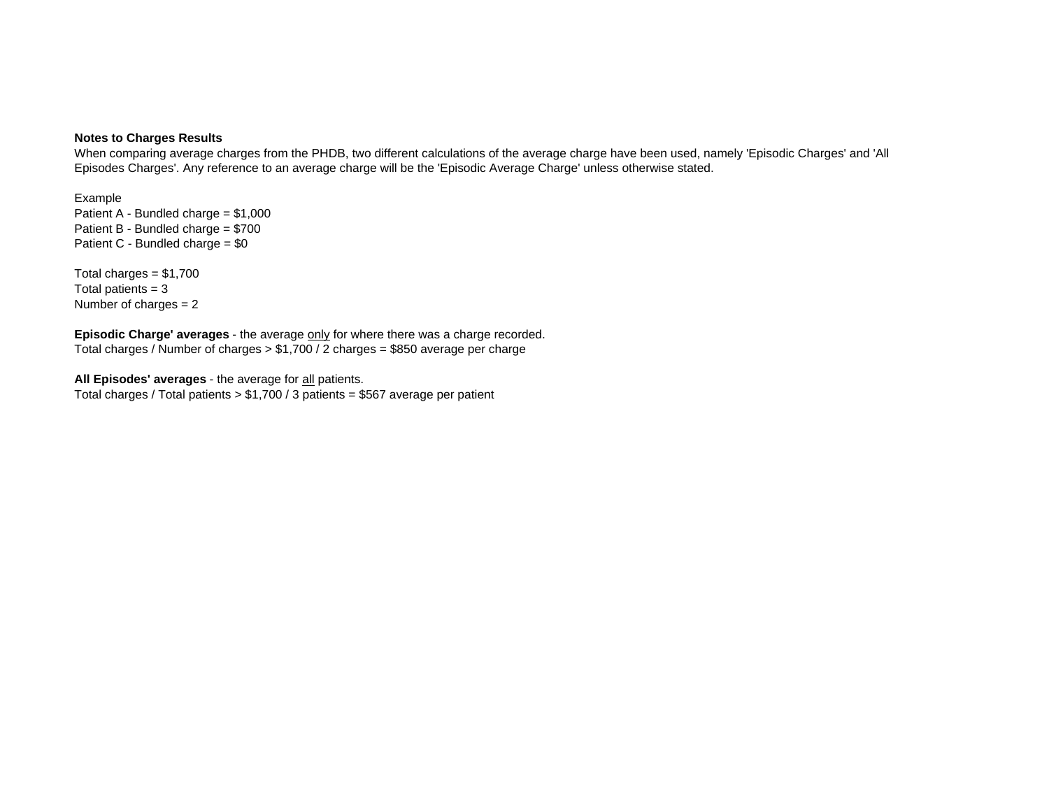**Notes to Charges Results**

When comparing average charges from the PHDB, two different calculations of the average charge have been used, namely 'Episodic Charges' and 'All Episodes Charges'. Any reference to an average charge will be the 'Episodic Average Charge' unless otherwise stated.

Example
Patient A - Bundled charge = $1,000
Patient B - Bundled charge = $700
Patient C - Bundled charge = $0

Total charges = $1,700
Total patients = 3
Number of charges = 2

**Episodic Charge' averages** - the average <u>only</u> for where there was a charge recorded.
Total charges / Number of charges > $1,700 / 2 charges = $850 average per charge

**All Episodes' averages** - the average for <u>all</u> patients.
Total charges / Total patients > $1,700 / 3 patients = $567 average per patient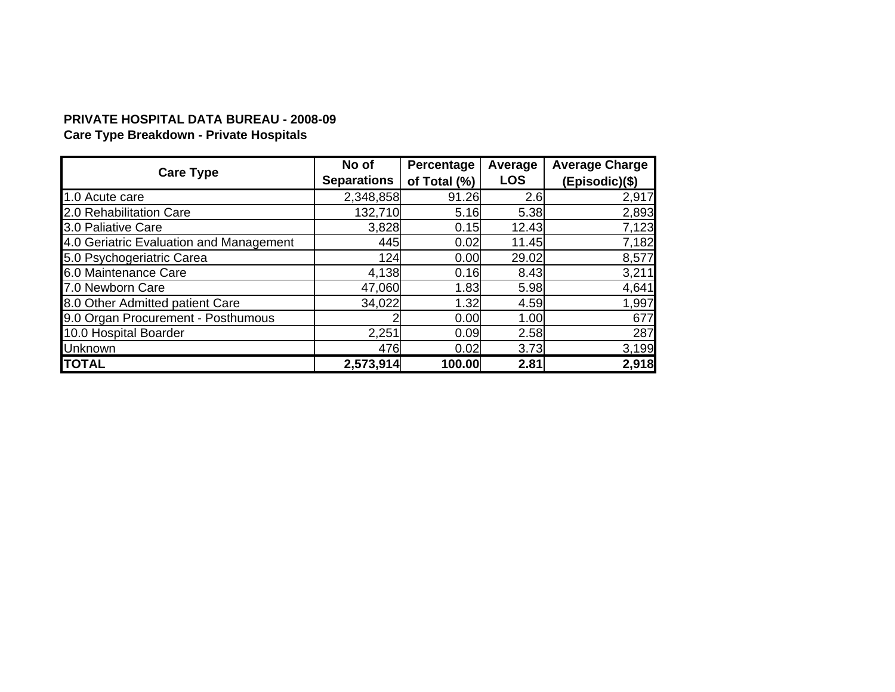**PRIVATE HOSPITAL DATA BUREAU - 2008-09**
**Care Type Breakdown - Private Hospitals**

| Care Type | No of Separations | Percentage of Total (%) | Average LOS | Average Charge (Episodic)($) |
|---|---|---|---|---|
| 1.0 Acute care | 2,348,858 | 91.26 | 2.6 | 2,917 |
| 2.0 Rehabilitation Care | 132,710 | 5.16 | 5.38 | 2,893 |
| 3.0 Paliative Care | 3,828 | 0.15 | 12.43 | 7,123 |
| 4.0 Geriatric Evaluation and Management | 445 | 0.02 | 11.45 | 7,182 |
| 5.0 Psychogeriatric Carea | 124 | 0.00 | 29.02 | 8,577 |
| 6.0 Maintenance Care | 4,138 | 0.16 | 8.43 | 3,211 |
| 7.0 Newborn Care | 47,060 | 1.83 | 5.98 | 4,641 |
| 8.0 Other Admitted patient Care | 34,022 | 1.32 | 4.59 | 1,997 |
| 9.0 Organ Procurement - Posthumous | 2 | 0.00 | 1.00 | 677 |
| 10.0 Hospital Boarder | 2,251 | 0.09 | 2.58 | 287 |
| Unknown | 476 | 0.02 | 3.73 | 3,199 |
| **TOTAL** | **2,573,914** | **100.00** | **2.81** | **2,918** |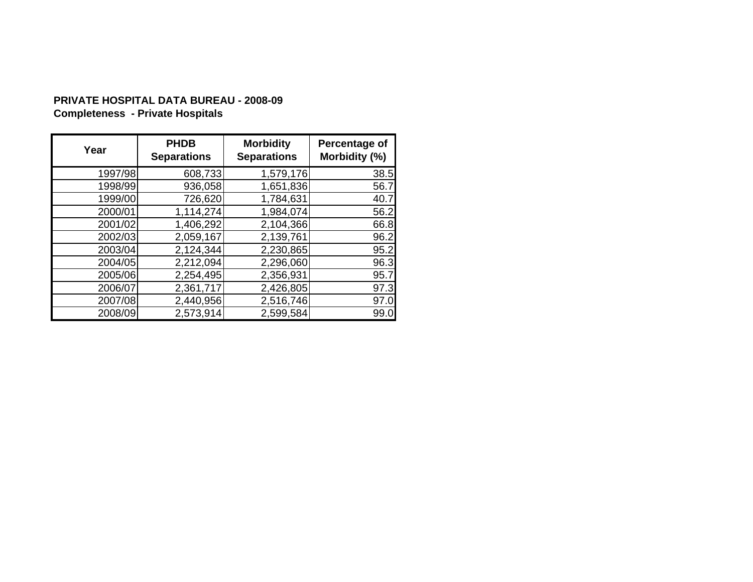**PRIVATE HOSPITAL DATA BUREAU - 2008-09**
**Completeness - Private Hospitals**

| Year | PHDB Separations | Morbidity Separations | Percentage of Morbidity (%) |
|---|---|---|---|
| 1997/98 | 608,733 | 1,579,176 | 38.5 |
| 1998/99 | 936,058 | 1,651,836 | 56.7 |
| 1999/00 | 726,620 | 1,784,631 | 40.7 |
| 2000/01 | 1,114,274 | 1,984,074 | 56.2 |
| 2001/02 | 1,406,292 | 2,104,366 | 66.8 |
| 2002/03 | 2,059,167 | 2,139,761 | 96.2 |
| 2003/04 | 2,124,344 | 2,230,865 | 95.2 |
| 2004/05 | 2,212,094 | 2,296,060 | 96.3 |
| 2005/06 | 2,254,495 | 2,356,931 | 95.7 |
| 2006/07 | 2,361,717 | 2,426,805 | 97.3 |
| 2007/08 | 2,440,956 | 2,516,746 | 97.0 |
| 2008/09 | 2,573,914 | 2,599,584 | 99.0 |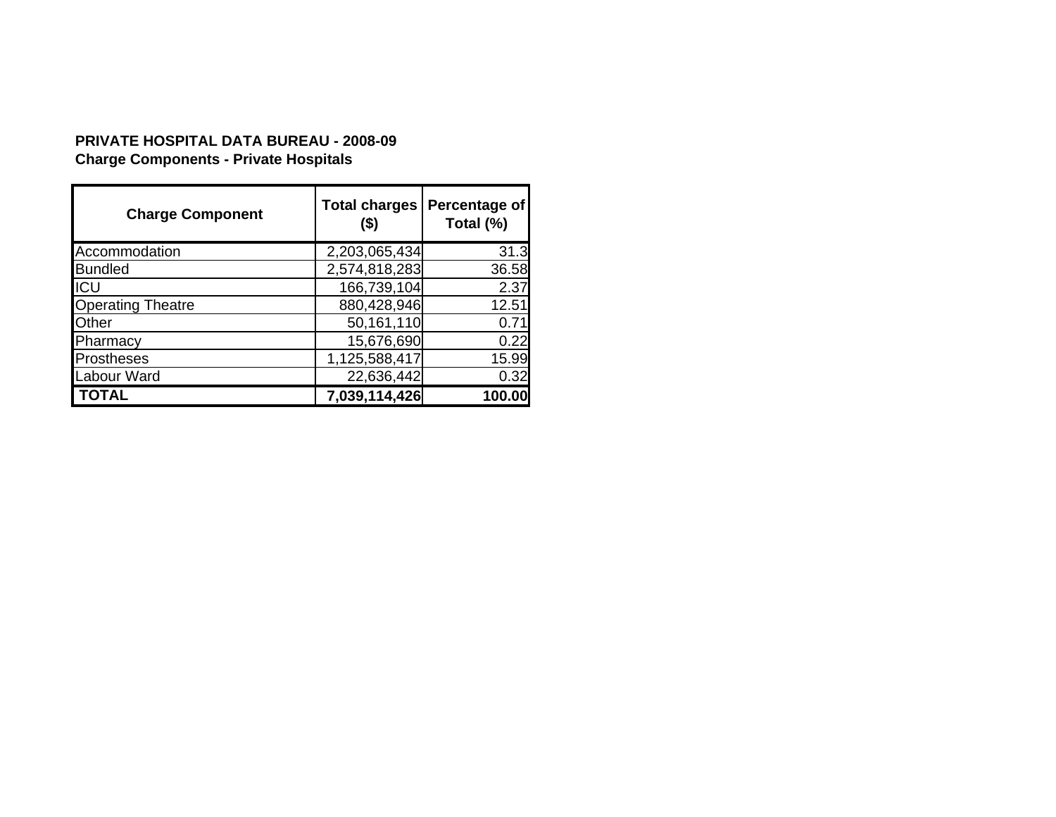**PRIVATE HOSPITAL DATA BUREAU - 2008-09**
**Charge Components - Private Hospitals**

| Charge Component | Total charges ($) | Percentage of Total (%) |
|---|---|---|
| Accommodation | 2,203,065,434 | 31.3 |
| Bundled | 2,574,818,283 | 36.58 |
| ICU | 166,739,104 | 2.37 |
| Operating Theatre | 880,428,946 | 12.51 |
| Other | 50,161,110 | 0.71 |
| Pharmacy | 15,676,690 | 0.22 |
| Prostheses | 1,125,588,417 | 15.99 |
| Labour Ward | 22,636,442 | 0.32 |
| **TOTAL** | **7,039,114,426** | **100.00** |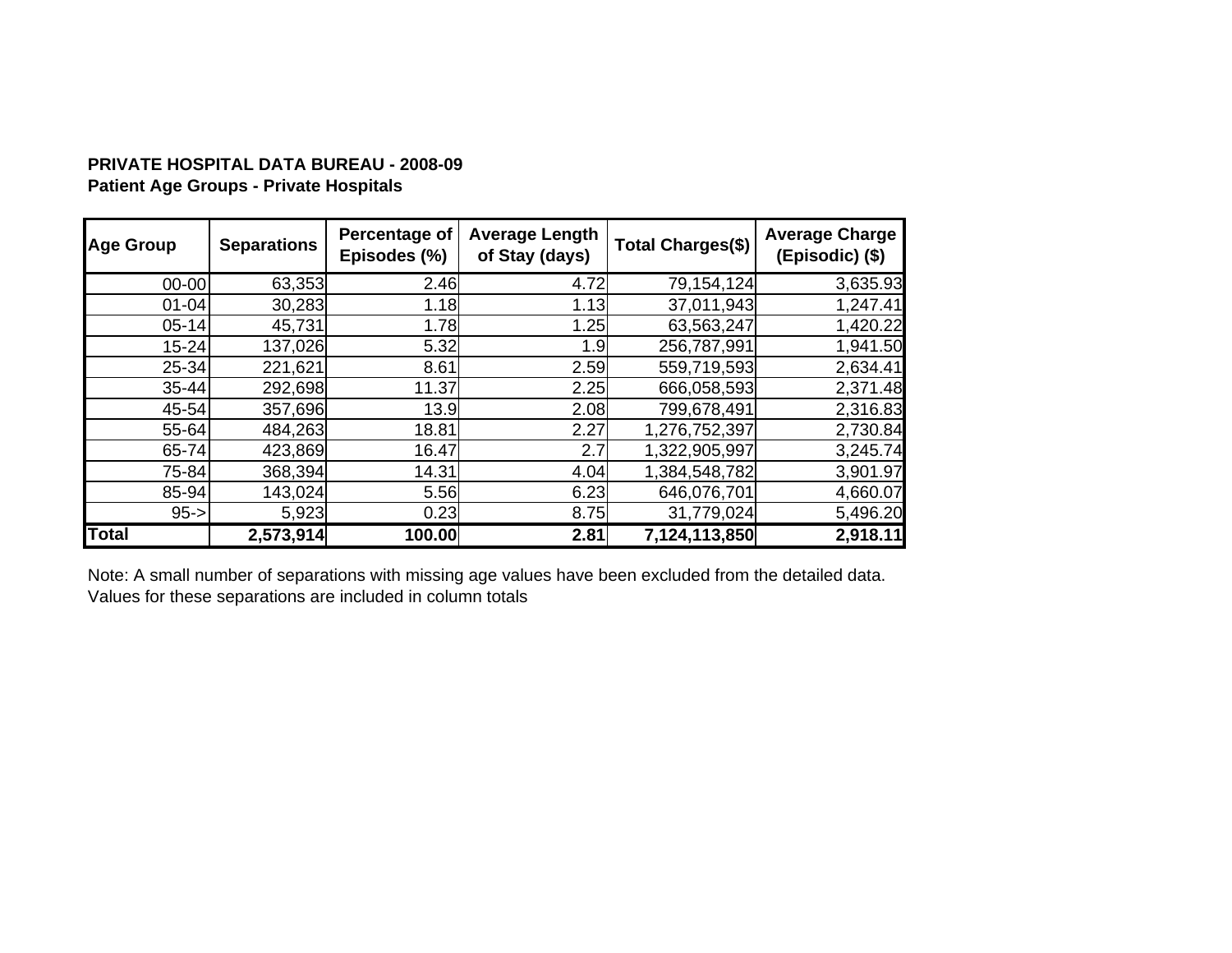**PRIVATE HOSPITAL DATA BUREAU - 2008-09**
**Patient Age Groups - Private Hospitals**

| Age Group | Separations | Percentage of Episodes (%) | Average Length of Stay (days) | Total Charges($) | Average Charge (Episodic) ($) |
|---|---|---|---|---|---|
| 00-00 | 63,353 | 2.46 | 4.72 | 79,154,124 | 3,635.93 |
| 01-04 | 30,283 | 1.18 | 1.13 | 37,011,943 | 1,247.41 |
| 05-14 | 45,731 | 1.78 | 1.25 | 63,563,247 | 1,420.22 |
| 15-24 | 137,026 | 5.32 | 1.9 | 256,787,991 | 1,941.50 |
| 25-34 | 221,621 | 8.61 | 2.59 | 559,719,593 | 2,634.41 |
| 35-44 | 292,698 | 11.37 | 2.25 | 666,058,593 | 2,371.48 |
| 45-54 | 357,696 | 13.9 | 2.08 | 799,678,491 | 2,316.83 |
| 55-64 | 484,263 | 18.81 | 2.27 | 1,276,752,397 | 2,730.84 |
| 65-74 | 423,869 | 16.47 | 2.7 | 1,322,905,997 | 3,245.74 |
| 75-84 | 368,394 | 14.31 | 4.04 | 1,384,548,782 | 3,901.97 |
| 85-94 | 143,024 | 5.56 | 6.23 | 646,076,701 | 4,660.07 |
| 95-> | 5,923 | 0.23 | 8.75 | 31,779,024 | 5,496.20 |
| **Total** | **2,573,914** | **100.00** | **2.81** | **7,124,113,850** | **2,918.11** |

Note: A small number of separations with missing age values have been excluded from the detailed data. Values for these separations are included in column totals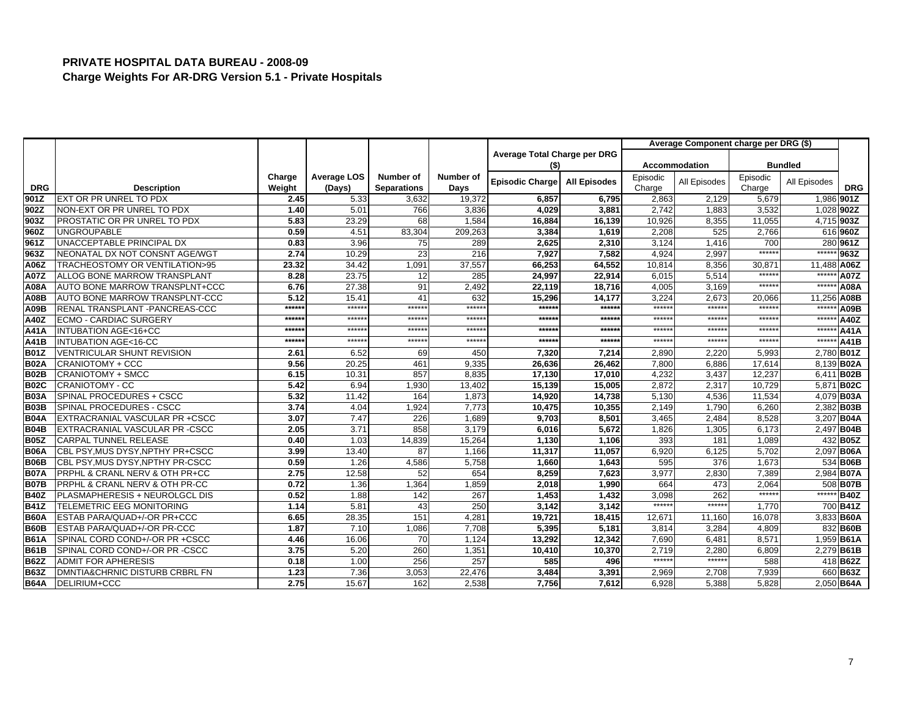# PRIVATE HOSPITAL DATA BUREAU - 2008-09

## Charge Weights For AR-DRG Version 5.1 - Private Hospitals

| | | | | | | Average Total Charge per DRG ($) | | Average Component charge per DRG ($) | | | | |
|---|---|---|---|---|---|---|---|---|---|---|---|---|
| | | | | | | | | Accommodation | | Bundled | | |
| DRG | Description | Charge Weight | Average LOS (Days) | Number of Separations | Number of Days | Episodic Charge | All Episodes | Episodic Charge | All Episodes | Episodic Charge | All Episodes | DRG |
| 901Z | EXT OR PR UNREL TO PDX | 2.45 | 5.33 | 3,632 | 19,372 | 6,857 | 6,795 | 2,863 | 2,129 | 5,679 | 1,986 | 901Z |
| 902Z | NON-EXT OR PR UNREL TO PDX | 1.40 | 5.01 | 766 | 3,836 | 4,029 | 3,881 | 2,742 | 1,883 | 3,532 | 1,028 | 902Z |
| 903Z | PROSTATIC OR PR UNREL TO PDX | 5.83 | 23.29 | 68 | 1,584 | 16,884 | 16,139 | 10,926 | 8,355 | 11,055 | 4,715 | 903Z |
| 960Z | UNGROUPABLE | 0.59 | 4.51 | 83,304 | 209,263 | 3,384 | 1,619 | 2,208 | 525 | 2,766 | 616 | 960Z |
| 961Z | UNACCEPTABLE PRINCIPAL DX | 0.83 | 3.96 | 75 | 289 | 2,625 | 2,310 | 3,124 | 1,416 | 700 | 280 | 961Z |
| 963Z | NEONATAL DX NOT CONSNT AGE/WGT | 2.74 | 10.29 | 23 | 216 | 7,927 | 7,582 | 4,924 | 2,997 | ****** | ****** | 963Z |
| A06Z | TRACHEOSTOMY OR VENTILATION>95 | 23.32 | 34.42 | 1,091 | 37,557 | 66,253 | 64,552 | 10,814 | 8,356 | 30,871 | 11,488 | A06Z |
| A07Z | ALLOG BONE MARROW TRANSPLANT | 8.28 | 23.75 | 12 | 285 | 24,997 | 22,914 | 6,015 | 5,514 | ****** | ****** | A07Z |
| A08A | AUTO BONE MARROW TRANSPLNT+CCC | 6.76 | 27.38 | 91 | 2,492 | 22,119 | 18,716 | 4,005 | 3,169 | ****** | ****** | A08A |
| A08B | AUTO BONE MARROW TRANSPLNT-CCC | 5.12 | 15.41 | 41 | 632 | 15,296 | 14,177 | 3,224 | 2,673 | 20,066 | 11,256 | A08B |
| A09B | RENAL TRANSPLANT -PANCREAS-CCC | ****** | ****** | ****** | ****** | ****** | ****** | ****** | ****** | ****** | ****** | A09B |
| A40Z | ECMO - CARDIAC SURGERY | ****** | ****** | ****** | ****** | ****** | ****** | ****** | ****** | ****** | ****** | A40Z |
| A41A | INTUBATION AGE<16+CC | ****** | ****** | ****** | ****** | ****** | ****** | ****** | ****** | ****** | ****** | A41A |
| A41B | INTUBATION AGE<16-CC | ****** | ****** | ****** | ****** | ****** | ****** | ****** | ****** | ****** | ****** | A41B |
| B01Z | VENTRICULAR SHUNT REVISION | 2.61 | 6.52 | 69 | 450 | 7,320 | 7,214 | 2,890 | 2,220 | 5,993 | 2,780 | B01Z |
| B02A | CRANIOTOMY + CCC | 9.56 | 20.25 | 461 | 9,335 | 26,636 | 26,462 | 7,800 | 6,886 | 17,614 | 8,139 | B02A |
| B02B | CRANIOTOMY + SMCC | 6.15 | 10.31 | 857 | 8,835 | 17,130 | 17,010 | 4,232 | 3,437 | 12,237 | 6,411 | B02B |
| B02C | CRANIOTOMY - CC | 5.42 | 6.94 | 1,930 | 13,402 | 15,139 | 15,005 | 2,872 | 2,317 | 10,729 | 5,871 | B02C |
| B03A | SPINAL PROCEDURES + CSCC | 5.32 | 11.42 | 164 | 1,873 | 14,920 | 14,738 | 5,130 | 4,536 | 11,534 | 4,079 | B03A |
| B03B | SPINAL PROCEDURES - CSCC | 3.74 | 4.04 | 1,924 | 7,773 | 10,475 | 10,355 | 2,149 | 1,790 | 6,260 | 2,382 | B03B |
| B04A | EXTRACRANIAL VASCULAR PR +CSCC | 3.07 | 7.47 | 226 | 1,689 | 9,703 | 8,501 | 3,465 | 2,484 | 8,528 | 3,207 | B04A |
| B04B | EXTRACRANIAL VASCULAR PR -CSCC | 2.05 | 3.71 | 858 | 3,179 | 6,016 | 5,672 | 1,826 | 1,305 | 6,173 | 2,497 | B04B |
| B05Z | CARPAL TUNNEL RELEASE | 0.40 | 1.03 | 14,839 | 15,264 | 1,130 | 1,106 | 393 | 181 | 1,089 | 432 | B05Z |
| B06A | CBL PSY,MUS DYSY,NPTHY PR+CSCC | 3.99 | 13.40 | 87 | 1,166 | 11,317 | 11,057 | 6,920 | 6,125 | 5,702 | 2,097 | B06A |
| B06B | CBL PSY,MUS DYSY,NPTHY PR-CSCC | 0.59 | 1.26 | 4,586 | 5,758 | 1,660 | 1,643 | 595 | 376 | 1,673 | 534 | B06B |
| B07A | PRPHL & CRANL NERV & OTH PR+CC | 2.75 | 12.58 | 52 | 654 | 8,259 | 7,623 | 3,977 | 2,830 | 7,389 | 2,984 | B07A |
| B07B | PRPHL & CRANL NERV & OTH PR-CC | 0.72 | 1.36 | 1,364 | 1,859 | 2,018 | 1,990 | 664 | 473 | 2,064 | 508 | B07B |
| B40Z | PLASMAPHERESIS + NEUROLGCL DIS | 0.52 | 1.88 | 142 | 267 | 1,453 | 1,432 | 3,098 | 262 | ****** | ****** | B40Z |
| B41Z | TELEMETRIC EEG MONITORING | 1.14 | 5.81 | 43 | 250 | 3,142 | 3,142 | ****** | ****** | 1,770 | 700 | B41Z |
| B60A | ESTAB PARA/QUAD+/-OR PR+CCC | 6.65 | 28.35 | 151 | 4,281 | 19,721 | 18,415 | 12,671 | 11,160 | 16,078 | 3,833 | B60A |
| B60B | ESTAB PARA/QUAD+/-OR PR-CCC | 1.87 | 7.10 | 1,086 | 7,708 | 5,395 | 5,181 | 3,814 | 3,284 | 4,809 | 832 | B60B |
| B61A | SPINAL CORD COND+/-OR PR +CSCC | 4.46 | 16.06 | 70 | 1,124 | 13,292 | 12,342 | 7,690 | 6,481 | 8,571 | 1,959 | B61A |
| B61B | SPINAL CORD COND+/-OR PR -CSCC | 3.75 | 5.20 | 260 | 1,351 | 10,410 | 10,370 | 2,719 | 2,280 | 6,809 | 2,279 | B61B |
| B62Z | ADMIT FOR APHERESIS | 0.18 | 1.00 | 256 | 257 | 585 | 496 | ****** | ****** | 588 | 418 | B62Z |
| B63Z | DMNTIA&CHRNIC DISTURB CRBRL FN | 1.23 | 7.36 | 3,053 | 22,476 | 3,484 | 3,391 | 2,969 | 2,708 | 7,939 | 660 | B63Z |
| B64A | DELIRIUM+CCC | 2.75 | 15.67 | 162 | 2,538 | 7,756 | 7,612 | 6,928 | 5,388 | 5,828 | 2,050 | B64A |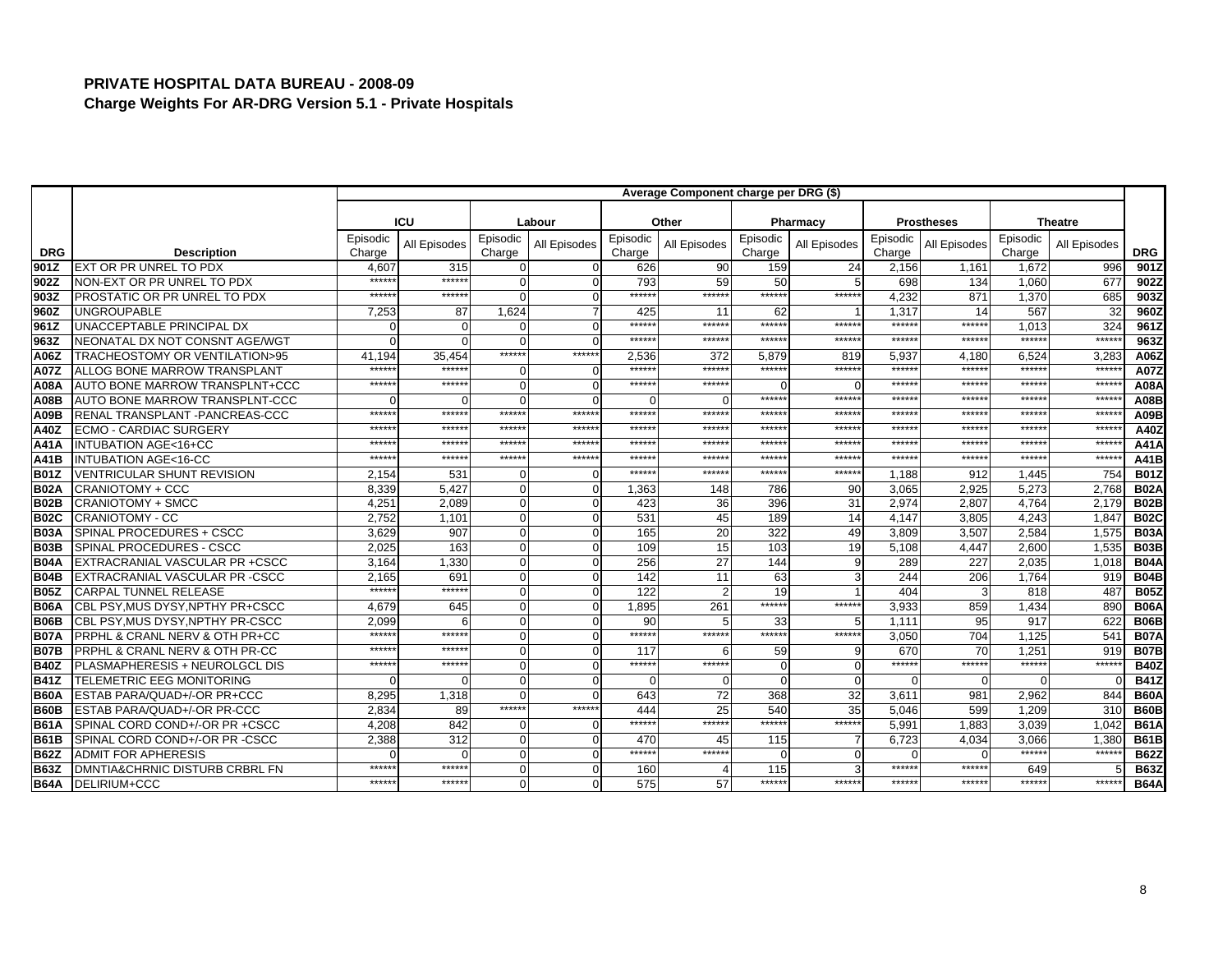# PRIVATE HOSPITAL DATA BUREAU - 2008-09

## Charge Weights For AR-DRG Version 5.1 - Private Hospitals

| | | Average Component charge per DRG ($) | | | | | | | | | | | | |
|---|---|---|---|---|---|---|---|---|---|---|---|---|---|---|
| | | ICU | | Labour | | Other | | Pharmacy | | Prostheses | | Theatre | | |
| DRG | Description | Episodic Charge | All Episodes | Episodic Charge | All Episodes | Episodic Charge | All Episodes | Episodic Charge | All Episodes | Episodic Charge | All Episodes | Episodic Charge | All Episodes | DRG |
| 901Z | EXT OR PR UNREL TO PDX | 4,607 | 315 | 0 | 0 | 626 | 90 | 159 | 24 | 2,156 | 1,161 | 1,672 | 996 | 901Z |
| 902Z | NON-EXT OR PR UNREL TO PDX | ****** | ****** | 0 | 0 | 793 | 59 | 50 | 5 | 698 | 134 | 1,060 | 677 | 902Z |
| 903Z | PROSTATIC OR PR UNREL TO PDX | ****** | ****** | 0 | 0 | ****** | ****** | ****** | ****** | 4,232 | 871 | 1,370 | 685 | 903Z |
| 960Z | UNGROUPABLE | 7,253 | 87 | 1,624 | 7 | 425 | 11 | 62 | 1 | 1,317 | 14 | 567 | 32 | 960Z |
| 961Z | UNACCEPTABLE PRINCIPAL DX | 0 | 0 | 0 | 0 | ****** | ****** | ****** | ****** | ****** | ****** | 1,013 | 324 | 961Z |
| 963Z | NEONATAL DX NOT CONSNT AGE/WGT | 0 | 0 | 0 | 0 | ****** | ****** | ****** | ****** | ****** | ****** | ****** | ****** | 963Z |
| A06Z | TRACHEOSTOMY OR VENTILATION>95 | 41,194 | 35,454 | ****** | ****** | 2,536 | 372 | 5,879 | 819 | 5,937 | 4,180 | 6,524 | 3,283 | A06Z |
| A07Z | ALLOG BONE MARROW TRANSPLANT | ****** | ****** | 0 | 0 | ****** | ****** | ****** | ****** | ****** | ****** | ****** | ****** | A07Z |
| A08A | AUTO BONE MARROW TRANSPLNT+CCC | ****** | ****** | 0 | 0 | ****** | ****** | 0 | 0 | ****** | ****** | ****** | ****** | A08A |
| A08B | AUTO BONE MARROW TRANSPLNT-CCC | 0 | 0 | 0 | 0 | 0 | 0 | ****** | ****** | ****** | ****** | ****** | ****** | A08B |
| A09B | RENAL TRANSPLANT -PANCREAS-CCC | ****** | ****** | ****** | ****** | ****** | ****** | ****** | ****** | ****** | ****** | ****** | ****** | A09B |
| A40Z | ECMO - CARDIAC SURGERY | ****** | ****** | ****** | ****** | ****** | ****** | ****** | ****** | ****** | ****** | ****** | ****** | A40Z |
| A41A | INTUBATION AGE<16+CC | ****** | ****** | ****** | ****** | ****** | ****** | ****** | ****** | ****** | ****** | ****** | ****** | A41A |
| A41B | INTUBATION AGE<16-CC | ****** | ****** | ****** | ****** | ****** | ****** | ****** | ****** | ****** | ****** | ****** | ****** | A41B |
| B01Z | VENTRICULAR SHUNT REVISION | 2,154 | 531 | 0 | 0 | ****** | ****** | ****** | ****** | 1,188 | 912 | 1,445 | 754 | B01Z |
| B02A | CRANIOTOMY + CCC | 8,339 | 5,427 | 0 | 0 | 1,363 | 148 | 786 | 90 | 3,065 | 2,925 | 5,273 | 2,768 | B02A |
| B02B | CRANIOTOMY + SMCC | 4,251 | 2,089 | 0 | 0 | 423 | 36 | 396 | 31 | 2,974 | 2,807 | 4,764 | 2,179 | B02B |
| B02C | CRANIOTOMY - CC | 2,752 | 1,101 | 0 | 0 | 531 | 45 | 189 | 14 | 4,147 | 3,805 | 4,243 | 1,847 | B02C |
| B03A | SPINAL PROCEDURES + CSCC | 3,629 | 907 | 0 | 0 | 165 | 20 | 322 | 49 | 3,809 | 3,507 | 2,584 | 1,575 | B03A |
| B03B | SPINAL PROCEDURES - CSCC | 2,025 | 163 | 0 | 0 | 109 | 15 | 103 | 19 | 5,108 | 4,447 | 2,600 | 1,535 | B03B |
| B04A | EXTRACRANIAL VASCULAR PR +CSCC | 3,164 | 1,330 | 0 | 0 | 256 | 27 | 144 | 9 | 289 | 227 | 2,035 | 1,018 | B04A |
| B04B | EXTRACRANIAL VASCULAR PR -CSCC | 2,165 | 691 | 0 | 0 | 142 | 11 | 63 | 3 | 244 | 206 | 1,764 | 919 | B04B |
| B05Z | CARPAL TUNNEL RELEASE | ****** | ****** | 0 | 0 | 122 | 2 | 19 | 1 | 404 | 3 | 818 | 487 | B05Z |
| B06A | CBL PSY,MUS DYSY,NPTHY PR+CSCC | 4,679 | 645 | 0 | 0 | 1,895 | 261 | ****** | ****** | 3,933 | 859 | 1,434 | 890 | B06A |
| B06B | CBL PSY,MUS DYSY,NPTHY PR-CSCC | 2,099 | 6 | 0 | 0 | 90 | 5 | 33 | 5 | 1,111 | 95 | 917 | 622 | B06B |
| B07A | PRPHL & CRANL NERV & OTH PR+CC | ****** | ****** | 0 | 0 | ****** | ****** | ****** | ****** | 3,050 | 704 | 1,125 | 541 | B07A |
| B07B | PRPHL & CRANL NERV & OTH PR-CC | ****** | ****** | 0 | 0 | 117 | 6 | 59 | 9 | 670 | 70 | 1,251 | 919 | B07B |
| B40Z | PLASMAPHERESIS + NEUROLGCL DIS | ****** | ****** | 0 | 0 | ****** | ****** | 0 | 0 | ****** | ****** | ****** | ****** | B40Z |
| B41Z | TELEMETRIC EEG MONITORING | 0 | 0 | 0 | 0 | 0 | 0 | 0 | 0 | 0 | 0 | 0 | 0 | B41Z |
| B60A | ESTAB PARA/QUAD+/-OR PR+CCC | 8,295 | 1,318 | 0 | 0 | 643 | 72 | 368 | 32 | 3,611 | 981 | 2,962 | 844 | B60A |
| B60B | ESTAB PARA/QUAD+/-OR PR-CCC | 2,834 | 89 | ****** | ****** | 444 | 25 | 540 | 35 | 5,046 | 599 | 1,209 | 310 | B60B |
| B61A | SPINAL CORD COND+/-OR PR +CSCC | 4,208 | 842 | 0 | 0 | ****** | ****** | ****** | ****** | 5,991 | 1,883 | 3,039 | 1,042 | B61A |
| B61B | SPINAL CORD COND+/-OR PR -CSCC | 2,388 | 312 | 0 | 0 | 470 | 45 | 115 | 7 | 6,723 | 4,034 | 3,066 | 1,380 | B61B |
| B62Z | ADMIT FOR APHERESIS | 0 | 0 | 0 | 0 | ****** | ****** | 0 | 0 | 0 | 0 | ****** | ****** | B62Z |
| B63Z | DMNTIA&CHRNIC DISTURB CRBRL FN | ****** | ****** | 0 | 0 | 160 | 4 | 115 | 3 | ****** | ****** | 649 | 5 | B63Z |
| B64A | DELIRIUM+CCC | ****** | ****** | 0 | 0 | 575 | 57 | ****** | ****** | ****** | ****** | ****** | ****** | B64A |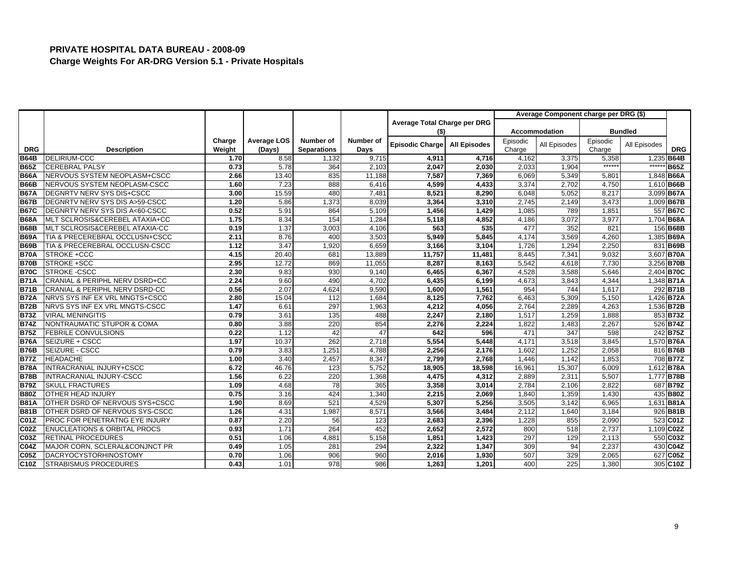# PRIVATE HOSPITAL DATA BUREAU - 2008-09

## Charge Weights For AR-DRG Version 5.1 - Private Hospitals

| | | | | | | Average Total Charge per DRG ($) | | Average Component charge per DRG ($) | | | | |
|---|---|---|---|---|---|---|---|---|---|---|---|---|
| | | | | | | | | Accommodation | | Bundled | | |
| DRG | Description | Charge Weight | Average LOS (Days) | Number of Separations | Number of Days | Episodic Charge | All Episodes | Episodic Charge | All Episodes | Episodic Charge | All Episodes | DRG |
| B64B | DELIRIUM-CCC | 1.70 | 8.58 | 1,132 | 9,715 | 4,911 | 4,716 | 4,162 | 3,375 | 5,358 | 1,235 | B64B |
| B65Z | CEREBRAL PALSY | 0.73 | 5.78 | 364 | 2,103 | 2,047 | 2,030 | 2,033 | 1,904 | ****** | ****** | B65Z |
| B66A | NERVOUS SYSTEM NEOPLASM+CSCC | 2.66 | 13.40 | 835 | 11,188 | 7,587 | 7,369 | 6,069 | 5,349 | 5,801 | 1,848 | B66A |
| B66B | NERVOUS SYSTEM NEOPLASM-CSCC | 1.60 | 7.23 | 888 | 6,416 | 4,599 | 4,433 | 3,374 | 2,702 | 4,750 | 1,610 | B66B |
| B67A | DEGNRTV NERV SYS DIS+CSCC | 3.00 | 15.59 | 480 | 7,481 | 8,521 | 8,290 | 6,048 | 5,052 | 8,217 | 3,099 | B67A |
| B67B | DEGNRTV NERV SYS DIS A>59-CSCC | 1.20 | 5.86 | 1,373 | 8,039 | 3,364 | 3,310 | 2,745 | 2,149 | 3,473 | 1,009 | B67B |
| B67C | DEGNRTV NERV SYS DIS A<60-CSCC | 0.52 | 5.91 | 864 | 5,109 | 1,456 | 1,429 | 1,085 | 789 | 1,851 | 557 | B67C |
| B68A | MLT SCLROSIS&CEREBEL ATAXIA+CC | 1.75 | 8.34 | 154 | 1,284 | 5,118 | 4,852 | 4,186 | 3,072 | 3,977 | 1,704 | B68A |
| B68B | MLT SCLROSIS&CEREBEL ATAXIA-CC | 0.19 | 1.37 | 3,003 | 4,106 | 563 | 535 | 477 | 352 | 821 | 156 | B68B |
| B69A | TIA & PRECEREBRAL OCCLUSN+CSCC | 2.11 | 8.76 | 400 | 3,503 | 5,949 | 5,845 | 4,174 | 3,569 | 4,260 | 1,385 | B69A |
| B69B | TIA & PRECEREBRAL OCCLUSN-CSCC | 1.12 | 3.47 | 1,920 | 6,659 | 3,166 | 3,104 | 1,726 | 1,294 | 2,250 | 831 | B69B |
| B70A | STROKE +CCC | 4.15 | 20.40 | 681 | 13,889 | 11,757 | 11,481 | 8,445 | 7,341 | 9,032 | 3,607 | B70A |
| B70B | STROKE +SCC | 2.95 | 12.72 | 869 | 11,055 | 8,287 | 8,163 | 5,542 | 4,618 | 7,730 | 3,256 | B70B |
| B70C | STROKE -CSCC | 2.30 | 9.83 | 930 | 9,140 | 6,465 | 6,367 | 4,528 | 3,588 | 5,646 | 2,404 | B70C |
| B71A | CRANIAL & PERIPHL NERV DSRD+CC | 2.24 | 9.60 | 490 | 4,702 | 6,435 | 6,199 | 4,673 | 3,843 | 4,344 | 1,348 | B71A |
| B71B | CRANIAL & PERIPHL NERV DSRD-CC | 0.56 | 2.07 | 4,624 | 9,590 | 1,600 | 1,561 | 954 | 744 | 1,617 | 292 | B71B |
| B72A | NRVS SYS INF EX VRL MNGTS+CSCC | 2.80 | 15.04 | 112 | 1,684 | 8,125 | 7,762 | 6,463 | 5,309 | 5,150 | 1,426 | B72A |
| B72B | NRVS SYS INF EX VRL MNGTS-CSCC | 1.47 | 6.61 | 297 | 1,963 | 4,212 | 4,056 | 2,764 | 2,289 | 4,263 | 1,536 | B72B |
| B73Z | VIRAL MENINGITIS | 0.79 | 3.61 | 135 | 488 | 2,247 | 2,180 | 1,517 | 1,259 | 1,888 | 853 | B73Z |
| B74Z | NONTRAUMATIC STUPOR & COMA | 0.80 | 3.88 | 220 | 854 | 2,276 | 2,224 | 1,822 | 1,483 | 2,267 | 526 | B74Z |
| B75Z | FEBRILE CONVULSIONS | 0.22 | 1.12 | 42 | 47 | 642 | 596 | 471 | 347 | 598 | 242 | B75Z |
| B76A | SEIZURE + CSCC | 1.97 | 10.37 | 262 | 2,718 | 5,554 | 5,448 | 4,171 | 3,518 | 3,845 | 1,570 | B76A |
| B76B | SEIZURE - CSCC | 0.79 | 3.83 | 1,251 | 4,788 | 2,256 | 2,176 | 1,602 | 1,252 | 2,058 | 816 | B76B |
| B77Z | HEADACHE | 1.00 | 3.40 | 2,457 | 8,347 | 2,799 | 2,768 | 1,446 | 1,142 | 1,853 | 708 | B77Z |
| B78A | INTRACRANIAL INJURY+CSCC | 6.72 | 46.76 | 123 | 5,752 | 18,905 | 18,598 | 16,961 | 15,307 | 6,009 | 1,612 | B78A |
| B78B | INTRACRANIAL INJURY-CSCC | 1.56 | 6.22 | 220 | 1,368 | 4,475 | 4,312 | 2,889 | 2,311 | 5,507 | 1,777 | B78B |
| B79Z | SKULL FRACTURES | 1.09 | 4.68 | 78 | 365 | 3,358 | 3,014 | 2,784 | 2,106 | 2,822 | 687 | B79Z |
| B80Z | OTHER HEAD INJURY | 0.75 | 3.16 | 424 | 1,340 | 2,215 | 2,069 | 1,840 | 1,359 | 1,430 | 435 | B80Z |
| B81A | OTHER DSRD OF NERVOUS SYS+CSCC | 1.90 | 8.69 | 521 | 4,529 | 5,307 | 5,256 | 3,505 | 3,142 | 6,965 | 1,631 | B81A |
| B81B | OTHER DSRD OF NERVOUS SYS-CSCC | 1.26 | 4.31 | 1,987 | 8,571 | 3,566 | 3,484 | 2,112 | 1,640 | 3,184 | 926 | B81B |
| C01Z | PROC FOR PENETRATNG EYE INJURY | 0.87 | 2.20 | 56 | 123 | 2,683 | 2,396 | 1,228 | 855 | 2,090 | 523 | C01Z |
| C02Z | ENUCLEATIONS & ORBITAL PROCS | 0.93 | 1.71 | 264 | 452 | 2,652 | 2,572 | 800 | 518 | 2,737 | 1,109 | C02Z |
| C03Z | RETINAL PROCEDURES | 0.51 | 1.06 | 4,881 | 5,158 | 1,851 | 1,423 | 297 | 129 | 2,113 | 550 | C03Z |
| C04Z | MAJOR CORN, SCLERAL&CONJNCT PR | 0.49 | 1.05 | 281 | 294 | 2,322 | 1,347 | 309 | 94 | 2,237 | 430 | C04Z |
| C05Z | DACRYOCYSTORHINOSTOMY | 0.70 | 1.06 | 906 | 960 | 2,016 | 1,930 | 507 | 329 | 2,065 | 627 | C05Z |
| C10Z | STRABISMUS PROCEDURES | 0.43 | 1.01 | 978 | 986 | 1,263 | 1,201 | 400 | 225 | 1,380 | 305 | C10Z |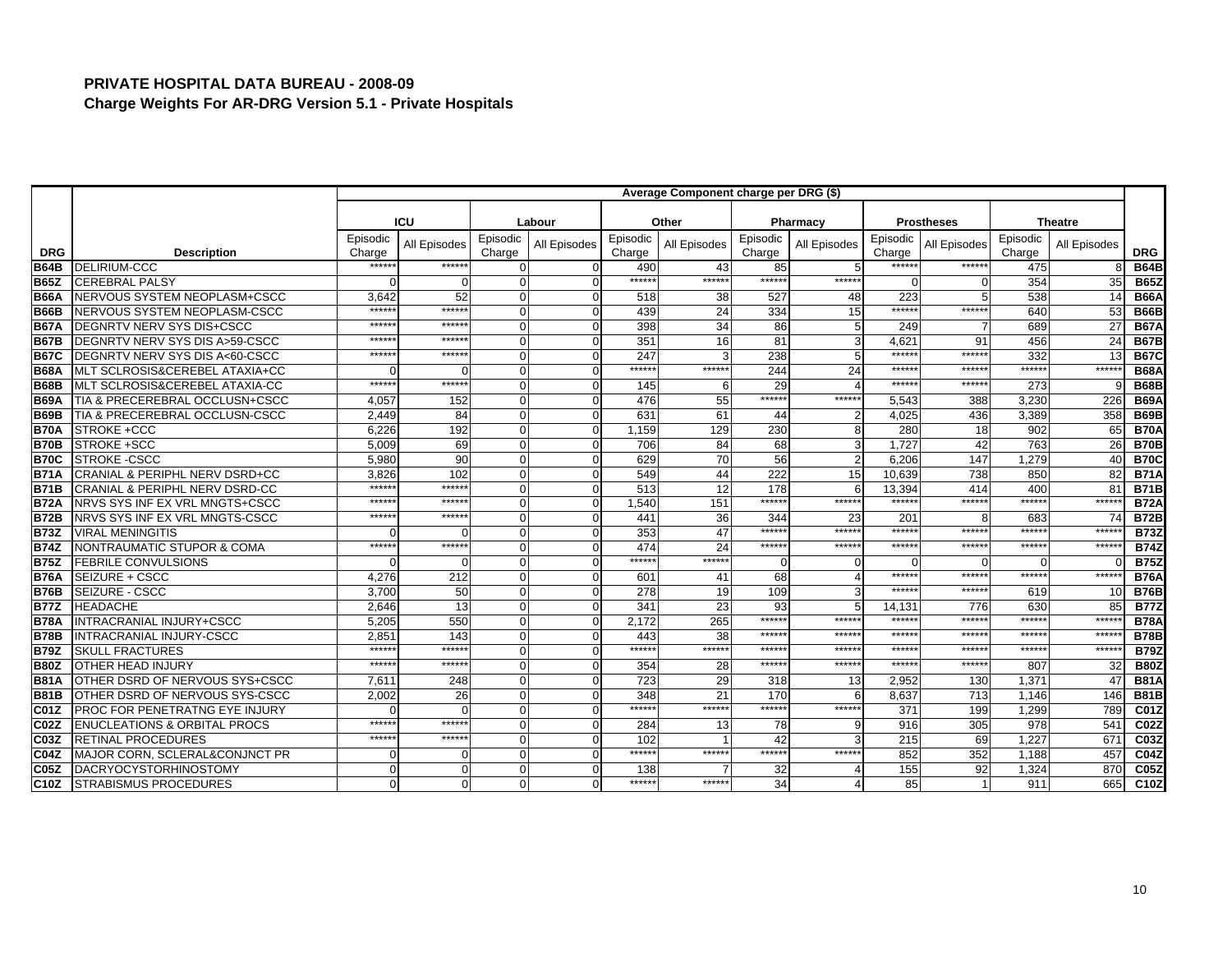**PRIVATE HOSPITAL DATA BUREAU - 2008-09**

**Charge Weights For AR-DRG Version 5.1 - Private Hospitals**

| | | Average Component charge per DRG ($) | | | | | | | | | | | | |
|---|---|---|---|---|---|---|---|---|---|---|---|---|---|---|
| | | ICU | | Labour | | Other | | Pharmacy | | Prostheses | | Theatre | | |
| **DRG** | **Description** | Episodic Charge | All Episodes | Episodic Charge | All Episodes | Episodic Charge | All Episodes | Episodic Charge | All Episodes | Episodic Charge | All Episodes | Episodic Charge | All Episodes | **DRG** |
| **B64B** | DELIRIUM-CCC | ****** | ****** | 0 | 0 | 490 | 43 | 85 | 5 | ****** | ****** | 475 | 8 | **B64B** |
| **B65Z** | CEREBRAL PALSY | 0 | 0 | 0 | 0 | ****** | ****** | ****** | ****** | 0 | 0 | 354 | 35 | **B65Z** |
| **B66A** | NERVOUS SYSTEM NEOPLASM+CSCC | 3,642 | 52 | 0 | 0 | 518 | 38 | 527 | 48 | 223 | 5 | 538 | 14 | **B66A** |
| **B66B** | NERVOUS SYSTEM NEOPLASM-CSCC | ****** | ****** | 0 | 0 | 439 | 24 | 334 | 15 | ****** | ****** | 640 | 53 | **B66B** |
| **B67A** | DEGNRTV NERV SYS DIS+CSCC | ****** | ****** | 0 | 0 | 398 | 34 | 86 | 5 | 249 | 7 | 689 | 27 | **B67A** |
| **B67B** | DEGNRTV NERV SYS DIS A>59-CSCC | ****** | ****** | 0 | 0 | 351 | 16 | 81 | 3 | 4,621 | 91 | 456 | 24 | **B67B** |
| **B67C** | DEGNRTV NERV SYS DIS A<60-CSCC | ****** | ****** | 0 | 0 | 247 | 3 | 238 | 5 | ****** | ****** | 332 | 13 | **B67C** |
| **B68A** | MLT SCLROSIS&CEREBEL ATAXIA+CC | 0 | 0 | 0 | 0 | ****** | ****** | 244 | 24 | ****** | ****** | ****** | ****** | **B68A** |
| **B68B** | MLT SCLROSIS&CEREBEL ATAXIA-CC | ****** | ****** | 0 | 0 | 145 | 6 | 29 | 4 | ****** | ****** | 273 | 9 | **B68B** |
| **B69A** | TIA & PRECEREBRAL OCCLUSN+CSCC | 4,057 | 152 | 0 | 0 | 476 | 55 | ****** | ****** | 5,543 | 388 | 3,230 | 226 | **B69A** |
| **B69B** | TIA & PRECEREBRAL OCCLUSN-CSCC | 2,449 | 84 | 0 | 0 | 631 | 61 | 44 | 2 | 4,025 | 436 | 3,389 | 358 | **B69B** |
| **B70A** | STROKE +CCC | 6,226 | 192 | 0 | 0 | 1,159 | 129 | 230 | 8 | 280 | 18 | 902 | 65 | **B70A** |
| **B70B** | STROKE +SCC | 5,009 | 69 | 0 | 0 | 706 | 84 | 68 | 3 | 1,727 | 42 | 763 | 26 | **B70B** |
| **B70C** | STROKE -CSCC | 5,980 | 90 | 0 | 0 | 629 | 70 | 56 | 2 | 6,206 | 147 | 1,279 | 40 | **B70C** |
| **B71A** | CRANIAL & PERIPHL NERV DSRD+CC | 3,826 | 102 | 0 | 0 | 549 | 44 | 222 | 15 | 10,639 | 738 | 850 | 82 | **B71A** |
| **B71B** | CRANIAL & PERIPHL NERV DSRD-CC | ****** | ****** | 0 | 0 | 513 | 12 | 178 | 6 | 13,394 | 414 | 400 | 81 | **B71B** |
| **B72A** | NRVS SYS INF EX VRL MNGTS+CSCC | ****** | ****** | 0 | 0 | 1,540 | 151 | ****** | ****** | ****** | ****** | ****** | ****** | **B72A** |
| **B72B** | NRVS SYS INF EX VRL MNGTS-CSCC | ****** | ****** | 0 | 0 | 441 | 36 | 344 | 23 | 201 | 8 | 683 | 74 | **B72B** |
| **B73Z** | VIRAL MENINGITIS | 0 | 0 | 0 | 0 | 353 | 47 | ****** | ****** | ****** | ****** | ****** | ****** | **B73Z** |
| **B74Z** | NONTRAUMATIC STUPOR & COMA | ****** | ****** | 0 | 0 | 474 | 24 | ****** | ****** | ****** | ****** | ****** | ****** | **B74Z** |
| **B75Z** | FEBRILE CONVULSIONS | 0 | 0 | 0 | 0 | ****** | ****** | 0 | 0 | 0 | 0 | 0 | 0 | **B75Z** |
| **B76A** | SEIZURE + CSCC | 4,276 | 212 | 0 | 0 | 601 | 41 | 68 | 4 | ****** | ****** | ****** | ****** | **B76A** |
| **B76B** | SEIZURE - CSCC | 3,700 | 50 | 0 | 0 | 278 | 19 | 109 | 3 | ****** | ****** | 619 | 10 | **B76B** |
| **B77Z** | HEADACHE | 2,646 | 13 | 0 | 0 | 341 | 23 | 93 | 5 | 14,131 | 776 | 630 | 85 | **B77Z** |
| **B78A** | INTRACRANIAL INJURY+CSCC | 5,205 | 550 | 0 | 0 | 2,172 | 265 | ****** | ****** | ****** | ****** | ****** | ****** | **B78A** |
| **B78B** | INTRACRANIAL INJURY-CSCC | 2,851 | 143 | 0 | 0 | 443 | 38 | ****** | ****** | ****** | ****** | ****** | ****** | **B78B** |
| **B79Z** | SKULL FRACTURES | ****** | ****** | 0 | 0 | ****** | ****** | ****** | ****** | ****** | ****** | ****** | ****** | **B79Z** |
| **B80Z** | OTHER HEAD INJURY | ****** | ****** | 0 | 0 | 354 | 28 | ****** | ****** | ****** | ****** | 807 | 32 | **B80Z** |
| **B81A** | OTHER DSRD OF NERVOUS SYS+CSCC | 7,611 | 248 | 0 | 0 | 723 | 29 | 318 | 13 | 2,952 | 130 | 1,371 | 47 | **B81A** |
| **B81B** | OTHER DSRD OF NERVOUS SYS-CSCC | 2,002 | 26 | 0 | 0 | 348 | 21 | 170 | 6 | 8,637 | 713 | 1,146 | 146 | **B81B** |
| **C01Z** | PROC FOR PENETRATNG EYE INJURY | 0 | 0 | 0 | 0 | ****** | ****** | ****** | ****** | 371 | 199 | 1,299 | 789 | **C01Z** |
| **C02Z** | ENUCLEATIONS & ORBITAL PROCS | ****** | ****** | 0 | 0 | 284 | 13 | 78 | 9 | 916 | 305 | 978 | 541 | **C02Z** |
| **C03Z** | RETINAL PROCEDURES | ****** | ****** | 0 | 0 | 102 | 1 | 42 | 3 | 215 | 69 | 1,227 | 671 | **C03Z** |
| **C04Z** | MAJOR CORN, SCLERAL&CONJNCT PR | 0 | 0 | 0 | 0 | ****** | ****** | ****** | ****** | 852 | 352 | 1,188 | 457 | **C04Z** |
| **C05Z** | DACRYOCYSTORHINOSTOMY | 0 | 0 | 0 | 0 | 138 | 7 | 32 | 4 | 155 | 92 | 1,324 | 870 | **C05Z** |
| **C10Z** | STRABISMUS PROCEDURES | 0 | 0 | 0 | 0 | ****** | ****** | 34 | 4 | 85 | 1 | 911 | 665 | **C10Z** |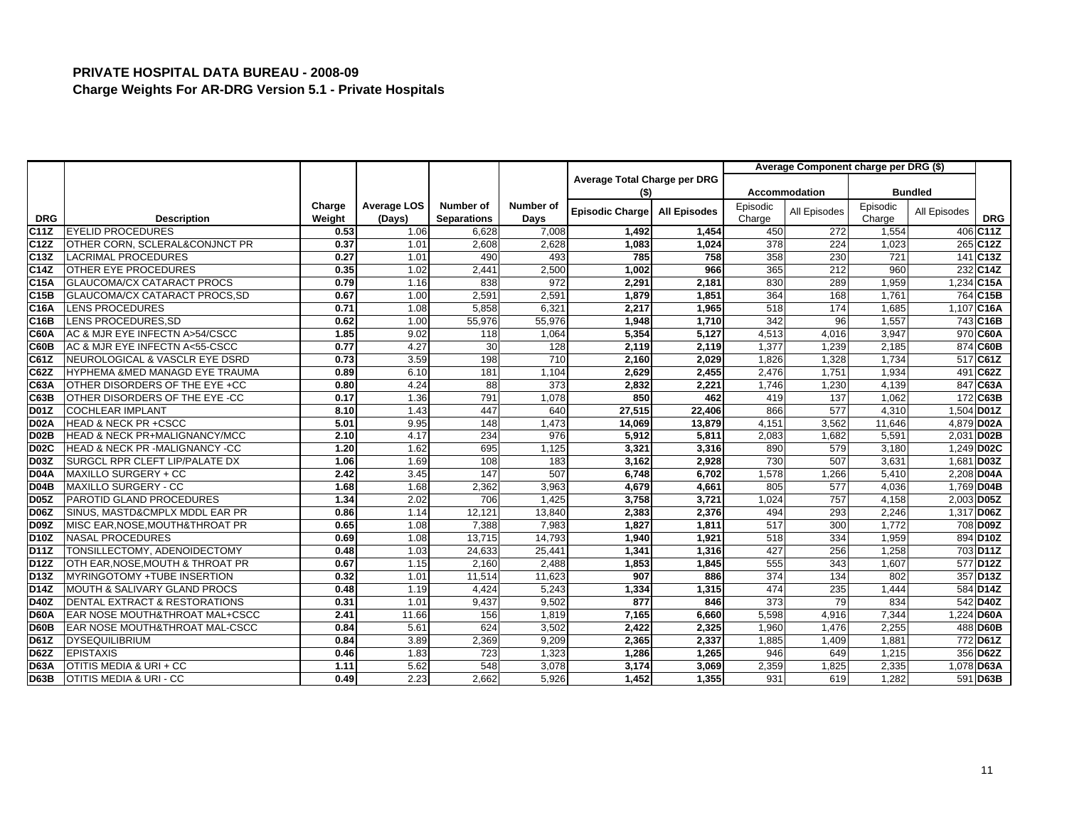**PRIVATE HOSPITAL DATA BUREAU - 2008-09**
**Charge Weights For AR-DRG Version 5.1 - Private Hospitals**

| | | | | | | Average Total Charge per DRG ($) | | Average Component charge per DRG ($) | | | | |
|---|---|---|---|---|---|---|---|---|---|---|---|---|
| | | | | | | | | Accommodation | | Bundled | | |
| DRG | Description | Charge Weight | Average LOS (Days) | Number of Separations | Number of Days | Episodic Charge | All Episodes | Episodic Charge | All Episodes | Episodic Charge | All Episodes | DRG |
| C11Z | EYELID PROCEDURES | 0.53 | 1.06 | 6,628 | 7,008 | 1,492 | 1,454 | 450 | 272 | 1,554 | 406 | C11Z |
| C12Z | OTHER CORN, SCLERAL&CONJNCT PR | 0.37 | 1.01 | 2,608 | 2,628 | 1,083 | 1,024 | 378 | 224 | 1,023 | 265 | C12Z |
| C13Z | LACRIMAL PROCEDURES | 0.27 | 1.01 | 490 | 493 | 785 | 758 | 358 | 230 | 721 | 141 | C13Z |
| C14Z | OTHER EYE PROCEDURES | 0.35 | 1.02 | 2,441 | 2,500 | 1,002 | 966 | 365 | 212 | 960 | 232 | C14Z |
| C15A | GLAUCOMA/CX CATARACT PROCS | 0.79 | 1.16 | 838 | 972 | 2,291 | 2,181 | 830 | 289 | 1,959 | 1,234 | C15A |
| C15B | GLAUCOMA/CX CATARACT PROCS,SD | 0.67 | 1.00 | 2,591 | 2,591 | 1,879 | 1,851 | 364 | 168 | 1,761 | 764 | C15B |
| C16A | LENS PROCEDURES | 0.71 | 1.08 | 5,858 | 6,321 | 2,217 | 1,965 | 518 | 174 | 1,685 | 1,107 | C16A |
| C16B | LENS PROCEDURES,SD | 0.62 | 1.00 | 55,976 | 55,976 | 1,948 | 1,710 | 342 | 96 | 1,557 | 743 | C16B |
| C60A | AC & MJR EYE INFECTN A>54/CSCC | 1.85 | 9.02 | 118 | 1,064 | 5,354 | 5,127 | 4,513 | 4,016 | 3,947 | 970 | C60A |
| C60B | AC & MJR EYE INFECTN A<55-CSCC | 0.77 | 4.27 | 30 | 128 | 2,119 | 2,119 | 1,377 | 1,239 | 2,185 | 874 | C60B |
| C61Z | NEUROLOGICAL & VASCLR EYE DSRD | 0.73 | 3.59 | 198 | 710 | 2,160 | 2,029 | 1,826 | 1,328 | 1,734 | 517 | C61Z |
| C62Z | HYPHEMA &MED MANAGD EYE TRAUMA | 0.89 | 6.10 | 181 | 1,104 | 2,629 | 2,455 | 2,476 | 1,751 | 1,934 | 491 | C62Z |
| C63A | OTHER DISORDERS OF THE EYE +CC | 0.80 | 4.24 | 88 | 373 | 2,832 | 2,221 | 1,746 | 1,230 | 4,139 | 847 | C63A |
| C63B | OTHER DISORDERS OF THE EYE -CC | 0.17 | 1.36 | 791 | 1,078 | 850 | 462 | 419 | 137 | 1,062 | 172 | C63B |
| D01Z | COCHLEAR IMPLANT | 8.10 | 1.43 | 447 | 640 | 27,515 | 22,406 | 866 | 577 | 4,310 | 1,504 | D01Z |
| D02A | HEAD & NECK PR +CSCC | 5.01 | 9.95 | 148 | 1,473 | 14,069 | 13,879 | 4,151 | 3,562 | 11,646 | 4,879 | D02A |
| D02B | HEAD & NECK PR+MALIGNANCY/MCC | 2.10 | 4.17 | 234 | 976 | 5,912 | 5,811 | 2,083 | 1,682 | 5,591 | 2,031 | D02B |
| D02C | HEAD & NECK PR -MALIGNANCY -CC | 1.20 | 1.62 | 695 | 1,125 | 3,321 | 3,316 | 890 | 579 | 3,180 | 1,249 | D02C |
| D03Z | SURGCL RPR CLEFT LIP/PALATE DX | 1.06 | 1.69 | 108 | 183 | 3,162 | 2,928 | 730 | 507 | 3,631 | 1,681 | D03Z |
| D04A | MAXILLO SURGERY + CC | 2.42 | 3.45 | 147 | 507 | 6,748 | 6,702 | 1,578 | 1,266 | 5,410 | 2,208 | D04A |
| D04B | MAXILLO SURGERY - CC | 1.68 | 1.68 | 2,362 | 3,963 | 4,679 | 4,661 | 805 | 577 | 4,036 | 1,769 | D04B |
| D05Z | PAROTID GLAND PROCEDURES | 1.34 | 2.02 | 706 | 1,425 | 3,758 | 3,721 | 1,024 | 757 | 4,158 | 2,003 | D05Z |
| D06Z | SINUS, MASTD&CMPLX MDDL EAR PR | 0.86 | 1.14 | 12,121 | 13,840 | 2,383 | 2,376 | 494 | 293 | 2,246 | 1,317 | D06Z |
| D09Z | MISC EAR,NOSE,MOUTH&THROAT PR | 0.65 | 1.08 | 7,388 | 7,983 | 1,827 | 1,811 | 517 | 300 | 1,772 | 708 | D09Z |
| D10Z | NASAL PROCEDURES | 0.69 | 1.08 | 13,715 | 14,793 | 1,940 | 1,921 | 518 | 334 | 1,959 | 894 | D10Z |
| D11Z | TONSILLECTOMY, ADENOIDECTOMY | 0.48 | 1.03 | 24,633 | 25,441 | 1,341 | 1,316 | 427 | 256 | 1,258 | 703 | D11Z |
| D12Z | OTH EAR,NOSE,MOUTH & THROAT PR | 0.67 | 1.15 | 2,160 | 2,488 | 1,853 | 1,845 | 555 | 343 | 1,607 | 577 | D12Z |
| D13Z | MYRINGOTOMY +TUBE INSERTION | 0.32 | 1.01 | 11,514 | 11,623 | 907 | 886 | 374 | 134 | 802 | 357 | D13Z |
| D14Z | MOUTH & SALIVARY GLAND PROCS | 0.48 | 1.19 | 4,424 | 5,243 | 1,334 | 1,315 | 474 | 235 | 1,444 | 584 | D14Z |
| D40Z | DENTAL EXTRACT & RESTORATIONS | 0.31 | 1.01 | 9,437 | 9,502 | 877 | 846 | 373 | 79 | 834 | 542 | D40Z |
| D60A | EAR NOSE MOUTH&THROAT MAL+CSCC | 2.41 | 11.66 | 156 | 1,819 | 7,165 | 6,660 | 5,598 | 4,916 | 7,344 | 1,224 | D60A |
| D60B | EAR NOSE MOUTH&THROAT MAL-CSCC | 0.84 | 5.61 | 624 | 3,502 | 2,422 | 2,325 | 1,960 | 1,476 | 2,255 | 488 | D60B |
| D61Z | DYSEQUILIBRIUM | 0.84 | 3.89 | 2,369 | 9,209 | 2,365 | 2,337 | 1,885 | 1,409 | 1,881 | 772 | D61Z |
| D62Z | EPISTAXIS | 0.46 | 1.83 | 723 | 1,323 | 1,286 | 1,265 | 946 | 649 | 1,215 | 356 | D62Z |
| D63A | OTITIS MEDIA & URI + CC | 1.11 | 5.62 | 548 | 3,078 | 3,174 | 3,069 | 2,359 | 1,825 | 2,335 | 1,078 | D63A |
| D63B | OTITIS MEDIA & URI - CC | 0.49 | 2.23 | 2,662 | 5,926 | 1,452 | 1,355 | 931 | 619 | 1,282 | 591 | D63B |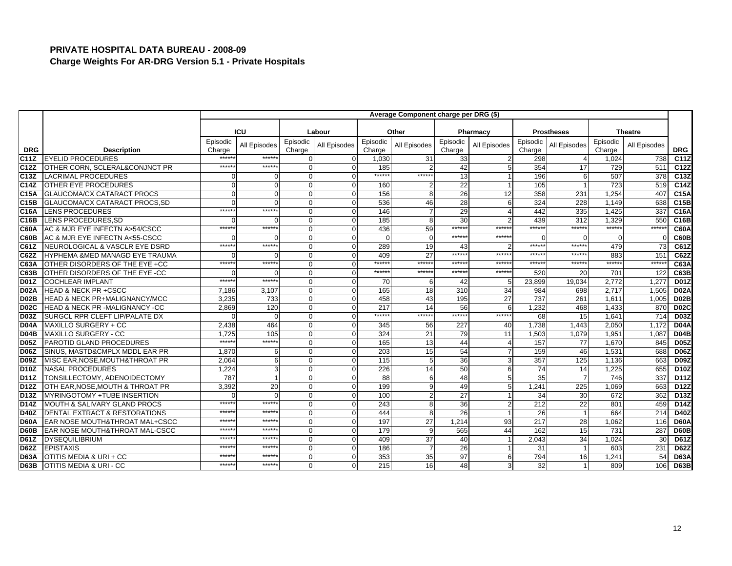# PRIVATE HOSPITAL DATA BUREAU - 2008-09

## Charge Weights For AR-DRG Version 5.1 - Private Hospitals

| | | Average Component charge per DRG ($) | | | | | | | | | | | | |
|---|---|---|---|---|---|---|---|---|---|---|---|---|---|---|
| | | ICU | | Labour | | Other | | Pharmacy | | Prostheses | | Theatre | | |
| DRG | Description | Episodic Charge | All Episodes | Episodic Charge | All Episodes | Episodic Charge | All Episodes | Episodic Charge | All Episodes | Episodic Charge | All Episodes | Episodic Charge | All Episodes | DRG |
| C11Z | EYELID PROCEDURES | ****** | ****** | 0 | 0 | 1,030 | 31 | 33 | 2 | 298 | 4 | 1,024 | 738 | C11Z |
| C12Z | OTHER CORN, SCLERAL&CONJNCT PR | ****** | ****** | 0 | 0 | 185 | 2 | 42 | 5 | 354 | 17 | 729 | 511 | C12Z |
| C13Z | LACRIMAL PROCEDURES | 0 | 0 | 0 | 0 | ****** | ****** | 13 | 1 | 196 | 6 | 507 | 378 | C13Z |
| C14Z | OTHER EYE PROCEDURES | 0 | 0 | 0 | 0 | 160 | 2 | 22 | 1 | 105 | 1 | 723 | 519 | C14Z |
| C15A | GLAUCOMA/CX CATARACT PROCS | 0 | 0 | 0 | 0 | 156 | 8 | 26 | 12 | 358 | 231 | 1,254 | 407 | C15A |
| C15B | GLAUCOMA/CX CATARACT PROCS,SD | 0 | 0 | 0 | 0 | 536 | 46 | 28 | 6 | 324 | 228 | 1,149 | 638 | C15B |
| C16A | LENS PROCEDURES | ****** | ****** | 0 | 0 | 146 | 7 | 29 | 4 | 442 | 335 | 1,425 | 337 | C16A |
| C16B | LENS PROCEDURES,SD | 0 | 0 | 0 | 0 | 185 | 8 | 30 | 2 | 439 | 312 | 1,329 | 550 | C16B |
| C60A | AC & MJR EYE INFECTN A>54/CSCC | ****** | ****** | 0 | 0 | 436 | 59 | ****** | ****** | ****** | ****** | ****** | ****** | C60A |
| C60B | AC & MJR EYE INFECTN A<55-CSCC | 0 | 0 | 0 | 0 | 0 | 0 | ****** | ****** | 0 | 0 | 0 | 0 | C60B |
| C61Z | NEUROLOGICAL & VASCLR EYE DSRD | ****** | ****** | 0 | 0 | 289 | 19 | 43 | 2 | ****** | ****** | 479 | 73 | C61Z |
| C62Z | HYPHEMA &MED MANAGD EYE TRAUMA | 0 | 0 | 0 | 0 | 409 | 27 | ****** | ****** | ****** | ****** | 883 | 151 | C62Z |
| C63A | OTHER DISORDERS OF THE EYE +CC | ****** | ****** | 0 | 0 | ****** | ****** | ****** | ****** | ****** | ****** | ****** | ****** | C63A |
| C63B | OTHER DISORDERS OF THE EYE -CC | 0 | 0 | 0 | 0 | ****** | ****** | ****** | ****** | 520 | 20 | 701 | 122 | C63B |
| D01Z | COCHLEAR IMPLANT | ****** | ****** | 0 | 0 | 70 | 6 | 42 | 5 | 23,899 | 19,034 | 2,772 | 1,277 | D01Z |
| D02A | HEAD & NECK PR +CSCC | 7,186 | 3,107 | 0 | 0 | 165 | 18 | 310 | 34 | 984 | 698 | 2,717 | 1,505 | D02A |
| D02B | HEAD & NECK PR+MALIGNANCY/MCC | 3,235 | 733 | 0 | 0 | 458 | 43 | 195 | 27 | 737 | 261 | 1,611 | 1,005 | D02B |
| D02C | HEAD & NECK PR -MALIGNANCY -CC | 2,869 | 120 | 0 | 0 | 217 | 14 | 56 | 6 | 1,232 | 468 | 1,433 | 870 | D02C |
| D03Z | SURGCL RPR CLEFT LIP/PALATE DX | 0 | 0 | 0 | 0 | ****** | ****** | ****** | ****** | 68 | 15 | 1,641 | 714 | D03Z |
| D04A | MAXILLO SURGERY + CC | 2,438 | 464 | 0 | 0 | 345 | 56 | 227 | 40 | 1,738 | 1,443 | 2,050 | 1,172 | D04A |
| D04B | MAXILLO SURGERY - CC | 1,725 | 105 | 0 | 0 | 324 | 21 | 79 | 11 | 1,503 | 1,079 | 1,951 | 1,087 | D04B |
| D05Z | PAROTID GLAND PROCEDURES | ****** | ****** | 0 | 0 | 165 | 13 | 44 | 4 | 157 | 77 | 1,670 | 845 | D05Z |
| D06Z | SINUS, MASTD&CMPLX MDDL EAR PR | 1,870 | 6 | 0 | 0 | 203 | 15 | 54 | 7 | 159 | 46 | 1,531 | 688 | D06Z |
| D09Z | MISC EAR,NOSE,MOUTH&THROAT PR | 2,064 | 6 | 0 | 0 | 115 | 5 | 36 | 3 | 357 | 125 | 1,136 | 663 | D09Z |
| D10Z | NASAL PROCEDURES | 1,224 | 3 | 0 | 0 | 226 | 14 | 50 | 6 | 74 | 14 | 1,225 | 655 | D10Z |
| D11Z | TONSILLECTOMY, ADENOIDECTOMY | 787 | 1 | 0 | 0 | 88 | 6 | 48 | 5 | 35 | 7 | 746 | 337 | D11Z |
| D12Z | OTH EAR,NOSE,MOUTH & THROAT PR | 3,392 | 20 | 0 | 0 | 199 | 9 | 49 | 5 | 1,241 | 225 | 1,069 | 663 | D12Z |
| D13Z | MYRINGOTOMY +TUBE INSERTION | 0 | 0 | 0 | 0 | 100 | 2 | 27 | 1 | 34 | 30 | 672 | 362 | D13Z |
| D14Z | MOUTH & SALIVARY GLAND PROCS | ****** | ****** | 0 | 0 | 243 | 8 | 36 | 2 | 212 | 22 | 801 | 459 | D14Z |
| D40Z | DENTAL EXTRACT & RESTORATIONS | ****** | ****** | 0 | 0 | 444 | 8 | 26 | 1 | 26 | 1 | 664 | 214 | D40Z |
| D60A | EAR NOSE MOUTH&THROAT MAL+CSCC | ****** | ****** | 0 | 0 | 197 | 27 | 1,214 | 93 | 217 | 28 | 1,062 | 116 | D60A |
| D60B | EAR NOSE MOUTH&THROAT MAL-CSCC | ****** | ****** | 0 | 0 | 179 | 9 | 565 | 44 | 162 | 15 | 731 | 287 | D60B |
| D61Z | DYSEQUILIBRIUM | ****** | ****** | 0 | 0 | 409 | 37 | 40 | 1 | 2,043 | 34 | 1,024 | 30 | D61Z |
| D62Z | EPISTAXIS | ****** | ****** | 0 | 0 | 186 | 7 | 26 | 1 | 31 | 1 | 603 | 231 | D62Z |
| D63A | OTITIS MEDIA & URI + CC | ****** | ****** | 0 | 0 | 353 | 35 | 97 | 6 | 794 | 16 | 1,241 | 54 | D63A |
| D63B | OTITIS MEDIA & URI - CC | ****** | ****** | 0 | 0 | 215 | 16 | 48 | 3 | 32 | 1 | 809 | 106 | D63B |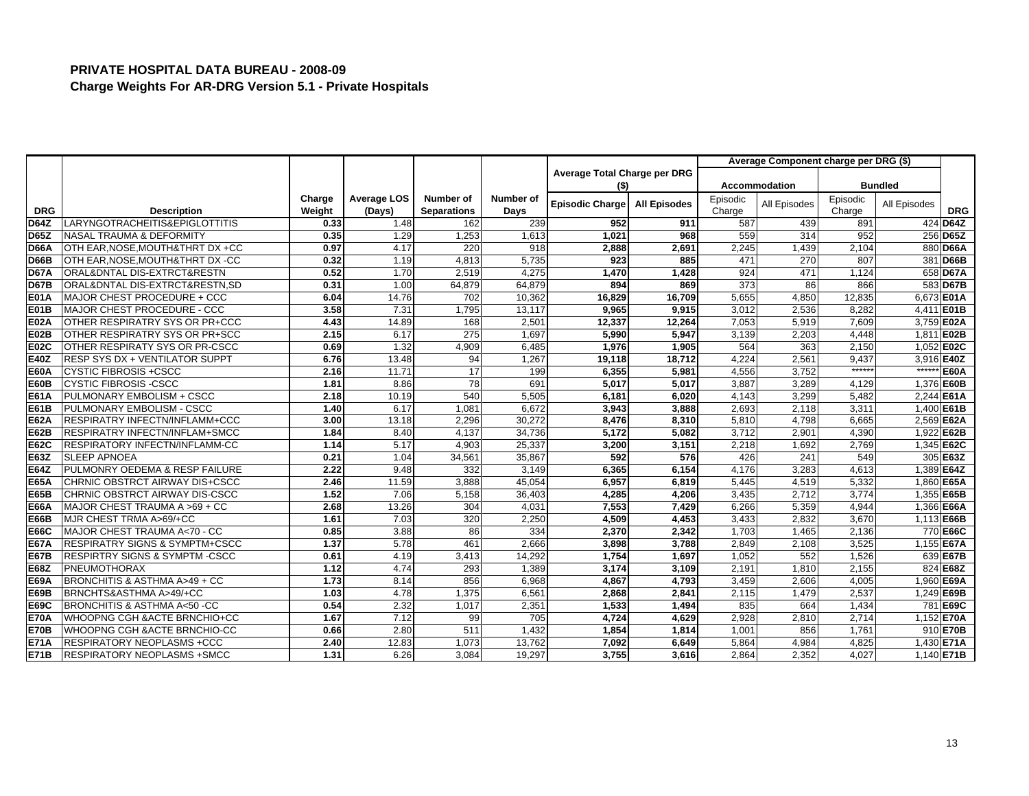## PRIVATE HOSPITAL DATA BUREAU - 2008-09

### Charge Weights For AR-DRG Version 5.1 - Private Hospitals

| | | | | | | Average Total Charge per DRG ($) | | Average Component charge per DRG ($) | | | | |
|---|---|---|---|---|---|---|---|---|---|---|---|---|
| | | | | | | | | Accommodation | | Bundled | | |
| DRG | Description | Charge Weight | Average LOS (Days) | Number of Separations | Number of Days | Episodic Charge | All Episodes | Episodic Charge | All Episodes | Episodic Charge | All Episodes | DRG |
| D64Z | LARYNGOTRACHEITIS&EPIGLOTTITIS | 0.33 | 1.48 | 162 | 239 | 952 | 911 | 587 | 439 | 891 | 424 | D64Z |
| D65Z | NASAL TRAUMA & DEFORMITY | 0.35 | 1.29 | 1,253 | 1,613 | 1,021 | 968 | 559 | 314 | 952 | 256 | D65Z |
| D66A | OTH EAR,NOSE,MOUTH&THRT DX +CC | 0.97 | 4.17 | 220 | 918 | 2,888 | 2,691 | 2,245 | 1,439 | 2,104 | 880 | D66A |
| D66B | OTH EAR,NOSE,MOUTH&THRT DX -CC | 0.32 | 1.19 | 4,813 | 5,735 | 923 | 885 | 471 | 270 | 807 | 381 | D66B |
| D67A | ORAL&DNTAL DIS-EXTRCT&RESTN | 0.52 | 1.70 | 2,519 | 4,275 | 1,470 | 1,428 | 924 | 471 | 1,124 | 658 | D67A |
| D67B | ORAL&DNTAL DIS-EXTRCT&RESTN,SD | 0.31 | 1.00 | 64,879 | 64,879 | 894 | 869 | 373 | 86 | 866 | 583 | D67B |
| E01A | MAJOR CHEST PROCEDURE + CCC | 6.04 | 14.76 | 702 | 10,362 | 16,829 | 16,709 | 5,655 | 4,850 | 12,835 | 6,673 | E01A |
| E01B | MAJOR CHEST PROCEDURE - CCC | 3.58 | 7.31 | 1,795 | 13,117 | 9,965 | 9,915 | 3,012 | 2,536 | 8,282 | 4,411 | E01B |
| E02A | OTHER RESPIRATRY SYS OR PR+CCC | 4.43 | 14.89 | 168 | 2,501 | 12,337 | 12,264 | 7,053 | 5,919 | 7,609 | 3,759 | E02A |
| E02B | OTHER RESPIRATRY SYS OR PR+SCC | 2.15 | 6.17 | 275 | 1,697 | 5,990 | 5,947 | 3,139 | 2,203 | 4,448 | 1,811 | E02B |
| E02C | OTHER RESPIRATY SYS OR PR-CSCC | 0.69 | 1.32 | 4,909 | 6,485 | 1,976 | 1,905 | 564 | 363 | 2,150 | 1,052 | E02C |
| E40Z | RESP SYS DX + VENTILATOR SUPPT | 6.76 | 13.48 | 94 | 1,267 | 19,118 | 18,712 | 4,224 | 2,561 | 9,437 | 3,916 | E40Z |
| E60A | CYSTIC FIBROSIS +CSCC | 2.16 | 11.71 | 17 | 199 | 6,355 | 5,981 | 4,556 | 3,752 | ****** | ****** | E60A |
| E60B | CYSTIC FIBROSIS -CSCC | 1.81 | 8.86 | 78 | 691 | 5,017 | 5,017 | 3,887 | 3,289 | 4,129 | 1,376 | E60B |
| E61A | PULMONARY EMBOLISM + CSCC | 2.18 | 10.19 | 540 | 5,505 | 6,181 | 6,020 | 4,143 | 3,299 | 5,482 | 2,244 | E61A |
| E61B | PULMONARY EMBOLISM - CSCC | 1.40 | 6.17 | 1,081 | 6,672 | 3,943 | 3,888 | 2,693 | 2,118 | 3,311 | 1,400 | E61B |
| E62A | RESPIRATRY INFECTN/INFLAMM+CCC | 3.00 | 13.18 | 2,296 | 30,272 | 8,476 | 8,310 | 5,810 | 4,798 | 6,665 | 2,569 | E62A |
| E62B | RESPIRATRY INFECTN/INFLAM+SMCC | 1.84 | 8.40 | 4,137 | 34,736 | 5,172 | 5,082 | 3,712 | 2,901 | 4,390 | 1,922 | E62B |
| E62C | RESPIRATORY INFECTN/INFLAMM-CC | 1.14 | 5.17 | 4,903 | 25,337 | 3,200 | 3,151 | 2,218 | 1,692 | 2,769 | 1,345 | E62C |
| E63Z | SLEEP APNOEA | 0.21 | 1.04 | 34,561 | 35,867 | 592 | 576 | 426 | 241 | 549 | 305 | E63Z |
| E64Z | PULMONRY OEDEMA & RESP FAILURE | 2.22 | 9.48 | 332 | 3,149 | 6,365 | 6,154 | 4,176 | 3,283 | 4,613 | 1,389 | E64Z |
| E65A | CHRNIC OBSTRCT AIRWAY DIS+CSCC | 2.46 | 11.59 | 3,888 | 45,054 | 6,957 | 6,819 | 5,445 | 4,519 | 5,332 | 1,860 | E65A |
| E65B | CHRNIC OBSTRCT AIRWAY DIS-CSCC | 1.52 | 7.06 | 5,158 | 36,403 | 4,285 | 4,206 | 3,435 | 2,712 | 3,774 | 1,355 | E65B |
| E66A | MAJOR CHEST TRAUMA A >69 + CC | 2.68 | 13.26 | 304 | 4,031 | 7,553 | 7,429 | 6,266 | 5,359 | 4,944 | 1,366 | E66A |
| E66B | MJR CHEST TRMA A>69/+CC | 1.61 | 7.03 | 320 | 2,250 | 4,509 | 4,453 | 3,433 | 2,832 | 3,670 | 1,113 | E66B |
| E66C | MAJOR CHEST TRAUMA A<70 - CC | 0.85 | 3.88 | 86 | 334 | 2,370 | 2,342 | 1,703 | 1,465 | 2,136 | 770 | E66C |
| E67A | RESPIRATRY SIGNS & SYMPTM+CSCC | 1.37 | 5.78 | 461 | 2,666 | 3,898 | 3,788 | 2,849 | 2,108 | 3,525 | 1,155 | E67A |
| E67B | RESPIRTRY SIGNS & SYMPTM -CSCC | 0.61 | 4.19 | 3,413 | 14,292 | 1,754 | 1,697 | 1,052 | 552 | 1,526 | 639 | E67B |
| E68Z | PNEUMOTHORAX | 1.12 | 4.74 | 293 | 1,389 | 3,174 | 3,109 | 2,191 | 1,810 | 2,155 | 824 | E68Z |
| E69A | BRONCHITIS & ASTHMA A>49 + CC | 1.73 | 8.14 | 856 | 6,968 | 4,867 | 4,793 | 3,459 | 2,606 | 4,005 | 1,960 | E69A |
| E69B | BRNCHTS&ASTHMA A>49/+CC | 1.03 | 4.78 | 1,375 | 6,561 | 2,868 | 2,841 | 2,115 | 1,479 | 2,537 | 1,249 | E69B |
| E69C | BRONCHITIS & ASTHMA A<50 -CC | 0.54 | 2.32 | 1,017 | 2,351 | 1,533 | 1,494 | 835 | 664 | 1,434 | 781 | E69C |
| E70A | WHOOPNG CGH &ACTE BRNCHIO+CC | 1.67 | 7.12 | 99 | 705 | 4,724 | 4,629 | 2,928 | 2,810 | 2,714 | 1,152 | E70A |
| E70B | WHOOPNG CGH &ACTE BRNCHIO-CC | 0.66 | 2.80 | 511 | 1,432 | 1,854 | 1,814 | 1,001 | 856 | 1,761 | 910 | E70B |
| E71A | RESPIRATORY NEOPLASMS +CCC | 2.40 | 12.83 | 1,073 | 13,762 | 7,092 | 6,649 | 5,864 | 4,984 | 4,825 | 1,430 | E71A |
| E71B | RESPIRATORY NEOPLASMS +SMCC | 1.31 | 6.26 | 3,084 | 19,297 | 3,755 | 3,616 | 2,864 | 2,352 | 4,027 | 1,140 | E71B |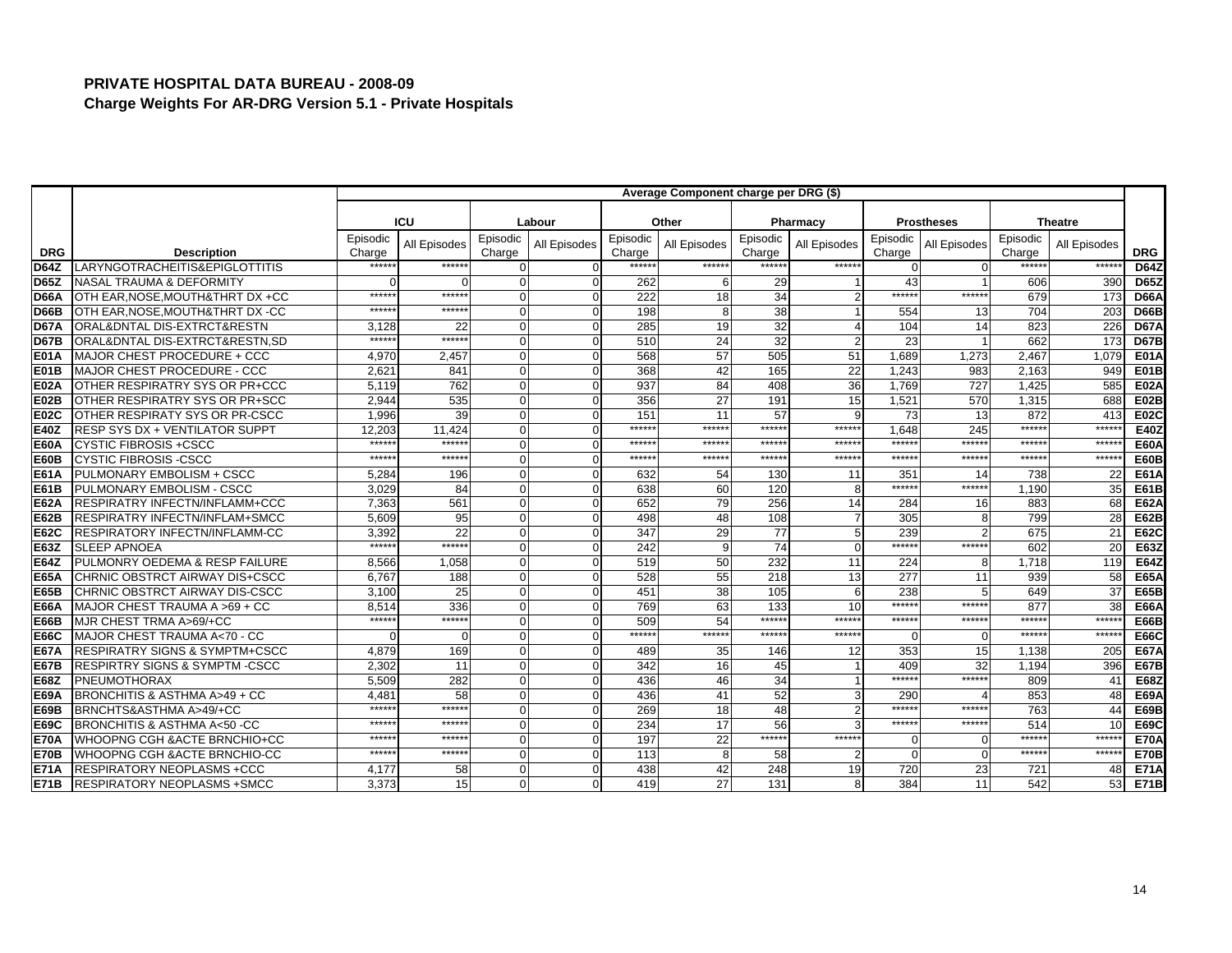**PRIVATE HOSPITAL DATA BUREAU - 2008-09**

**Charge Weights For AR-DRG Version 5.1 - Private Hospitals**

| | | Average Component charge per DRG ($) | | | | | | | | | | | | |
|---|---|---|---|---|---|---|---|---|---|---|---|---|---|---|
| | | ICU | | Labour | | Other | | Pharmacy | | Prostheses | | Theatre | | |
| DRG | Description | Episodic Charge | All Episodes | Episodic Charge | All Episodes | Episodic Charge | All Episodes | Episodic Charge | All Episodes | Episodic Charge | All Episodes | Episodic Charge | All Episodes | DRG |
| D64Z | LARYNGOTRACHEITIS&EPIGLOTTITIS | ****** | ****** | 0 | 0 | ****** | ****** | ****** | ****** | 0 | 0 | ****** | ****** | D64Z |
| D65Z | NASAL TRAUMA & DEFORMITY | 0 | 0 | 0 | 0 | 262 | 6 | 29 | 1 | 43 | 1 | 606 | 390 | D65Z |
| D66A | OTH EAR,NOSE,MOUTH&THRT DX +CC | ****** | ****** | 0 | 0 | 222 | 18 | 34 | 2 | ****** | ****** | 679 | 173 | D66A |
| D66B | OTH EAR,NOSE,MOUTH&THRT DX -CC | ****** | ****** | 0 | 0 | 198 | 8 | 38 | 1 | 554 | 13 | 704 | 203 | D66B |
| D67A | ORAL&DNTAL DIS-EXTRCT&RESTN | 3,128 | 22 | 0 | 0 | 285 | 19 | 32 | 4 | 104 | 14 | 823 | 226 | D67A |
| D67B | ORAL&DNTAL DIS-EXTRCT&RESTN,SD | ****** | ****** | 0 | 0 | 510 | 24 | 32 | 2 | 23 | 1 | 662 | 173 | D67B |
| E01A | MAJOR CHEST PROCEDURE + CCC | 4,970 | 2,457 | 0 | 0 | 568 | 57 | 505 | 51 | 1,689 | 1,273 | 2,467 | 1,079 | E01A |
| E01B | MAJOR CHEST PROCEDURE - CCC | 2,621 | 841 | 0 | 0 | 368 | 42 | 165 | 22 | 1,243 | 983 | 2,163 | 949 | E01B |
| E02A | OTHER RESPIRATRY SYS OR PR+CCC | 5,119 | 762 | 0 | 0 | 937 | 84 | 408 | 36 | 1,769 | 727 | 1,425 | 585 | E02A |
| E02B | OTHER RESPIRATRY SYS OR PR+SCC | 2,944 | 535 | 0 | 0 | 356 | 27 | 191 | 15 | 1,521 | 570 | 1,315 | 688 | E02B |
| E02C | OTHER RESPIRATY SYS OR PR-CSCC | 1,996 | 39 | 0 | 0 | 151 | 11 | 57 | 9 | 73 | 13 | 872 | 413 | E02C |
| E40Z | RESP SYS DX + VENTILATOR SUPPT | 12,203 | 11,424 | 0 | 0 | ****** | ****** | ****** | ****** | 1,648 | 245 | ****** | ****** | E40Z |
| E60A | CYSTIC FIBROSIS +CSCC | ****** | ****** | 0 | 0 | ****** | ****** | ****** | ****** | ****** | ****** | ****** | ****** | E60A |
| E60B | CYSTIC FIBROSIS -CSCC | ****** | ****** | 0 | 0 | ****** | ****** | ****** | ****** | ****** | ****** | ****** | ****** | E60B |
| E61A | PULMONARY EMBOLISM + CSCC | 5,284 | 196 | 0 | 0 | 632 | 54 | 130 | 11 | 351 | 14 | 738 | 22 | E61A |
| E61B | PULMONARY EMBOLISM - CSCC | 3,029 | 84 | 0 | 0 | 638 | 60 | 120 | 8 | ****** | ****** | 1,190 | 35 | E61B |
| E62A | RESPIRATRY INFECTN/INFLAMM+CCC | 7,363 | 561 | 0 | 0 | 652 | 79 | 256 | 14 | 284 | 16 | 883 | 68 | E62A |
| E62B | RESPIRATRY INFECTN/INFLAM+SMCC | 5,609 | 95 | 0 | 0 | 498 | 48 | 108 | 7 | 305 | 8 | 799 | 28 | E62B |
| E62C | RESPIRATORY INFECTN/INFLAMM-CC | 3,392 | 22 | 0 | 0 | 347 | 29 | 77 | 5 | 239 | 2 | 675 | 21 | E62C |
| E63Z | SLEEP APNOEA | ****** | ****** | 0 | 0 | 242 | 9 | 74 | 0 | ****** | ****** | 602 | 20 | E63Z |
| E64Z | PULMONRY OEDEMA & RESP FAILURE | 8,566 | 1,058 | 0 | 0 | 519 | 50 | 232 | 11 | 224 | 8 | 1,718 | 119 | E64Z |
| E65A | CHRNIC OBSTRCT AIRWAY DIS+CSCC | 6,767 | 188 | 0 | 0 | 528 | 55 | 218 | 13 | 277 | 11 | 939 | 58 | E65A |
| E65B | CHRNIC OBSTRCT AIRWAY DIS-CSCC | 3,100 | 25 | 0 | 0 | 451 | 38 | 105 | 6 | 238 | 5 | 649 | 37 | E65B |
| E66A | MAJOR CHEST TRAUMA A >69 + CC | 8,514 | 336 | 0 | 0 | 769 | 63 | 133 | 10 | ****** | ****** | 877 | 38 | E66A |
| E66B | MJR CHEST TRMA A>69/+CC | ****** | ****** | 0 | 0 | 509 | 54 | ****** | ****** | ****** | ****** | ****** | ****** | E66B |
| E66C | MAJOR CHEST TRAUMA A<70 - CC | 0 | 0 | 0 | 0 | ****** | ****** | ****** | ****** | 0 | 0 | ****** | ****** | E66C |
| E67A | RESPIRATRY SIGNS & SYMPTM+CSCC | 4,879 | 169 | 0 | 0 | 489 | 35 | 146 | 12 | 353 | 15 | 1,138 | 205 | E67A |
| E67B | RESPIRTRY SIGNS & SYMPTM -CSCC | 2,302 | 11 | 0 | 0 | 342 | 16 | 45 | 1 | 409 | 32 | 1,194 | 396 | E67B |
| E68Z | PNEUMOTHORAX | 5,509 | 282 | 0 | 0 | 436 | 46 | 34 | 1 | ****** | ****** | 809 | 41 | E68Z |
| E69A | BRONCHITIS & ASTHMA A>49 + CC | 4,481 | 58 | 0 | 0 | 436 | 41 | 52 | 3 | 290 | 4 | 853 | 48 | E69A |
| E69B | BRNCHTS&ASTHMA A>49/+CC | ****** | ****** | 0 | 0 | 269 | 18 | 48 | 2 | ****** | ****** | 763 | 44 | E69B |
| E69C | BRONCHITIS & ASTHMA A<50 -CC | ****** | ****** | 0 | 0 | 234 | 17 | 56 | 3 | ****** | ****** | 514 | 10 | E69C |
| E70A | WHOOPNG CGH &ACTE BRNCHIO+CC | ****** | ****** | 0 | 0 | 197 | 22 | ****** | ****** | 0 | 0 | ****** | ****** | E70A |
| E70B | WHOOPNG CGH &ACTE BRNCHIO-CC | ****** | ****** | 0 | 0 | 113 | 8 | 58 | 2 | 0 | 0 | ****** | ****** | E70B |
| E71A | RESPIRATORY NEOPLASMS +CCC | 4,177 | 58 | 0 | 0 | 438 | 42 | 248 | 19 | 720 | 23 | 721 | 48 | E71A |
| E71B | RESPIRATORY NEOPLASMS +SMCC | 3,373 | 15 | 0 | 0 | 419 | 27 | 131 | 8 | 384 | 11 | 542 | 53 | E71B |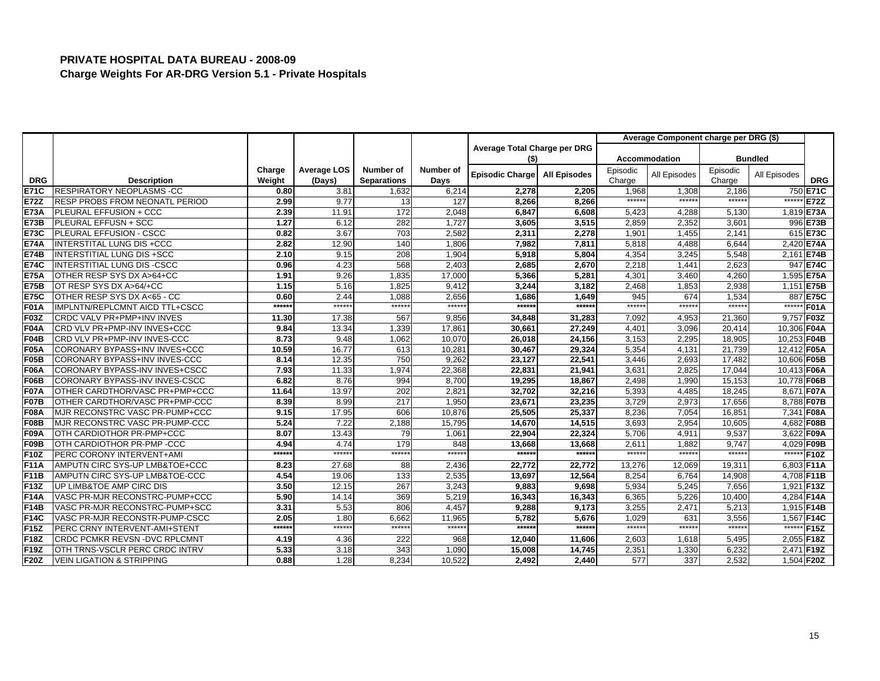**PRIVATE HOSPITAL DATA BUREAU - 2008-09**
**Charge Weights For AR-DRG Version 5.1 - Private Hospitals**

| DRG | Description | Charge Weight | Average LOS (Days) | Number of Separations | Number of Days | Average Total Charge per DRG ($) | | Average Component charge per DRG ($) | | | | DRG |
|---|---|---|---|---|---|---|---|---|---|---|---|---|
| | | | | | | | | Accommodation | | Bundled | | |
| | | | | | | Episodic Charge | All Episodes | Episodic Charge | All Episodes | Episodic Charge | All Episodes | |
| E71C | RESPIRATORY NEOPLASMS -CC | 0.80 | 3.81 | 1,632 | 6,214 | 2,278 | 2,205 | 1,968 | 1,308 | 2,186 | 750 | E71C |
| E72Z | RESP PROBS FROM NEONATL PERIOD | 2.99 | 9.77 | 13 | 127 | 8,266 | 8,266 | ****** | ****** | ****** | ****** | E72Z |
| E73A | PLEURAL EFFUSION + CCC | 2.39 | 11.91 | 172 | 2,048 | 6,847 | 6,608 | 5,423 | 4,288 | 5,130 | 1,819 | E73A |
| E73B | PLEURAL EFFUSN + SCC | 1.27 | 6.12 | 282 | 1,727 | 3,605 | 3,515 | 2,859 | 2,352 | 3,601 | 996 | E73B |
| E73C | PLEURAL EFFUSION - CSCC | 0.82 | 3.67 | 703 | 2,582 | 2,311 | 2,278 | 1,901 | 1,455 | 2,141 | 615 | E73C |
| E74A | INTERSTITAL LUNG DIS +CCC | 2.82 | 12.90 | 140 | 1,806 | 7,982 | 7,811 | 5,818 | 4,488 | 6,644 | 2,420 | E74A |
| E74B | INTERSTITIAL LUNG DIS +SCC | 2.10 | 9.15 | 208 | 1,904 | 5,918 | 5,804 | 4,354 | 3,245 | 5,548 | 2,161 | E74B |
| E74C | INTERSTITIAL LUNG DIS -CSCC | 0.96 | 4.23 | 568 | 2,403 | 2,685 | 2,670 | 2,218 | 1,441 | 2,623 | 947 | E74C |
| E75A | OTHER RESP SYS DX A>64+CC | 1.91 | 9.26 | 1,835 | 17,000 | 5,366 | 5,281 | 4,301 | 3,460 | 4,260 | 1,595 | E75A |
| E75B | OT RESP SYS DX A>64/+CC | 1.15 | 5.16 | 1,825 | 9,412 | 3,244 | 3,182 | 2,468 | 1,853 | 2,938 | 1,151 | E75B |
| E75C | OTHER RESP SYS DX A<65 - CC | 0.60 | 2.44 | 1,088 | 2,656 | 1,686 | 1,649 | 945 | 674 | 1,534 | 887 | E75C |
| F01A | IMPLNTN/REPLCMNT AICD TTL+CSCC | ****** | ****** | ****** | ****** | ****** | ****** | ****** | ****** | ****** | ****** | F01A |
| F03Z | CRDC VALV PR+PMP+INV INVES | 11.30 | 17.38 | 567 | 9,856 | 34,848 | 31,283 | 7,092 | 4,953 | 21,360 | 9,757 | F03Z |
| F04A | CRD VLV PR+PMP-INV INVES+CCC | 9.84 | 13.34 | 1,339 | 17,861 | 30,661 | 27,249 | 4,401 | 3,096 | 20,414 | 10,306 | F04A |
| F04B | CRD VLV PR+PMP-INV INVES-CCC | 8.73 | 9.48 | 1,062 | 10,070 | 26,018 | 24,156 | 3,153 | 2,295 | 18,905 | 10,253 | F04B |
| F05A | CORONARY BYPASS+INV INVES+CCC | 10.59 | 16.77 | 613 | 10,281 | 30,467 | 29,324 | 5,354 | 4,131 | 21,739 | 12,412 | F05A |
| F05B | CORONARY BYPASS+INV INVES-CCC | 8.14 | 12.35 | 750 | 9,262 | 23,127 | 22,541 | 3,446 | 2,693 | 17,482 | 10,606 | F05B |
| F06A | CORONARY BYPASS-INV INVES+CSCC | 7.93 | 11.33 | 1,974 | 22,368 | 22,831 | 21,941 | 3,631 | 2,825 | 17,044 | 10,413 | F06A |
| F06B | CORONARY BYPASS-INV INVES-CSCC | 6.82 | 8.76 | 994 | 8,700 | 19,295 | 18,867 | 2,498 | 1,990 | 15,153 | 10,778 | F06B |
| F07A | OTHER CARDTHOR/VASC PR+PMP+CCC | 11.64 | 13.97 | 202 | 2,821 | 32,702 | 32,216 | 5,393 | 4,485 | 18,245 | 8,671 | F07A |
| F07B | OTHER CARDTHOR/VASC PR+PMP-CCC | 8.39 | 8.99 | 217 | 1,950 | 23,671 | 23,235 | 3,729 | 2,973 | 17,656 | 8,788 | F07B |
| F08A | MJR RECONSTRC VASC PR-PUMP+CCC | 9.15 | 17.95 | 606 | 10,876 | 25,505 | 25,337 | 8,236 | 7,054 | 16,851 | 7,341 | F08A |
| F08B | MJR RECONSTRC VASC PR-PUMP-CCC | 5.24 | 7.22 | 2,188 | 15,795 | 14,670 | 14,515 | 3,693 | 2,954 | 10,605 | 4,682 | F08B |
| F09A | OTH CARDIOTHOR PR-PMP+CCC | 8.07 | 13.43 | 79 | 1,061 | 22,904 | 22,324 | 5,706 | 4,911 | 9,537 | 3,622 | F09A |
| F09B | OTH CARDIOTHOR PR-PMP -CCC | 4.94 | 4.74 | 179 | 848 | 13,668 | 13,668 | 2,611 | 1,882 | 9,747 | 4,029 | F09B |
| F10Z | PERC CORONY INTERVENT+AMI | ****** | ****** | ****** | ****** | ****** | ****** | ****** | ****** | ****** | ****** | F10Z |
| F11A | AMPUTN CIRC SYS-UP LMB&TOE+CCC | 8.23 | 27.68 | 88 | 2,436 | 22,772 | 22,772 | 13,276 | 12,069 | 19,311 | 6,803 | F11A |
| F11B | AMPUTN CIRC SYS-UP LMB&TOE-CCC | 4.54 | 19.06 | 133 | 2,535 | 13,697 | 12,564 | 8,254 | 6,764 | 14,908 | 4,708 | F11B |
| F13Z | UP LIMB&TOE AMP CIRC DIS | 3.50 | 12.15 | 267 | 3,243 | 9,883 | 9,698 | 5,934 | 5,245 | 7,656 | 1,921 | F13Z |
| F14A | VASC PR-MJR RECONSTRC-PUMP+CCC | 5.90 | 14.14 | 369 | 5,219 | 16,343 | 16,343 | 6,365 | 5,226 | 10,400 | 4,284 | F14A |
| F14B | VASC PR-MJR RECONSTRC-PUMP+SCC | 3.31 | 5.53 | 806 | 4,457 | 9,288 | 9,173 | 3,255 | 2,471 | 5,213 | 1,915 | F14B |
| F14C | VASC PR-MJR RECONSTR-PUMP-CSCC | 2.05 | 1.80 | 6,662 | 11,965 | 5,782 | 5,676 | 1,029 | 631 | 3,556 | 1,567 | F14C |
| F15Z | PERC CRNY INTERVENT-AMI+STENT | ****** | ****** | ****** | ****** | ****** | ****** | ****** | ****** | ****** | ****** | F15Z |
| F18Z | CRDC PCMKR REVSN -DVC RPLCMNT | 4.19 | 4.36 | 222 | 968 | 12,040 | 11,606 | 2,603 | 1,618 | 5,495 | 2,055 | F18Z |
| F19Z | OTH TRNS-VSCLR PERC CRDC INTRV | 5.33 | 3.18 | 343 | 1,090 | 15,008 | 14,745 | 2,351 | 1,330 | 6,232 | 2,471 | F19Z |
| F20Z | VEIN LIGATION & STRIPPING | 0.88 | 1.28 | 8,234 | 10,522 | 2,492 | 2,440 | 577 | 337 | 2,532 | 1,504 | F20Z |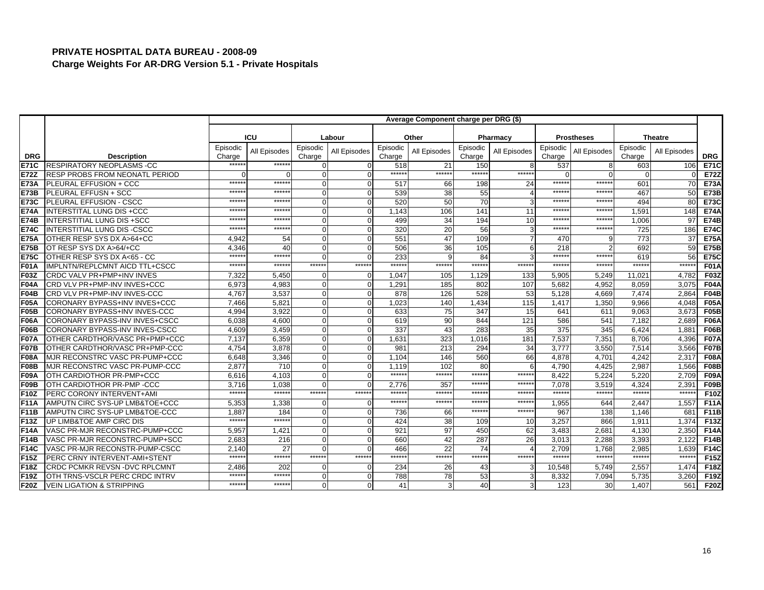## PRIVATE HOSPITAL DATA BUREAU - 2008-09

### Charge Weights For AR-DRG Version 5.1 - Private Hospitals

| | | Average Component charge per DRG ($) | | | | | | | | | | | | |
|---|---|---|---|---|---|---|---|---|---|---|---|---|---|---|
| | | ICU | | Labour | | Other | | Pharmacy | | Prostheses | | Theatre | | |
| DRG | Description | Episodic Charge | All Episodes | Episodic Charge | All Episodes | Episodic Charge | All Episodes | Episodic Charge | All Episodes | Episodic Charge | All Episodes | Episodic Charge | All Episodes | DRG |
| E71C | RESPIRATORY NEOPLASMS -CC | ****** | ****** | 0 | 0 | 518 | 21 | 150 | 8 | 537 | 8 | 603 | 106 | E71C |
| E72Z | RESP PROBS FROM NEONATL PERIOD | 0 | 0 | 0 | 0 | ****** | ****** | ****** | ****** | 0 | 0 | 0 | 0 | E72Z |
| E73A | PLEURAL EFFUSION + CCC | ****** | ****** | 0 | 0 | 517 | 66 | 198 | 24 | ****** | ****** | 601 | 70 | E73A |
| E73B | PLEURAL EFFUSN + SCC | ****** | ****** | 0 | 0 | 539 | 38 | 55 | 4 | ****** | ****** | 467 | 50 | E73B |
| E73C | PLEURAL EFFUSION - CSCC | ****** | ****** | 0 | 0 | 520 | 50 | 70 | 3 | ****** | ****** | 494 | 80 | E73C |
| E74A | INTERSTITAL LUNG DIS +CCC | ****** | ****** | 0 | 0 | 1,143 | 106 | 141 | 11 | ****** | ****** | 1,591 | 148 | E74A |
| E74B | INTERSTITIAL LUNG DIS +SCC | ****** | ****** | 0 | 0 | 499 | 34 | 194 | 10 | ****** | ****** | 1,006 | 97 | E74B |
| E74C | INTERSTITIAL LUNG DIS -CSCC | ****** | ****** | 0 | 0 | 320 | 20 | 56 | 3 | ****** | ****** | 725 | 186 | E74C |
| E75A | OTHER RESP SYS DX A>64+CC | 4,942 | 54 | 0 | 0 | 551 | 47 | 109 | 7 | 470 | 9 | 773 | 37 | E75A |
| E75B | OT RESP SYS DX A>64/+CC | 4,346 | 40 | 0 | 0 | 506 | 36 | 105 | 6 | 218 | 2 | 692 | 59 | E75B |
| E75C | OTHER RESP SYS DX A<65 - CC | ****** | ****** | 0 | 0 | 233 | 9 | 84 | 3 | ****** | ****** | 619 | 56 | E75C |
| F01A | IMPLNTN/REPLCMNT AICD TTL+CSCC | ****** | ****** | ****** | ****** | ****** | ****** | ****** | ****** | ****** | ****** | ****** | ****** | F01A |
| F03Z | CRDC VALV PR+PMP+INV INVES | 7,322 | 5,450 | 0 | 0 | 1,047 | 105 | 1,129 | 133 | 5,905 | 5,249 | 11,021 | 4,782 | F03Z |
| F04A | CRD VLV PR+PMP-INV INVES+CCC | 6,973 | 4,983 | 0 | 0 | 1,291 | 185 | 802 | 107 | 5,682 | 4,952 | 8,059 | 3,075 | F04A |
| F04B | CRD VLV PR+PMP-INV INVES-CCC | 4,767 | 3,537 | 0 | 0 | 878 | 126 | 528 | 53 | 5,128 | 4,669 | 7,474 | 2,864 | F04B |
| F05A | CORONARY BYPASS+INV INVES+CCC | 7,466 | 5,821 | 0 | 0 | 1,023 | 140 | 1,434 | 115 | 1,417 | 1,350 | 9,966 | 4,048 | F05A |
| F05B | CORONARY BYPASS+INV INVES-CCC | 4,994 | 3,922 | 0 | 0 | 633 | 75 | 347 | 15 | 641 | 611 | 9,063 | 3,673 | F05B |
| F06A | CORONARY BYPASS-INV INVES+CSCC | 6,038 | 4,600 | 0 | 0 | 619 | 90 | 844 | 121 | 586 | 541 | 7,182 | 2,689 | F06A |
| F06B | CORONARY BYPASS-INV INVES-CSCC | 4,609 | 3,459 | 0 | 0 | 337 | 43 | 283 | 35 | 375 | 345 | 6,424 | 1,881 | F06B |
| F07A | OTHER CARDTHOR/VASC PR+PMP+CCC | 7,137 | 6,359 | 0 | 0 | 1,631 | 323 | 1,016 | 181 | 7,537 | 7,351 | 8,706 | 4,396 | F07A |
| F07B | OTHER CARDTHOR/VASC PR+PMP-CCC | 4,754 | 3,878 | 0 | 0 | 981 | 213 | 294 | 34 | 3,777 | 3,550 | 7,514 | 3,566 | F07B |
| F08A | MJR RECONSTRC VASC PR-PUMP+CCC | 6,648 | 3,346 | 0 | 0 | 1,104 | 146 | 560 | 66 | 4,878 | 4,701 | 4,242 | 2,317 | F08A |
| F08B | MJR RECONSTRC VASC PR-PUMP-CCC | 2,877 | 710 | 0 | 0 | 1,119 | 102 | 80 | 6 | 4,790 | 4,425 | 2,987 | 1,566 | F08B |
| F09A | OTH CARDIOTHOR PR-PMP+CCC | 6,616 | 4,103 | 0 | 0 | ****** | ****** | ****** | ****** | 8,422 | 5,224 | 5,220 | 2,709 | F09A |
| F09B | OTH CARDIOTHOR PR-PMP -CCC | 3,716 | 1,038 | 0 | 0 | 2,776 | 357 | ****** | ****** | 7,078 | 3,519 | 4,324 | 2,391 | F09B |
| F10Z | PERC CORONY INTERVENT+AMI | ****** | ****** | ****** | ****** | ****** | ****** | ****** | ****** | ****** | ****** | ****** | ****** | F10Z |
| F11A | AMPUTN CIRC SYS-UP LMB&TOE+CCC | 5,353 | 1,338 | 0 | 0 | ****** | ****** | ****** | ****** | 1,955 | 644 | 2,447 | 1,557 | F11A |
| F11B | AMPUTN CIRC SYS-UP LMB&TOE-CCC | 1,887 | 184 | 0 | 0 | 736 | 66 | ****** | ****** | 967 | 138 | 1,146 | 681 | F11B |
| F13Z | UP LIMB&TOE AMP CIRC DIS | ****** | ****** | 0 | 0 | 424 | 38 | 109 | 10 | 3,257 | 866 | 1,911 | 1,374 | F13Z |
| F14A | VASC PR-MJR RECONSTRC-PUMP+CCC | 5,957 | 1,421 | 0 | 0 | 921 | 97 | 450 | 62 | 3,483 | 2,681 | 4,130 | 2,350 | F14A |
| F14B | VASC PR-MJR RECONSTRC-PUMP+SCC | 2,683 | 216 | 0 | 0 | 660 | 42 | 287 | 26 | 3,013 | 2,288 | 3,393 | 2,122 | F14B |
| F14C | VASC PR-MJR RECONSTR-PUMP-CSCC | 2,140 | 27 | 0 | 0 | 466 | 22 | 74 | 4 | 2,709 | 1,768 | 2,985 | 1,639 | F14C |
| F15Z | PERC CRNY INTERVENT-AMI+STENT | ****** | ****** | ****** | ****** | ****** | ****** | ****** | ****** | ****** | ****** | ****** | ****** | F15Z |
| F18Z | CRDC PCMKR REVSN -DVC RPLCMNT | 2,486 | 202 | 0 | 0 | 234 | 26 | 43 | 3 | 10,548 | 5,749 | 2,557 | 1,474 | F18Z |
| F19Z | OTH TRNS-VSCLR PERC CRDC INTRV | ****** | ****** | 0 | 0 | 788 | 78 | 53 | 3 | 8,332 | 7,094 | 5,735 | 3,260 | F19Z |
| F20Z | VEIN LIGATION & STRIPPING | ****** | ****** | 0 | 0 | 41 | 3 | 40 | 3 | 123 | 30 | 1,407 | 561 | F20Z |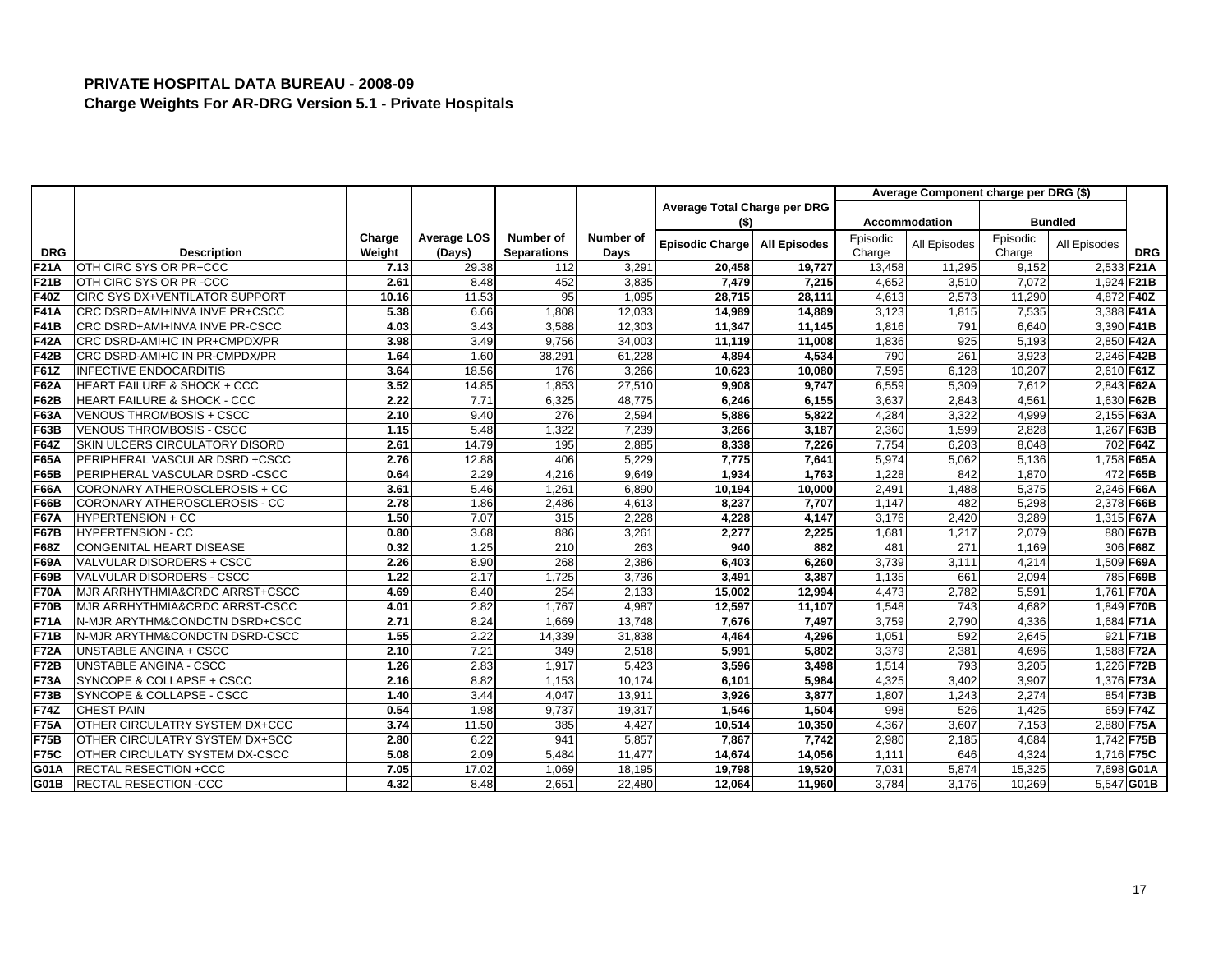# PRIVATE HOSPITAL DATA BUREAU - 2008-09

## Charge Weights For AR-DRG Version 5.1 - Private Hospitals

| | | | | | | Average Total Charge per DRG ($) | | Average Component charge per DRG ($) | | | | |
|---|---|---|---|---|---|---|---|---|---|---|---|---|
| | | | | | | | | Accommodation | | Bundled | | |
| DRG | Description | Charge Weight | Average LOS (Days) | Number of Separations | Number of Days | Episodic Charge | All Episodes | Episodic Charge | All Episodes | Episodic Charge | All Episodes | DRG |
| F21A | OTH CIRC SYS OR PR+CCC | 7.13 | 29.38 | 112 | 3,291 | 20,458 | 19,727 | 13,458 | 11,295 | 9,152 | 2,533 | F21A |
| F21B | OTH CIRC SYS OR PR -CCC | 2.61 | 8.48 | 452 | 3,835 | 7,479 | 7,215 | 4,652 | 3,510 | 7,072 | 1,924 | F21B |
| F40Z | CIRC SYS DX+VENTILATOR SUPPORT | 10.16 | 11.53 | 95 | 1,095 | 28,715 | 28,111 | 4,613 | 2,573 | 11,290 | 4,872 | F40Z |
| F41A | CRC DSRD+AMI+INVA INVE PR+CSCC | 5.38 | 6.66 | 1,808 | 12,033 | 14,989 | 14,889 | 3,123 | 1,815 | 7,535 | 3,388 | F41A |
| F41B | CRC DSRD+AMI+INVA INVE PR-CSCC | 4.03 | 3.43 | 3,588 | 12,303 | 11,347 | 11,145 | 1,816 | 791 | 6,640 | 3,390 | F41B |
| F42A | CRC DSRD-AMI+IC IN PR+CMPDX/PR | 3.98 | 3.49 | 9,756 | 34,003 | 11,119 | 11,008 | 1,836 | 925 | 5,193 | 2,850 | F42A |
| F42B | CRC DSRD-AMI+IC IN PR-CMPDX/PR | 1.64 | 1.60 | 38,291 | 61,228 | 4,894 | 4,534 | 790 | 261 | 3,923 | 2,246 | F42B |
| F61Z | INFECTIVE ENDOCARDITIS | 3.64 | 18.56 | 176 | 3,266 | 10,623 | 10,080 | 7,595 | 6,128 | 10,207 | 2,610 | F61Z |
| F62A | HEART FAILURE & SHOCK + CCC | 3.52 | 14.85 | 1,853 | 27,510 | 9,908 | 9,747 | 6,559 | 5,309 | 7,612 | 2,843 | F62A |
| F62B | HEART FAILURE & SHOCK - CCC | 2.22 | 7.71 | 6,325 | 48,775 | 6,246 | 6,155 | 3,637 | 2,843 | 4,561 | 1,630 | F62B |
| F63A | VENOUS THROMBOSIS + CSCC | 2.10 | 9.40 | 276 | 2,594 | 5,886 | 5,822 | 4,284 | 3,322 | 4,999 | 2,155 | F63A |
| F63B | VENOUS THROMBOSIS - CSCC | 1.15 | 5.48 | 1,322 | 7,239 | 3,266 | 3,187 | 2,360 | 1,599 | 2,828 | 1,267 | F63B |
| F64Z | SKIN ULCERS CIRCULATORY DISORD | 2.61 | 14.79 | 195 | 2,885 | 8,338 | 7,226 | 7,754 | 6,203 | 8,048 | 702 | F64Z |
| F65A | PERIPHERAL VASCULAR DSRD +CSCC | 2.76 | 12.88 | 406 | 5,229 | 7,775 | 7,641 | 5,974 | 5,062 | 5,136 | 1,758 | F65A |
| F65B | PERIPHERAL VASCULAR DSRD -CSCC | 0.64 | 2.29 | 4,216 | 9,649 | 1,934 | 1,763 | 1,228 | 842 | 1,870 | 472 | F65B |
| F66A | CORONARY ATHEROSCLEROSIS + CC | 3.61 | 5.46 | 1,261 | 6,890 | 10,194 | 10,000 | 2,491 | 1,488 | 5,375 | 2,246 | F66A |
| F66B | CORONARY ATHEROSCLEROSIS - CC | 2.78 | 1.86 | 2,486 | 4,613 | 8,237 | 7,707 | 1,147 | 482 | 5,298 | 2,378 | F66B |
| F67A | HYPERTENSION + CC | 1.50 | 7.07 | 315 | 2,228 | 4,228 | 4,147 | 3,176 | 2,420 | 3,289 | 1,315 | F67A |
| F67B | HYPERTENSION - CC | 0.80 | 3.68 | 886 | 3,261 | 2,277 | 2,225 | 1,681 | 1,217 | 2,079 | 880 | F67B |
| F68Z | CONGENITAL HEART DISEASE | 0.32 | 1.25 | 210 | 263 | 940 | 882 | 481 | 271 | 1,169 | 306 | F68Z |
| F69A | VALVULAR DISORDERS + CSCC | 2.26 | 8.90 | 268 | 2,386 | 6,403 | 6,260 | 3,739 | 3,111 | 4,214 | 1,509 | F69A |
| F69B | VALVULAR DISORDERS - CSCC | 1.22 | 2.17 | 1,725 | 3,736 | 3,491 | 3,387 | 1,135 | 661 | 2,094 | 785 | F69B |
| F70A | MJR ARRHYTHMIA&CRDC ARRST+CSCC | 4.69 | 8.40 | 254 | 2,133 | 15,002 | 12,994 | 4,473 | 2,782 | 5,591 | 1,761 | F70A |
| F70B | MJR ARRHYTHMIA&CRDC ARRST-CSCC | 4.01 | 2.82 | 1,767 | 4,987 | 12,597 | 11,107 | 1,548 | 743 | 4,682 | 1,849 | F70B |
| F71A | N-MJR ARYTHM&CONDCTN DSRD+CSCC | 2.71 | 8.24 | 1,669 | 13,748 | 7,676 | 7,497 | 3,759 | 2,790 | 4,336 | 1,684 | F71A |
| F71B | N-MJR ARYTHM&CONDCTN DSRD-CSCC | 1.55 | 2.22 | 14,339 | 31,838 | 4,464 | 4,296 | 1,051 | 592 | 2,645 | 921 | F71B |
| F72A | UNSTABLE ANGINA + CSCC | 2.10 | 7.21 | 349 | 2,518 | 5,991 | 5,802 | 3,379 | 2,381 | 4,696 | 1,588 | F72A |
| F72B | UNSTABLE ANGINA - CSCC | 1.26 | 2.83 | 1,917 | 5,423 | 3,596 | 3,498 | 1,514 | 793 | 3,205 | 1,226 | F72B |
| F73A | SYNCOPE & COLLAPSE + CSCC | 2.16 | 8.82 | 1,153 | 10,174 | 6,101 | 5,984 | 4,325 | 3,402 | 3,907 | 1,376 | F73A |
| F73B | SYNCOPE & COLLAPSE - CSCC | 1.40 | 3.44 | 4,047 | 13,911 | 3,926 | 3,877 | 1,807 | 1,243 | 2,274 | 854 | F73B |
| F74Z | CHEST PAIN | 0.54 | 1.98 | 9,737 | 19,317 | 1,546 | 1,504 | 998 | 526 | 1,425 | 659 | F74Z |
| F75A | OTHER CIRCULATRY SYSTEM DX+CCC | 3.74 | 11.50 | 385 | 4,427 | 10,514 | 10,350 | 4,367 | 3,607 | 7,153 | 2,880 | F75A |
| F75B | OTHER CIRCULATRY SYSTEM DX+SCC | 2.80 | 6.22 | 941 | 5,857 | 7,867 | 7,742 | 2,980 | 2,185 | 4,684 | 1,742 | F75B |
| F75C | OTHER CIRCULATY SYSTEM DX-CSCC | 5.08 | 2.09 | 5,484 | 11,477 | 14,674 | 14,056 | 1,111 | 646 | 4,324 | 1,716 | F75C |
| G01A | RECTAL RESECTION +CCC | 7.05 | 17.02 | 1,069 | 18,195 | 19,798 | 19,520 | 7,031 | 5,874 | 15,325 | 7,698 | G01A |
| G01B | RECTAL RESECTION -CCC | 4.32 | 8.48 | 2,651 | 22,480 | 12,064 | 11,960 | 3,784 | 3,176 | 10,269 | 5,547 | G01B |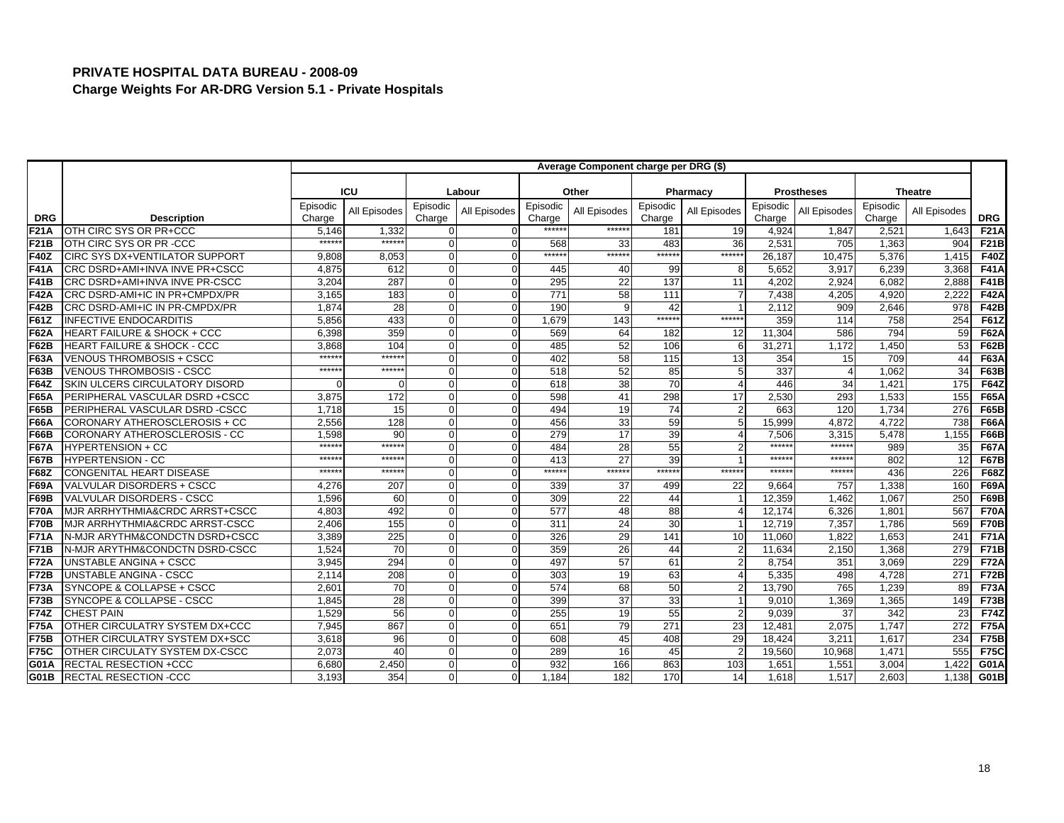## PRIVATE HOSPITAL DATA BUREAU - 2008-09
### Charge Weights For AR-DRG Version 5.1 - Private Hospitals

| | | Average Component charge per DRG ($) | | | | | | | | | | | | |
|---|---|---|---|---|---|---|---|---|---|---|---|---|---|---|
| | | ICU | | Labour | | Other | | Pharmacy | | Prostheses | | Theatre | | |
| DRG | Description | Episodic Charge | All Episodes | Episodic Charge | All Episodes | Episodic Charge | All Episodes | Episodic Charge | All Episodes | Episodic Charge | All Episodes | Episodic Charge | All Episodes | DRG |
| F21A | OTH CIRC SYS OR PR+CCC | 5,146 | 1,332 | 0 | 0 | ****** | ****** | 181 | 19 | 4,924 | 1,847 | 2,521 | 1,643 | F21A |
| F21B | OTH CIRC SYS OR PR -CCC | ****** | ****** | 0 | 0 | 568 | 33 | 483 | 36 | 2,531 | 705 | 1,363 | 904 | F21B |
| F40Z | CIRC SYS DX+VENTILATOR SUPPORT | 9,808 | 8,053 | 0 | 0 | ****** | ****** | ****** | ****** | 26,187 | 10,475 | 5,376 | 1,415 | F40Z |
| F41A | CRC DSRD+AMI+INVA INVE PR+CSCC | 4,875 | 612 | 0 | 0 | 445 | 40 | 99 | 8 | 5,652 | 3,917 | 6,239 | 3,368 | F41A |
| F41B | CRC DSRD+AMI+INVA INVE PR-CSCC | 3,204 | 287 | 0 | 0 | 295 | 22 | 137 | 11 | 4,202 | 2,924 | 6,082 | 2,888 | F41B |
| F42A | CRC DSRD-AMI+IC IN PR+CMPDX/PR | 3,165 | 183 | 0 | 0 | 771 | 58 | 111 | 7 | 7,438 | 4,205 | 4,920 | 2,222 | F42A |
| F42B | CRC DSRD-AMI+IC IN PR-CMPDX/PR | 1,874 | 28 | 0 | 0 | 190 | 9 | 42 | 1 | 2,112 | 909 | 2,646 | 978 | F42B |
| F61Z | INFECTIVE ENDOCARDITIS | 5,856 | 433 | 0 | 0 | 1,679 | 143 | ****** | ****** | 359 | 114 | 758 | 254 | F61Z |
| F62A | HEART FAILURE & SHOCK + CCC | 6,398 | 359 | 0 | 0 | 569 | 64 | 182 | 12 | 11,304 | 586 | 794 | 59 | F62A |
| F62B | HEART FAILURE & SHOCK - CCC | 3,868 | 104 | 0 | 0 | 485 | 52 | 106 | 6 | 31,271 | 1,172 | 1,450 | 53 | F62B |
| F63A | VENOUS THROMBOSIS + CSCC | ****** | ****** | 0 | 0 | 402 | 58 | 115 | 13 | 354 | 15 | 709 | 44 | F63A |
| F63B | VENOUS THROMBOSIS - CSCC | ****** | ****** | 0 | 0 | 518 | 52 | 85 | 5 | 337 | 4 | 1,062 | 34 | F63B |
| F64Z | SKIN ULCERS CIRCULATORY DISORD | 0 | 0 | 0 | 0 | 618 | 38 | 70 | 4 | 446 | 34 | 1,421 | 175 | F64Z |
| F65A | PERIPHERAL VASCULAR DSRD +CSCC | 3,875 | 172 | 0 | 0 | 598 | 41 | 298 | 17 | 2,530 | 293 | 1,533 | 155 | F65A |
| F65B | PERIPHERAL VASCULAR DSRD -CSCC | 1,718 | 15 | 0 | 0 | 494 | 19 | 74 | 2 | 663 | 120 | 1,734 | 276 | F65B |
| F66A | CORONARY ATHEROSCLEROSIS + CC | 2,556 | 128 | 0 | 0 | 456 | 33 | 59 | 5 | 15,999 | 4,872 | 4,722 | 738 | F66A |
| F66B | CORONARY ATHEROSCLEROSIS - CC | 1,598 | 90 | 0 | 0 | 279 | 17 | 39 | 4 | 7,506 | 3,315 | 5,478 | 1,155 | F66B |
| F67A | HYPERTENSION + CC | ****** | ****** | 0 | 0 | 484 | 28 | 55 | 2 | ****** | ****** | 989 | 35 | F67A |
| F67B | HYPERTENSION - CC | ****** | ****** | 0 | 0 | 413 | 27 | 39 | 1 | ****** | ****** | 802 | 12 | F67B |
| F68Z | CONGENITAL HEART DISEASE | ****** | ****** | 0 | 0 | ****** | ****** | ****** | ****** | ****** | ****** | 436 | 226 | F68Z |
| F69A | VALVULAR DISORDERS + CSCC | 4,276 | 207 | 0 | 0 | 339 | 37 | 499 | 22 | 9,664 | 757 | 1,338 | 160 | F69A |
| F69B | VALVULAR DISORDERS - CSCC | 1,596 | 60 | 0 | 0 | 309 | 22 | 44 | 1 | 12,359 | 1,462 | 1,067 | 250 | F69B |
| F70A | MJR ARRHYTHMIA&CRDC ARRST+CSCC | 4,803 | 492 | 0 | 0 | 577 | 48 | 88 | 4 | 12,174 | 6,326 | 1,801 | 567 | F70A |
| F70B | MJR ARRHYTHMIA&CRDC ARRST-CSCC | 2,406 | 155 | 0 | 0 | 311 | 24 | 30 | 1 | 12,719 | 7,357 | 1,786 | 569 | F70B |
| F71A | N-MJR ARYTHM&CONDCTN DSRD+CSCC | 3,389 | 225 | 0 | 0 | 326 | 29 | 141 | 10 | 11,060 | 1,822 | 1,653 | 241 | F71A |
| F71B | N-MJR ARYTHM&CONDCTN DSRD-CSCC | 1,524 | 70 | 0 | 0 | 359 | 26 | 44 | 2 | 11,634 | 2,150 | 1,368 | 279 | F71B |
| F72A | UNSTABLE ANGINA + CSCC | 3,945 | 294 | 0 | 0 | 497 | 57 | 61 | 2 | 8,754 | 351 | 3,069 | 229 | F72A |
| F72B | UNSTABLE ANGINA - CSCC | 2,114 | 208 | 0 | 0 | 303 | 19 | 63 | 4 | 5,335 | 498 | 4,728 | 271 | F72B |
| F73A | SYNCOPE & COLLAPSE + CSCC | 2,601 | 70 | 0 | 0 | 574 | 68 | 50 | 2 | 13,790 | 765 | 1,239 | 89 | F73A |
| F73B | SYNCOPE & COLLAPSE - CSCC | 1,845 | 28 | 0 | 0 | 399 | 37 | 33 | 1 | 9,010 | 1,369 | 1,365 | 149 | F73B |
| F74Z | CHEST PAIN | 1,529 | 56 | 0 | 0 | 255 | 19 | 55 | 2 | 9,039 | 37 | 342 | 23 | F74Z |
| F75A | OTHER CIRCULATRY SYSTEM DX+CCC | 7,945 | 867 | 0 | 0 | 651 | 79 | 271 | 23 | 12,481 | 2,075 | 1,747 | 272 | F75A |
| F75B | OTHER CIRCULATRY SYSTEM DX+SCC | 3,618 | 96 | 0 | 0 | 608 | 45 | 408 | 29 | 18,424 | 3,211 | 1,617 | 234 | F75B |
| F75C | OTHER CIRCULATY SYSTEM DX-CSCC | 2,073 | 40 | 0 | 0 | 289 | 16 | 45 | 2 | 19,560 | 10,968 | 1,471 | 555 | F75C |
| G01A | RECTAL RESECTION +CCC | 6,680 | 2,450 | 0 | 0 | 932 | 166 | 863 | 103 | 1,651 | 1,551 | 3,004 | 1,422 | G01A |
| G01B | RECTAL RESECTION -CCC | 3,193 | 354 | 0 | 0 | 1,184 | 182 | 170 | 14 | 1,618 | 1,517 | 2,603 | 1,138 | G01B |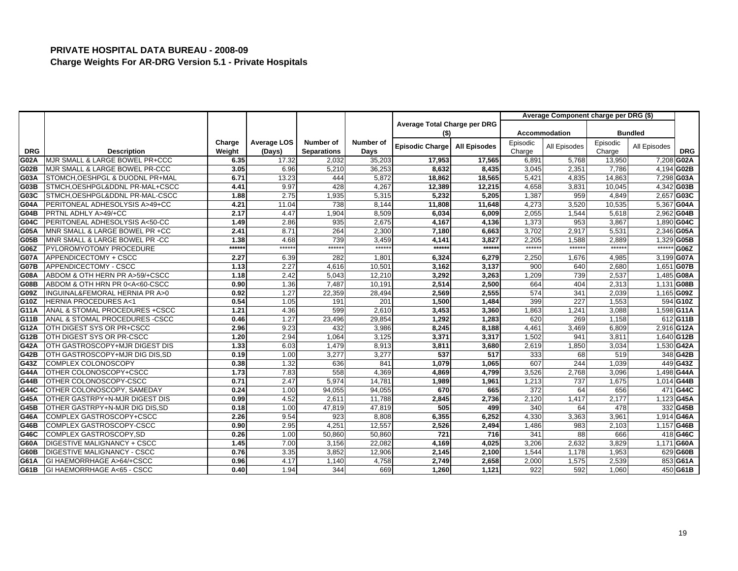# PRIVATE HOSPITAL DATA BUREAU - 2008-09

## Charge Weights For AR-DRG Version 5.1 - Private Hospitals

| | | | | | | Average Total Charge per DRG ($) | | Average Component charge per DRG ($) | | | | |
|---|---|---|---|---|---|---|---|---|---|---|---|---|
| | | | | | | | | Accommodation | | Bundled | | |
| DRG | Description | Charge Weight | Average LOS (Days) | Number of Separations | Number of Days | Episodic Charge | All Episodes | Episodic Charge | All Episodes | Episodic Charge | All Episodes | DRG |
| G02A | MJR SMALL & LARGE BOWEL PR+CCC | 6.35 | 17.32 | 2,032 | 35,203 | 17,953 | 17,565 | 6,891 | 5,768 | 13,950 | 7,208 | G02A |
| G02B | MJR SMALL & LARGE BOWEL PR-CCC | 3.05 | 6.96 | 5,210 | 36,253 | 8,632 | 8,435 | 3,045 | 2,351 | 7,786 | 4,194 | G02B |
| G03A | STOMCH,OESHPGL & DUODNL PR+MAL | 6.71 | 13.23 | 444 | 5,872 | 18,862 | 18,565 | 5,421 | 4,835 | 14,863 | 7,298 | G03A |
| G03B | STMCH,OESHPGL&DDNL PR-MAL+CSCC | 4.41 | 9.97 | 428 | 4,267 | 12,389 | 12,215 | 4,658 | 3,831 | 10,045 | 4,342 | G03B |
| G03C | STMCH,OESHPGL&DDNL PR-MAL-CSCC | 1.88 | 2.75 | 1,935 | 5,315 | 5,232 | 5,205 | 1,387 | 959 | 4,849 | 2,657 | G03C |
| G04A | PERITONEAL ADHESOLYSIS A>49+CC | 4.21 | 11.04 | 738 | 8,144 | 11,808 | 11,648 | 4,273 | 3,520 | 10,535 | 5,367 | G04A |
| G04B | PRTNL ADHLY A>49/+CC | 2.17 | 4.47 | 1,904 | 8,509 | 6,034 | 6,009 | 2,055 | 1,544 | 5,618 | 2,962 | G04B |
| G04C | PERITONEAL ADHESOLYSIS A<50-CC | 1.49 | 2.86 | 935 | 2,675 | 4,167 | 4,136 | 1,373 | 953 | 3,867 | 1,890 | G04C |
| G05A | MNR SMALL & LARGE BOWEL PR +CC | 2.41 | 8.71 | 264 | 2,300 | 7,180 | 6,663 | 3,702 | 2,917 | 5,531 | 2,346 | G05A |
| G05B | MNR SMALL & LARGE BOWEL PR -CC | 1.38 | 4.68 | 739 | 3,459 | 4,141 | 3,827 | 2,205 | 1,588 | 2,889 | 1,329 | G05B |
| G06Z | PYLOROMYOTOMY PROCEDURE | ****** | ****** | ****** | ****** | ****** | ****** | ****** | ****** | ****** | ****** | G06Z |
| G07A | APPENDICECTOMY + CSCC | 2.27 | 6.39 | 282 | 1,801 | 6,324 | 6,279 | 2,250 | 1,676 | 4,985 | 3,199 | G07A |
| G07B | APPENDICECTOMY - CSCC | 1.13 | 2.27 | 4,616 | 10,501 | 3,162 | 3,137 | 900 | 640 | 2,680 | 1,651 | G07B |
| G08A | ABDOM & OTH HERN PR A>59/+CSCC | 1.18 | 2.42 | 5,043 | 12,210 | 3,292 | 3,263 | 1,209 | 739 | 2,537 | 1,485 | G08A |
| G08B | ABDOM & OTH HRN PR 0<A<60-CSCC | 0.90 | 1.36 | 7,487 | 10,191 | 2,514 | 2,500 | 664 | 404 | 2,313 | 1,131 | G08B |
| G09Z | INGUINAL&FEMORAL HERNIA PR A>0 | 0.92 | 1.27 | 22,359 | 28,494 | 2,569 | 2,555 | 574 | 341 | 2,039 | 1,165 | G09Z |
| G10Z | HERNIA PROCEDURES A<1 | 0.54 | 1.05 | 191 | 201 | 1,500 | 1,484 | 399 | 227 | 1,553 | 594 | G10Z |
| G11A | ANAL & STOMAL PROCEDURES +CSCC | 1.21 | 4.36 | 599 | 2,610 | 3,453 | 3,360 | 1,863 | 1,241 | 3,088 | 1,598 | G11A |
| G11B | ANAL & STOMAL PROCEDURES -CSCC | 0.46 | 1.27 | 23,496 | 29,854 | 1,292 | 1,283 | 620 | 269 | 1,158 | 612 | G11B |
| G12A | OTH DIGEST SYS OR PR+CSCC | 2.96 | 9.23 | 432 | 3,986 | 8,245 | 8,188 | 4,461 | 3,469 | 6,809 | 2,916 | G12A |
| G12B | OTH DIGEST SYS OR PR-CSCC | 1.20 | 2.94 | 1,064 | 3,125 | 3,371 | 3,317 | 1,502 | 941 | 3,811 | 1,640 | G12B |
| G42A | OTH GASTROSCOPY+MJR DIGEST DIS | 1.33 | 6.03 | 1,479 | 8,913 | 3,811 | 3,680 | 2,619 | 1,850 | 3,034 | 1,530 | G42A |
| G42B | OTH GASTROSCOPY+MJR DIG DIS,SD | 0.19 | 1.00 | 3,277 | 3,277 | 537 | 517 | 333 | 68 | 519 | 348 | G42B |
| G43Z | COMPLEX COLONOSCOPY | 0.38 | 1.32 | 636 | 841 | 1,079 | 1,065 | 607 | 244 | 1,039 | 449 | G43Z |
| G44A | OTHER COLONOSCOPY+CSCC | 1.73 | 7.83 | 558 | 4,369 | 4,869 | 4,799 | 3,526 | 2,768 | 3,096 | 1,498 | G44A |
| G44B | OTHER COLONOSCOPY-CSCC | 0.71 | 2.47 | 5,974 | 14,781 | 1,989 | 1,961 | 1,213 | 737 | 1,675 | 1,014 | G44B |
| G44C | OTHER COLONOSCOPY, SAMEDAY | 0.24 | 1.00 | 94,055 | 94,055 | 670 | 665 | 372 | 64 | 656 | 471 | G44C |
| G45A | OTHER GASTRPY+N-MJR DIGEST DIS | 0.99 | 4.52 | 2,611 | 11,788 | 2,845 | 2,736 | 2,120 | 1,417 | 2,177 | 1,123 | G45A |
| G45B | OTHER GASTRPY+N-MJR DIG DIS,SD | 0.18 | 1.00 | 47,819 | 47,819 | 505 | 499 | 340 | 64 | 478 | 332 | G45B |
| G46A | COMPLEX GASTROSCOPY+CSCC | 2.26 | 9.54 | 923 | 8,808 | 6,355 | 6,252 | 4,330 | 3,363 | 3,961 | 1,914 | G46A |
| G46B | COMPLEX GASTROSCOPY-CSCC | 0.90 | 2.95 | 4,251 | 12,557 | 2,526 | 2,494 | 1,486 | 983 | 2,103 | 1,157 | G46B |
| G46C | COMPLEX GASTROSCOPY,SD | 0.26 | 1.00 | 50,860 | 50,860 | 721 | 716 | 341 | 88 | 666 | 418 | G46C |
| G60A | DIGESTIVE MALIGNANCY + CSCC | 1.45 | 7.00 | 3,156 | 22,082 | 4,169 | 4,025 | 3,206 | 2,632 | 3,829 | 1,171 | G60A |
| G60B | DIGESTIVE MALIGNANCY - CSCC | 0.76 | 3.35 | 3,852 | 12,906 | 2,145 | 2,100 | 1,544 | 1,178 | 1,953 | 629 | G60B |
| G61A | GI HAEMORRHAGE A>64/+CSCC | 0.96 | 4.17 | 1,140 | 4,758 | 2,749 | 2,658 | 2,000 | 1,575 | 2,539 | 853 | G61A |
| G61B | GI HAEMORRHAGE A<65 - CSCC | 0.40 | 1.94 | 344 | 669 | 1,260 | 1,121 | 922 | 592 | 1,060 | 450 | G61B |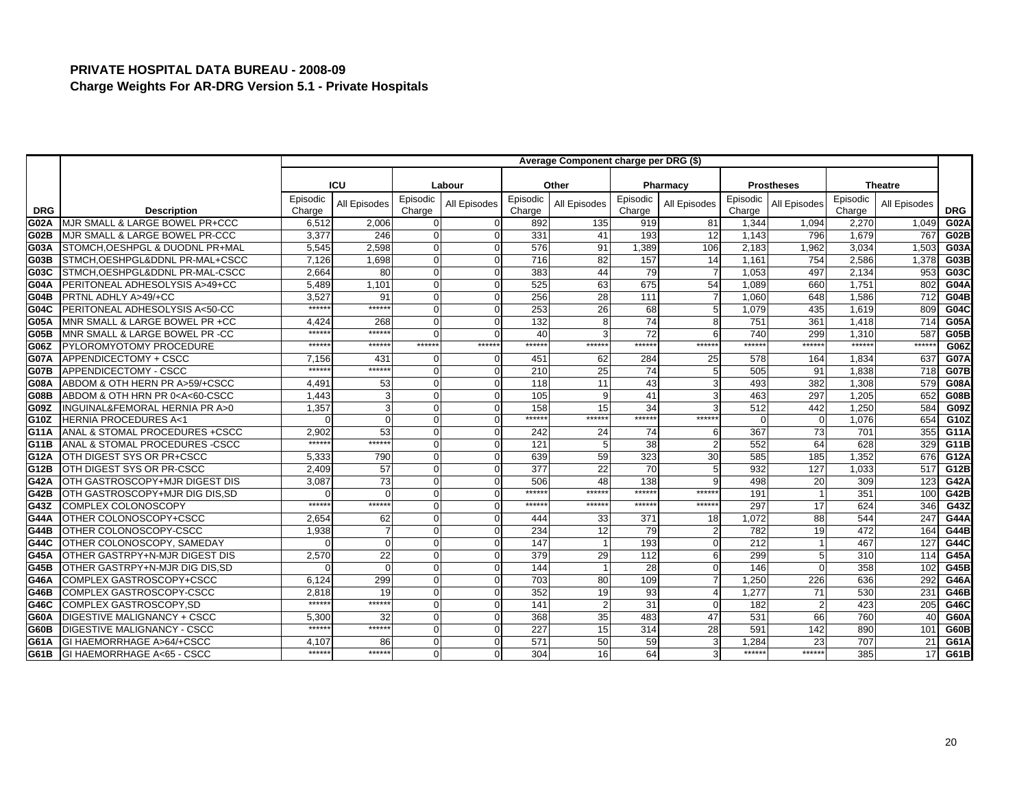# PRIVATE HOSPITAL DATA BUREAU - 2008-09

## Charge Weights For AR-DRG Version 5.1 - Private Hospitals

| | | Average Component charge per DRG ($) | | | | | | | | | | | | |
|---|---|---|---|---|---|---|---|---|---|---|---|---|---|---|
| | | ICU | | Labour | | Other | | Pharmacy | | Prostheses | | Theatre | | |
| DRG | Description | Episodic Charge | All Episodes | Episodic Charge | All Episodes | Episodic Charge | All Episodes | Episodic Charge | All Episodes | Episodic Charge | All Episodes | Episodic Charge | All Episodes | DRG |
| G02A | MJR SMALL & LARGE BOWEL PR+CCC | 6,512 | 2,006 | 0 | 0 | 892 | 135 | 919 | 81 | 1,344 | 1,094 | 2,270 | 1,049 | G02A |
| G02B | MJR SMALL & LARGE BOWEL PR-CCC | 3,377 | 246 | 0 | 0 | 331 | 41 | 193 | 12 | 1,143 | 796 | 1,679 | 767 | G02B |
| G03A | STOMCH,OESHPGL & DUODNL PR+MAL | 5,545 | 2,598 | 0 | 0 | 576 | 91 | 1,389 | 106 | 2,183 | 1,962 | 3,034 | 1,503 | G03A |
| G03B | STMCH,OESHPGL&DDNL PR-MAL+CSCC | 7,126 | 1,698 | 0 | 0 | 716 | 82 | 157 | 14 | 1,161 | 754 | 2,586 | 1,378 | G03B |
| G03C | STMCH,OESHPGL&DDNL PR-MAL-CSCC | 2,664 | 80 | 0 | 0 | 383 | 44 | 79 | 7 | 1,053 | 497 | 2,134 | 953 | G03C |
| G04A | PERITONEAL ADHESOLYSIS A>49+CC | 5,489 | 1,101 | 0 | 0 | 525 | 63 | 675 | 54 | 1,089 | 660 | 1,751 | 802 | G04A |
| G04B | PRTNL ADHLY A>49/+CC | 3,527 | 91 | 0 | 0 | 256 | 28 | 111 | 7 | 1,060 | 648 | 1,586 | 712 | G04B |
| G04C | PERITONEAL ADHESOLYSIS A<50-CC | ****** | ****** | 0 | 0 | 253 | 26 | 68 | 5 | 1,079 | 435 | 1,619 | 809 | G04C |
| G05A | MNR SMALL & LARGE BOWEL PR +CC | 4,424 | 268 | 0 | 0 | 132 | 8 | 74 | 8 | 751 | 361 | 1,418 | 714 | G05A |
| G05B | MNR SMALL & LARGE BOWEL PR -CC | ****** | ****** | 0 | 0 | 40 | 3 | 72 | 6 | 740 | 299 | 1,310 | 587 | G05B |
| G06Z | PYLOROMYOTOMY PROCEDURE | ****** | ****** | ****** | ****** | ****** | ****** | ****** | ****** | ****** | ****** | ****** | ****** | G06Z |
| G07A | APPENDICECTOMY + CSCC | 7,156 | 431 | 0 | 0 | 451 | 62 | 284 | 25 | 578 | 164 | 1,834 | 637 | G07A |
| G07B | APPENDICECTOMY - CSCC | ****** | ****** | 0 | 0 | 210 | 25 | 74 | 5 | 505 | 91 | 1,838 | 718 | G07B |
| G08A | ABDOM & OTH HERN PR A>59/+CSCC | 4,491 | 53 | 0 | 0 | 118 | 11 | 43 | 3 | 493 | 382 | 1,308 | 579 | G08A |
| G08B | ABDOM & OTH HRN PR 0<A<60-CSCC | 1,443 | 3 | 0 | 0 | 105 | 9 | 41 | 3 | 463 | 297 | 1,205 | 652 | G08B |
| G09Z | INGUINAL&FEMORAL HERNIA PR A>0 | 1,357 | 3 | 0 | 0 | 158 | 15 | 34 | 3 | 512 | 442 | 1,250 | 584 | G09Z |
| G10Z | HERNIA PROCEDURES A<1 | 0 | 0 | 0 | 0 | ****** | ****** | ****** | ****** | 0 | 0 | 1,076 | 654 | G10Z |
| G11A | ANAL & STOMAL PROCEDURES +CSCC | 2,902 | 53 | 0 | 0 | 242 | 24 | 74 | 6 | 367 | 73 | 701 | 355 | G11A |
| G11B | ANAL & STOMAL PROCEDURES -CSCC | ****** | ****** | 0 | 0 | 121 | 5 | 38 | 2 | 552 | 64 | 628 | 329 | G11B |
| G12A | OTH DIGEST SYS OR PR+CSCC | 5,333 | 790 | 0 | 0 | 639 | 59 | 323 | 30 | 585 | 185 | 1,352 | 676 | G12A |
| G12B | OTH DIGEST SYS OR PR-CSCC | 2,409 | 57 | 0 | 0 | 377 | 22 | 70 | 5 | 932 | 127 | 1,033 | 517 | G12B |
| G42A | OTH GASTROSCOPY+MJR DIGEST DIS | 3,087 | 73 | 0 | 0 | 506 | 48 | 138 | 9 | 498 | 20 | 309 | 123 | G42A |
| G42B | OTH GASTROSCOPY+MJR DIG DIS,SD | 0 | 0 | 0 | 0 | ****** | ****** | ****** | ****** | 191 | 1 | 351 | 100 | G42B |
| G43Z | COMPLEX COLONOSCOPY | ****** | ****** | 0 | 0 | ****** | ****** | ****** | ****** | 297 | 17 | 624 | 346 | G43Z |
| G44A | OTHER COLONOSCOPY+CSCC | 2,654 | 62 | 0 | 0 | 444 | 33 | 371 | 18 | 1,072 | 88 | 544 | 247 | G44A |
| G44B | OTHER COLONOSCOPY-CSCC | 1,938 | 7 | 0 | 0 | 234 | 12 | 79 | 2 | 782 | 19 | 472 | 164 | G44B |
| G44C | OTHER COLONOSCOPY, SAMEDAY | 0 | 0 | 0 | 0 | 147 | 1 | 193 | 0 | 212 | 1 | 467 | 127 | G44C |
| G45A | OTHER GASTRPY+N-MJR DIGEST DIS | 2,570 | 22 | 0 | 0 | 379 | 29 | 112 | 6 | 299 | 5 | 310 | 114 | G45A |
| G45B | OTHER GASTRPY+N-MJR DIG DIS,SD | 0 | 0 | 0 | 0 | 144 | 1 | 28 | 0 | 146 | 0 | 358 | 102 | G45B |
| G46A | COMPLEX GASTROSCOPY+CSCC | 6,124 | 299 | 0 | 0 | 703 | 80 | 109 | 7 | 1,250 | 226 | 636 | 292 | G46A |
| G46B | COMPLEX GASTROSCOPY-CSCC | 2,818 | 19 | 0 | 0 | 352 | 19 | 93 | 4 | 1,277 | 71 | 530 | 231 | G46B |
| G46C | COMPLEX GASTROSCOPY,SD | ****** | ****** | 0 | 0 | 141 | 2 | 31 | 0 | 182 | 2 | 423 | 205 | G46C |
| G60A | DIGESTIVE MALIGNANCY + CSCC | 5,300 | 32 | 0 | 0 | 368 | 35 | 483 | 47 | 531 | 66 | 760 | 40 | G60A |
| G60B | DIGESTIVE MALIGNANCY - CSCC | ****** | ****** | 0 | 0 | 227 | 15 | 314 | 28 | 591 | 142 | 890 | 101 | G60B |
| G61A | GI HAEMORRHAGE A>64/+CSCC | 4,107 | 86 | 0 | 0 | 571 | 50 | 59 | 3 | 1,284 | 23 | 707 | 21 | G61A |
| G61B | GI HAEMORRHAGE A<65 - CSCC | ****** | ****** | 0 | 0 | 304 | 16 | 64 | 3 | ****** | ****** | 385 | 17 | G61B |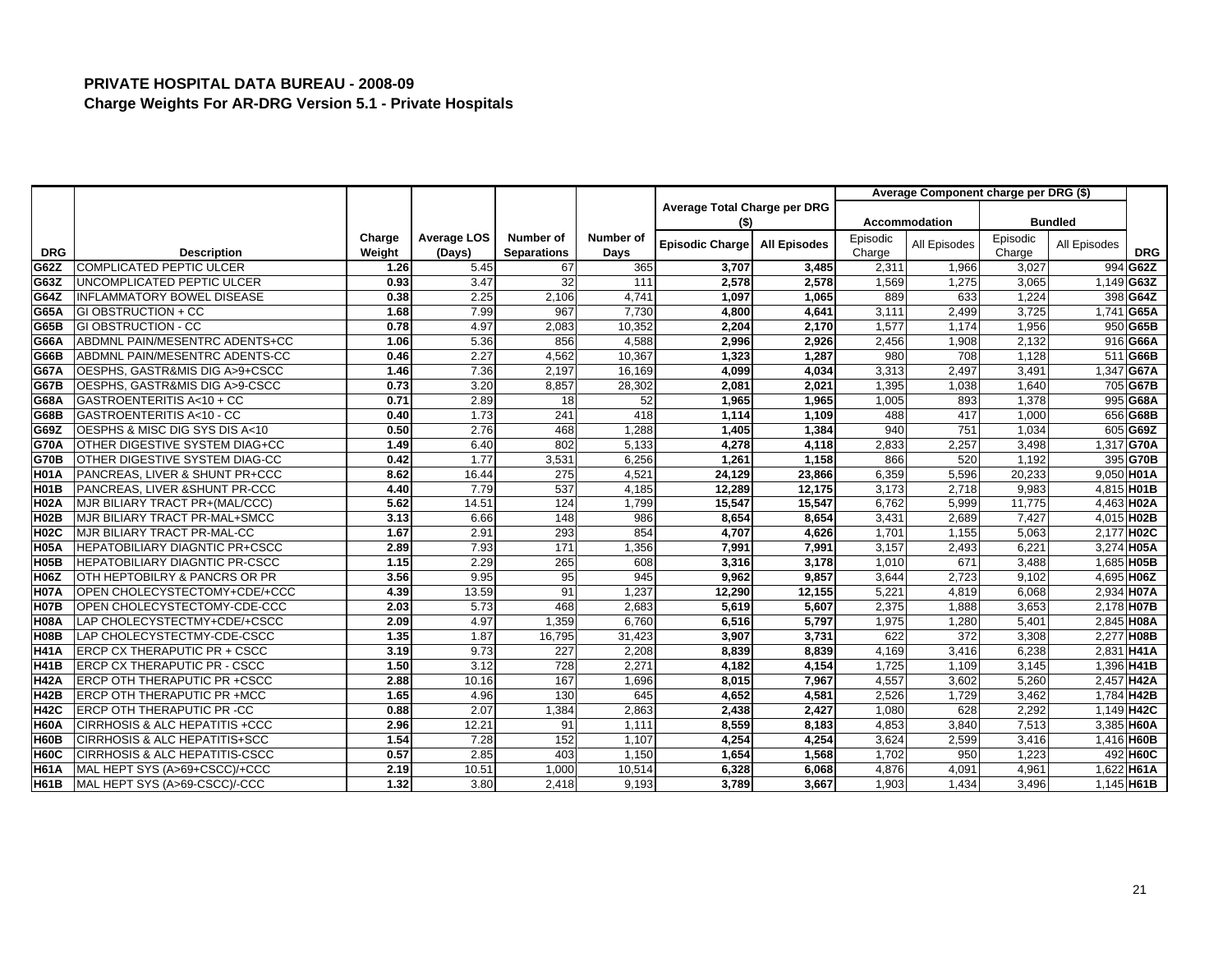# PRIVATE HOSPITAL DATA BUREAU - 2008-09

## Charge Weights For AR-DRG Version 5.1 - Private Hospitals

| | | | | | | Average Total Charge per DRG ($) | | Average Component charge per DRG ($) | | | | |
|---|---|---|---|---|---|---|---|---|---|---|---|---|
| | | | | | | | | Accommodation | | Bundled | | |
| DRG | Description | Charge Weight | Average LOS (Days) | Number of Separations | Number of Days | Episodic Charge | All Episodes | Episodic Charge | All Episodes | Episodic Charge | All Episodes | DRG |
| G62Z | COMPLICATED PEPTIC ULCER | 1.26 | 5.45 | 67 | 365 | 3,707 | 3,485 | 2,311 | 1,966 | 3,027 | 994 | G62Z |
| G63Z | UNCOMPLICATED PEPTIC ULCER | 0.93 | 3.47 | 32 | 111 | 2,578 | 2,578 | 1,569 | 1,275 | 3,065 | 1,149 | G63Z |
| G64Z | INFLAMMATORY BOWEL DISEASE | 0.38 | 2.25 | 2,106 | 4,741 | 1,097 | 1,065 | 889 | 633 | 1,224 | 398 | G64Z |
| G65A | GI OBSTRUCTION + CC | 1.68 | 7.99 | 967 | 7,730 | 4,800 | 4,641 | 3,111 | 2,499 | 3,725 | 1,741 | G65A |
| G65B | GI OBSTRUCTION - CC | 0.78 | 4.97 | 2,083 | 10,352 | 2,204 | 2,170 | 1,577 | 1,174 | 1,956 | 950 | G65B |
| G66A | ABDMNL PAIN/MESENTRC ADENTS+CC | 1.06 | 5.36 | 856 | 4,588 | 2,996 | 2,926 | 2,456 | 1,908 | 2,132 | 916 | G66A |
| G66B | ABDMNL PAIN/MESENTRC ADENTS-CC | 0.46 | 2.27 | 4,562 | 10,367 | 1,323 | 1,287 | 980 | 708 | 1,128 | 511 | G66B |
| G67A | OESPHS, GASTR&MIS DIG A>9+CSCC | 1.46 | 7.36 | 2,197 | 16,169 | 4,099 | 4,034 | 3,313 | 2,497 | 3,491 | 1,347 | G67A |
| G67B | OESPHS, GASTR&MIS DIG A>9-CSCC | 0.73 | 3.20 | 8,857 | 28,302 | 2,081 | 2,021 | 1,395 | 1,038 | 1,640 | 705 | G67B |
| G68A | GASTROENTERITIS A<10 + CC | 0.71 | 2.89 | 18 | 52 | 1,965 | 1,965 | 1,005 | 893 | 1,378 | 995 | G68A |
| G68B | GASTROENTERITIS A<10 - CC | 0.40 | 1.73 | 241 | 418 | 1,114 | 1,109 | 488 | 417 | 1,000 | 656 | G68B |
| G69Z | OESPHS & MISC DIG SYS DIS A<10 | 0.50 | 2.76 | 468 | 1,288 | 1,405 | 1,384 | 940 | 751 | 1,034 | 605 | G69Z |
| G70A | OTHER DIGESTIVE SYSTEM DIAG+CC | 1.49 | 6.40 | 802 | 5,133 | 4,278 | 4,118 | 2,833 | 2,257 | 3,498 | 1,317 | G70A |
| G70B | OTHER DIGESTIVE SYSTEM DIAG-CC | 0.42 | 1.77 | 3,531 | 6,256 | 1,261 | 1,158 | 866 | 520 | 1,192 | 395 | G70B |
| H01A | PANCREAS, LIVER & SHUNT PR+CCC | 8.62 | 16.44 | 275 | 4,521 | 24,129 | 23,866 | 6,359 | 5,596 | 20,233 | 9,050 | H01A |
| H01B | PANCREAS, LIVER &SHUNT PR-CCC | 4.40 | 7.79 | 537 | 4,185 | 12,289 | 12,175 | 3,173 | 2,718 | 9,983 | 4,815 | H01B |
| H02A | MJR BILIARY TRACT PR+(MAL/CCC) | 5.62 | 14.51 | 124 | 1,799 | 15,547 | 15,547 | 6,762 | 5,999 | 11,775 | 4,463 | H02A |
| H02B | MJR BILIARY TRACT PR-MAL+SMCC | 3.13 | 6.66 | 148 | 986 | 8,654 | 8,654 | 3,431 | 2,689 | 7,427 | 4,015 | H02B |
| H02C | MJR BILIARY TRACT PR-MAL-CC | 1.67 | 2.91 | 293 | 854 | 4,707 | 4,626 | 1,701 | 1,155 | 5,063 | 2,177 | H02C |
| H05A | HEPATOBILIARY DIAGNTIC PR+CSCC | 2.89 | 7.93 | 171 | 1,356 | 7,991 | 7,991 | 3,157 | 2,493 | 6,221 | 3,274 | H05A |
| H05B | HEPATOBILIARY DIAGNTIC PR-CSCC | 1.15 | 2.29 | 265 | 608 | 3,316 | 3,178 | 1,010 | 671 | 3,488 | 1,685 | H05B |
| H06Z | OTH HEPTOBILRY & PANCRS OR PR | 3.56 | 9.95 | 95 | 945 | 9,962 | 9,857 | 3,644 | 2,723 | 9,102 | 4,695 | H06Z |
| H07A | OPEN CHOLECYSTECTOMY+CDE/+CCC | 4.39 | 13.59 | 91 | 1,237 | 12,290 | 12,155 | 5,221 | 4,819 | 6,068 | 2,934 | H07A |
| H07B | OPEN CHOLECYSTECTOMY-CDE-CCC | 2.03 | 5.73 | 468 | 2,683 | 5,619 | 5,607 | 2,375 | 1,888 | 3,653 | 2,178 | H07B |
| H08A | LAP CHOLECYSTECTMY+CDE/+CSCC | 2.09 | 4.97 | 1,359 | 6,760 | 6,516 | 5,797 | 1,975 | 1,280 | 5,401 | 2,845 | H08A |
| H08B | LAP CHOLECYSTECTMY-CDE-CSCC | 1.35 | 1.87 | 16,795 | 31,423 | 3,907 | 3,731 | 622 | 372 | 3,308 | 2,277 | H08B |
| H41A | ERCP CX THERAPUTIC PR + CSCC | 3.19 | 9.73 | 227 | 2,208 | 8,839 | 8,839 | 4,169 | 3,416 | 6,238 | 2,831 | H41A |
| H41B | ERCP CX THERAPUTIC PR - CSCC | 1.50 | 3.12 | 728 | 2,271 | 4,182 | 4,154 | 1,725 | 1,109 | 3,145 | 1,396 | H41B |
| H42A | ERCP OTH THERAPUTIC PR +CSCC | 2.88 | 10.16 | 167 | 1,696 | 8,015 | 7,967 | 4,557 | 3,602 | 5,260 | 2,457 | H42A |
| H42B | ERCP OTH THERAPUTIC PR +MCC | 1.65 | 4.96 | 130 | 645 | 4,652 | 4,581 | 2,526 | 1,729 | 3,462 | 1,784 | H42B |
| H42C | ERCP OTH THERAPUTIC PR -CC | 0.88 | 2.07 | 1,384 | 2,863 | 2,438 | 2,427 | 1,080 | 628 | 2,292 | 1,149 | H42C |
| H60A | CIRRHOSIS & ALC HEPATITIS +CCC | 2.96 | 12.21 | 91 | 1,111 | 8,559 | 8,183 | 4,853 | 3,840 | 7,513 | 3,385 | H60A |
| H60B | CIRRHOSIS & ALC HEPATITIS+SCC | 1.54 | 7.28 | 152 | 1,107 | 4,254 | 4,254 | 3,624 | 2,599 | 3,416 | 1,416 | H60B |
| H60C | CIRRHOSIS & ALC HEPATITIS-CSCC | 0.57 | 2.85 | 403 | 1,150 | 1,654 | 1,568 | 1,702 | 950 | 1,223 | 492 | H60C |
| H61A | MAL HEPT SYS (A>69+CSCC)/+CCC | 2.19 | 10.51 | 1,000 | 10,514 | 6,328 | 6,068 | 4,876 | 4,091 | 4,961 | 1,622 | H61A |
| H61B | MAL HEPT SYS (A>69-CSCC)/-CCC | 1.32 | 3.80 | 2,418 | 9,193 | 3,789 | 3,667 | 1,903 | 1,434 | 3,496 | 1,145 | H61B |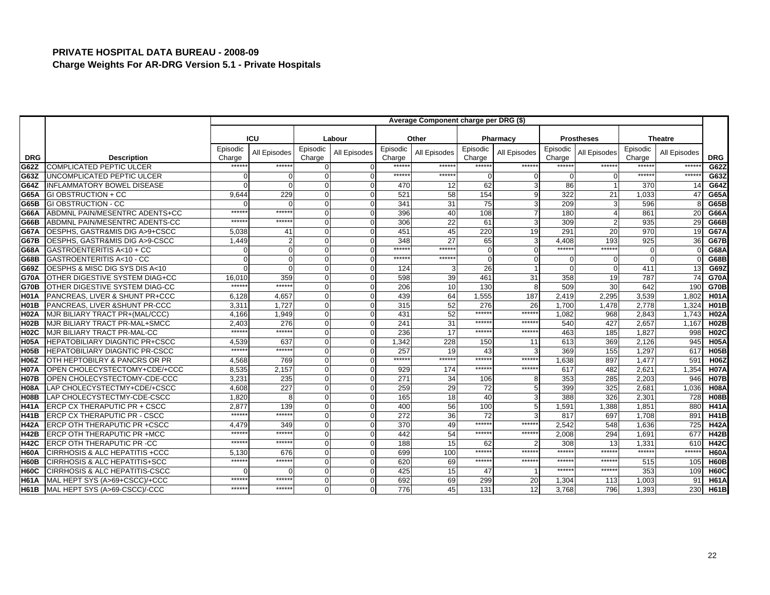# PRIVATE HOSPITAL DATA BUREAU - 2008-09

## Charge Weights For AR-DRG Version 5.1 - Private Hospitals

| | | Average Component charge per DRG ($) | | | | | | | | | | | | |
|---|---|---|---|---|---|---|---|---|---|---|---|---|---|---|
| | | ICU | | Labour | | Other | | Pharmacy | | Prostheses | | Theatre | | |
| DRG | Description | Episodic Charge | All Episodes | Episodic Charge | All Episodes | Episodic Charge | All Episodes | Episodic Charge | All Episodes | Episodic Charge | All Episodes | Episodic Charge | All Episodes | DRG |
| G62Z | COMPLICATED PEPTIC ULCER | ****** | ****** | 0 | 0 | ****** | ****** | ****** | ****** | ****** | ****** | ****** | ****** | G62Z |
| G63Z | UNCOMPLICATED PEPTIC ULCER | 0 | 0 | 0 | 0 | ****** | ****** | 0 | 0 | 0 | 0 | ****** | ****** | G63Z |
| G64Z | INFLAMMATORY BOWEL DISEASE | 0 | 0 | 0 | 0 | 470 | 12 | 62 | 3 | 86 | 1 | 370 | 14 | G64Z |
| G65A | GI OBSTRUCTION + CC | 9,644 | 229 | 0 | 0 | 521 | 58 | 154 | 9 | 322 | 21 | 1,033 | 47 | G65A |
| G65B | GI OBSTRUCTION - CC | 0 | 0 | 0 | 0 | 341 | 31 | 75 | 3 | 209 | 3 | 596 | 8 | G65B |
| G66A | ABDMNL PAIN/MESENTRC ADENTS+CC | ****** | ****** | 0 | 0 | 396 | 40 | 108 | 7 | 180 | 4 | 861 | 20 | G66A |
| G66B | ABDMNL PAIN/MESENTRC ADENTS-CC | ****** | ****** | 0 | 0 | 306 | 22 | 61 | 3 | 309 | 2 | 935 | 29 | G66B |
| G67A | OESPHS, GASTR&MIS DIG A>9+CSCC | 5,038 | 41 | 0 | 0 | 451 | 45 | 220 | 19 | 291 | 20 | 970 | 19 | G67A |
| G67B | OESPHS, GASTR&MIS DIG A>9-CSCC | 1,449 | 2 | 0 | 0 | 348 | 27 | 65 | 3 | 4,408 | 193 | 925 | 36 | G67B |
| G68A | GASTROENTERITIS A<10 + CC | 0 | 0 | 0 | 0 | ****** | ****** | 0 | 0 | ****** | ****** | 0 | 0 | G68A |
| G68B | GASTROENTERITIS A<10 - CC | 0 | 0 | 0 | 0 | ****** | ****** | 0 | 0 | 0 | 0 | 0 | 0 | G68B |
| G69Z | OESPHS & MISC DIG SYS DIS A<10 | 0 | 0 | 0 | 0 | 124 | 3 | 26 | 1 | 0 | 0 | 411 | 13 | G69Z |
| G70A | OTHER DIGESTIVE SYSTEM DIAG+CC | 16,010 | 359 | 0 | 0 | 598 | 39 | 461 | 31 | 358 | 19 | 787 | 74 | G70A |
| G70B | OTHER DIGESTIVE SYSTEM DIAG-CC | ****** | ****** | 0 | 0 | 206 | 10 | 130 | 8 | 509 | 30 | 642 | 190 | G70B |
| H01A | PANCREAS, LIVER & SHUNT PR+CCC | 6,128 | 4,657 | 0 | 0 | 439 | 64 | 1,555 | 187 | 2,419 | 2,295 | 3,539 | 1,802 | H01A |
| H01B | PANCREAS, LIVER &SHUNT PR-CCC | 3,311 | 1,727 | 0 | 0 | 315 | 52 | 276 | 26 | 1,700 | 1,478 | 2,778 | 1,324 | H01B |
| H02A | MJR BILIARY TRACT PR+(MAL/CCC) | 4,166 | 1,949 | 0 | 0 | 431 | 52 | ****** | ****** | 1,082 | 968 | 2,843 | 1,743 | H02A |
| H02B | MJR BILIARY TRACT PR-MAL+SMCC | 2,403 | 276 | 0 | 0 | 241 | 31 | ****** | ****** | 540 | 427 | 2,657 | 1,167 | H02B |
| H02C | MJR BILIARY TRACT PR-MAL-CC | ****** | ****** | 0 | 0 | 236 | 17 | ****** | ****** | 463 | 185 | 1,827 | 998 | H02C |
| H05A | HEPATOBILIARY DIAGNTIC PR+CSCC | 4,539 | 637 | 0 | 0 | 1,342 | 228 | 150 | 11 | 613 | 369 | 2,126 | 945 | H05A |
| H05B | HEPATOBILIARY DIAGNTIC PR-CSCC | ****** | ****** | 0 | 0 | 257 | 19 | 43 | 3 | 369 | 155 | 1,297 | 617 | H05B |
| H06Z | OTH HEPTOBILRY & PANCRS OR PR | 4,568 | 769 | 0 | 0 | ****** | ****** | ****** | ****** | 1,638 | 897 | 1,477 | 591 | H06Z |
| H07A | OPEN CHOLECYSTECTOMY+CDE/+CCC | 8,535 | 2,157 | 0 | 0 | 929 | 174 | ****** | ****** | 617 | 482 | 2,621 | 1,354 | H07A |
| H07B | OPEN CHOLECYSTECTOMY-CDE-CCC | 3,231 | 235 | 0 | 0 | 271 | 34 | 106 | 8 | 353 | 285 | 2,203 | 946 | H07B |
| H08A | LAP CHOLECYSTECTMY+CDE/+CSCC | 4,608 | 227 | 0 | 0 | 259 | 29 | 72 | 5 | 399 | 325 | 2,681 | 1,036 | H08A |
| H08B | LAP CHOLECYSTECTMY-CDE-CSCC | 1,820 | 8 | 0 | 0 | 165 | 18 | 40 | 3 | 388 | 326 | 2,301 | 728 | H08B |
| H41A | ERCP CX THERAPUTIC PR + CSCC | 2,877 | 139 | 0 | 0 | 400 | 56 | 100 | 5 | 1,591 | 1,388 | 1,851 | 880 | H41A |
| H41B | ERCP CX THERAPUTIC PR - CSCC | ****** | ****** | 0 | 0 | 272 | 36 | 72 | 3 | 817 | 697 | 1,708 | 891 | H41B |
| H42A | ERCP OTH THERAPUTIC PR +CSCC | 4,479 | 349 | 0 | 0 | 370 | 49 | ****** | ****** | 2,542 | 548 | 1,636 | 725 | H42A |
| H42B | ERCP OTH THERAPUTIC PR +MCC | ****** | ****** | 0 | 0 | 442 | 54 | ****** | ****** | 2,008 | 294 | 1,691 | 677 | H42B |
| H42C | ERCP OTH THERAPUTIC PR -CC | ****** | ****** | 0 | 0 | 188 | 15 | 62 | 2 | 308 | 13 | 1,331 | 610 | H42C |
| H60A | CIRRHOSIS & ALC HEPATITIS +CCC | 5,130 | 676 | 0 | 0 | 699 | 100 | ****** | ****** | ****** | ****** | ****** | ****** | H60A |
| H60B | CIRRHOSIS & ALC HEPATITIS+SCC | ****** | ****** | 0 | 0 | 620 | 69 | ****** | ****** | ****** | ****** | 515 | 105 | H60B |
| H60C | CIRRHOSIS & ALC HEPATITIS-CSCC | 0 | 0 | 0 | 0 | 425 | 15 | 47 | 1 | ****** | ****** | 353 | 109 | H60C |
| H61A | MAL HEPT SYS (A>69+CSCC)/+CCC | ****** | ****** | 0 | 0 | 692 | 69 | 299 | 20 | 1,304 | 113 | 1,003 | 91 | H61A |
| H61B | MAL HEPT SYS (A>69-CSCC)/-CCC | ****** | ****** | 0 | 0 | 776 | 45 | 131 | 12 | 3,768 | 796 | 1,393 | 230 | H61B |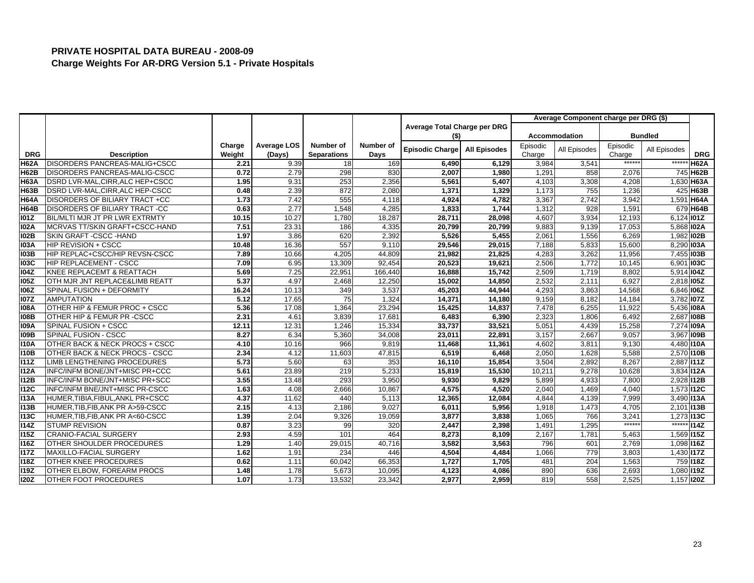**PRIVATE HOSPITAL DATA BUREAU - 2008-09**
**Charge Weights For AR-DRG Version 5.1 - Private Hospitals**

| | | | | | | Average Total Charge per DRG ($) | | Average Component charge per DRG ($) | | | | |
|---|---|---|---|---|---|---|---|---|---|---|---|---|
| | | | | | | | | Accommodation | | Bundled | | |
| DRG | Description | Charge Weight | Average LOS (Days) | Number of Separations | Number of Days | Episodic Charge | All Episodes | Episodic Charge | All Episodes | Episodic Charge | All Episodes | DRG |
| H62A | DISORDERS PANCREAS-MALIG+CSCC | 2.21 | 9.39 | 18 | 169 | 6,490 | 6,129 | 3,984 | 3,541 | ****** | ****** | H62A |
| H62B | DISORDERS PANCREAS-MALIG-CSCC | 0.72 | 2.79 | 298 | 830 | 2,007 | 1,980 | 1,291 | 858 | 2,076 | 745 | H62B |
| H63A | DSRD LVR-MAL,CIRR,ALC HEP+CSCC | 1.95 | 9.31 | 253 | 2,356 | 5,561 | 5,407 | 4,103 | 3,308 | 4,208 | 1,630 | H63A |
| H63B | DSRD LVR-MAL,CIRR,ALC HEP-CSCC | 0.48 | 2.39 | 872 | 2,080 | 1,371 | 1,329 | 1,173 | 755 | 1,236 | 425 | H63B |
| H64A | DISORDERS OF BILIARY TRACT +CC | 1.73 | 7.42 | 555 | 4,118 | 4,924 | 4,782 | 3,367 | 2,742 | 3,942 | 1,591 | H64A |
| H64B | DISORDERS OF BILIARY TRACT -CC | 0.63 | 2.77 | 1,548 | 4,285 | 1,833 | 1,744 | 1,312 | 928 | 1,591 | 679 | H64B |
| I01Z | BIL/MLTI MJR JT PR LWR EXTRMTY | 10.15 | 10.27 | 1,780 | 18,287 | 28,711 | 28,098 | 4,607 | 3,934 | 12,193 | 6,124 | I01Z |
| I02A | MCRVAS TT/SKIN GRAFT+CSCC-HAND | 7.51 | 23.31 | 186 | 4,335 | 20,799 | 20,799 | 9,883 | 9,139 | 17,053 | 5,868 | I02A |
| I02B | SKIN GRAFT -CSCC -HAND | 1.97 | 3.86 | 620 | 2,392 | 5,526 | 5,455 | 2,061 | 1,556 | 6,269 | 1,982 | I02B |
| I03A | HIP REVISION + CSCC | 10.48 | 16.36 | 557 | 9,110 | 29,546 | 29,015 | 7,188 | 5,833 | 15,600 | 8,290 | I03A |
| I03B | HIP REPLAC+CSCC/HIP REVSN-CSCC | 7.89 | 10.66 | 4,205 | 44,809 | 21,982 | 21,825 | 4,283 | 3,262 | 11,956 | 7,455 | I03B |
| I03C | HIP REPLACEMENT - CSCC | 7.09 | 6.95 | 13,309 | 92,454 | 20,523 | 19,621 | 2,506 | 1,772 | 10,145 | 6,901 | I03C |
| I04Z | KNEE REPLACEMT & REATTACH | 5.69 | 7.25 | 22,951 | 166,440 | 16,888 | 15,742 | 2,509 | 1,719 | 8,802 | 5,914 | I04Z |
| I05Z | OTH MJR JNT REPLACE&LIMB REATT | 5.37 | 4.97 | 2,468 | 12,250 | 15,002 | 14,850 | 2,532 | 2,111 | 6,927 | 2,818 | I05Z |
| I06Z | SPINAL FUSION + DEFORMITY | 16.24 | 10.13 | 349 | 3,537 | 45,203 | 44,944 | 4,293 | 3,863 | 14,568 | 6,846 | I06Z |
| I07Z | AMPUTATION | 5.12 | 17.65 | 75 | 1,324 | 14,371 | 14,180 | 9,159 | 8,182 | 14,184 | 3,782 | I07Z |
| I08A | OTHER HIP & FEMUR PROC + CSCC | 5.36 | 17.08 | 1,364 | 23,294 | 15,425 | 14,837 | 7,478 | 6,255 | 11,922 | 5,436 | I08A |
| I08B | OTHER HIP & FEMUR PR -CSCC | 2.31 | 4.61 | 3,839 | 17,681 | 6,483 | 6,390 | 2,323 | 1,806 | 6,492 | 2,687 | I08B |
| I09A | SPINAL FUSION + CSCC | 12.11 | 12.31 | 1,246 | 15,334 | 33,737 | 33,521 | 5,051 | 4,439 | 15,258 | 7,274 | I09A |
| I09B | SPINAL FUSION - CSCC | 8.27 | 6.34 | 5,360 | 34,008 | 23,011 | 22,891 | 3,157 | 2,667 | 9,057 | 3,967 | I09B |
| I10A | OTHER BACK & NECK PROCS + CSCC | 4.10 | 10.16 | 966 | 9,819 | 11,468 | 11,361 | 4,602 | 3,811 | 9,130 | 4,480 | I10A |
| I10B | OTHER BACK & NECK PROCS - CSCC | 2.34 | 4.12 | 11,603 | 47,815 | 6,519 | 6,468 | 2,050 | 1,628 | 5,588 | 2,570 | I10B |
| I11Z | LIMB LENGTHENING PROCEDURES | 5.73 | 5.60 | 63 | 353 | 16,110 | 15,854 | 3,504 | 2,892 | 8,267 | 2,887 | I11Z |
| I12A | INFC/INFM BONE/JNT+MISC PR+CCC | 5.61 | 23.89 | 219 | 5,233 | 15,819 | 15,530 | 10,211 | 9,278 | 10,628 | 3,834 | I12A |
| I12B | INFC/INFM BONE/JNT+MISC PR+SCC | 3.55 | 13.48 | 293 | 3,950 | 9,930 | 9,829 | 5,899 | 4,933 | 7,800 | 2,928 | I12B |
| I12C | INFC/INFM BNE/JNT+MISC PR-CSCC | 1.63 | 4.08 | 2,666 | 10,867 | 4,575 | 4,520 | 2,040 | 1,469 | 4,040 | 1,573 | I12C |
| I13A | HUMER,TIBIA,FIBUL,ANKL PR+CSCC | 4.37 | 11.62 | 440 | 5,113 | 12,365 | 12,084 | 4,844 | 4,139 | 7,999 | 3,490 | I13A |
| I13B | HUMER,TIB,FIB,ANK PR A>59-CSCC | 2.15 | 4.13 | 2,186 | 9,027 | 6,011 | 5,956 | 1,918 | 1,473 | 4,705 | 2,101 | I13B |
| I13C | HUMER,TIB,FIB,ANK PR A<60-CSCC | 1.39 | 2.04 | 9,326 | 19,059 | 3,877 | 3,838 | 1,065 | 766 | 3,241 | 1,273 | I13C |
| I14Z | STUMP REVISION | 0.87 | 3.23 | 99 | 320 | 2,447 | 2,398 | 1,491 | 1,295 | ****** | ****** | I14Z |
| I15Z | CRANIO-FACIAL SURGERY | 2.93 | 4.59 | 101 | 464 | 8,273 | 8,109 | 2,167 | 1,781 | 5,463 | 1,569 | I15Z |
| I16Z | OTHER SHOULDER PROCEDURES | 1.29 | 1.40 | 29,015 | 40,716 | 3,582 | 3,563 | 796 | 601 | 2,769 | 1,098 | I16Z |
| I17Z | MAXILLO-FACIAL SURGERY | 1.62 | 1.91 | 234 | 446 | 4,504 | 4,484 | 1,066 | 779 | 3,803 | 1,430 | I17Z |
| I18Z | OTHER KNEE PROCEDURES | 0.62 | 1.11 | 60,042 | 66,353 | 1,727 | 1,705 | 481 | 204 | 1,563 | 759 | I18Z |
| I19Z | OTHER ELBOW, FOREARM PROCS | 1.48 | 1.78 | 5,673 | 10,095 | 4,123 | 4,086 | 890 | 636 | 2,693 | 1,080 | I19Z |
| I20Z | OTHER FOOT PROCEDURES | 1.07 | 1.73 | 13,532 | 23,342 | 2,977 | 2,959 | 819 | 558 | 2,525 | 1,157 | I20Z |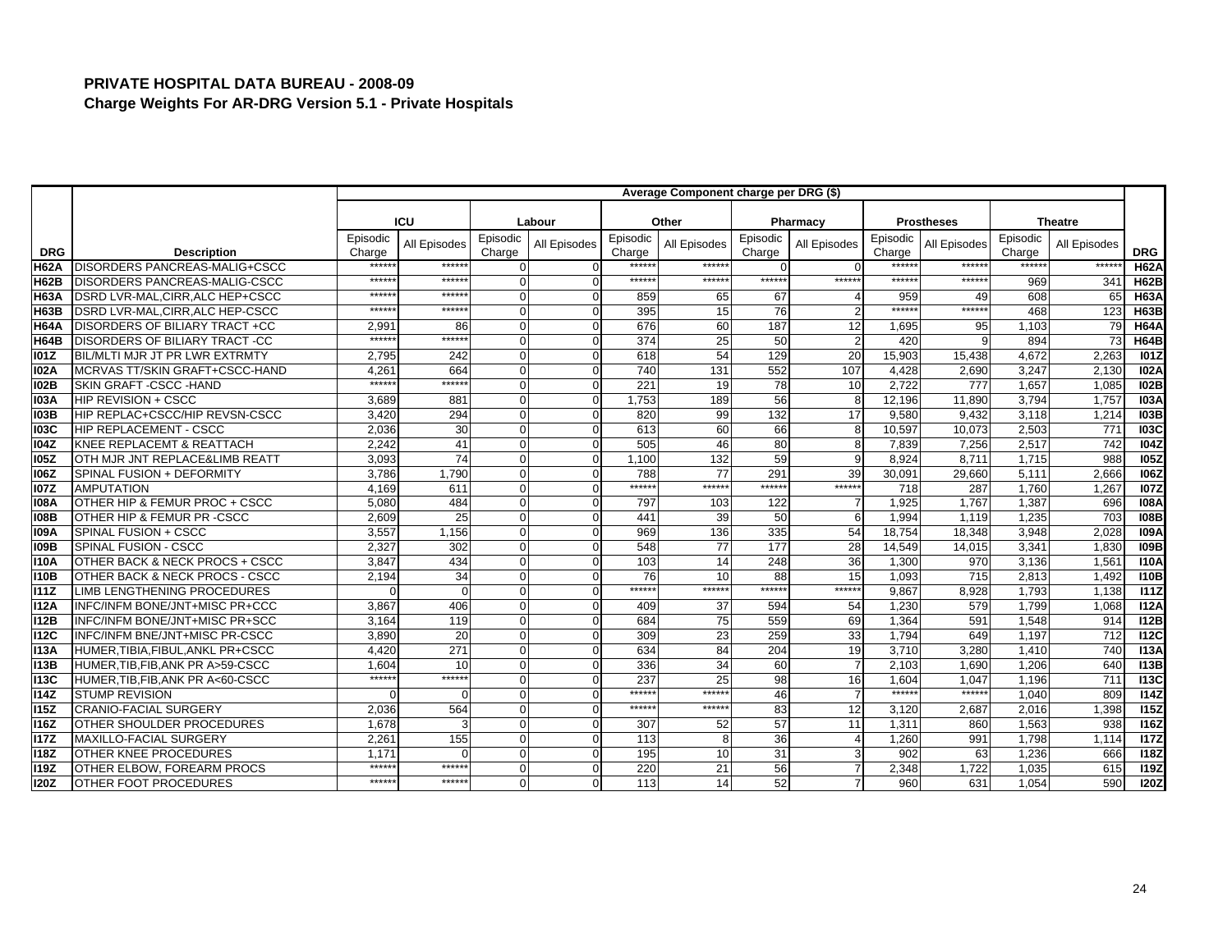**PRIVATE HOSPITAL DATA BUREAU - 2008-09**

**Charge Weights For AR-DRG Version 5.1 - Private Hospitals**

| | | Average Component charge per DRG ($) | | | | | | | | | | | | |
|---|---|---|---|---|---|---|---|---|---|---|---|---|---|---|
| | | ICU | | Labour | | Other | | Pharmacy | | Prostheses | | Theatre | | |
| DRG | Description | Episodic Charge | All Episodes | Episodic Charge | All Episodes | Episodic Charge | All Episodes | Episodic Charge | All Episodes | Episodic Charge | All Episodes | Episodic Charge | All Episodes | DRG |
| H62A | DISORDERS PANCREAS-MALIG+CSCC | ****** | ****** | 0 | 0 | ****** | ****** | 0 | 0 | ****** | ****** | ****** | ****** | H62A |
| H62B | DISORDERS PANCREAS-MALIG-CSCC | ****** | ****** | 0 | 0 | ****** | ****** | ****** | ****** | ****** | ****** | 969 | 341 | H62B |
| H63A | DSRD LVR-MAL,CIRR,ALC HEP+CSCC | ****** | ****** | 0 | 0 | 859 | 65 | 67 | 4 | 959 | 49 | 608 | 65 | H63A |
| H63B | DSRD LVR-MAL,CIRR,ALC HEP-CSCC | ****** | ****** | 0 | 0 | 395 | 15 | 76 | 2 | ****** | ****** | 468 | 123 | H63B |
| H64A | DISORDERS OF BILIARY TRACT +CC | 2,991 | 86 | 0 | 0 | 676 | 60 | 187 | 12 | 1,695 | 95 | 1,103 | 79 | H64A |
| H64B | DISORDERS OF BILIARY TRACT -CC | ****** | ****** | 0 | 0 | 374 | 25 | 50 | 2 | 420 | 9 | 894 | 73 | H64B |
| I01Z | BIL/MLTI MJR JT PR LWR EXTRMTY | 2,795 | 242 | 0 | 0 | 618 | 54 | 129 | 20 | 15,903 | 15,438 | 4,672 | 2,263 | I01Z |
| I02A | MCRVAS TT/SKIN GRAFT+CSCC-HAND | 4,261 | 664 | 0 | 0 | 740 | 131 | 552 | 107 | 4,428 | 2,690 | 3,247 | 2,130 | I02A |
| I02B | SKIN GRAFT -CSCC -HAND | ****** | ****** | 0 | 0 | 221 | 19 | 78 | 10 | 2,722 | 777 | 1,657 | 1,085 | I02B |
| I03A | HIP REVISION + CSCC | 3,689 | 881 | 0 | 0 | 1,753 | 189 | 56 | 8 | 12,196 | 11,890 | 3,794 | 1,757 | I03A |
| I03B | HIP REPLAC+CSCC/HIP REVSN-CSCC | 3,420 | 294 | 0 | 0 | 820 | 99 | 132 | 17 | 9,580 | 9,432 | 3,118 | 1,214 | I03B |
| I03C | HIP REPLACEMENT - CSCC | 2,036 | 30 | 0 | 0 | 613 | 60 | 66 | 8 | 10,597 | 10,073 | 2,503 | 771 | I03C |
| I04Z | KNEE REPLACEMT & REATTACH | 2,242 | 41 | 0 | 0 | 505 | 46 | 80 | 8 | 7,839 | 7,256 | 2,517 | 742 | I04Z |
| I05Z | OTH MJR JNT REPLACE&LIMB REATT | 3,093 | 74 | 0 | 0 | 1,100 | 132 | 59 | 9 | 8,924 | 8,711 | 1,715 | 988 | I05Z |
| I06Z | SPINAL FUSION + DEFORMITY | 3,786 | 1,790 | 0 | 0 | 788 | 77 | 291 | 39 | 30,091 | 29,660 | 5,111 | 2,666 | I06Z |
| I07Z | AMPUTATION | 4,169 | 611 | 0 | 0 | ****** | ****** | ****** | ****** | 718 | 287 | 1,760 | 1,267 | I07Z |
| I08A | OTHER HIP & FEMUR PROC + CSCC | 5,080 | 484 | 0 | 0 | 797 | 103 | 122 | 7 | 1,925 | 1,767 | 1,387 | 696 | I08A |
| I08B | OTHER HIP & FEMUR PR -CSCC | 2,609 | 25 | 0 | 0 | 441 | 39 | 50 | 6 | 1,994 | 1,119 | 1,235 | 703 | I08B |
| I09A | SPINAL FUSION + CSCC | 3,557 | 1,156 | 0 | 0 | 969 | 136 | 335 | 54 | 18,754 | 18,348 | 3,948 | 2,028 | I09A |
| I09B | SPINAL FUSION - CSCC | 2,327 | 302 | 0 | 0 | 548 | 77 | 177 | 28 | 14,549 | 14,015 | 3,341 | 1,830 | I09B |
| I10A | OTHER BACK & NECK PROCS + CSCC | 3,847 | 434 | 0 | 0 | 103 | 14 | 248 | 36 | 1,300 | 970 | 3,136 | 1,561 | I10A |
| I10B | OTHER BACK & NECK PROCS - CSCC | 2,194 | 34 | 0 | 0 | 76 | 10 | 88 | 15 | 1,093 | 715 | 2,813 | 1,492 | I10B |
| I11Z | LIMB LENGTHENING PROCEDURES | 0 | 0 | 0 | 0 | ****** | ****** | ****** | ****** | 9,867 | 8,928 | 1,793 | 1,138 | I11Z |
| I12A | INFC/INFM BONE/JNT+MISC PR+CCC | 3,867 | 406 | 0 | 0 | 409 | 37 | 594 | 54 | 1,230 | 579 | 1,799 | 1,068 | I12A |
| I12B | INFC/INFM BONE/JNT+MISC PR+SCC | 3,164 | 119 | 0 | 0 | 684 | 75 | 559 | 69 | 1,364 | 591 | 1,548 | 914 | I12B |
| I12C | INFC/INFM BNE/JNT+MISC PR-CSCC | 3,890 | 20 | 0 | 0 | 309 | 23 | 259 | 33 | 1,794 | 649 | 1,197 | 712 | I12C |
| I13A | HUMER,TIBIA,FIBUL,ANKL PR+CSCC | 4,420 | 271 | 0 | 0 | 634 | 84 | 204 | 19 | 3,710 | 3,280 | 1,410 | 740 | I13A |
| I13B | HUMER,TIB,FIB,ANK PR A>59-CSCC | 1,604 | 10 | 0 | 0 | 336 | 34 | 60 | 7 | 2,103 | 1,690 | 1,206 | 640 | I13B |
| I13C | HUMER,TIB,FIB,ANK PR A<60-CSCC | ****** | ****** | 0 | 0 | 237 | 25 | 98 | 16 | 1,604 | 1,047 | 1,196 | 711 | I13C |
| I14Z | STUMP REVISION | 0 | 0 | 0 | 0 | ****** | ****** | 46 | 7 | ****** | ****** | 1,040 | 809 | I14Z |
| I15Z | CRANIO-FACIAL SURGERY | 2,036 | 564 | 0 | 0 | ****** | ****** | 83 | 12 | 3,120 | 2,687 | 2,016 | 1,398 | I15Z |
| I16Z | OTHER SHOULDER PROCEDURES | 1,678 | 3 | 0 | 0 | 307 | 52 | 57 | 11 | 1,311 | 860 | 1,563 | 938 | I16Z |
| I17Z | MAXILLO-FACIAL SURGERY | 2,261 | 155 | 0 | 0 | 113 | 8 | 36 | 4 | 1,260 | 991 | 1,798 | 1,114 | I17Z |
| I18Z | OTHER KNEE PROCEDURES | 1,171 | 0 | 0 | 0 | 195 | 10 | 31 | 3 | 902 | 63 | 1,236 | 666 | I18Z |
| I19Z | OTHER ELBOW, FOREARM PROCS | ****** | ****** | 0 | 0 | 220 | 21 | 56 | 7 | 2,348 | 1,722 | 1,035 | 615 | I19Z |
| I20Z | OTHER FOOT PROCEDURES | ****** | ****** | 0 | 0 | 113 | 14 | 52 | 7 | 960 | 631 | 1,054 | 590 | I20Z |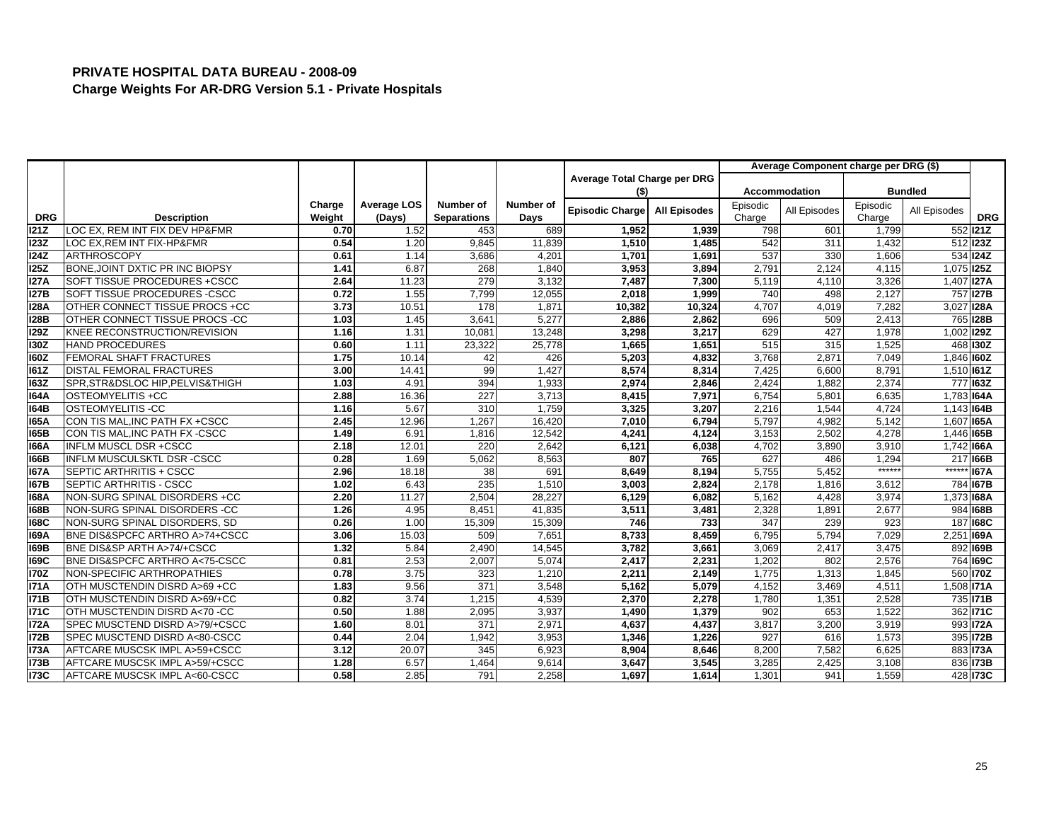## PRIVATE HOSPITAL DATA BUREAU - 2008-09
### Charge Weights For AR-DRG Version 5.1 - Private Hospitals

| | | | | | | Average Total Charge per DRG ($) | | Average Component charge per DRG ($) | | | | |
|---|---|---|---|---|---|---|---|---|---|---|---|---|
| | | | | | | | | Accommodation | | Bundled | | |
| DRG | Description | Charge Weight | Average LOS (Days) | Number of Separations | Number of Days | Episodic Charge | All Episodes | Episodic Charge | All Episodes | Episodic Charge | All Episodes | DRG |
| I21Z | LOC EX, REM INT FIX DEV HP&FMR | 0.70 | 1.52 | 453 | 689 | 1,952 | 1,939 | 798 | 601 | 1,799 | 552 | I21Z |
| I23Z | LOC EX,REM INT FIX-HP&FMR | 0.54 | 1.20 | 9,845 | 11,839 | 1,510 | 1,485 | 542 | 311 | 1,432 | 512 | I23Z |
| I24Z | ARTHROSCOPY | 0.61 | 1.14 | 3,686 | 4,201 | 1,701 | 1,691 | 537 | 330 | 1,606 | 534 | I24Z |
| I25Z | BONE,JOINT DXTIC PR INC BIOPSY | 1.41 | 6.87 | 268 | 1,840 | 3,953 | 3,894 | 2,791 | 2,124 | 4,115 | 1,075 | I25Z |
| I27A | SOFT TISSUE PROCEDURES +CSCC | 2.64 | 11.23 | 279 | 3,132 | 7,487 | 7,300 | 5,119 | 4,110 | 3,326 | 1,407 | I27A |
| I27B | SOFT TISSUE PROCEDURES -CSCC | 0.72 | 1.55 | 7,799 | 12,055 | 2,018 | 1,999 | 740 | 498 | 2,127 | 757 | I27B |
| I28A | OTHER CONNECT TISSUE PROCS +CC | 3.73 | 10.51 | 178 | 1,871 | 10,382 | 10,324 | 4,707 | 4,019 | 7,282 | 3,027 | I28A |
| I28B | OTHER CONNECT TISSUE PROCS -CC | 1.03 | 1.45 | 3,641 | 5,277 | 2,886 | 2,862 | 696 | 509 | 2,413 | 765 | I28B |
| I29Z | KNEE RECONSTRUCTION/REVISION | 1.16 | 1.31 | 10,081 | 13,248 | 3,298 | 3,217 | 629 | 427 | 1,978 | 1,002 | I29Z |
| I30Z | HAND PROCEDURES | 0.60 | 1.11 | 23,322 | 25,778 | 1,665 | 1,651 | 515 | 315 | 1,525 | 468 | I30Z |
| I60Z | FEMORAL SHAFT FRACTURES | 1.75 | 10.14 | 42 | 426 | 5,203 | 4,832 | 3,768 | 2,871 | 7,049 | 1,846 | I60Z |
| I61Z | DISTAL FEMORAL FRACTURES | 3.00 | 14.41 | 99 | 1,427 | 8,574 | 8,314 | 7,425 | 6,600 | 8,791 | 1,510 | I61Z |
| I63Z | SPR,STR&DSLOC HIP,PELVIS&THIGH | 1.03 | 4.91 | 394 | 1,933 | 2,974 | 2,846 | 2,424 | 1,882 | 2,374 | 777 | I63Z |
| I64A | OSTEOMYELITIS +CC | 2.88 | 16.36 | 227 | 3,713 | 8,415 | 7,971 | 6,754 | 5,801 | 6,635 | 1,783 | I64A |
| I64B | OSTEOMYELITIS -CC | 1.16 | 5.67 | 310 | 1,759 | 3,325 | 3,207 | 2,216 | 1,544 | 4,724 | 1,143 | I64B |
| I65A | CON TIS MAL,INC PATH FX +CSCC | 2.45 | 12.96 | 1,267 | 16,420 | 7,010 | 6,794 | 5,797 | 4,982 | 5,142 | 1,607 | I65A |
| I65B | CON TIS MAL,INC PATH FX -CSCC | 1.49 | 6.91 | 1,816 | 12,542 | 4,241 | 4,124 | 3,153 | 2,502 | 4,278 | 1,446 | I65B |
| I66A | INFLM MUSCL DSR +CSCC | 2.18 | 12.01 | 220 | 2,642 | 6,121 | 6,038 | 4,702 | 3,890 | 3,910 | 1,742 | I66A |
| I66B | INFLM MUSCULSKTL DSR -CSCC | 0.28 | 1.69 | 5,062 | 8,563 | 807 | 765 | 627 | 486 | 1,294 | 217 | I66B |
| I67A | SEPTIC ARTHRITIS + CSCC | 2.96 | 18.18 | 38 | 691 | 8,649 | 8,194 | 5,755 | 5,452 | ****** | ****** | I67A |
| I67B | SEPTIC ARTHRITIS - CSCC | 1.02 | 6.43 | 235 | 1,510 | 3,003 | 2,824 | 2,178 | 1,816 | 3,612 | 784 | I67B |
| I68A | NON-SURG SPINAL DISORDERS +CC | 2.20 | 11.27 | 2,504 | 28,227 | 6,129 | 6,082 | 5,162 | 4,428 | 3,974 | 1,373 | I68A |
| I68B | NON-SURG SPINAL DISORDERS -CC | 1.26 | 4.95 | 8,451 | 41,835 | 3,511 | 3,481 | 2,328 | 1,891 | 2,677 | 984 | I68B |
| I68C | NON-SURG SPINAL DISORDERS, SD | 0.26 | 1.00 | 15,309 | 15,309 | 746 | 733 | 347 | 239 | 923 | 187 | I68C |
| I69A | BNE DIS&SPCFC ARTHRO A>74+CSCC | 3.06 | 15.03 | 509 | 7,651 | 8,733 | 8,459 | 6,795 | 5,794 | 7,029 | 2,251 | I69A |
| I69B | BNE DIS&SP ARTH A>74/+CSCC | 1.32 | 5.84 | 2,490 | 14,545 | 3,782 | 3,661 | 3,069 | 2,417 | 3,475 | 892 | I69B |
| I69C | BNE DIS&SPCFC ARTHRO A<75-CSCC | 0.81 | 2.53 | 2,007 | 5,074 | 2,417 | 2,231 | 1,202 | 802 | 2,576 | 764 | I69C |
| I70Z | NON-SPECIFIC ARTHROPATHIES | 0.78 | 3.75 | 323 | 1,210 | 2,211 | 2,149 | 1,775 | 1,313 | 1,845 | 560 | I70Z |
| I71A | OTH MUSCTENDIN DISRD A>69 +CC | 1.83 | 9.56 | 371 | 3,548 | 5,162 | 5,079 | 4,152 | 3,469 | 4,511 | 1,508 | I71A |
| I71B | OTH MUSCTENDIN DISRD A>69/+CC | 0.82 | 3.74 | 1,215 | 4,539 | 2,370 | 2,278 | 1,780 | 1,351 | 2,528 | 735 | I71B |
| I71C | OTH MUSCTENDIN DISRD A<70 -CC | 0.50 | 1.88 | 2,095 | 3,937 | 1,490 | 1,379 | 902 | 653 | 1,522 | 362 | I71C |
| I72A | SPEC MUSCTEND DISRD A>79/+CSCC | 1.60 | 8.01 | 371 | 2,971 | 4,637 | 4,437 | 3,817 | 3,200 | 3,919 | 993 | I72A |
| I72B | SPEC MUSCTEND DISRD A<80-CSCC | 0.44 | 2.04 | 1,942 | 3,953 | 1,346 | 1,226 | 927 | 616 | 1,573 | 395 | I72B |
| I73A | AFTCARE MUSCSK IMPL A>59+CSCC | 3.12 | 20.07 | 345 | 6,923 | 8,904 | 8,646 | 8,200 | 7,582 | 6,625 | 883 | I73A |
| I73B | AFTCARE MUSCSK IMPL A>59/+CSCC | 1.28 | 6.57 | 1,464 | 9,614 | 3,647 | 3,545 | 3,285 | 2,425 | 3,108 | 836 | I73B |
| I73C | AFTCARE MUSCSK IMPL A<60-CSCC | 0.58 | 2.85 | 791 | 2,258 | 1,697 | 1,614 | 1,301 | 941 | 1,559 | 428 | I73C |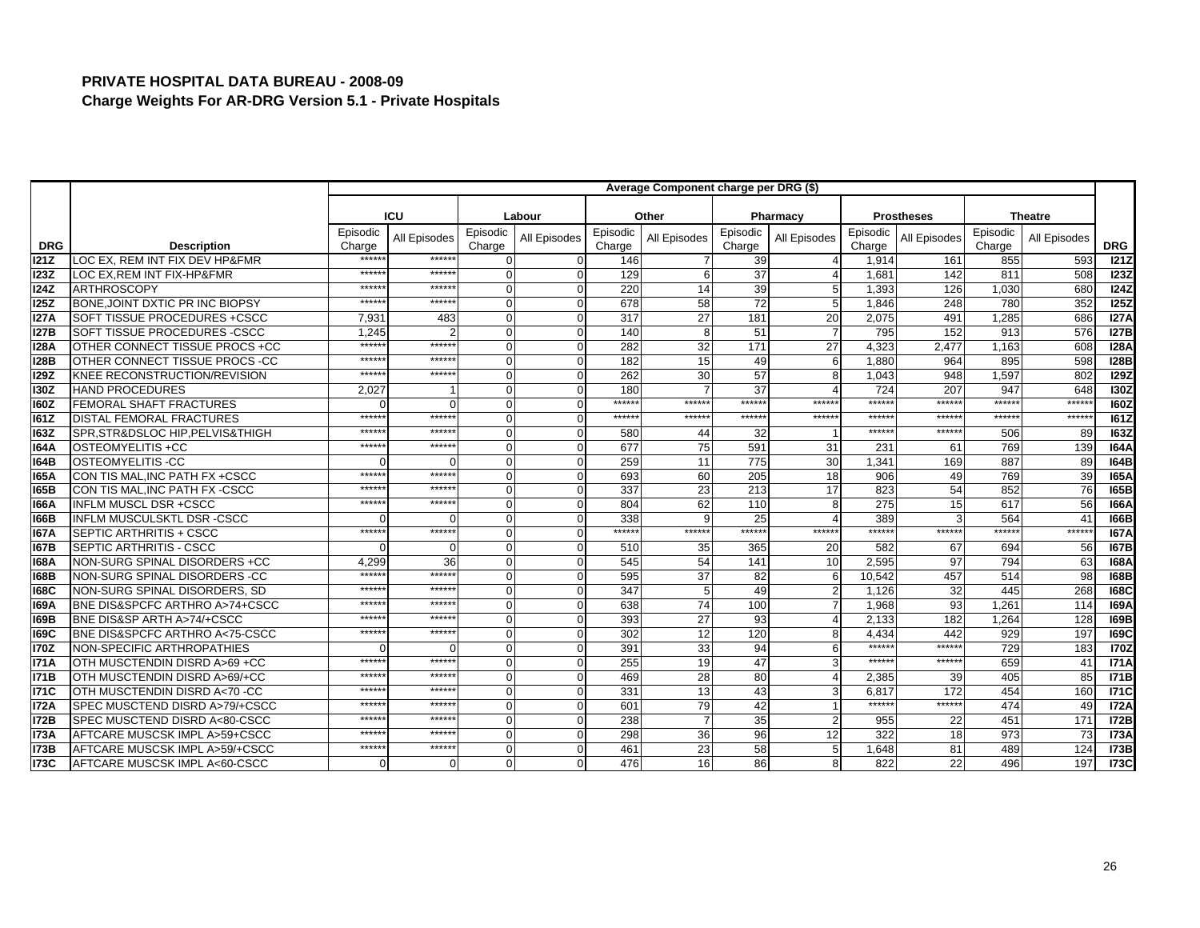## PRIVATE HOSPITAL DATA BUREAU - 2008-09

### Charge Weights For AR-DRG Version 5.1 - Private Hospitals

| | | Average Component charge per DRG ($) | | | | | | | | | | | | |
|---|---|---|---|---|---|---|---|---|---|---|---|---|---|---|
| | | ICU | | Labour | | Other | | Pharmacy | | Prostheses | | Theatre | | |
| DRG | Description | Episodic Charge | All Episodes | Episodic Charge | All Episodes | Episodic Charge | All Episodes | Episodic Charge | All Episodes | Episodic Charge | All Episodes | Episodic Charge | All Episodes | DRG |
| I21Z | LOC EX, REM INT FIX DEV HP&FMR | ****** | ****** | 0 | 0 | 146 | 7 | 39 | 4 | 1,914 | 161 | 855 | 593 | I21Z |
| I23Z | LOC EX,REM INT FIX-HP&FMR | ****** | ****** | 0 | 0 | 129 | 6 | 37 | 4 | 1,681 | 142 | 811 | 508 | I23Z |
| I24Z | ARTHROSCOPY | ****** | ****** | 0 | 0 | 220 | 14 | 39 | 5 | 1,393 | 126 | 1,030 | 680 | I24Z |
| I25Z | BONE,JOINT DXTIC PR INC BIOPSY | ****** | ****** | 0 | 0 | 678 | 58 | 72 | 5 | 1,846 | 248 | 780 | 352 | I25Z |
| I27A | SOFT TISSUE PROCEDURES +CSCC | 7,931 | 483 | 0 | 0 | 317 | 27 | 181 | 20 | 2,075 | 491 | 1,285 | 686 | I27A |
| I27B | SOFT TISSUE PROCEDURES -CSCC | 1,245 | 2 | 0 | 0 | 140 | 8 | 51 | 7 | 795 | 152 | 913 | 576 | I27B |
| I28A | OTHER CONNECT TISSUE PROCS +CC | ****** | ****** | 0 | 0 | 282 | 32 | 171 | 27 | 4,323 | 2,477 | 1,163 | 608 | I28A |
| I28B | OTHER CONNECT TISSUE PROCS -CC | ****** | ****** | 0 | 0 | 182 | 15 | 49 | 6 | 1,880 | 964 | 895 | 598 | I28B |
| I29Z | KNEE RECONSTRUCTION/REVISION | ****** | ****** | 0 | 0 | 262 | 30 | 57 | 8 | 1,043 | 948 | 1,597 | 802 | I29Z |
| I30Z | HAND PROCEDURES | 2,027 | 1 | 0 | 0 | 180 | 7 | 37 | 4 | 724 | 207 | 947 | 648 | I30Z |
| I60Z | FEMORAL SHAFT FRACTURES | 0 | 0 | 0 | 0 | ****** | ****** | ****** | ****** | ****** | ****** | ****** | ****** | I60Z |
| I61Z | DISTAL FEMORAL FRACTURES | ****** | ****** | 0 | 0 | ****** | ****** | ****** | ****** | ****** | ****** | ****** | ****** | I61Z |
| I63Z | SPR,STR&DSLOC HIP,PELVIS&THIGH | ****** | ****** | 0 | 0 | 580 | 44 | 32 | 1 | ****** | ****** | 506 | 89 | I63Z |
| I64A | OSTEOMYELITIS +CC | ****** | ****** | 0 | 0 | 677 | 75 | 591 | 31 | 231 | 61 | 769 | 139 | I64A |
| I64B | OSTEOMYELITIS -CC | 0 | 0 | 0 | 0 | 259 | 11 | 775 | 30 | 1,341 | 169 | 887 | 89 | I64B |
| I65A | CON TIS MAL,INC PATH FX +CSCC | ****** | ****** | 0 | 0 | 693 | 60 | 205 | 18 | 906 | 49 | 769 | 39 | I65A |
| I65B | CON TIS MAL,INC PATH FX -CSCC | ****** | ****** | 0 | 0 | 337 | 23 | 213 | 17 | 823 | 54 | 852 | 76 | I65B |
| I66A | INFLM MUSCL DSR +CSCC | ****** | ****** | 0 | 0 | 804 | 62 | 110 | 8 | 275 | 15 | 617 | 56 | I66A |
| I66B | INFLM MUSCULSKTL DSR -CSCC | 0 | 0 | 0 | 0 | 338 | 9 | 25 | 4 | 389 | 3 | 564 | 41 | I66B |
| I67A | SEPTIC ARTHRITIS + CSCC | ****** | ****** | 0 | 0 | ****** | ****** | ****** | ****** | ****** | ****** | ****** | ****** | I67A |
| I67B | SEPTIC ARTHRITIS - CSCC | 0 | 0 | 0 | 0 | 510 | 35 | 365 | 20 | 582 | 67 | 694 | 56 | I67B |
| I68A | NON-SURG SPINAL DISORDERS +CC | 4,299 | 36 | 0 | 0 | 545 | 54 | 141 | 10 | 2,595 | 97 | 794 | 63 | I68A |
| I68B | NON-SURG SPINAL DISORDERS -CC | ****** | ****** | 0 | 0 | 595 | 37 | 82 | 6 | 10,542 | 457 | 514 | 98 | I68B |
| I68C | NON-SURG SPINAL DISORDERS, SD | ****** | ****** | 0 | 0 | 347 | 5 | 49 | 2 | 1,126 | 32 | 445 | 268 | I68C |
| I69A | BNE DIS&SPCFC ARTHRO A>74+CSCC | ****** | ****** | 0 | 0 | 638 | 74 | 100 | 7 | 1,968 | 93 | 1,261 | 114 | I69A |
| I69B | BNE DIS&SP ARTH A>74/+CSCC | ****** | ****** | 0 | 0 | 393 | 27 | 93 | 4 | 2,133 | 182 | 1,264 | 128 | I69B |
| I69C | BNE DIS&SPCFC ARTHRO A<75-CSCC | ****** | ****** | 0 | 0 | 302 | 12 | 120 | 8 | 4,434 | 442 | 929 | 197 | I69C |
| I70Z | NON-SPECIFIC ARTHROPATHIES | 0 | 0 | 0 | 0 | 391 | 33 | 94 | 6 | ****** | ****** | 729 | 183 | I70Z |
| I71A | OTH MUSCTENDIN DISRD A>69 +CC | ****** | ****** | 0 | 0 | 255 | 19 | 47 | 3 | ****** | ****** | 659 | 41 | I71A |
| I71B | OTH MUSCTENDIN DISRD A>69/+CC | ****** | ****** | 0 | 0 | 469 | 28 | 80 | 4 | 2,385 | 39 | 405 | 85 | I71B |
| I71C | OTH MUSCTENDIN DISRD A<70 -CC | ****** | ****** | 0 | 0 | 331 | 13 | 43 | 3 | 6,817 | 172 | 454 | 160 | I71C |
| I72A | SPEC MUSCTEND DISRD A>79/+CSCC | ****** | ****** | 0 | 0 | 601 | 79 | 42 | 1 | ****** | ****** | 474 | 49 | I72A |
| I72B | SPEC MUSCTEND DISRD A<80-CSCC | ****** | ****** | 0 | 0 | 238 | 7 | 35 | 2 | 955 | 22 | 451 | 171 | I72B |
| I73A | AFTCARE MUSCSK IMPL A>59+CSCC | ****** | ****** | 0 | 0 | 298 | 36 | 96 | 12 | 322 | 18 | 973 | 73 | I73A |
| I73B | AFTCARE MUSCSK IMPL A>59/+CSCC | ****** | ****** | 0 | 0 | 461 | 23 | 58 | 5 | 1,648 | 81 | 489 | 124 | I73B |
| I73C | AFTCARE MUSCSK IMPL A<60-CSCC | 0 | 0 | 0 | 0 | 476 | 16 | 86 | 8 | 822 | 22 | 496 | 197 | I73C |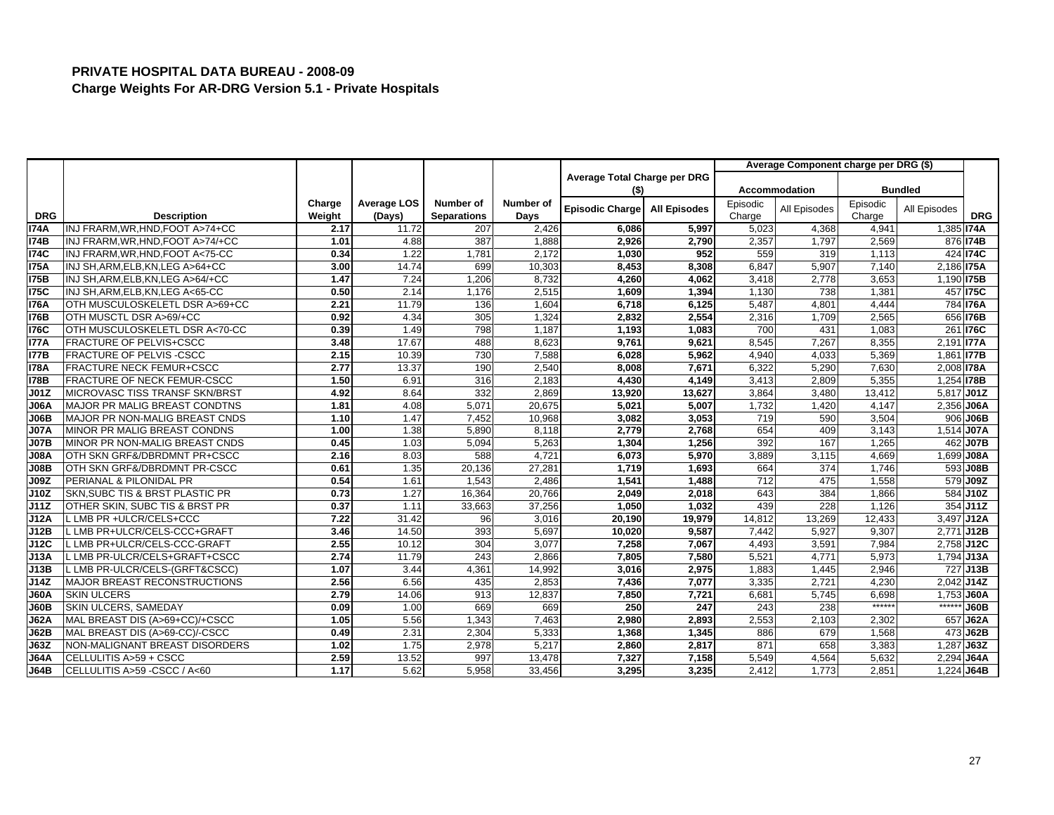## PRIVATE HOSPITAL DATA BUREAU - 2008-09

### Charge Weights For AR-DRG Version 5.1 - Private Hospitals

| | | | | | | Average Total Charge per DRG ($) | | Average Component charge per DRG ($) | | | | |
|---|---|---|---|---|---|---|---|---|---|---|---|---|
| | | | | | | | | Accommodation | | Bundled | | |
| DRG | Description | Charge Weight | Average LOS (Days) | Number of Separations | Number of Days | Episodic Charge | All Episodes | Episodic Charge | All Episodes | Episodic Charge | All Episodes | DRG |
| I74A | INJ FRARM,WR,HND,FOOT A>74+CC | 2.17 | 11.72 | 207 | 2,426 | 6,086 | 5,997 | 5,023 | 4,368 | 4,941 | 1,385 | I74A |
| I74B | INJ FRARM,WR,HND,FOOT A>74/+CC | 1.01 | 4.88 | 387 | 1,888 | 2,926 | 2,790 | 2,357 | 1,797 | 2,569 | 876 | I74B |
| I74C | INJ FRARM,WR,HND,FOOT A<75-CC | 0.34 | 1.22 | 1,781 | 2,172 | 1,030 | 952 | 559 | 319 | 1,113 | 424 | I74C |
| I75A | INJ SH,ARM,ELB,KN,LEG A>64+CC | 3.00 | 14.74 | 699 | 10,303 | 8,453 | 8,308 | 6,847 | 5,907 | 7,140 | 2,186 | I75A |
| I75B | INJ SH,ARM,ELB,KN,LEG A>64/+CC | 1.47 | 7.24 | 1,206 | 8,732 | 4,260 | 4,062 | 3,418 | 2,778 | 3,653 | 1,190 | I75B |
| I75C | INJ SH,ARM,ELB,KN,LEG A<65-CC | 0.50 | 2.14 | 1,176 | 2,515 | 1,609 | 1,394 | 1,130 | 738 | 1,381 | 457 | I75C |
| I76A | OTH MUSCULOSKELETL DSR A>69+CC | 2.21 | 11.79 | 136 | 1,604 | 6,718 | 6,125 | 5,487 | 4,801 | 4,444 | 784 | I76A |
| I76B | OTH MUSCTL DSR A>69/+CC | 0.92 | 4.34 | 305 | 1,324 | 2,832 | 2,554 | 2,316 | 1,709 | 2,565 | 656 | I76B |
| I76C | OTH MUSCULOSKELETL DSR A<70-CC | 0.39 | 1.49 | 798 | 1,187 | 1,193 | 1,083 | 700 | 431 | 1,083 | 261 | I76C |
| I77A | FRACTURE OF PELVIS+CSCC | 3.48 | 17.67 | 488 | 8,623 | 9,761 | 9,621 | 8,545 | 7,267 | 8,355 | 2,191 | I77A |
| I77B | FRACTURE OF PELVIS -CSCC | 2.15 | 10.39 | 730 | 7,588 | 6,028 | 5,962 | 4,940 | 4,033 | 5,369 | 1,861 | I77B |
| I78A | FRACTURE NECK FEMUR+CSCC | 2.77 | 13.37 | 190 | 2,540 | 8,008 | 7,671 | 6,322 | 5,290 | 7,630 | 2,008 | I78A |
| I78B | FRACTURE OF NECK FEMUR-CSCC | 1.50 | 6.91 | 316 | 2,183 | 4,430 | 4,149 | 3,413 | 2,809 | 5,355 | 1,254 | I78B |
| J01Z | MICROVASC TISS TRANSF SKN/BRST | 4.92 | 8.64 | 332 | 2,869 | 13,920 | 13,627 | 3,864 | 3,480 | 13,412 | 5,817 | J01Z |
| J06A | MAJOR PR MALIG BREAST CONDTNS | 1.81 | 4.08 | 5,071 | 20,675 | 5,021 | 5,007 | 1,732 | 1,420 | 4,147 | 2,356 | J06A |
| J06B | MAJOR PR NON-MALIG BREAST CNDS | 1.10 | 1.47 | 7,452 | 10,968 | 3,082 | 3,053 | 719 | 590 | 3,504 | 906 | J06B |
| J07A | MINOR PR MALIG BREAST CONDNS | 1.00 | 1.38 | 5,890 | 8,118 | 2,779 | 2,768 | 654 | 409 | 3,143 | 1,514 | J07A |
| J07B | MINOR PR NON-MALIG BREAST CNDS | 0.45 | 1.03 | 5,094 | 5,263 | 1,304 | 1,256 | 392 | 167 | 1,265 | 462 | J07B |
| J08A | OTH SKN GRF&/DBRDMNT PR+CSCC | 2.16 | 8.03 | 588 | 4,721 | 6,073 | 5,970 | 3,889 | 3,115 | 4,669 | 1,699 | J08A |
| J08B | OTH SKN GRF&/DBRDMNT PR-CSCC | 0.61 | 1.35 | 20,136 | 27,281 | 1,719 | 1,693 | 664 | 374 | 1,746 | 593 | J08B |
| J09Z | PERIANAL & PILONIDAL PR | 0.54 | 1.61 | 1,543 | 2,486 | 1,541 | 1,488 | 712 | 475 | 1,558 | 579 | J09Z |
| J10Z | SKN,SUBC TIS & BRST PLASTIC PR | 0.73 | 1.27 | 16,364 | 20,766 | 2,049 | 2,018 | 643 | 384 | 1,866 | 584 | J10Z |
| J11Z | OTHER SKIN, SUBC TIS & BRST PR | 0.37 | 1.11 | 33,663 | 37,256 | 1,050 | 1,032 | 439 | 228 | 1,126 | 354 | J11Z |
| J12A | L LMB PR +ULCR/CELS+CCC | 7.22 | 31.42 | 96 | 3,016 | 20,190 | 19,979 | 14,812 | 13,269 | 12,433 | 3,497 | J12A |
| J12B | L LMB PR+ULCR/CELS-CCC+GRAFT | 3.46 | 14.50 | 393 | 5,697 | 10,020 | 9,587 | 7,442 | 5,927 | 9,307 | 2,771 | J12B |
| J12C | L LMB PR+ULCR/CELS-CCC-GRAFT | 2.55 | 10.12 | 304 | 3,077 | 7,258 | 7,067 | 4,493 | 3,591 | 7,984 | 2,758 | J12C |
| J13A | L LMB PR-ULCR/CELS+GRAFT+CSCC | 2.74 | 11.79 | 243 | 2,866 | 7,805 | 7,580 | 5,521 | 4,771 | 5,973 | 1,794 | J13A |
| J13B | L LMB PR-ULCR/CELS-(GRFT&CSCC) | 1.07 | 3.44 | 4,361 | 14,992 | 3,016 | 2,975 | 1,883 | 1,445 | 2,946 | 727 | J13B |
| J14Z | MAJOR BREAST RECONSTRUCTIONS | 2.56 | 6.56 | 435 | 2,853 | 7,436 | 7,077 | 3,335 | 2,721 | 4,230 | 2,042 | J14Z |
| J60A | SKIN ULCERS | 2.79 | 14.06 | 913 | 12,837 | 7,850 | 7,721 | 6,681 | 5,745 | 6,698 | 1,753 | J60A |
| J60B | SKIN ULCERS, SAMEDAY | 0.09 | 1.00 | 669 | 669 | 250 | 247 | 243 | 238 | ****** | ****** | J60B |
| J62A | MAL BREAST DIS (A>69+CC)/+CSCC | 1.05 | 5.56 | 1,343 | 7,463 | 2,980 | 2,893 | 2,553 | 2,103 | 2,302 | 657 | J62A |
| J62B | MAL BREAST DIS (A>69-CC)/-CSCC | 0.49 | 2.31 | 2,304 | 5,333 | 1,368 | 1,345 | 886 | 679 | 1,568 | 473 | J62B |
| J63Z | NON-MALIGNANT BREAST DISORDERS | 1.02 | 1.75 | 2,978 | 5,217 | 2,860 | 2,817 | 871 | 658 | 3,383 | 1,287 | J63Z |
| J64A | CELLULITIS A>59 + CSCC | 2.59 | 13.52 | 997 | 13,478 | 7,327 | 7,158 | 5,549 | 4,564 | 5,632 | 2,294 | J64A |
| J64B | CELLULITIS A>59 -CSCC / A<60 | 1.17 | 5.62 | 5,958 | 33,456 | 3,295 | 3,235 | 2,412 | 1,773 | 2,851 | 1,224 | J64B |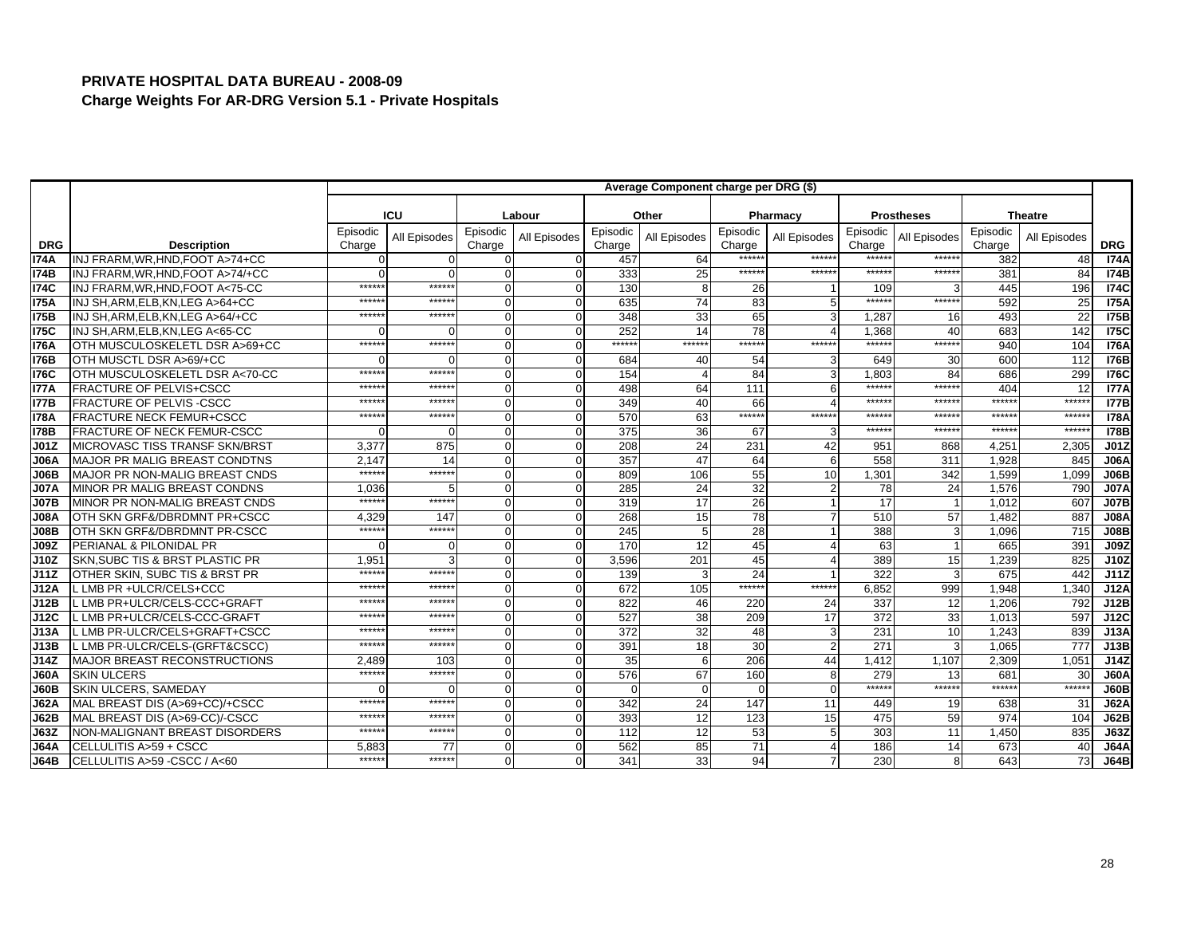# PRIVATE HOSPITAL DATA BUREAU - 2008-09

## Charge Weights For AR-DRG Version 5.1 - Private Hospitals

| | | Average Component charge per DRG ($) | | | | | | | | | | | | |
|---|---|---|---|---|---|---|---|---|---|---|---|---|---|---|
| | | ICU | | Labour | | Other | | Pharmacy | | Prostheses | | Theatre | | |
| DRG | Description | Episodic Charge | All Episodes | Episodic Charge | All Episodes | Episodic Charge | All Episodes | Episodic Charge | All Episodes | Episodic Charge | All Episodes | Episodic Charge | All Episodes | DRG |
| I74A | INJ FRARM,WR,HND,FOOT A>74+CC | 0 | 0 | 0 | 0 | 457 | 64 | ****** | ****** | ****** | ****** | 382 | 48 | I74A |
| I74B | INJ FRARM,WR,HND,FOOT A>74/+CC | 0 | 0 | 0 | 0 | 333 | 25 | ****** | ****** | ****** | ****** | 381 | 84 | I74B |
| I74C | INJ FRARM,WR,HND,FOOT A<75-CC | ****** | ****** | 0 | 0 | 130 | 8 | 26 | 1 | 109 | 3 | 445 | 196 | I74C |
| I75A | INJ SH,ARM,ELB,KN,LEG A>64+CC | ****** | ****** | 0 | 0 | 635 | 74 | 83 | 5 | ****** | ****** | 592 | 25 | I75A |
| I75B | INJ SH,ARM,ELB,KN,LEG A>64/+CC | ****** | ****** | 0 | 0 | 348 | 33 | 65 | 3 | 1,287 | 16 | 493 | 22 | I75B |
| I75C | INJ SH,ARM,ELB,KN,LEG A<65-CC | 0 | 0 | 0 | 0 | 252 | 14 | 78 | 4 | 1,368 | 40 | 683 | 142 | I75C |
| I76A | OTH MUSCULOSKELETL DSR A>69+CC | ****** | ****** | 0 | 0 | ****** | ****** | ****** | ****** | ****** | ****** | 940 | 104 | I76A |
| I76B | OTH MUSCTL DSR A>69/+CC | 0 | 0 | 0 | 0 | 684 | 40 | 54 | 3 | 649 | 30 | 600 | 112 | I76B |
| I76C | OTH MUSCULOSKELETL DSR A<70-CC | ****** | ****** | 0 | 0 | 154 | 4 | 84 | 3 | 1,803 | 84 | 686 | 299 | I76C |
| I77A | FRACTURE OF PELVIS+CSCC | ****** | ****** | 0 | 0 | 498 | 64 | 111 | 6 | ****** | ****** | 404 | 12 | I77A |
| I77B | FRACTURE OF PELVIS -CSCC | ****** | ****** | 0 | 0 | 349 | 40 | 66 | 4 | ****** | ****** | ****** | ****** | I77B |
| I78A | FRACTURE NECK FEMUR+CSCC | ****** | ****** | 0 | 0 | 570 | 63 | ****** | ****** | ****** | ****** | ****** | ****** | I78A |
| I78B | FRACTURE OF NECK FEMUR-CSCC | 0 | 0 | 0 | 0 | 375 | 36 | 67 | 3 | ****** | ****** | ****** | ****** | I78B |
| J01Z | MICROVASC TISS TRANSF SKN/BRST | 3,377 | 875 | 0 | 0 | 208 | 24 | 231 | 42 | 951 | 868 | 4,251 | 2,305 | J01Z |
| J06A | MAJOR PR MALIG BREAST CONDTNS | 2,147 | 14 | 0 | 0 | 357 | 47 | 64 | 6 | 558 | 311 | 1,928 | 845 | J06A |
| J06B | MAJOR PR NON-MALIG BREAST CNDS | ****** | ****** | 0 | 0 | 809 | 106 | 55 | 10 | 1,301 | 342 | 1,599 | 1,099 | J06B |
| J07A | MINOR PR MALIG BREAST CONDNS | 1,036 | 5 | 0 | 0 | 285 | 24 | 32 | 2 | 78 | 24 | 1,576 | 790 | J07A |
| J07B | MINOR PR NON-MALIG BREAST CNDS | ****** | ****** | 0 | 0 | 319 | 17 | 26 | 1 | 17 | 1 | 1,012 | 607 | J07B |
| J08A | OTH SKN GRF&/DBRDMNT PR+CSCC | 4,329 | 147 | 0 | 0 | 268 | 15 | 78 | 7 | 510 | 57 | 1,482 | 887 | J08A |
| J08B | OTH SKN GRF&/DBRDMNT PR-CSCC | ****** | ****** | 0 | 0 | 245 | 5 | 28 | 1 | 388 | 3 | 1,096 | 715 | J08B |
| J09Z | PERIANAL & PILONIDAL PR | 0 | 0 | 0 | 0 | 170 | 12 | 45 | 4 | 63 | 1 | 665 | 391 | J09Z |
| J10Z | SKN,SUBC TIS & BRST PLASTIC PR | 1,951 | 3 | 0 | 0 | 3,596 | 201 | 45 | 4 | 389 | 15 | 1,239 | 825 | J10Z |
| J11Z | OTHER SKIN, SUBC TIS & BRST PR | ****** | ****** | 0 | 0 | 139 | 3 | 24 | 1 | 322 | 3 | 675 | 442 | J11Z |
| J12A | L LMB PR +ULCR/CELS+CCC | ****** | ****** | 0 | 0 | 672 | 105 | ****** | ****** | 6,852 | 999 | 1,948 | 1,340 | J12A |
| J12B | L LMB PR+ULCR/CELS-CCC+GRAFT | ****** | ****** | 0 | 0 | 822 | 46 | 220 | 24 | 337 | 12 | 1,206 | 792 | J12B |
| J12C | L LMB PR+ULCR/CELS-CCC-GRAFT | ****** | ****** | 0 | 0 | 527 | 38 | 209 | 17 | 372 | 33 | 1,013 | 597 | J12C |
| J13A | L LMB PR-ULCR/CELS+GRAFT+CSCC | ****** | ****** | 0 | 0 | 372 | 32 | 48 | 3 | 231 | 10 | 1,243 | 839 | J13A |
| J13B | L LMB PR-ULCR/CELS-(GRFT&CSCC) | ****** | ****** | 0 | 0 | 391 | 18 | 30 | 2 | 271 | 3 | 1,065 | 777 | J13B |
| J14Z | MAJOR BREAST RECONSTRUCTIONS | 2,489 | 103 | 0 | 0 | 35 | 6 | 206 | 44 | 1,412 | 1,107 | 2,309 | 1,051 | J14Z |
| J60A | SKIN ULCERS | ****** | ****** | 0 | 0 | 576 | 67 | 160 | 8 | 279 | 13 | 681 | 30 | J60A |
| J60B | SKIN ULCERS, SAMEDAY | 0 | 0 | 0 | 0 | 0 | 0 | 0 | 0 | ****** | ****** | ****** | ****** | J60B |
| J62A | MAL BREAST DIS (A>69+CC)/+CSCC | ****** | ****** | 0 | 0 | 342 | 24 | 147 | 11 | 449 | 19 | 638 | 31 | J62A |
| J62B | MAL BREAST DIS (A>69-CC)/-CSCC | ****** | ****** | 0 | 0 | 393 | 12 | 123 | 15 | 475 | 59 | 974 | 104 | J62B |
| J63Z | NON-MALIGNANT BREAST DISORDERS | ****** | ****** | 0 | 0 | 112 | 12 | 53 | 5 | 303 | 11 | 1,450 | 835 | J63Z |
| J64A | CELLULITIS A>59 + CSCC | 5,883 | 77 | 0 | 0 | 562 | 85 | 71 | 4 | 186 | 14 | 673 | 40 | J64A |
| J64B | CELLULITIS A>59 -CSCC / A<60 | ****** | ****** | 0 | 0 | 341 | 33 | 94 | 7 | 230 | 8 | 643 | 73 | J64B |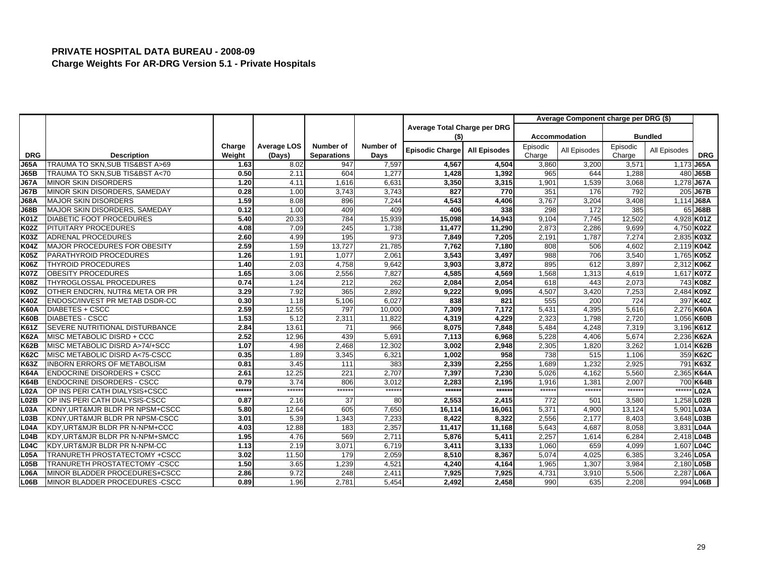## PRIVATE HOSPITAL DATA BUREAU - 2008-09

### Charge Weights For AR-DRG Version 5.1 - Private Hospitals

| DRG | Description | Charge Weight | Average LOS (Days) | Number of Separations | Number of Days | Average Total Charge per DRG ($) | | Average Component charge per DRG ($) | | | | DRG |
|---|---|---|---|---|---|---|---|---|---|---|---|---|
| | | | | | | | | Accommodation | | Bundled | | |
| | | | | | | Episodic Charge | All Episodes | Episodic Charge | All Episodes | Episodic Charge | All Episodes | |
| J65A | TRAUMA TO SKN,SUB TIS&BST A>69 | 1.63 | 8.02 | 947 | 7,597 | 4,567 | 4,504 | 3,860 | 3,200 | 3,571 | 1,173 | J65A |
| J65B | TRAUMA TO SKN,SUB TIS&BST A<70 | 0.50 | 2.11 | 604 | 1,277 | 1,428 | 1,392 | 965 | 644 | 1,288 | 480 | J65B |
| J67A | MINOR SKIN DISORDERS | 1.20 | 4.11 | 1,616 | 6,631 | 3,350 | 3,315 | 1,901 | 1,539 | 3,068 | 1,278 | J67A |
| J67B | MINOR SKIN DISORDERS, SAMEDAY | 0.28 | 1.00 | 3,743 | 3,743 | 827 | 770 | 351 | 176 | 792 | 205 | J67B |
| J68A | MAJOR SKIN DISORDERS | 1.59 | 8.08 | 896 | 7,244 | 4,543 | 4,406 | 3,767 | 3,204 | 3,408 | 1,114 | J68A |
| J68B | MAJOR SKIN DISORDERS, SAMEDAY | 0.12 | 1.00 | 409 | 409 | 406 | 338 | 298 | 172 | 385 | 65 | J68B |
| K01Z | DIABETIC FOOT PROCEDURES | 5.40 | 20.33 | 784 | 15,939 | 15,098 | 14,943 | 9,104 | 7,745 | 12,502 | 4,928 | K01Z |
| K02Z | PITUITARY PROCEDURES | 4.08 | 7.09 | 245 | 1,738 | 11,477 | 11,290 | 2,873 | 2,286 | 9,699 | 4,750 | K02Z |
| K03Z | ADRENAL PROCEDURES | 2.60 | 4.99 | 195 | 973 | 7,849 | 7,205 | 2,191 | 1,787 | 7,274 | 2,835 | K03Z |
| K04Z | MAJOR PROCEDURES FOR OBESITY | 2.59 | 1.59 | 13,727 | 21,785 | 7,762 | 7,180 | 808 | 506 | 4,602 | 2,119 | K04Z |
| K05Z | PARATHYROID PROCEDURES | 1.26 | 1.91 | 1,077 | 2,061 | 3,543 | 3,497 | 988 | 706 | 3,540 | 1,765 | K05Z |
| K06Z | THYROID PROCEDURES | 1.40 | 2.03 | 4,758 | 9,642 | 3,903 | 3,872 | 895 | 612 | 3,897 | 2,312 | K06Z |
| K07Z | OBESITY PROCEDURES | 1.65 | 3.06 | 2,556 | 7,827 | 4,585 | 4,569 | 1,568 | 1,313 | 4,619 | 1,617 | K07Z |
| K08Z | THYROGLOSSAL PROCEDURES | 0.74 | 1.24 | 212 | 262 | 2,084 | 2,054 | 618 | 443 | 2,073 | 743 | K08Z |
| K09Z | OTHER ENDCRN, NUTR& META OR PR | 3.29 | 7.92 | 365 | 2,892 | 9,222 | 9,095 | 4,507 | 3,420 | 7,253 | 2,484 | K09Z |
| K40Z | ENDOSC/INVEST PR METAB DSDR-CC | 0.30 | 1.18 | 5,106 | 6,027 | 838 | 821 | 555 | 200 | 724 | 397 | K40Z |
| K60A | DIABETES + CSCC | 2.59 | 12.55 | 797 | 10,000 | 7,309 | 7,172 | 5,431 | 4,395 | 5,616 | 2,276 | K60A |
| K60B | DIABETES - CSCC | 1.53 | 5.12 | 2,311 | 11,822 | 4,319 | 4,229 | 2,323 | 1,798 | 2,720 | 1,056 | K60B |
| K61Z | SEVERE NUTRITIONAL DISTURBANCE | 2.84 | 13.61 | 71 | 966 | 8,075 | 7,848 | 5,484 | 4,248 | 7,319 | 3,196 | K61Z |
| K62A | MISC METABOLIC DISRD + CCC | 2.52 | 12.96 | 439 | 5,691 | 7,113 | 6,968 | 5,228 | 4,406 | 5,674 | 2,236 | K62A |
| K62B | MISC METABOLIC DISRD A>74/+SCC | 1.07 | 4.98 | 2,468 | 12,302 | 3,002 | 2,948 | 2,305 | 1,820 | 3,262 | 1,014 | K62B |
| K62C | MISC METABOLIC DISRD A<75-CSCC | 0.35 | 1.89 | 3,345 | 6,321 | 1,002 | 958 | 738 | 515 | 1,106 | 359 | K62C |
| K63Z | INBORN ERRORS OF METABOLISM | 0.81 | 3.45 | 111 | 383 | 2,339 | 2,255 | 1,689 | 1,232 | 2,925 | 791 | K63Z |
| K64A | ENDOCRINE DISORDERS + CSCC | 2.61 | 12.25 | 221 | 2,707 | 7,397 | 7,230 | 5,026 | 4,162 | 5,560 | 2,365 | K64A |
| K64B | ENDOCRINE DISORDERS - CSCC | 0.79 | 3.74 | 806 | 3,012 | 2,283 | 2,195 | 1,916 | 1,381 | 2,007 | 700 | K64B |
| L02A | OP INS PERI CATH DIALYSIS+CSCC | ****** | ****** | ****** | ****** | ****** | ****** | ****** | ****** | ****** | ****** | L02A |
| L02B | OP INS PERI CATH DIALYSIS-CSCC | 0.87 | 2.16 | 37 | 80 | 2,553 | 2,415 | 772 | 501 | 3,580 | 1,258 | L02B |
| L03A | KDNY,URT&MJR BLDR PR NPSM+CSCC | 5.80 | 12.64 | 605 | 7,650 | 16,114 | 16,061 | 5,371 | 4,900 | 13,124 | 5,901 | L03A |
| L03B | KDNY,URT&MJR BLDR PR NPSM-CSCC | 3.01 | 5.39 | 1,343 | 7,233 | 8,422 | 8,322 | 2,556 | 2,177 | 8,403 | 3,648 | L03B |
| L04A | KDY,URT&MJR BLDR PR N-NPM+CCC | 4.03 | 12.88 | 183 | 2,357 | 11,417 | 11,168 | 5,643 | 4,687 | 8,058 | 3,831 | L04A |
| L04B | KDY,URT&MJR BLDR PR N-NPM+SMCC | 1.95 | 4.76 | 569 | 2,711 | 5,876 | 5,411 | 2,257 | 1,614 | 6,284 | 2,418 | L04B |
| L04C | KDY,URT&MJR BLDR PR N-NPM-CC | 1.13 | 2.19 | 3,071 | 6,719 | 3,411 | 3,133 | 1,060 | 659 | 4,099 | 1,607 | L04C |
| L05A | TRANURETH PROSTATECTOMY +CSCC | 3.02 | 11.50 | 179 | 2,059 | 8,510 | 8,367 | 5,074 | 4,025 | 6,385 | 3,246 | L05A |
| L05B | TRANURETH PROSTATECTOMY -CSCC | 1.50 | 3.65 | 1,239 | 4,521 | 4,240 | 4,164 | 1,965 | 1,307 | 3,984 | 2,180 | L05B |
| L06A | MINOR BLADDER PROCEDURES+CSCC | 2.86 | 9.72 | 248 | 2,411 | 7,925 | 7,925 | 4,731 | 3,910 | 5,506 | 2,287 | L06A |
| L06B | MINOR BLADDER PROCEDURES -CSCC | 0.89 | 1.96 | 2,781 | 5,454 | 2,492 | 2,458 | 990 | 635 | 2,208 | 994 | L06B |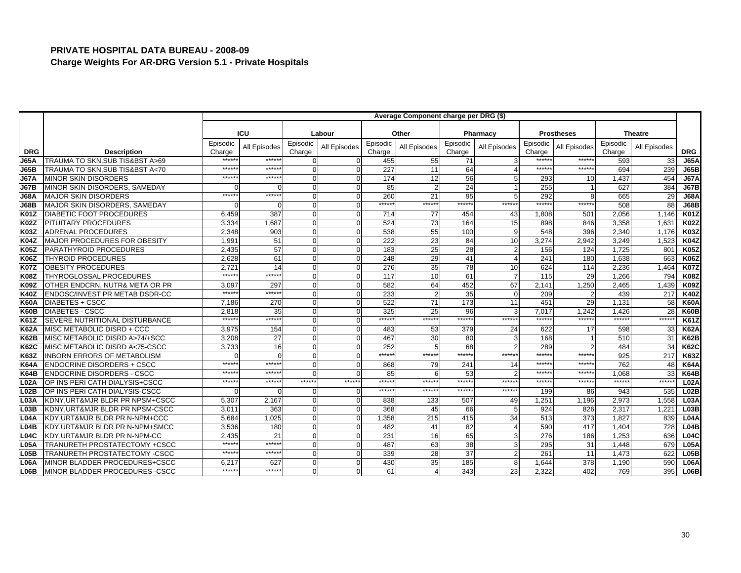# PRIVATE HOSPITAL DATA BUREAU - 2008-09

## Charge Weights For AR-DRG Version 5.1 - Private Hospitals

| | | Average Component charge per DRG ($) | | | | | | | | | | | | |
|---|---|---|---|---|---|---|---|---|---|---|---|---|---|---|
| | | ICU | | Labour | | Other | | Pharmacy | | Prostheses | | Theatre | | |
| DRG | Description | Episodic Charge | All Episodes | Episodic Charge | All Episodes | Episodic Charge | All Episodes | Episodic Charge | All Episodes | Episodic Charge | All Episodes | Episodic Charge | All Episodes | DRG |
| J65A | TRAUMA TO SKN,SUB TIS&BST A>69 | ****** | ****** | 0 | 0 | 455 | 55 | 71 | 3 | ****** | ****** | 593 | 33 | J65A |
| J65B | TRAUMA TO SKN,SUB TIS&BST A<70 | ****** | ****** | 0 | 0 | 227 | 11 | 64 | 4 | ****** | ****** | 694 | 239 | J65B |
| J67A | MINOR SKIN DISORDERS | ****** | ****** | 0 | 0 | 174 | 12 | 56 | 5 | 293 | 10 | 1,437 | 454 | J67A |
| J67B | MINOR SKIN DISORDERS, SAMEDAY | 0 | 0 | 0 | 0 | 85 | 2 | 24 | 1 | 255 | 1 | 627 | 384 | J67B |
| J68A | MAJOR SKIN DISORDERS | ****** | ****** | 0 | 0 | 260 | 21 | 95 | 5 | 292 | 8 | 665 | 29 | J68A |
| J68B | MAJOR SKIN DISORDERS, SAMEDAY | 0 | 0 | 0 | 0 | ****** | ****** | ****** | ****** | ****** | ****** | 508 | 88 | J68B |
| K01Z | DIABETIC FOOT PROCEDURES | 6,459 | 387 | 0 | 0 | 714 | 77 | 454 | 43 | 1,808 | 501 | 2,056 | 1,146 | K01Z |
| K02Z | PITUITARY PROCEDURES | 3,334 | 1,687 | 0 | 0 | 524 | 73 | 164 | 15 | 898 | 846 | 3,358 | 1,631 | K02Z |
| K03Z | ADRENAL PROCEDURES | 2,348 | 903 | 0 | 0 | 538 | 55 | 100 | 9 | 548 | 396 | 2,340 | 1,176 | K03Z |
| K04Z | MAJOR PROCEDURES FOR OBESITY | 1,991 | 51 | 0 | 0 | 222 | 23 | 84 | 10 | 3,274 | 2,942 | 3,249 | 1,523 | K04Z |
| K05Z | PARATHYROID PROCEDURES | 2,435 | 57 | 0 | 0 | 183 | 25 | 28 | 2 | 156 | 124 | 1,725 | 801 | K05Z |
| K06Z | THYROID PROCEDURES | 2,628 | 61 | 0 | 0 | 248 | 29 | 41 | 4 | 241 | 180 | 1,638 | 663 | K06Z |
| K07Z | OBESITY PROCEDURES | 2,721 | 14 | 0 | 0 | 276 | 35 | 78 | 10 | 624 | 114 | 2,236 | 1,464 | K07Z |
| K08Z | THYROGLOSSAL PROCEDURES | ****** | ****** | 0 | 0 | 117 | 10 | 61 | 7 | 115 | 29 | 1,266 | 794 | K08Z |
| K09Z | OTHER ENDCRN, NUTR& META OR PR | 3,097 | 297 | 0 | 0 | 582 | 64 | 452 | 67 | 2,141 | 1,250 | 2,465 | 1,439 | K09Z |
| K40Z | ENDOSC/INVEST PR METAB DSDR-CC | ****** | ****** | 0 | 0 | 233 | 2 | 35 | 0 | 209 | 2 | 439 | 217 | K40Z |
| K60A | DIABETES + CSCC | 7,186 | 270 | 0 | 0 | 522 | 71 | 173 | 11 | 451 | 29 | 1,131 | 58 | K60A |
| K60B | DIABETES - CSCC | 2,818 | 35 | 0 | 0 | 325 | 25 | 96 | 3 | 7,017 | 1,242 | 1,426 | 28 | K60B |
| K61Z | SEVERE NUTRITIONAL DISTURBANCE | ****** | ****** | 0 | 0 | ****** | ****** | ****** | ****** | ****** | ****** | ****** | ****** | K61Z |
| K62A | MISC METABOLIC DISRD + CCC | 3,975 | 154 | 0 | 0 | 483 | 53 | 379 | 24 | 622 | 17 | 598 | 33 | K62A |
| K62B | MISC METABOLIC DISRD A>74/+SCC | 3,208 | 27 | 0 | 0 | 467 | 30 | 80 | 3 | 168 | 1 | 510 | 31 | K62B |
| K62C | MISC METABOLIC DISRD A<75-CSCC | 3,733 | 16 | 0 | 0 | 252 | 5 | 68 | 2 | 289 | 2 | 484 | 34 | K62C |
| K63Z | INBORN ERRORS OF METABOLISM | 0 | 0 | 0 | 0 | ****** | ****** | ****** | ****** | ****** | ****** | 925 | 217 | K63Z |
| K64A | ENDOCRINE DISORDERS + CSCC | ****** | ****** | 0 | 0 | 868 | 79 | 241 | 14 | ****** | ****** | 762 | 48 | K64A |
| K64B | ENDOCRINE DISORDERS - CSCC | ****** | ****** | 0 | 0 | 85 | 6 | 53 | 2 | ****** | ****** | 1,068 | 33 | K64B |
| L02A | OP INS PERI CATH DIALYSIS+CSCC | ****** | ****** | ****** | ****** | ****** | ****** | ****** | ****** | ****** | ****** | ****** | ****** | L02A |
| L02B | OP INS PERI CATH DIALYSIS-CSCC | 0 | 0 | 0 | 0 | ****** | ****** | ****** | ****** | 199 | 86 | 943 | 535 | L02B |
| L03A | KDNY,URT&MJR BLDR PR NPSM+CSCC | 5,307 | 2,167 | 0 | 0 | 838 | 133 | 507 | 49 | 1,251 | 1,196 | 2,973 | 1,558 | L03A |
| L03B | KDNY,URT&MJR BLDR PR NPSM-CSCC | 3,011 | 363 | 0 | 0 | 368 | 45 | 66 | 5 | 924 | 826 | 2,317 | 1,221 | L03B |
| L04A | KDY,URT&MJR BLDR PR N-NPM+CCC | 5,684 | 1,025 | 0 | 0 | 1,358 | 215 | 415 | 34 | 513 | 373 | 1,827 | 839 | L04A |
| L04B | KDY,URT&MJR BLDR PR N-NPM+SMCC | 3,536 | 180 | 0 | 0 | 482 | 41 | 82 | 4 | 590 | 417 | 1,404 | 728 | L04B |
| L04C | KDY,URT&MJR BLDR PR N-NPM-CC | 2,435 | 21 | 0 | 0 | 231 | 16 | 65 | 3 | 276 | 186 | 1,253 | 636 | L04C |
| L05A | TRANURETH PROSTATECTOMY +CSCC | ****** | ****** | 0 | 0 | 487 | 63 | 38 | 3 | 295 | 31 | 1,448 | 679 | L05A |
| L05B | TRANURETH PROSTATECTOMY -CSCC | ****** | ****** | 0 | 0 | 339 | 28 | 37 | 2 | 261 | 11 | 1,473 | 622 | L05B |
| L06A | MINOR BLADDER PROCEDURES+CSCC | 6,217 | 627 | 0 | 0 | 430 | 35 | 185 | 8 | 1,644 | 378 | 1,190 | 590 | L06A |
| L06B | MINOR BLADDER PROCEDURES -CSCC | ****** | ****** | 0 | 0 | 61 | 4 | 343 | 23 | 2,322 | 402 | 769 | 395 | L06B |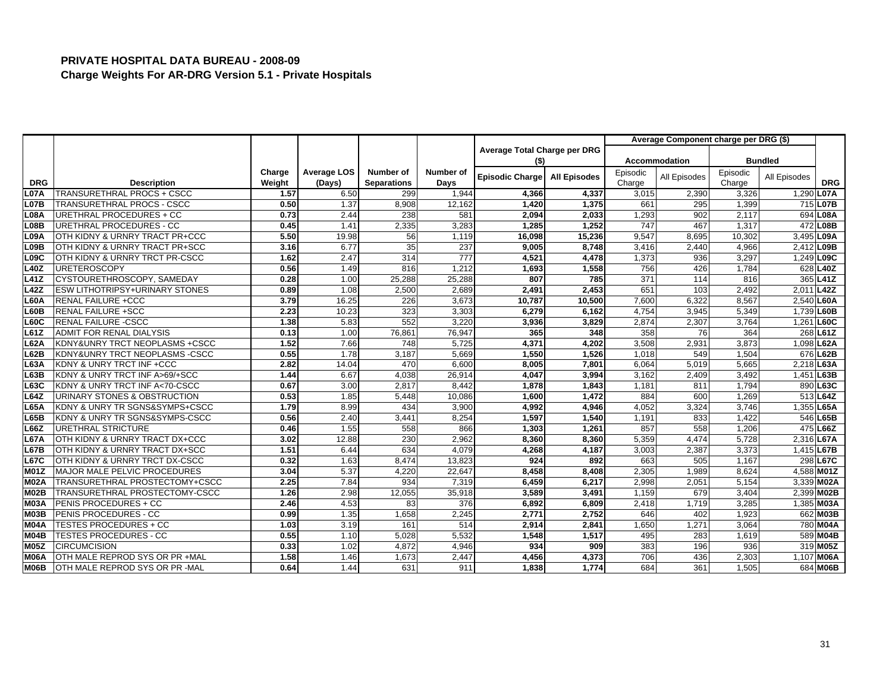# PRIVATE HOSPITAL DATA BUREAU - 2008-09

## Charge Weights For AR-DRG Version 5.1 - Private Hospitals

| | | | | | | Average Total Charge per DRG ($) | | Average Component charge per DRG ($) | | | | |
|---|---|---|---|---|---|---|---|---|---|---|---|---|
| | | | | | | | | Accommodation | | Bundled | | |
| DRG | Description | Charge Weight | Average LOS (Days) | Number of Separations | Number of Days | Episodic Charge | All Episodes | Episodic Charge | All Episodes | Episodic Charge | All Episodes | DRG |
| L07A | TRANSURETHRAL PROCS + CSCC | 1.57 | 6.50 | 299 | 1,944 | 4,366 | 4,337 | 3,015 | 2,390 | 3,326 | 1,290 | L07A |
| L07B | TRANSURETHRAL PROCS - CSCC | 0.50 | 1.37 | 8,908 | 12,162 | 1,420 | 1,375 | 661 | 295 | 1,399 | 715 | L07B |
| L08A | URETHRAL PROCEDURES + CC | 0.73 | 2.44 | 238 | 581 | 2,094 | 2,033 | 1,293 | 902 | 2,117 | 694 | L08A |
| L08B | URETHRAL PROCEDURES - CC | 0.45 | 1.41 | 2,335 | 3,283 | 1,285 | 1,252 | 747 | 467 | 1,317 | 472 | L08B |
| L09A | OTH KIDNY & URNRY TRACT PR+CCC | 5.50 | 19.98 | 56 | 1,119 | 16,098 | 15,236 | 9,547 | 8,695 | 10,302 | 3,495 | L09A |
| L09B | OTH KIDNY & URNRY TRACT PR+SCC | 3.16 | 6.77 | 35 | 237 | 9,005 | 8,748 | 3,416 | 2,440 | 4,966 | 2,412 | L09B |
| L09C | OTH KIDNY & URNRY TRCT PR-CSCC | 1.62 | 2.47 | 314 | 777 | 4,521 | 4,478 | 1,373 | 936 | 3,297 | 1,249 | L09C |
| L40Z | URETEROSCOPY | 0.56 | 1.49 | 816 | 1,212 | 1,693 | 1,558 | 756 | 426 | 1,784 | 628 | L40Z |
| L41Z | CYSTOURETHROSCOPY, SAMEDAY | 0.28 | 1.00 | 25,288 | 25,288 | 807 | 785 | 371 | 114 | 816 | 365 | L41Z |
| L42Z | ESW LITHOTRIPSY+URINARY STONES | 0.89 | 1.08 | 2,500 | 2,689 | 2,491 | 2,453 | 651 | 103 | 2,492 | 2,011 | L42Z |
| L60A | RENAL FAILURE +CCC | 3.79 | 16.25 | 226 | 3,673 | 10,787 | 10,500 | 7,600 | 6,322 | 8,567 | 2,540 | L60A |
| L60B | RENAL FAILURE +SCC | 2.23 | 10.23 | 323 | 3,303 | 6,279 | 6,162 | 4,754 | 3,945 | 5,349 | 1,739 | L60B |
| L60C | RENAL FAILURE -CSCC | 1.38 | 5.83 | 552 | 3,220 | 3,936 | 3,829 | 2,874 | 2,307 | 3,764 | 1,261 | L60C |
| L61Z | ADMIT FOR RENAL DIALYSIS | 0.13 | 1.00 | 76,861 | 76,947 | 365 | 348 | 358 | 76 | 364 | 268 | L61Z |
| L62A | KDNY&UNRY TRCT NEOPLASMS +CSCC | 1.52 | 7.66 | 748 | 5,725 | 4,371 | 4,202 | 3,508 | 2,931 | 3,873 | 1,098 | L62A |
| L62B | KDNY&UNRY TRCT NEOPLASMS -CSCC | 0.55 | 1.78 | 3,187 | 5,669 | 1,550 | 1,526 | 1,018 | 549 | 1,504 | 676 | L62B |
| L63A | KDNY & UNRY TRCT INF +CCC | 2.82 | 14.04 | 470 | 6,600 | 8,005 | 7,801 | 6,064 | 5,019 | 5,665 | 2,218 | L63A |
| L63B | KDNY & UNRY TRCT INF A>69/+SCC | 1.44 | 6.67 | 4,038 | 26,914 | 4,047 | 3,994 | 3,162 | 2,409 | 3,492 | 1,451 | L63B |
| L63C | KDNY & UNRY TRCT INF A<70-CSCC | 0.67 | 3.00 | 2,817 | 8,442 | 1,878 | 1,843 | 1,181 | 811 | 1,794 | 890 | L63C |
| L64Z | URINARY STONES & OBSTRUCTION | 0.53 | 1.85 | 5,448 | 10,086 | 1,600 | 1,472 | 884 | 600 | 1,269 | 513 | L64Z |
| L65A | KDNY & UNRY TR SGNS&SYMPS+CSCC | 1.79 | 8.99 | 434 | 3,900 | 4,992 | 4,946 | 4,052 | 3,324 | 3,746 | 1,355 | L65A |
| L65B | KDNY & UNRY TR SGNS&SYMPS-CSCC | 0.56 | 2.40 | 3,441 | 8,254 | 1,597 | 1,540 | 1,191 | 833 | 1,422 | 546 | L65B |
| L66Z | URETHRAL STRICTURE | 0.46 | 1.55 | 558 | 866 | 1,303 | 1,261 | 857 | 558 | 1,206 | 475 | L66Z |
| L67A | OTH KIDNY & URNRY TRACT DX+CCC | 3.02 | 12.88 | 230 | 2,962 | 8,360 | 8,360 | 5,359 | 4,474 | 5,728 | 2,316 | L67A |
| L67B | OTH KIDNY & URNRY TRACT DX+SCC | 1.51 | 6.44 | 634 | 4,079 | 4,268 | 4,187 | 3,003 | 2,387 | 3,373 | 1,415 | L67B |
| L67C | OTH KIDNY & URNRY TRCT DX-CSCC | 0.32 | 1.63 | 8,474 | 13,823 | 924 | 892 | 663 | 505 | 1,167 | 298 | L67C |
| M01Z | MAJOR MALE PELVIC PROCEDURES | 3.04 | 5.37 | 4,220 | 22,647 | 8,458 | 8,408 | 2,305 | 1,989 | 8,624 | 4,588 | M01Z |
| M02A | TRANSURETHRAL PROSTECTOMY+CSCC | 2.25 | 7.84 | 934 | 7,319 | 6,459 | 6,217 | 2,998 | 2,051 | 5,154 | 3,339 | M02A |
| M02B | TRANSURETHRAL PROSTECTOMY-CSCC | 1.26 | 2.98 | 12,055 | 35,918 | 3,589 | 3,491 | 1,159 | 679 | 3,404 | 2,399 | M02B |
| M03A | PENIS PROCEDURES + CC | 2.46 | 4.53 | 83 | 376 | 6,892 | 6,809 | 2,418 | 1,719 | 3,285 | 1,385 | M03A |
| M03B | PENIS PROCEDURES - CC | 0.99 | 1.35 | 1,658 | 2,245 | 2,771 | 2,752 | 646 | 402 | 1,923 | 662 | M03B |
| M04A | TESTES PROCEDURES + CC | 1.03 | 3.19 | 161 | 514 | 2,914 | 2,841 | 1,650 | 1,271 | 3,064 | 780 | M04A |
| M04B | TESTES PROCEDURES - CC | 0.55 | 1.10 | 5,028 | 5,532 | 1,548 | 1,517 | 495 | 283 | 1,619 | 589 | M04B |
| M05Z | CIRCUMCISION | 0.33 | 1.02 | 4,872 | 4,946 | 934 | 909 | 383 | 196 | 936 | 319 | M05Z |
| M06A | OTH MALE REPROD SYS OR PR +MAL | 1.58 | 1.46 | 1,673 | 2,447 | 4,456 | 4,373 | 706 | 436 | 2,303 | 1,107 | M06A |
| M06B | OTH MALE REPROD SYS OR PR -MAL | 0.64 | 1.44 | 631 | 911 | 1,838 | 1,774 | 684 | 361 | 1,505 | 684 | M06B |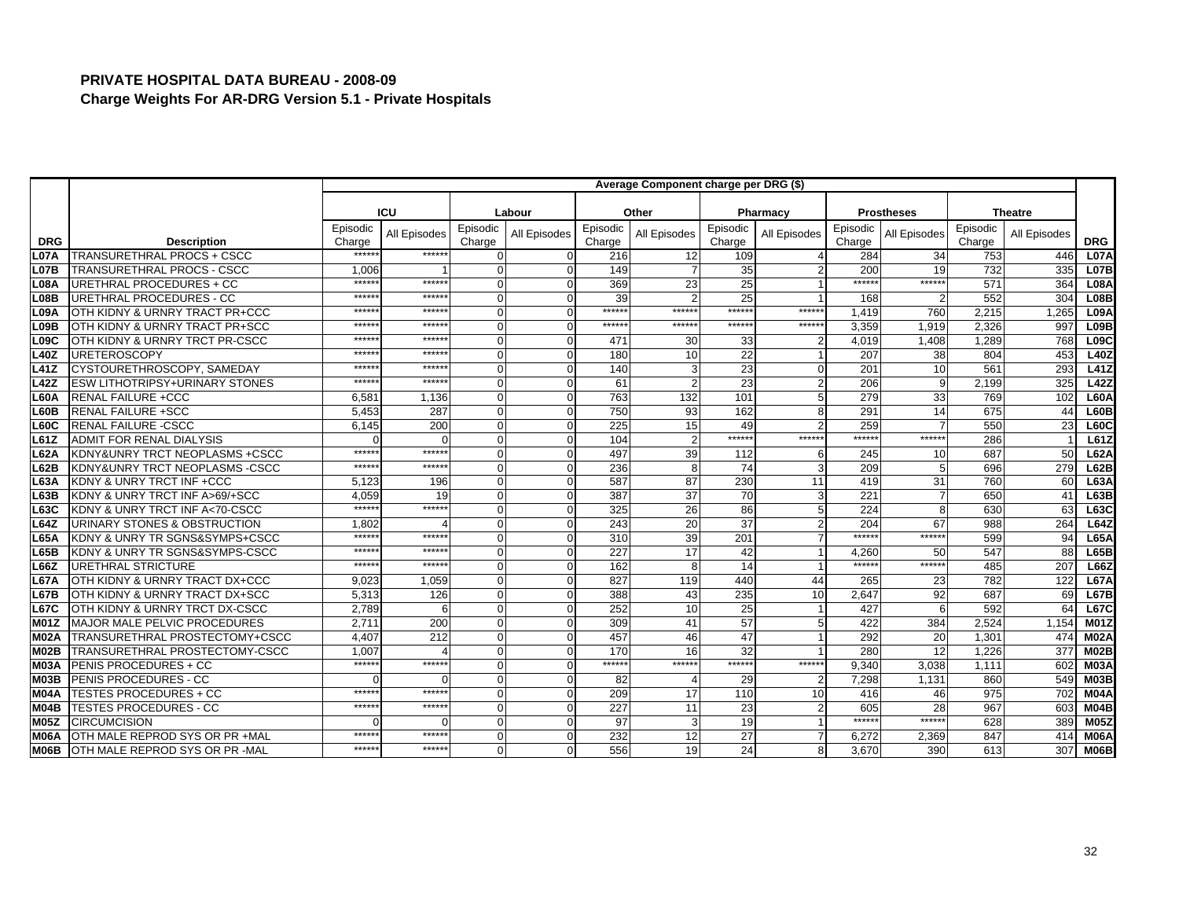# PRIVATE HOSPITAL DATA BUREAU - 2008-09

## Charge Weights For AR-DRG Version 5.1 - Private Hospitals

| | | Average Component charge per DRG ($) | | | | | | | | | | | | |
|---|---|---|---|---|---|---|---|---|---|---|---|---|---|---|
| | | ICU | | Labour | | Other | | Pharmacy | | Prostheses | | Theatre | | |
| DRG | Description | Episodic Charge | All Episodes | Episodic Charge | All Episodes | Episodic Charge | All Episodes | Episodic Charge | All Episodes | Episodic Charge | All Episodes | Episodic Charge | All Episodes | DRG |
| L07A | TRANSURETHRAL PROCS + CSCC | ****** | ****** | 0 | 0 | 216 | 12 | 109 | 4 | 284 | 34 | 753 | 446 | L07A |
| L07B | TRANSURETHRAL PROCS - CSCC | 1,006 | 1 | 0 | 0 | 149 | 7 | 35 | 2 | 200 | 19 | 732 | 335 | L07B |
| L08A | URETHRAL PROCEDURES + CC | ****** | ****** | 0 | 0 | 369 | 23 | 25 | 1 | ****** | ****** | 571 | 364 | L08A |
| L08B | URETHRAL PROCEDURES - CC | ****** | ****** | 0 | 0 | 39 | 2 | 25 | 1 | 168 | 2 | 552 | 304 | L08B |
| L09A | OTH KIDNY & URNRY TRACT PR+CCC | ****** | ****** | 0 | 0 | ****** | ****** | ****** | ****** | 1,419 | 760 | 2,215 | 1,265 | L09A |
| L09B | OTH KIDNY & URNRY TRACT PR+SCC | ****** | ****** | 0 | 0 | ****** | ****** | ****** | ****** | 3,359 | 1,919 | 2,326 | 997 | L09B |
| L09C | OTH KIDNY & URNRY TRCT PR-CSCC | ****** | ****** | 0 | 0 | 471 | 30 | 33 | 2 | 4,019 | 1,408 | 1,289 | 768 | L09C |
| L40Z | URETEROSCOPY | ****** | ****** | 0 | 0 | 180 | 10 | 22 | 1 | 207 | 38 | 804 | 453 | L40Z |
| L41Z | CYSTOURETHROSCOPY, SAMEDAY | ****** | ****** | 0 | 0 | 140 | 3 | 23 | 0 | 201 | 10 | 561 | 293 | L41Z |
| L42Z | ESW LITHOTRIPSY+URINARY STONES | ****** | ****** | 0 | 0 | 61 | 2 | 23 | 2 | 206 | 9 | 2,199 | 325 | L42Z |
| L60A | RENAL FAILURE +CCC | 6,581 | 1,136 | 0 | 0 | 763 | 132 | 101 | 5 | 279 | 33 | 769 | 102 | L60A |
| L60B | RENAL FAILURE +SCC | 5,453 | 287 | 0 | 0 | 750 | 93 | 162 | 8 | 291 | 14 | 675 | 44 | L60B |
| L60C | RENAL FAILURE -CSCC | 6,145 | 200 | 0 | 0 | 225 | 15 | 49 | 2 | 259 | 7 | 550 | 23 | L60C |
| L61Z | ADMIT FOR RENAL DIALYSIS | 0 | 0 | 0 | 0 | 104 | 2 | ****** | ****** | ****** | ****** | 286 | 1 | L61Z |
| L62A | KDNY&UNRY TRCT NEOPLASMS +CSCC | ****** | ****** | 0 | 0 | 497 | 39 | 112 | 6 | 245 | 10 | 687 | 50 | L62A |
| L62B | KDNY&UNRY TRCT NEOPLASMS -CSCC | ****** | ****** | 0 | 0 | 236 | 8 | 74 | 3 | 209 | 5 | 696 | 279 | L62B |
| L63A | KDNY & UNRY TRCT INF +CCC | 5,123 | 196 | 0 | 0 | 587 | 87 | 230 | 11 | 419 | 31 | 760 | 60 | L63A |
| L63B | KDNY & UNRY TRCT INF A>69/+SCC | 4,059 | 19 | 0 | 0 | 387 | 37 | 70 | 3 | 221 | 7 | 650 | 41 | L63B |
| L63C | KDNY & UNRY TRCT INF A<70-CSCC | ****** | ****** | 0 | 0 | 325 | 26 | 86 | 5 | 224 | 8 | 630 | 63 | L63C |
| L64Z | URINARY STONES & OBSTRUCTION | 1,802 | 4 | 0 | 0 | 243 | 20 | 37 | 2 | 204 | 67 | 988 | 264 | L64Z |
| L65A | KDNY & UNRY TR SGNS&SYMPS+CSCC | ****** | ****** | 0 | 0 | 310 | 39 | 201 | 7 | ****** | ****** | 599 | 94 | L65A |
| L65B | KDNY & UNRY TR SGNS&SYMPS-CSCC | ****** | ****** | 0 | 0 | 227 | 17 | 42 | 1 | 4,260 | 50 | 547 | 88 | L65B |
| L66Z | URETHRAL STRICTURE | ****** | ****** | 0 | 0 | 162 | 8 | 14 | 1 | ****** | ****** | 485 | 207 | L66Z |
| L67A | OTH KIDNY & URNRY TRACT DX+CCC | 9,023 | 1,059 | 0 | 0 | 827 | 119 | 440 | 44 | 265 | 23 | 782 | 122 | L67A |
| L67B | OTH KIDNY & URNRY TRACT DX+SCC | 5,313 | 126 | 0 | 0 | 388 | 43 | 235 | 10 | 2,647 | 92 | 687 | 69 | L67B |
| L67C | OTH KIDNY & URNRY TRCT DX-CSCC | 2,789 | 6 | 0 | 0 | 252 | 10 | 25 | 1 | 427 | 6 | 592 | 64 | L67C |
| M01Z | MAJOR MALE PELVIC PROCEDURES | 2,711 | 200 | 0 | 0 | 309 | 41 | 57 | 5 | 422 | 384 | 2,524 | 1,154 | M01Z |
| M02A | TRANSURETHRAL PROSTECTOMY+CSCC | 4,407 | 212 | 0 | 0 | 457 | 46 | 47 | 1 | 292 | 20 | 1,301 | 474 | M02A |
| M02B | TRANSURETHRAL PROSTECTOMY-CSCC | 1,007 | 4 | 0 | 0 | 170 | 16 | 32 | 1 | 280 | 12 | 1,226 | 377 | M02B |
| M03A | PENIS PROCEDURES + CC | ****** | ****** | 0 | 0 | ****** | ****** | ****** | ****** | 9,340 | 3,038 | 1,111 | 602 | M03A |
| M03B | PENIS PROCEDURES - CC | 0 | 0 | 0 | 0 | 82 | 4 | 29 | 2 | 7,298 | 1,131 | 860 | 549 | M03B |
| M04A | TESTES PROCEDURES + CC | ****** | ****** | 0 | 0 | 209 | 17 | 110 | 10 | 416 | 46 | 975 | 702 | M04A |
| M04B | TESTES PROCEDURES - CC | ****** | ****** | 0 | 0 | 227 | 11 | 23 | 2 | 605 | 28 | 967 | 603 | M04B |
| M05Z | CIRCUMCISION | 0 | 0 | 0 | 0 | 97 | 3 | 19 | 1 | ****** | ****** | 628 | 389 | M05Z |
| M06A | OTH MALE REPROD SYS OR PR +MAL | ****** | ****** | 0 | 0 | 232 | 12 | 27 | 7 | 6,272 | 2,369 | 847 | 414 | M06A |
| M06B | OTH MALE REPROD SYS OR PR -MAL | ****** | ****** | 0 | 0 | 556 | 19 | 24 | 8 | 3,670 | 390 | 613 | 307 | M06B |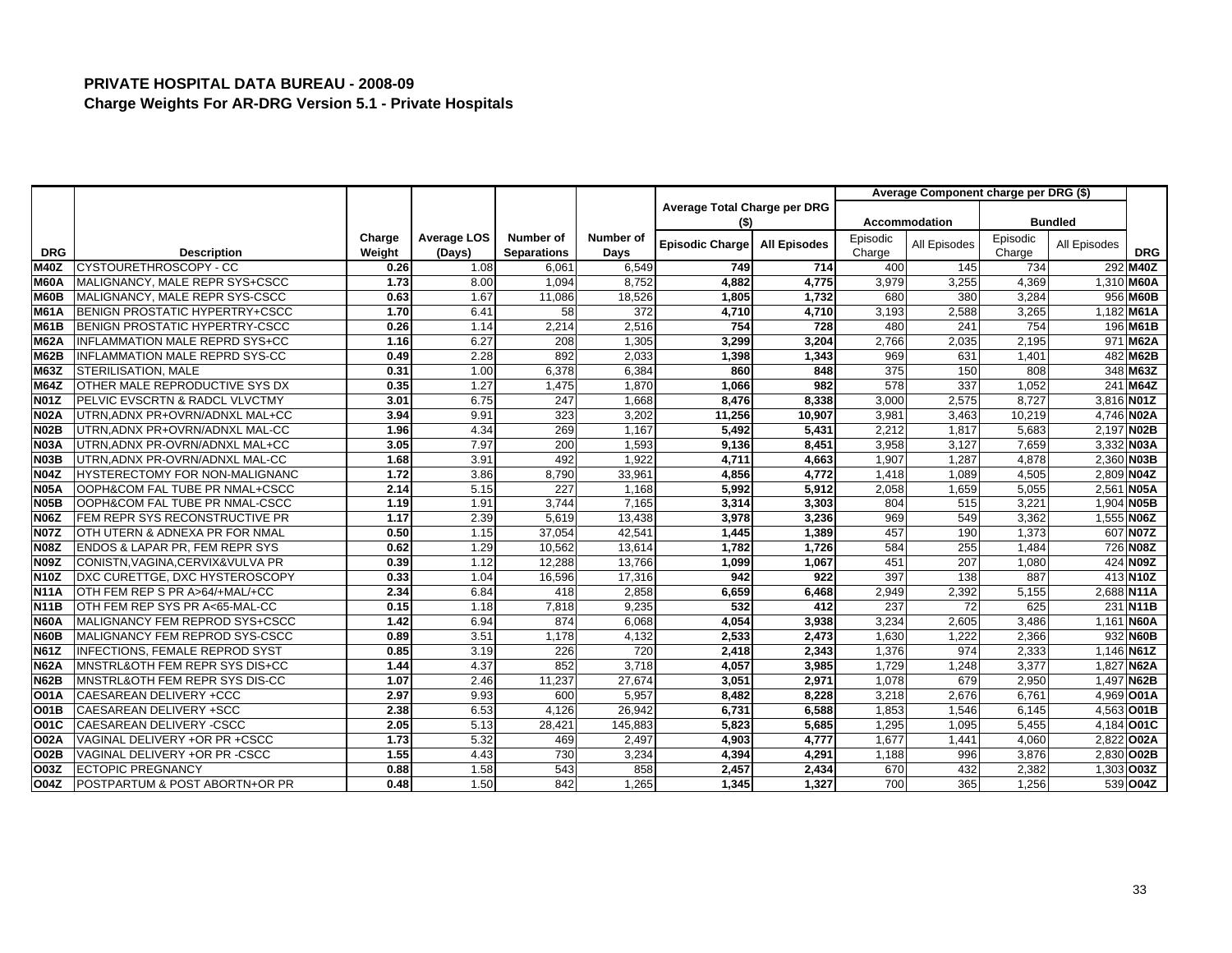# PRIVATE HOSPITAL DATA BUREAU - 2008-09

## Charge Weights For AR-DRG Version 5.1 - Private Hospitals

| | | | | | | Average Total Charge per DRG ($) | | Average Component charge per DRG ($) | | | | |
|---|---|---|---|---|---|---|---|---|---|---|---|---|
| | | | | | | | | Accommodation | | Bundled | | |
| DRG | Description | Charge Weight | Average LOS (Days) | Number of Separations | Number of Days | Episodic Charge | All Episodes | Episodic Charge | All Episodes | Episodic Charge | All Episodes | DRG |
| M40Z | CYSTOURETHROSCOPY - CC | 0.26 | 1.08 | 6,061 | 6,549 | 749 | 714 | 400 | 145 | 734 | 292 | M40Z |
| M60A | MALIGNANCY, MALE REPR SYS+CSCC | 1.73 | 8.00 | 1,094 | 8,752 | 4,882 | 4,775 | 3,979 | 3,255 | 4,369 | 1,310 | M60A |
| M60B | MALIGNANCY, MALE REPR SYS-CSCC | 0.63 | 1.67 | 11,086 | 18,526 | 1,805 | 1,732 | 680 | 380 | 3,284 | 956 | M60B |
| M61A | BENIGN PROSTATIC HYPERTRY+CSCC | 1.70 | 6.41 | 58 | 372 | 4,710 | 4,710 | 3,193 | 2,588 | 3,265 | 1,182 | M61A |
| M61B | BENIGN PROSTATIC HYPERTRY-CSCC | 0.26 | 1.14 | 2,214 | 2,516 | 754 | 728 | 480 | 241 | 754 | 196 | M61B |
| M62A | INFLAMMATION MALE REPRD SYS+CC | 1.16 | 6.27 | 208 | 1,305 | 3,299 | 3,204 | 2,766 | 2,035 | 2,195 | 971 | M62A |
| M62B | INFLAMMATION MALE REPRD SYS-CC | 0.49 | 2.28 | 892 | 2,033 | 1,398 | 1,343 | 969 | 631 | 1,401 | 482 | M62B |
| M63Z | STERILISATION, MALE | 0.31 | 1.00 | 6,378 | 6,384 | 860 | 848 | 375 | 150 | 808 | 348 | M63Z |
| M64Z | OTHER MALE REPRODUCTIVE SYS DX | 0.35 | 1.27 | 1,475 | 1,870 | 1,066 | 982 | 578 | 337 | 1,052 | 241 | M64Z |
| N01Z | PELVIC EVSCRTN & RADCL VLVCTMY | 3.01 | 6.75 | 247 | 1,668 | 8,476 | 8,338 | 3,000 | 2,575 | 8,727 | 3,816 | N01Z |
| N02A | UTRN,ADNX PR+OVRN/ADNXL MAL+CC | 3.94 | 9.91 | 323 | 3,202 | 11,256 | 10,907 | 3,981 | 3,463 | 10,219 | 4,746 | N02A |
| N02B | UTRN,ADNX PR+OVRN/ADNXL MAL-CC | 1.96 | 4.34 | 269 | 1,167 | 5,492 | 5,431 | 2,212 | 1,817 | 5,683 | 2,197 | N02B |
| N03A | UTRN,ADNX PR-OVRN/ADNXL MAL+CC | 3.05 | 7.97 | 200 | 1,593 | 9,136 | 8,451 | 3,958 | 3,127 | 7,659 | 3,332 | N03A |
| N03B | UTRN,ADNX PR-OVRN/ADNXL MAL-CC | 1.68 | 3.91 | 492 | 1,922 | 4,711 | 4,663 | 1,907 | 1,287 | 4,878 | 2,360 | N03B |
| N04Z | HYSTERECTOMY FOR NON-MALIGNANC | 1.72 | 3.86 | 8,790 | 33,961 | 4,856 | 4,772 | 1,418 | 1,089 | 4,505 | 2,809 | N04Z |
| N05A | OOPH&COM FAL TUBE PR NMAL+CSCC | 2.14 | 5.15 | 227 | 1,168 | 5,992 | 5,912 | 2,058 | 1,659 | 5,055 | 2,561 | N05A |
| N05B | OOPH&COM FAL TUBE PR NMAL-CSCC | 1.19 | 1.91 | 3,744 | 7,165 | 3,314 | 3,303 | 804 | 515 | 3,221 | 1,904 | N05B |
| N06Z | FEM REPR SYS RECONSTRUCTIVE PR | 1.17 | 2.39 | 5,619 | 13,438 | 3,978 | 3,236 | 969 | 549 | 3,362 | 1,555 | N06Z |
| N07Z | OTH UTERN & ADNEXA PR FOR NMAL | 0.50 | 1.15 | 37,054 | 42,541 | 1,445 | 1,389 | 457 | 190 | 1,373 | 607 | N07Z |
| N08Z | ENDOS & LAPAR PR, FEM REPR SYS | 0.62 | 1.29 | 10,562 | 13,614 | 1,782 | 1,726 | 584 | 255 | 1,484 | 726 | N08Z |
| N09Z | CONISTN,VAGINA,CERVIX&VULVA PR | 0.39 | 1.12 | 12,288 | 13,766 | 1,099 | 1,067 | 451 | 207 | 1,080 | 424 | N09Z |
| N10Z | DXC CURETTGE, DXC HYSTEROSCOPY | 0.33 | 1.04 | 16,596 | 17,316 | 942 | 922 | 397 | 138 | 887 | 413 | N10Z |
| N11A | OTH FEM REP S PR A>64/+MAL/+CC | 2.34 | 6.84 | 418 | 2,858 | 6,659 | 6,468 | 2,949 | 2,392 | 5,155 | 2,688 | N11A |
| N11B | OTH FEM REP SYS PR A<65-MAL-CC | 0.15 | 1.18 | 7,818 | 9,235 | 532 | 412 | 237 | 72 | 625 | 231 | N11B |
| N60A | MALIGNANCY FEM REPROD SYS+CSCC | 1.42 | 6.94 | 874 | 6,068 | 4,054 | 3,938 | 3,234 | 2,605 | 3,486 | 1,161 | N60A |
| N60B | MALIGNANCY FEM REPROD SYS-CSCC | 0.89 | 3.51 | 1,178 | 4,132 | 2,533 | 2,473 | 1,630 | 1,222 | 2,366 | 932 | N60B |
| N61Z | INFECTIONS, FEMALE REPROD SYST | 0.85 | 3.19 | 226 | 720 | 2,418 | 2,343 | 1,376 | 974 | 2,333 | 1,146 | N61Z |
| N62A | MNSTRL&OTH FEM REPR SYS DIS+CC | 1.44 | 4.37 | 852 | 3,718 | 4,057 | 3,985 | 1,729 | 1,248 | 3,377 | 1,827 | N62A |
| N62B | MNSTRL&OTH FEM REPR SYS DIS-CC | 1.07 | 2.46 | 11,237 | 27,674 | 3,051 | 2,971 | 1,078 | 679 | 2,950 | 1,497 | N62B |
| O01A | CAESAREAN DELIVERY +CCC | 2.97 | 9.93 | 600 | 5,957 | 8,482 | 8,228 | 3,218 | 2,676 | 6,761 | 4,969 | O01A |
| O01B | CAESAREAN DELIVERY +SCC | 2.38 | 6.53 | 4,126 | 26,942 | 6,731 | 6,588 | 1,853 | 1,546 | 6,145 | 4,563 | O01B |
| O01C | CAESAREAN DELIVERY -CSCC | 2.05 | 5.13 | 28,421 | 145,883 | 5,823 | 5,685 | 1,295 | 1,095 | 5,455 | 4,184 | O01C |
| O02A | VAGINAL DELIVERY +OR PR +CSCC | 1.73 | 5.32 | 469 | 2,497 | 4,903 | 4,777 | 1,677 | 1,441 | 4,060 | 2,822 | O02A |
| O02B | VAGINAL DELIVERY +OR PR -CSCC | 1.55 | 4.43 | 730 | 3,234 | 4,394 | 4,291 | 1,188 | 996 | 3,876 | 2,830 | O02B |
| O03Z | ECTOPIC PREGNANCY | 0.88 | 1.58 | 543 | 858 | 2,457 | 2,434 | 670 | 432 | 2,382 | 1,303 | O03Z |
| O04Z | POSTPARTUM & POST ABORTN+OR PR | 0.48 | 1.50 | 842 | 1,265 | 1,345 | 1,327 | 700 | 365 | 1,256 | 539 | O04Z |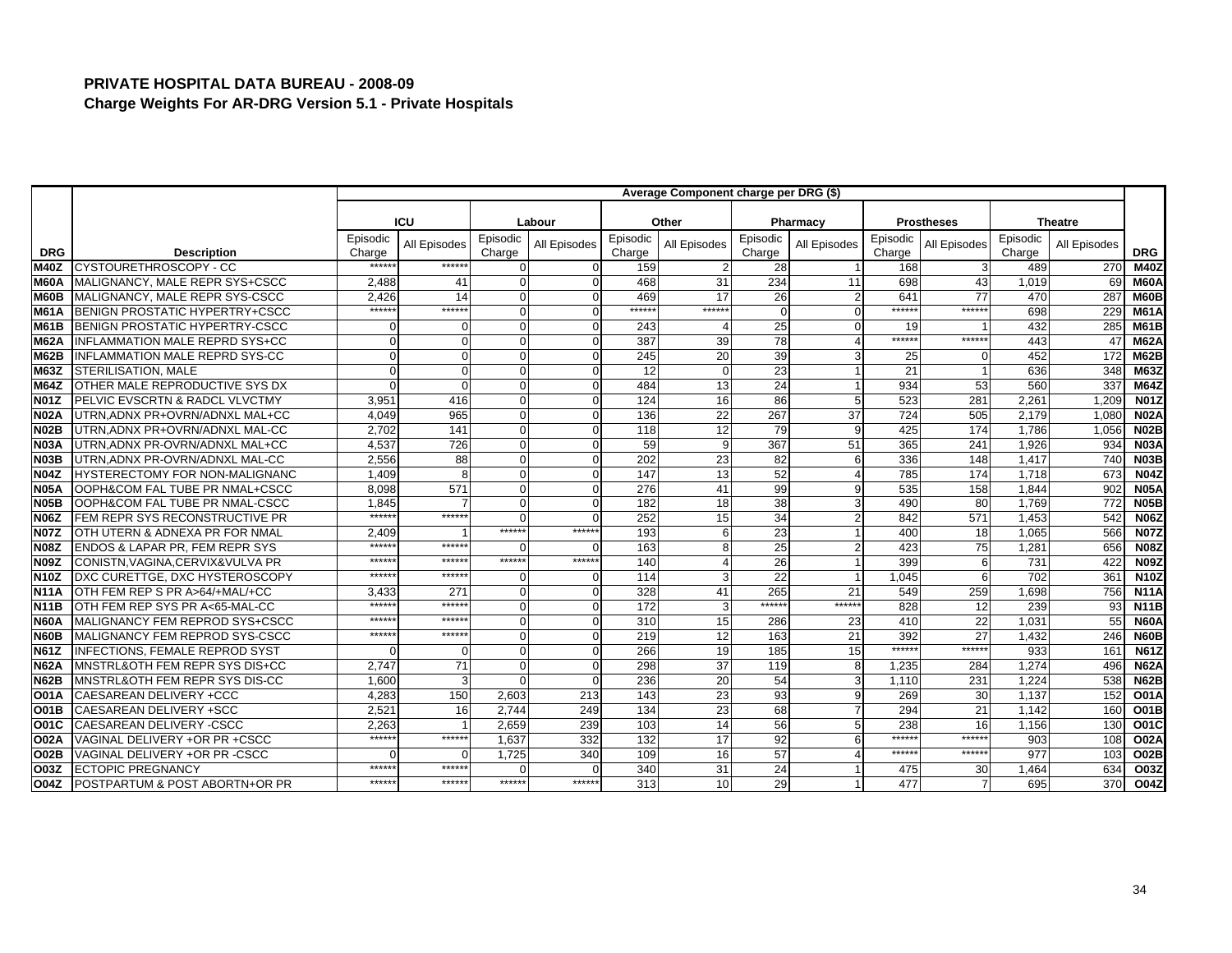# PRIVATE HOSPITAL DATA BUREAU - 2008-09

## Charge Weights For AR-DRG Version 5.1 - Private Hospitals

| | | Average Component charge per DRG ($) | | | | | | | | | | | | |
|---|---|---|---|---|---|---|---|---|---|---|---|---|---|---|
| | | ICU | | Labour | | Other | | Pharmacy | | Prostheses | | Theatre | | |
| DRG | Description | Episodic Charge | All Episodes | Episodic Charge | All Episodes | Episodic Charge | All Episodes | Episodic Charge | All Episodes | Episodic Charge | All Episodes | Episodic Charge | All Episodes | DRG |
| M40Z | CYSTOURETHROSCOPY - CC | ****** | ****** | 0 | 0 | 159 | 2 | 28 | 1 | 168 | 3 | 489 | 270 | M40Z |
| M60A | MALIGNANCY, MALE REPR SYS+CSCC | 2,488 | 41 | 0 | 0 | 468 | 31 | 234 | 11 | 698 | 43 | 1,019 | 69 | M60A |
| M60B | MALIGNANCY, MALE REPR SYS-CSCC | 2,426 | 14 | 0 | 0 | 469 | 17 | 26 | 2 | 641 | 77 | 470 | 287 | M60B |
| M61A | BENIGN PROSTATIC HYPERTRY+CSCC | ****** | ****** | 0 | 0 | ****** | ****** | 0 | 0 | ****** | ****** | 698 | 229 | M61A |
| M61B | BENIGN PROSTATIC HYPERTRY-CSCC | 0 | 0 | 0 | 0 | 243 | 4 | 25 | 0 | 19 | 1 | 432 | 285 | M61B |
| M62A | INFLAMMATION MALE REPRD SYS+CC | 0 | 0 | 0 | 0 | 387 | 39 | 78 | 4 | ****** | ****** | 443 | 47 | M62A |
| M62B | INFLAMMATION MALE REPRD SYS-CC | 0 | 0 | 0 | 0 | 245 | 20 | 39 | 3 | 25 | 0 | 452 | 172 | M62B |
| M63Z | STERILISATION, MALE | 0 | 0 | 0 | 0 | 12 | 0 | 23 | 1 | 21 | 1 | 636 | 348 | M63Z |
| M64Z | OTHER MALE REPRODUCTIVE SYS DX | 0 | 0 | 0 | 0 | 484 | 13 | 24 | 1 | 934 | 53 | 560 | 337 | M64Z |
| N01Z | PELVIC EVSCRTN & RADCL VLVCTMY | 3,951 | 416 | 0 | 0 | 124 | 16 | 86 | 5 | 523 | 281 | 2,261 | 1,209 | N01Z |
| N02A | UTRN,ADNX PR+OVRN/ADNXL MAL+CC | 4,049 | 965 | 0 | 0 | 136 | 22 | 267 | 37 | 724 | 505 | 2,179 | 1,080 | N02A |
| N02B | UTRN,ADNX PR+OVRN/ADNXL MAL-CC | 2,702 | 141 | 0 | 0 | 118 | 12 | 79 | 9 | 425 | 174 | 1,786 | 1,056 | N02B |
| N03A | UTRN,ADNX PR-OVRN/ADNXL MAL+CC | 4,537 | 726 | 0 | 0 | 59 | 9 | 367 | 51 | 365 | 241 | 1,926 | 934 | N03A |
| N03B | UTRN,ADNX PR-OVRN/ADNXL MAL-CC | 2,556 | 88 | 0 | 0 | 202 | 23 | 82 | 6 | 336 | 148 | 1,417 | 740 | N03B |
| N04Z | HYSTERECTOMY FOR NON-MALIGNANC | 1,409 | 8 | 0 | 0 | 147 | 13 | 52 | 4 | 785 | 174 | 1,718 | 673 | N04Z |
| N05A | OOPH&COM FAL TUBE PR NMAL+CSCC | 8,098 | 571 | 0 | 0 | 276 | 41 | 99 | 9 | 535 | 158 | 1,844 | 902 | N05A |
| N05B | OOPH&COM FAL TUBE PR NMAL-CSCC | 1,845 | 7 | 0 | 0 | 182 | 18 | 38 | 3 | 490 | 80 | 1,769 | 772 | N05B |
| N06Z | FEM REPR SYS RECONSTRUCTIVE PR | ****** | ****** | 0 | 0 | 252 | 15 | 34 | 2 | 842 | 571 | 1,453 | 542 | N06Z |
| N07Z | OTH UTERN & ADNEXA PR FOR NMAL | 2,409 | 1 | ****** | ****** | 193 | 6 | 23 | 1 | 400 | 18 | 1,065 | 566 | N07Z |
| N08Z | ENDOS & LAPAR PR, FEM REPR SYS | ****** | ****** | 0 | 0 | 163 | 8 | 25 | 2 | 423 | 75 | 1,281 | 656 | N08Z |
| N09Z | CONISTN,VAGINA,CERVIX&VULVA PR | ****** | ****** | ****** | ****** | 140 | 4 | 26 | 1 | 399 | 6 | 731 | 422 | N09Z |
| N10Z | DXC CURETTGE, DXC HYSTEROSCOPY | ****** | ****** | 0 | 0 | 114 | 3 | 22 | 1 | 1,045 | 6 | 702 | 361 | N10Z |
| N11A | OTH FEM REP S PR A>64/+MAL/+CC | 3,433 | 271 | 0 | 0 | 328 | 41 | 265 | 21 | 549 | 259 | 1,698 | 756 | N11A |
| N11B | OTH FEM REP SYS PR A<65-MAL-CC | ****** | ****** | 0 | 0 | 172 | 3 | ****** | ****** | 828 | 12 | 239 | 93 | N11B |
| N60A | MALIGNANCY FEM REPROD SYS+CSCC | ****** | ****** | 0 | 0 | 310 | 15 | 286 | 23 | 410 | 22 | 1,031 | 55 | N60A |
| N60B | MALIGNANCY FEM REPROD SYS-CSCC | ****** | ****** | 0 | 0 | 219 | 12 | 163 | 21 | 392 | 27 | 1,432 | 246 | N60B |
| N61Z | INFECTIONS, FEMALE REPROD SYST | 0 | 0 | 0 | 0 | 266 | 19 | 185 | 15 | ****** | ****** | 933 | 161 | N61Z |
| N62A | MNSTRL&OTH FEM REPR SYS DIS+CC | 2,747 | 71 | 0 | 0 | 298 | 37 | 119 | 8 | 1,235 | 284 | 1,274 | 496 | N62A |
| N62B | MNSTRL&OTH FEM REPR SYS DIS-CC | 1,600 | 3 | 0 | 0 | 236 | 20 | 54 | 3 | 1,110 | 231 | 1,224 | 538 | N62B |
| O01A | CAESAREAN DELIVERY +CCC | 4,283 | 150 | 2,603 | 213 | 143 | 23 | 93 | 9 | 269 | 30 | 1,137 | 152 | O01A |
| O01B | CAESAREAN DELIVERY +SCC | 2,521 | 16 | 2,744 | 249 | 134 | 23 | 68 | 7 | 294 | 21 | 1,142 | 160 | O01B |
| O01C | CAESAREAN DELIVERY -CSCC | 2,263 | 1 | 2,659 | 239 | 103 | 14 | 56 | 5 | 238 | 16 | 1,156 | 130 | O01C |
| O02A | VAGINAL DELIVERY +OR PR +CSCC | ****** | ****** | 1,637 | 332 | 132 | 17 | 92 | 6 | ****** | ****** | 903 | 108 | O02A |
| O02B | VAGINAL DELIVERY +OR PR -CSCC | 0 | 0 | 1,725 | 340 | 109 | 16 | 57 | 4 | ****** | ****** | 977 | 103 | O02B |
| O03Z | ECTOPIC PREGNANCY | ****** | ****** | 0 | 0 | 340 | 31 | 24 | 1 | 475 | 30 | 1,464 | 634 | O03Z |
| O04Z | POSTPARTUM & POST ABORTN+OR PR | ****** | ****** | ****** | ****** | 313 | 10 | 29 | 1 | 477 | 7 | 695 | 370 | O04Z |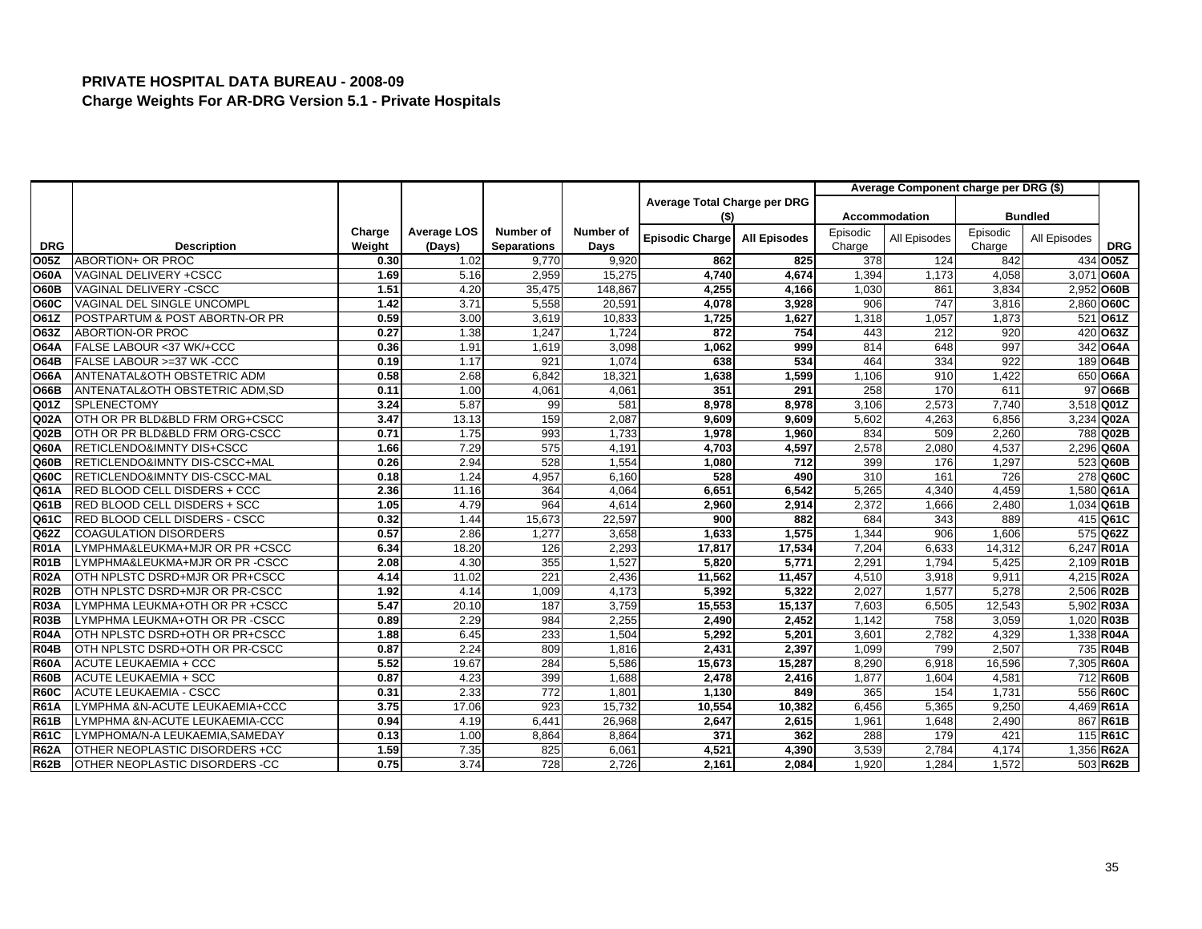**PRIVATE HOSPITAL DATA BUREAU - 2008-09**
**Charge Weights For AR-DRG Version 5.1 - Private Hospitals**

| | | | | | | Average Total Charge per DRG ($) | | Average Component charge per DRG ($) | | | | |
|---|---|---|---|---|---|---|---|---|---|---|---|---|
| | | | | | | | | Accommodation | | Bundled | | |
| DRG | Description | Charge Weight | Average LOS (Days) | Number of Separations | Number of Days | Episodic Charge | All Episodes | Episodic Charge | All Episodes | Episodic Charge | All Episodes | DRG |
| O05Z | ABORTION+ OR PROC | 0.30 | 1.02 | 9,770 | 9,920 | 862 | 825 | 378 | 124 | 842 | 434 | O05Z |
| O60A | VAGINAL DELIVERY +CSCC | 1.69 | 5.16 | 2,959 | 15,275 | 4,740 | 4,674 | 1,394 | 1,173 | 4,058 | 3,071 | O60A |
| O60B | VAGINAL DELIVERY -CSCC | 1.51 | 4.20 | 35,475 | 148,867 | 4,255 | 4,166 | 1,030 | 861 | 3,834 | 2,952 | O60B |
| O60C | VAGINAL DEL SINGLE UNCOMPL | 1.42 | 3.71 | 5,558 | 20,591 | 4,078 | 3,928 | 906 | 747 | 3,816 | 2,860 | O60C |
| O61Z | POSTPARTUM & POST ABORTN-OR PR | 0.59 | 3.00 | 3,619 | 10,833 | 1,725 | 1,627 | 1,318 | 1,057 | 1,873 | 521 | O61Z |
| O63Z | ABORTION-OR PROC | 0.27 | 1.38 | 1,247 | 1,724 | 872 | 754 | 443 | 212 | 920 | 420 | O63Z |
| O64A | FALSE LABOUR <37 WK/+CCC | 0.36 | 1.91 | 1,619 | 3,098 | 1,062 | 999 | 814 | 648 | 997 | 342 | O64A |
| O64B | FALSE LABOUR >=37 WK -CCC | 0.19 | 1.17 | 921 | 1,074 | 638 | 534 | 464 | 334 | 922 | 189 | O64B |
| O66A | ANTENATAL&OTH OBSTETRIC ADM | 0.58 | 2.68 | 6,842 | 18,321 | 1,638 | 1,599 | 1,106 | 910 | 1,422 | 650 | O66A |
| O66B | ANTENATAL&OTH OBSTETRIC ADM,SD | 0.11 | 1.00 | 4,061 | 4,061 | 351 | 291 | 258 | 170 | 611 | 97 | O66B |
| Q01Z | SPLENECTOMY | 3.24 | 5.87 | 99 | 581 | 8,978 | 8,978 | 3,106 | 2,573 | 7,740 | 3,518 | Q01Z |
| Q02A | OTH OR PR BLD&BLD FRM ORG+CSCC | 3.47 | 13.13 | 159 | 2,087 | 9,609 | 9,609 | 5,602 | 4,263 | 6,856 | 3,234 | Q02A |
| Q02B | OTH OR PR BLD&BLD FRM ORG-CSCC | 0.71 | 1.75 | 993 | 1,733 | 1,978 | 1,960 | 834 | 509 | 2,260 | 788 | Q02B |
| Q60A | RETICLENDO&IMNTY DIS+CSCC | 1.66 | 7.29 | 575 | 4,191 | 4,703 | 4,597 | 2,578 | 2,080 | 4,537 | 2,296 | Q60A |
| Q60B | RETICLENDO&IMNTY DIS-CSCC+MAL | 0.26 | 2.94 | 528 | 1,554 | 1,080 | 712 | 399 | 176 | 1,297 | 523 | Q60B |
| Q60C | RETICLENDO&IMNTY DIS-CSCC-MAL | 0.18 | 1.24 | 4,957 | 6,160 | 528 | 490 | 310 | 161 | 726 | 278 | Q60C |
| Q61A | RED BLOOD CELL DISDERS + CCC | 2.36 | 11.16 | 364 | 4,064 | 6,651 | 6,542 | 5,265 | 4,340 | 4,459 | 1,580 | Q61A |
| Q61B | RED BLOOD CELL DISDERS + SCC | 1.05 | 4.79 | 964 | 4,614 | 2,960 | 2,914 | 2,372 | 1,666 | 2,480 | 1,034 | Q61B |
| Q61C | RED BLOOD CELL DISDERS - CSCC | 0.32 | 1.44 | 15,673 | 22,597 | 900 | 882 | 684 | 343 | 889 | 415 | Q61C |
| Q62Z | COAGULATION DISORDERS | 0.57 | 2.86 | 1,277 | 3,658 | 1,633 | 1,575 | 1,344 | 906 | 1,606 | 575 | Q62Z |
| R01A | LYMPHMA&LEUKMA+MJR OR PR +CSCC | 6.34 | 18.20 | 126 | 2,293 | 17,817 | 17,534 | 7,204 | 6,633 | 14,312 | 6,247 | R01A |
| R01B | LYMPHMA&LEUKMA+MJR OR PR -CSCC | 2.08 | 4.30 | 355 | 1,527 | 5,820 | 5,771 | 2,291 | 1,794 | 5,425 | 2,109 | R01B |
| R02A | OTH NPLSTC DSRD+MJR OR PR+CSCC | 4.14 | 11.02 | 221 | 2,436 | 11,562 | 11,457 | 4,510 | 3,918 | 9,911 | 4,215 | R02A |
| R02B | OTH NPLSTC DSRD+MJR OR PR-CSCC | 1.92 | 4.14 | 1,009 | 4,173 | 5,392 | 5,322 | 2,027 | 1,577 | 5,278 | 2,506 | R02B |
| R03A | LYMPHMA LEUKMA+OTH OR PR +CSCC | 5.47 | 20.10 | 187 | 3,759 | 15,553 | 15,137 | 7,603 | 6,505 | 12,543 | 5,902 | R03A |
| R03B | LYMPHMA LEUKMA+OTH OR PR -CSCC | 0.89 | 2.29 | 984 | 2,255 | 2,490 | 2,452 | 1,142 | 758 | 3,059 | 1,020 | R03B |
| R04A | OTH NPLSTC DSRD+OTH OR PR+CSCC | 1.88 | 6.45 | 233 | 1,504 | 5,292 | 5,201 | 3,601 | 2,782 | 4,329 | 1,338 | R04A |
| R04B | OTH NPLSTC DSRD+OTH OR PR-CSCC | 0.87 | 2.24 | 809 | 1,816 | 2,431 | 2,397 | 1,099 | 799 | 2,507 | 735 | R04B |
| R60A | ACUTE LEUKAEMIA + CCC | 5.52 | 19.67 | 284 | 5,586 | 15,673 | 15,287 | 8,290 | 6,918 | 16,596 | 7,305 | R60A |
| R60B | ACUTE LEUKAEMIA + SCC | 0.87 | 4.23 | 399 | 1,688 | 2,478 | 2,416 | 1,877 | 1,604 | 4,581 | 712 | R60B |
| R60C | ACUTE LEUKAEMIA - CSCC | 0.31 | 2.33 | 772 | 1,801 | 1,130 | 849 | 365 | 154 | 1,731 | 556 | R60C |
| R61A | LYMPHMA &N-ACUTE LEUKAEMIA+CCC | 3.75 | 17.06 | 923 | 15,732 | 10,554 | 10,382 | 6,456 | 5,365 | 9,250 | 4,469 | R61A |
| R61B | LYMPHMA &N-ACUTE LEUKAEMIA-CCC | 0.94 | 4.19 | 6,441 | 26,968 | 2,647 | 2,615 | 1,961 | 1,648 | 2,490 | 867 | R61B |
| R61C | LYMPHOMA/N-A LEUKAEMIA,SAMEDAY | 0.13 | 1.00 | 8,864 | 8,864 | 371 | 362 | 288 | 179 | 421 | 115 | R61C |
| R62A | OTHER NEOPLASTIC DISORDERS +CC | 1.59 | 7.35 | 825 | 6,061 | 4,521 | 4,390 | 3,539 | 2,784 | 4,174 | 1,356 | R62A |
| R62B | OTHER NEOPLASTIC DISORDERS -CC | 0.75 | 3.74 | 728 | 2,726 | 2,161 | 2,084 | 1,920 | 1,284 | 1,572 | 503 | R62B |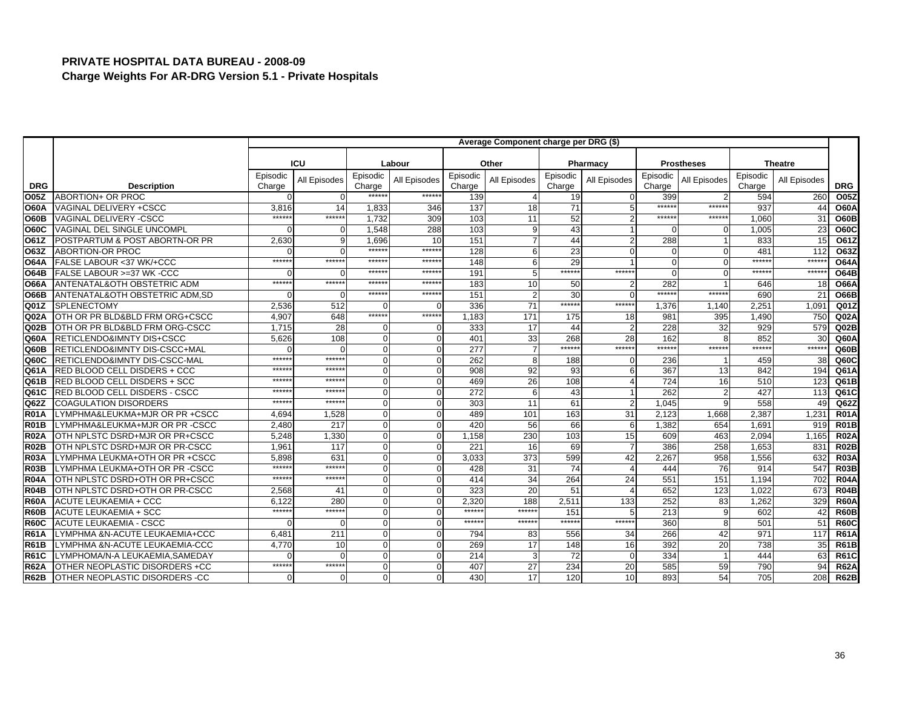# PRIVATE HOSPITAL DATA BUREAU - 2008-09

## Charge Weights For AR-DRG Version 5.1 - Private Hospitals

| | | Average Component charge per DRG ($) | | | | | | | | | | | | |
|---|---|---|---|---|---|---|---|---|---|---|---|---|---|---|
| | | ICU | | Labour | | Other | | Pharmacy | | Prostheses | | Theatre | | |
| DRG | Description | Episodic Charge | All Episodes | Episodic Charge | All Episodes | Episodic Charge | All Episodes | Episodic Charge | All Episodes | Episodic Charge | All Episodes | Episodic Charge | All Episodes | DRG |
| O05Z | ABORTION+ OR PROC | 0 | 0 | ****** | ****** | 139 | 4 | 19 | 0 | 399 | 2 | 594 | 260 | O05Z |
| O60A | VAGINAL DELIVERY +CSCC | 3,816 | 14 | 1,833 | 346 | 137 | 18 | 71 | 5 | ****** | ****** | 937 | 44 | O60A |
| O60B | VAGINAL DELIVERY -CSCC | ****** | ****** | 1,732 | 309 | 103 | 11 | 52 | 2 | ****** | ****** | 1,060 | 31 | O60B |
| O60C | VAGINAL DEL SINGLE UNCOMPL | 0 | 0 | 1,548 | 288 | 103 | 9 | 43 | 1 | 0 | 0 | 1,005 | 23 | O60C |
| O61Z | POSTPARTUM & POST ABORTN-OR PR | 2,630 | 9 | 1,696 | 10 | 151 | 7 | 44 | 2 | 288 | 1 | 833 | 15 | O61Z |
| O63Z | ABORTION-OR PROC | 0 | 0 | ****** | ****** | 128 | 6 | 23 | 0 | 0 | 0 | 481 | 112 | O63Z |
| O64A | FALSE LABOUR <37 WK/+CCC | ****** | ****** | ****** | ****** | 148 | 6 | 29 | 1 | 0 | 0 | ****** | ****** | O64A |
| O64B | FALSE LABOUR >=37 WK -CCC | 0 | 0 | ****** | ****** | 191 | 5 | ****** | ****** | 0 | 0 | ****** | ****** | O64B |
| O66A | ANTENATAL&OTH OBSTETRIC ADM | ****** | ****** | ****** | ****** | 183 | 10 | 50 | 2 | 282 | 1 | 646 | 18 | O66A |
| O66B | ANTENATAL&OTH OBSTETRIC ADM,SD | 0 | 0 | ****** | ****** | 151 | 2 | 30 | 0 | ****** | ****** | 690 | 21 | O66B |
| Q01Z | SPLENECTOMY | 2,536 | 512 | 0 | 0 | 336 | 71 | ****** | ****** | 1,376 | 1,140 | 2,251 | 1,091 | Q01Z |
| Q02A | OTH OR PR BLD&BLD FRM ORG+CSCC | 4,907 | 648 | ****** | ****** | 1,183 | 171 | 175 | 18 | 981 | 395 | 1,490 | 750 | Q02A |
| Q02B | OTH OR PR BLD&BLD FRM ORG-CSCC | 1,715 | 28 | 0 | 0 | 333 | 17 | 44 | 2 | 228 | 32 | 929 | 579 | Q02B |
| Q60A | RETICLENDO&IMNTY DIS+CSCC | 5,626 | 108 | 0 | 0 | 401 | 33 | 268 | 28 | 162 | 8 | 852 | 30 | Q60A |
| Q60B | RETICLENDO&IMNTY DIS-CSCC+MAL | 0 | 0 | 0 | 0 | 277 | 7 | ****** | ****** | ****** | ****** | ****** | ****** | Q60B |
| Q60C | RETICLENDO&IMNTY DIS-CSCC-MAL | ****** | ****** | 0 | 0 | 262 | 8 | 188 | 0 | 236 | 1 | 459 | 38 | Q60C |
| Q61A | RED BLOOD CELL DISDERS + CCC | ****** | ****** | 0 | 0 | 908 | 92 | 93 | 6 | 367 | 13 | 842 | 194 | Q61A |
| Q61B | RED BLOOD CELL DISDERS + SCC | ****** | ****** | 0 | 0 | 469 | 26 | 108 | 4 | 724 | 16 | 510 | 123 | Q61B |
| Q61C | RED BLOOD CELL DISDERS - CSCC | ****** | ****** | 0 | 0 | 272 | 6 | 43 | 1 | 262 | 2 | 427 | 113 | Q61C |
| Q62Z | COAGULATION DISORDERS | ****** | ****** | 0 | 0 | 303 | 11 | 61 | 2 | 1,045 | 9 | 558 | 49 | Q62Z |
| R01A | LYMPHMA&LEUKMA+MJR OR PR +CSCC | 4,694 | 1,528 | 0 | 0 | 489 | 101 | 163 | 31 | 2,123 | 1,668 | 2,387 | 1,231 | R01A |
| R01B | LYMPHMA&LEUKMA+MJR OR PR -CSCC | 2,480 | 217 | 0 | 0 | 420 | 56 | 66 | 6 | 1,382 | 654 | 1,691 | 919 | R01B |
| R02A | OTH NPLSTC DSRD+MJR OR PR+CSCC | 5,248 | 1,330 | 0 | 0 | 1,158 | 230 | 103 | 15 | 609 | 463 | 2,094 | 1,165 | R02A |
| R02B | OTH NPLSTC DSRD+MJR OR PR-CSCC | 1,961 | 117 | 0 | 0 | 221 | 16 | 69 | 7 | 386 | 258 | 1,653 | 831 | R02B |
| R03A | LYMPHMA LEUKMA+OTH OR PR +CSCC | 5,898 | 631 | 0 | 0 | 3,033 | 373 | 599 | 42 | 2,267 | 958 | 1,556 | 632 | R03A |
| R03B | LYMPHMA LEUKMA+OTH OR PR -CSCC | ****** | ****** | 0 | 0 | 428 | 31 | 74 | 4 | 444 | 76 | 914 | 547 | R03B |
| R04A | OTH NPLSTC DSRD+OTH OR PR+CSCC | ****** | ****** | 0 | 0 | 414 | 34 | 264 | 24 | 551 | 151 | 1,194 | 702 | R04A |
| R04B | OTH NPLSTC DSRD+OTH OR PR-CSCC | 2,568 | 41 | 0 | 0 | 323 | 20 | 51 | 4 | 652 | 123 | 1,022 | 673 | R04B |
| R60A | ACUTE LEUKAEMIA + CCC | 6,122 | 280 | 0 | 0 | 2,320 | 188 | 2,511 | 133 | 252 | 83 | 1,262 | 329 | R60A |
| R60B | ACUTE LEUKAEMIA + SCC | ****** | ****** | 0 | 0 | ****** | ****** | 151 | 5 | 213 | 9 | 602 | 42 | R60B |
| R60C | ACUTE LEUKAEMIA - CSCC | 0 | 0 | 0 | 0 | ****** | ****** | ****** | ****** | 360 | 8 | 501 | 51 | R60C |
| R61A | LYMPHMA &N-ACUTE LEUKAEMIA+CCC | 6,481 | 211 | 0 | 0 | 794 | 83 | 556 | 34 | 266 | 42 | 971 | 117 | R61A |
| R61B | LYMPHMA &N-ACUTE LEUKAEMIA-CCC | 4,770 | 10 | 0 | 0 | 269 | 17 | 148 | 16 | 392 | 20 | 738 | 35 | R61B |
| R61C | LYMPHOMA/N-A LEUKAEMIA,SAMEDAY | 0 | 0 | 0 | 0 | 214 | 3 | 72 | 0 | 334 | 1 | 444 | 63 | R61C |
| R62A | OTHER NEOPLASTIC DISORDERS +CC | ****** | ****** | 0 | 0 | 407 | 27 | 234 | 20 | 585 | 59 | 790 | 94 | R62A |
| R62B | OTHER NEOPLASTIC DISORDERS -CC | 0 | 0 | 0 | 0 | 430 | 17 | 120 | 10 | 893 | 54 | 705 | 208 | R62B |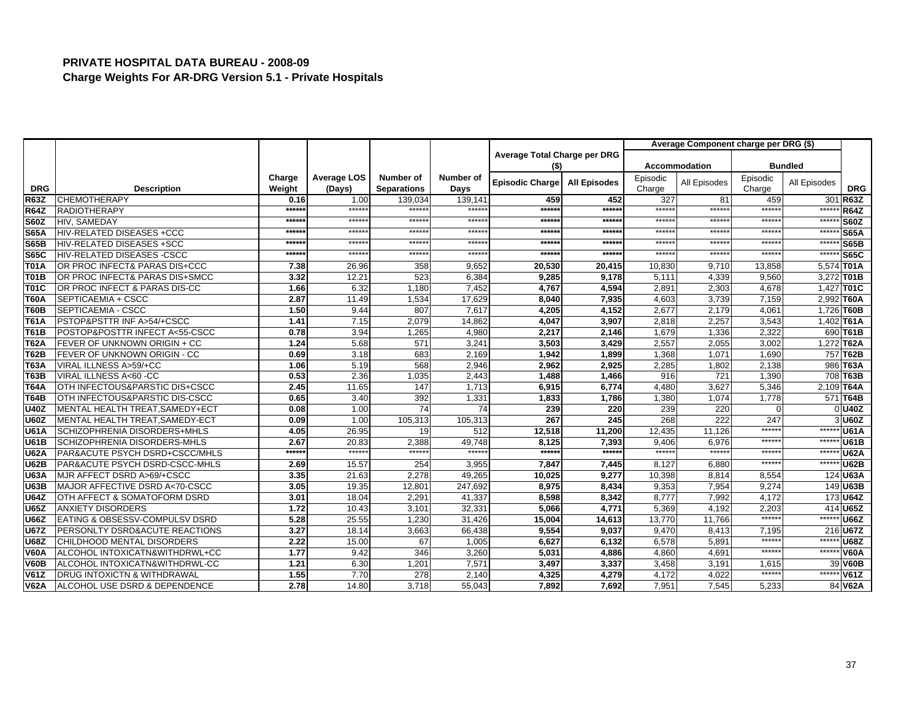## PRIVATE HOSPITAL DATA BUREAU - 2008-09
### Charge Weights For AR-DRG Version 5.1 - Private Hospitals

| DRG | Description | Charge Weight | Average LOS (Days) | Number of Separations | Number of Days | Average Total Charge per DRG ($) | | Average Component charge per DRG ($) | | | | DRG |
|---|---|---|---|---|---|---|---|---|---|---|---|---|
| | | | | | | | | Accommodation | | Bundled | | |
| | | | | | | Episodic Charge | All Episodes | Episodic Charge | All Episodes | Episodic Charge | All Episodes | |
| R63Z | CHEMOTHERAPY | 0.16 | 1.00 | 139,034 | 139,141 | 459 | 452 | 327 | 81 | 459 | 301 | R63Z |
| R64Z | RADIOTHERAPY | ****** | ****** | ****** | ****** | ****** | ****** | ****** | ****** | ****** | ****** | R64Z |
| S60Z | HIV, SAMEDAY | ****** | ****** | ****** | ****** | ****** | ****** | ****** | ****** | ****** | ****** | S60Z |
| S65A | HIV-RELATED DISEASES +CCC | ****** | ****** | ****** | ****** | ****** | ****** | ****** | ****** | ****** | ****** | S65A |
| S65B | HIV-RELATED DISEASES +SCC | ****** | ****** | ****** | ****** | ****** | ****** | ****** | ****** | ****** | ****** | S65B |
| S65C | HIV-RELATED DISEASES -CSCC | ****** | ****** | ****** | ****** | ****** | ****** | ****** | ****** | ****** | ****** | S65C |
| T01A | OR PROC INFECT& PARAS DIS+CCC | 7.38 | 26.96 | 358 | 9,652 | 20,530 | 20,415 | 10,830 | 9,710 | 13,858 | 5,574 | T01A |
| T01B | OR PROC INFECT& PARAS DIS+SMCC | 3.32 | 12.21 | 523 | 6,384 | 9,285 | 9,178 | 5,111 | 4,339 | 9,560 | 3,272 | T01B |
| T01C | OR PROC INFECT & PARAS DIS-CC | 1.66 | 6.32 | 1,180 | 7,452 | 4,767 | 4,594 | 2,891 | 2,303 | 4,678 | 1,427 | T01C |
| T60A | SEPTICAEMIA + CSCC | 2.87 | 11.49 | 1,534 | 17,629 | 8,040 | 7,935 | 4,603 | 3,739 | 7,159 | 2,992 | T60A |
| T60B | SEPTICAEMIA - CSCC | 1.50 | 9.44 | 807 | 7,617 | 4,205 | 4,152 | 2,677 | 2,179 | 4,061 | 1,726 | T60B |
| T61A | PSTOP&PSTTR INF A>54/+CSCC | 1.41 | 7.15 | 2,079 | 14,862 | 4,047 | 3,907 | 2,818 | 2,257 | 3,543 | 1,402 | T61A |
| T61B | POSTOP&POSTTR INFECT A<55-CSCC | 0.78 | 3.94 | 1,265 | 4,980 | 2,217 | 2,146 | 1,679 | 1,336 | 2,322 | 690 | T61B |
| T62A | FEVER OF UNKNOWN ORIGIN + CC | 1.24 | 5.68 | 571 | 3,241 | 3,503 | 3,429 | 2,557 | 2,055 | 3,002 | 1,272 | T62A |
| T62B | FEVER OF UNKNOWN ORIGIN - CC | 0.69 | 3.18 | 683 | 2,169 | 1,942 | 1,899 | 1,368 | 1,071 | 1,690 | 757 | T62B |
| T63A | VIRAL ILLNESS A>59/+CC | 1.06 | 5.19 | 568 | 2,946 | 2,962 | 2,925 | 2,285 | 1,802 | 2,138 | 986 | T63A |
| T63B | VIRAL ILLNESS A<60 -CC | 0.53 | 2.36 | 1,035 | 2,443 | 1,488 | 1,466 | 916 | 721 | 1,390 | 708 | T63B |
| T64A | OTH INFECTOUS&PARSTIC DIS+CSCC | 2.45 | 11.65 | 147 | 1,713 | 6,915 | 6,774 | 4,480 | 3,627 | 5,346 | 2,109 | T64A |
| T64B | OTH INFECTOUS&PARSTIC DIS-CSCC | 0.65 | 3.40 | 392 | 1,331 | 1,833 | 1,786 | 1,380 | 1,074 | 1,778 | 571 | T64B |
| U40Z | MENTAL HEALTH TREAT,SAMEDY+ECT | 0.08 | 1.00 | 74 | 74 | 239 | 220 | 239 | 220 | 0 | 0 | U40Z |
| U60Z | MENTAL HEALTH TREAT,SAMEDY-ECT | 0.09 | 1.00 | 105,313 | 105,313 | 267 | 245 | 268 | 222 | 247 | 3 | U60Z |
| U61A | SCHIZOPHRENIA DISORDERS+MHLS | 4.05 | 26.95 | 19 | 512 | 12,518 | 11,200 | 12,435 | 11,126 | ****** | ****** | U61A |
| U61B | SCHIZOPHRENIA DISORDERS-MHLS | 2.67 | 20.83 | 2,388 | 49,748 | 8,125 | 7,393 | 9,406 | 6,976 | ****** | ****** | U61B |
| U62A | PAR&ACUTE PSYCH DSRD+CSCC/MHLS | ****** | ****** | ****** | ****** | ****** | ****** | ****** | ****** | ****** | ****** | U62A |
| U62B | PAR&ACUTE PSYCH DSRD-CSCC-MHLS | 2.69 | 15.57 | 254 | 3,955 | 7,847 | 7,445 | 8,127 | 6,880 | ****** | ****** | U62B |
| U63A | MJR AFFECT DSRD A>69/+CSCC | 3.35 | 21.63 | 2,278 | 49,265 | 10,025 | 9,277 | 10,398 | 8,814 | 8,554 | 124 | U63A |
| U63B | MAJOR AFFECTIVE DSRD A<70-CSCC | 3.05 | 19.35 | 12,801 | 247,692 | 8,975 | 8,434 | 9,353 | 7,954 | 9,274 | 149 | U63B |
| U64Z | OTH AFFECT & SOMATOFORM DSRD | 3.01 | 18.04 | 2,291 | 41,337 | 8,598 | 8,342 | 8,777 | 7,992 | 4,172 | 173 | U64Z |
| U65Z | ANXIETY DISORDERS | 1.72 | 10.43 | 3,101 | 32,331 | 5,066 | 4,771 | 5,369 | 4,192 | 2,203 | 414 | U65Z |
| U66Z | EATING & OBSESSV-COMPULSV DSRD | 5.28 | 25.55 | 1,230 | 31,426 | 15,004 | 14,613 | 13,770 | 11,766 | ****** | ****** | U66Z |
| U67Z | PERSONLTY DSRD&ACUTE REACTIONS | 3.27 | 18.14 | 3,663 | 66,438 | 9,554 | 9,037 | 9,470 | 8,413 | 7,195 | 216 | U67Z |
| U68Z | CHILDHOOD MENTAL DISORDERS | 2.22 | 15.00 | 67 | 1,005 | 6,627 | 6,132 | 6,578 | 5,891 | ****** | ****** | U68Z |
| V60A | ALCOHOL INTOXICATN&WITHDRWL+CC | 1.77 | 9.42 | 346 | 3,260 | 5,031 | 4,886 | 4,860 | 4,691 | ****** | ****** | V60A |
| V60B | ALCOHOL INTOXICATN&WITHDRWL-CC | 1.21 | 6.30 | 1,201 | 7,571 | 3,497 | 3,337 | 3,458 | 3,191 | 1,615 | 39 | V60B |
| V61Z | DRUG INTOXICTN & WITHDRAWAL | 1.55 | 7.70 | 278 | 2,140 | 4,325 | 4,279 | 4,172 | 4,022 | ****** | ****** | V61Z |
| V62A | ALCOHOL USE DSRD & DEPENDENCE | 2.78 | 14.80 | 3,718 | 55,043 | 7,892 | 7,692 | 7,951 | 7,545 | 5,233 | 84 | V62A |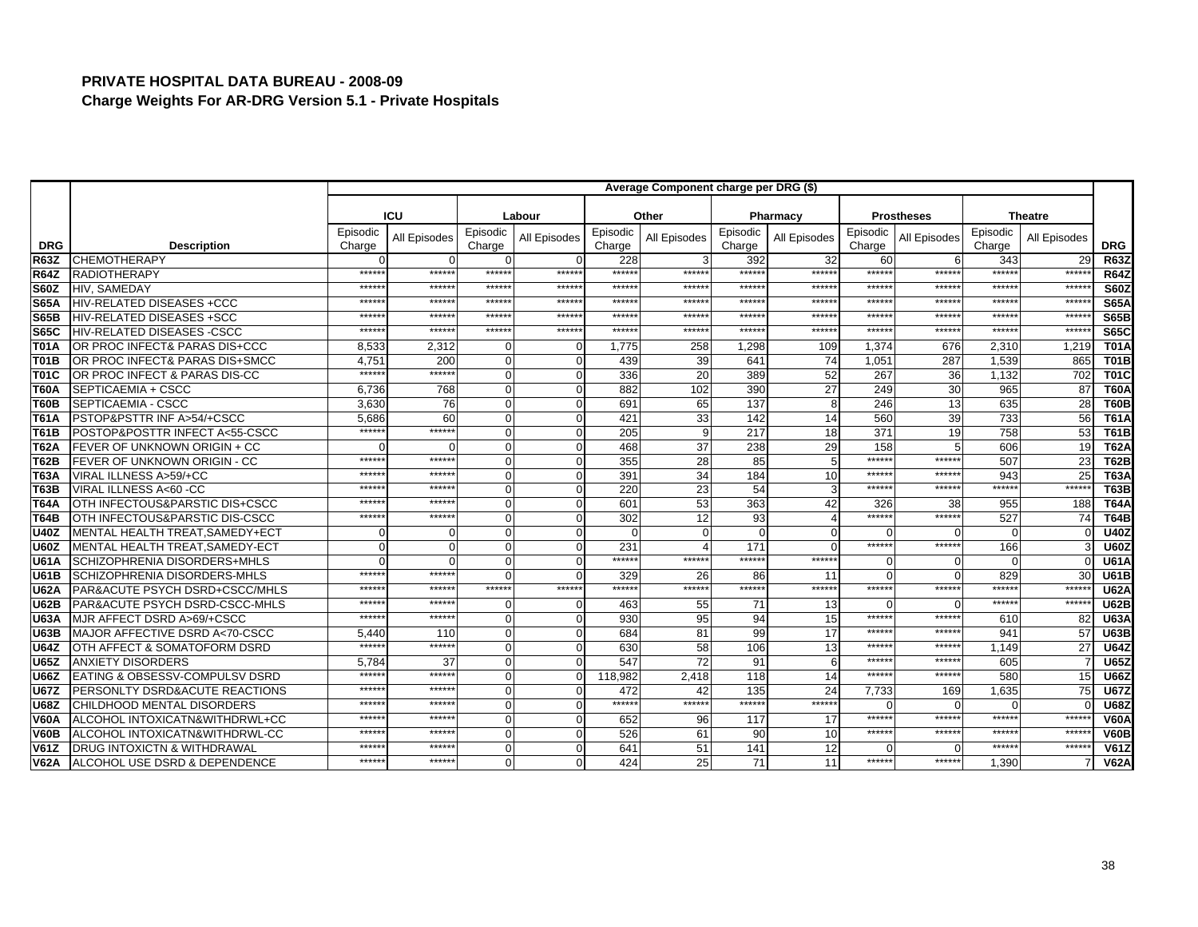# PRIVATE HOSPITAL DATA BUREAU - 2008-09

## Charge Weights For AR-DRG Version 5.1 - Private Hospitals

| | | Average Component charge per DRG ($) | | | | | | | | | | | | |
|---|---|---|---|---|---|---|---|---|---|---|---|---|---|---|
| | | ICU | | Labour | | Other | | Pharmacy | | Prostheses | | Theatre | | |
| DRG | Description | Episodic Charge | All Episodes | Episodic Charge | All Episodes | Episodic Charge | All Episodes | Episodic Charge | All Episodes | Episodic Charge | All Episodes | Episodic Charge | All Episodes | DRG |
| R63Z | CHEMOTHERAPY | 0 | 0 | 0 | 0 | 228 | 3 | 392 | 32 | 60 | 6 | 343 | 29 | R63Z |
| R64Z | RADIOTHERAPY | ****** | ****** | ****** | ****** | ****** | ****** | ****** | ****** | ****** | ****** | ****** | ****** | R64Z |
| S60Z | HIV, SAMEDAY | ****** | ****** | ****** | ****** | ****** | ****** | ****** | ****** | ****** | ****** | ****** | ****** | S60Z |
| S65A | HIV-RELATED DISEASES +CCC | ****** | ****** | ****** | ****** | ****** | ****** | ****** | ****** | ****** | ****** | ****** | ****** | S65A |
| S65B | HIV-RELATED DISEASES +SCC | ****** | ****** | ****** | ****** | ****** | ****** | ****** | ****** | ****** | ****** | ****** | ****** | S65B |
| S65C | HIV-RELATED DISEASES -CSCC | ****** | ****** | ****** | ****** | ****** | ****** | ****** | ****** | ****** | ****** | ****** | ****** | S65C |
| T01A | OR PROC INFECT& PARAS DIS+CCC | 8,533 | 2,312 | 0 | 0 | 1,775 | 258 | 1,298 | 109 | 1,374 | 676 | 2,310 | 1,219 | T01A |
| T01B | OR PROC INFECT& PARAS DIS+SMCC | 4,751 | 200 | 0 | 0 | 439 | 39 | 641 | 74 | 1,051 | 287 | 1,539 | 865 | T01B |
| T01C | OR PROC INFECT & PARAS DIS-CC | ****** | ****** | 0 | 0 | 336 | 20 | 389 | 52 | 267 | 36 | 1,132 | 702 | T01C |
| T60A | SEPTICAEMIA + CSCC | 6,736 | 768 | 0 | 0 | 882 | 102 | 390 | 27 | 249 | 30 | 965 | 87 | T60A |
| T60B | SEPTICAEMIA - CSCC | 3,630 | 76 | 0 | 0 | 691 | 65 | 137 | 8 | 246 | 13 | 635 | 28 | T60B |
| T61A | PSTOP&PSTTR INF A>54/+CSCC | 5,686 | 60 | 0 | 0 | 421 | 33 | 142 | 14 | 560 | 39 | 733 | 56 | T61A |
| T61B | POSTOP&POSTTR INFECT A<55-CSCC | ****** | ****** | 0 | 0 | 205 | 9 | 217 | 18 | 371 | 19 | 758 | 53 | T61B |
| T62A | FEVER OF UNKNOWN ORIGIN + CC | 0 | 0 | 0 | 0 | 468 | 37 | 238 | 29 | 158 | 5 | 606 | 19 | T62A |
| T62B | FEVER OF UNKNOWN ORIGIN - CC | ****** | ****** | 0 | 0 | 355 | 28 | 85 | 5 | ****** | ****** | 507 | 23 | T62B |
| T63A | VIRAL ILLNESS A>59/+CC | ****** | ****** | 0 | 0 | 391 | 34 | 184 | 10 | ****** | ****** | 943 | 25 | T63A |
| T63B | VIRAL ILLNESS A<60 -CC | ****** | ****** | 0 | 0 | 220 | 23 | 54 | 3 | ****** | ****** | ****** | ****** | T63B |
| T64A | OTH INFECTOUS&PARSTIC DIS+CSCC | ****** | ****** | 0 | 0 | 601 | 53 | 363 | 42 | 326 | 38 | 955 | 188 | T64A |
| T64B | OTH INFECTOUS&PARSTIC DIS-CSCC | ****** | ****** | 0 | 0 | 302 | 12 | 93 | 4 | ****** | ****** | 527 | 74 | T64B |
| U40Z | MENTAL HEALTH TREAT,SAMEDY+ECT | 0 | 0 | 0 | 0 | 0 | 0 | 0 | 0 | 0 | 0 | 0 | 0 | U40Z |
| U60Z | MENTAL HEALTH TREAT,SAMEDY-ECT | 0 | 0 | 0 | 0 | 231 | 4 | 171 | 0 | ****** | ****** | 166 | 3 | U60Z |
| U61A | SCHIZOPHRENIA DISORDERS+MHLS | 0 | 0 | 0 | 0 | ****** | ****** | ****** | ****** | 0 | 0 | 0 | 0 | U61A |
| U61B | SCHIZOPHRENIA DISORDERS-MHLS | ****** | ****** | 0 | 0 | 329 | 26 | 86 | 11 | 0 | 0 | 829 | 30 | U61B |
| U62A | PAR&ACUTE PSYCH DSRD+CSCC/MHLS | ****** | ****** | ****** | ****** | ****** | ****** | ****** | ****** | ****** | ****** | ****** | ****** | U62A |
| U62B | PAR&ACUTE PSYCH DSRD-CSCC-MHLS | ****** | ****** | 0 | 0 | 463 | 55 | 71 | 13 | 0 | 0 | ****** | ****** | U62B |
| U63A | MJR AFFECT DSRD A>69/+CSCC | ****** | ****** | 0 | 0 | 930 | 95 | 94 | 15 | ****** | ****** | 610 | 82 | U63A |
| U63B | MAJOR AFFECTIVE DSRD A<70-CSCC | 5,440 | 110 | 0 | 0 | 684 | 81 | 99 | 17 | ****** | ****** | 941 | 57 | U63B |
| U64Z | OTH AFFECT & SOMATOFORM DSRD | ****** | ****** | 0 | 0 | 630 | 58 | 106 | 13 | ****** | ****** | 1,149 | 27 | U64Z |
| U65Z | ANXIETY DISORDERS | 5,784 | 37 | 0 | 0 | 547 | 72 | 91 | 6 | ****** | ****** | 605 | 7 | U65Z |
| U66Z | EATING & OBSESSV-COMPULSV DSRD | ****** | ****** | 0 | 0 | 118,982 | 2,418 | 118 | 14 | ****** | ****** | 580 | 15 | U66Z |
| U67Z | PERSONLTY DSRD&ACUTE REACTIONS | ****** | ****** | 0 | 0 | 472 | 42 | 135 | 24 | 7,733 | 169 | 1,635 | 75 | U67Z |
| U68Z | CHILDHOOD MENTAL DISORDERS | ****** | ****** | 0 | 0 | ****** | ****** | ****** | ****** | 0 | 0 | 0 | 0 | U68Z |
| V60A | ALCOHOL INTOXICATN&WITHDRWL+CC | ****** | ****** | 0 | 0 | 652 | 96 | 117 | 17 | ****** | ****** | ****** | ****** | V60A |
| V60B | ALCOHOL INTOXICATN&WITHDRWL-CC | ****** | ****** | 0 | 0 | 526 | 61 | 90 | 10 | ****** | ****** | ****** | ****** | V60B |
| V61Z | DRUG INTOXICTN & WITHDRAWAL | ****** | ****** | 0 | 0 | 641 | 51 | 141 | 12 | 0 | 0 | ****** | ****** | V61Z |
| V62A | ALCOHOL USE DSRD & DEPENDENCE | ****** | ****** | 0 | 0 | 424 | 25 | 71 | 11 | ****** | ****** | 1,390 | 7 | V62A |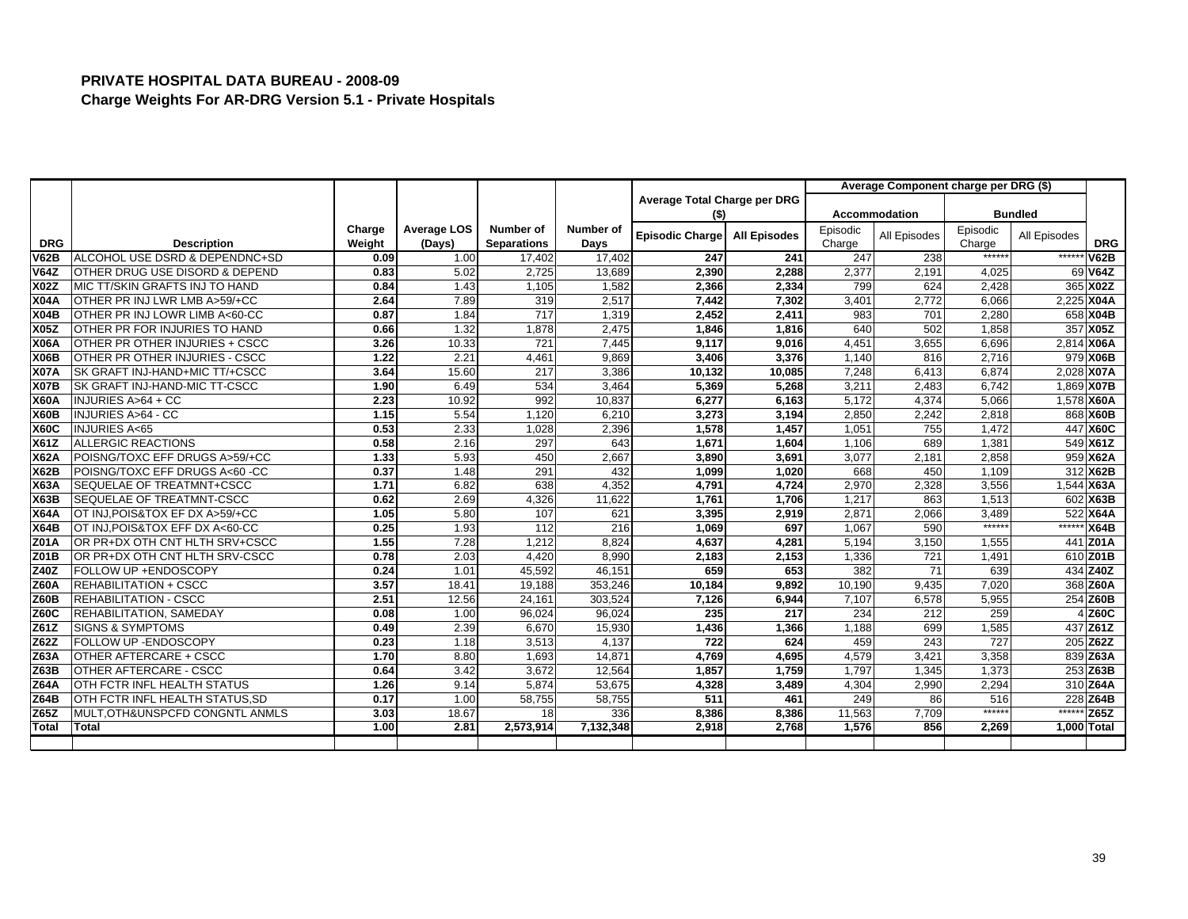## PRIVATE HOSPITAL DATA BUREAU - 2008-09

### Charge Weights For AR-DRG Version 5.1 - Private Hospitals

| | | | | | | Average Total Charge per DRG ($) | | Average Component charge per DRG ($) | | | | |
|---|---|---|---|---|---|---|---|---|---|---|---|---|
| | | | | | | | | Accommodation | | Bundled | | |
| DRG | Description | Charge Weight | Average LOS (Days) | Number of Separations | Number of Days | Episodic Charge | All Episodes | Episodic Charge | All Episodes | Episodic Charge | All Episodes | DRG |
| V62B | ALCOHOL USE DSRD & DEPENDNC+SD | 0.09 | 1.00 | 17,402 | 17,402 | 247 | 241 | 247 | 238 | ****** | ****** | V62B |
| V64Z | OTHER DRUG USE DISORD & DEPEND | 0.83 | 5.02 | 2,725 | 13,689 | 2,390 | 2,288 | 2,377 | 2,191 | 4,025 | 69 | V64Z |
| X02Z | MIC TT/SKIN GRAFTS INJ TO HAND | 0.84 | 1.43 | 1,105 | 1,582 | 2,366 | 2,334 | 799 | 624 | 2,428 | 365 | X02Z |
| X04A | OTHER PR INJ LWR LMB A>59/+CC | 2.64 | 7.89 | 319 | 2,517 | 7,442 | 7,302 | 3,401 | 2,772 | 6,066 | 2,225 | X04A |
| X04B | OTHER PR INJ LOWR LIMB A<60-CC | 0.87 | 1.84 | 717 | 1,319 | 2,452 | 2,411 | 983 | 701 | 2,280 | 658 | X04B |
| X05Z | OTHER PR FOR INJURIES TO HAND | 0.66 | 1.32 | 1,878 | 2,475 | 1,846 | 1,816 | 640 | 502 | 1,858 | 357 | X05Z |
| X06A | OTHER PR OTHER INJURIES + CSCC | 3.26 | 10.33 | 721 | 7,445 | 9,117 | 9,016 | 4,451 | 3,655 | 6,696 | 2,814 | X06A |
| X06B | OTHER PR OTHER INJURIES - CSCC | 1.22 | 2.21 | 4,461 | 9,869 | 3,406 | 3,376 | 1,140 | 816 | 2,716 | 979 | X06B |
| X07A | SK GRAFT INJ-HAND+MIC TT/+CSCC | 3.64 | 15.60 | 217 | 3,386 | 10,132 | 10,085 | 7,248 | 6,413 | 6,874 | 2,028 | X07A |
| X07B | SK GRAFT INJ-HAND-MIC TT-CSCC | 1.90 | 6.49 | 534 | 3,464 | 5,369 | 5,268 | 3,211 | 2,483 | 6,742 | 1,869 | X07B |
| X60A | INJURIES A>64 + CC | 2.23 | 10.92 | 992 | 10,837 | 6,277 | 6,163 | 5,172 | 4,374 | 5,066 | 1,578 | X60A |
| X60B | INJURIES A>64 - CC | 1.15 | 5.54 | 1,120 | 6,210 | 3,273 | 3,194 | 2,850 | 2,242 | 2,818 | 868 | X60B |
| X60C | INJURIES A<65 | 0.53 | 2.33 | 1,028 | 2,396 | 1,578 | 1,457 | 1,051 | 755 | 1,472 | 447 | X60C |
| X61Z | ALLERGIC REACTIONS | 0.58 | 2.16 | 297 | 643 | 1,671 | 1,604 | 1,106 | 689 | 1,381 | 549 | X61Z |
| X62A | POISNG/TOXC EFF DRUGS A>59/+CC | 1.33 | 5.93 | 450 | 2,667 | 3,890 | 3,691 | 3,077 | 2,181 | 2,858 | 959 | X62A |
| X62B | POISNG/TOXC EFF DRUGS A<60 -CC | 0.37 | 1.48 | 291 | 432 | 1,099 | 1,020 | 668 | 450 | 1,109 | 312 | X62B |
| X63A | SEQUELAE OF TREATMNT+CSCC | 1.71 | 6.82 | 638 | 4,352 | 4,791 | 4,724 | 2,970 | 2,328 | 3,556 | 1,544 | X63A |
| X63B | SEQUELAE OF TREATMNT-CSCC | 0.62 | 2.69 | 4,326 | 11,622 | 1,761 | 1,706 | 1,217 | 863 | 1,513 | 602 | X63B |
| X64A | OT INJ,POIS&TOX EF DX A>59/+CC | 1.05 | 5.80 | 107 | 621 | 3,395 | 2,919 | 2,871 | 2,066 | 3,489 | 522 | X64A |
| X64B | OT INJ,POIS&TOX EFF DX A<60-CC | 0.25 | 1.93 | 112 | 216 | 1,069 | 697 | 1,067 | 590 | ****** | ****** | X64B |
| Z01A | OR PR+DX OTH CNT HLTH SRV+CSCC | 1.55 | 7.28 | 1,212 | 8,824 | 4,637 | 4,281 | 5,194 | 3,150 | 1,555 | 441 | Z01A |
| Z01B | OR PR+DX OTH CNT HLTH SRV-CSCC | 0.78 | 2.03 | 4,420 | 8,990 | 2,183 | 2,153 | 1,336 | 721 | 1,491 | 610 | Z01B |
| Z40Z | FOLLOW UP +ENDOSCOPY | 0.24 | 1.01 | 45,592 | 46,151 | 659 | 653 | 382 | 71 | 639 | 434 | Z40Z |
| Z60A | REHABILITATION + CSCC | 3.57 | 18.41 | 19,188 | 353,246 | 10,184 | 9,892 | 10,190 | 9,435 | 7,020 | 368 | Z60A |
| Z60B | REHABILITATION - CSCC | 2.51 | 12.56 | 24,161 | 303,524 | 7,126 | 6,944 | 7,107 | 6,578 | 5,955 | 254 | Z60B |
| Z60C | REHABILITATION, SAMEDAY | 0.08 | 1.00 | 96,024 | 96,024 | 235 | 217 | 234 | 212 | 259 | 4 | Z60C |
| Z61Z | SIGNS & SYMPTOMS | 0.49 | 2.39 | 6,670 | 15,930 | 1,436 | 1,366 | 1,188 | 699 | 1,585 | 437 | Z61Z |
| Z62Z | FOLLOW UP -ENDOSCOPY | 0.23 | 1.18 | 3,513 | 4,137 | 722 | 624 | 459 | 243 | 727 | 205 | Z62Z |
| Z63A | OTHER AFTERCARE + CSCC | 1.70 | 8.80 | 1,693 | 14,871 | 4,769 | 4,695 | 4,579 | 3,421 | 3,358 | 839 | Z63A |
| Z63B | OTHER AFTERCARE - CSCC | 0.64 | 3.42 | 3,672 | 12,564 | 1,857 | 1,759 | 1,797 | 1,345 | 1,373 | 253 | Z63B |
| Z64A | OTH FCTR INFL HEALTH STATUS | 1.26 | 9.14 | 5,874 | 53,675 | 4,328 | 3,489 | 4,304 | 2,990 | 2,294 | 310 | Z64A |
| Z64B | OTH FCTR INFL HEALTH STATUS,SD | 0.17 | 1.00 | 58,755 | 58,755 | 511 | 461 | 249 | 86 | 516 | 228 | Z64B |
| Z65Z | MULT,OTH&UNSPCFD CONGNTL ANMLS | 3.03 | 18.67 | 18 | 336 | 8,386 | 8,386 | 11,563 | 7,709 | ****** | ****** | Z65Z |
| Total | Total | 1.00 | 2.81 | 2,573,914 | 7,132,348 | 2,918 | 2,768 | 1,576 | 856 | 2,269 | 1,000 | Total |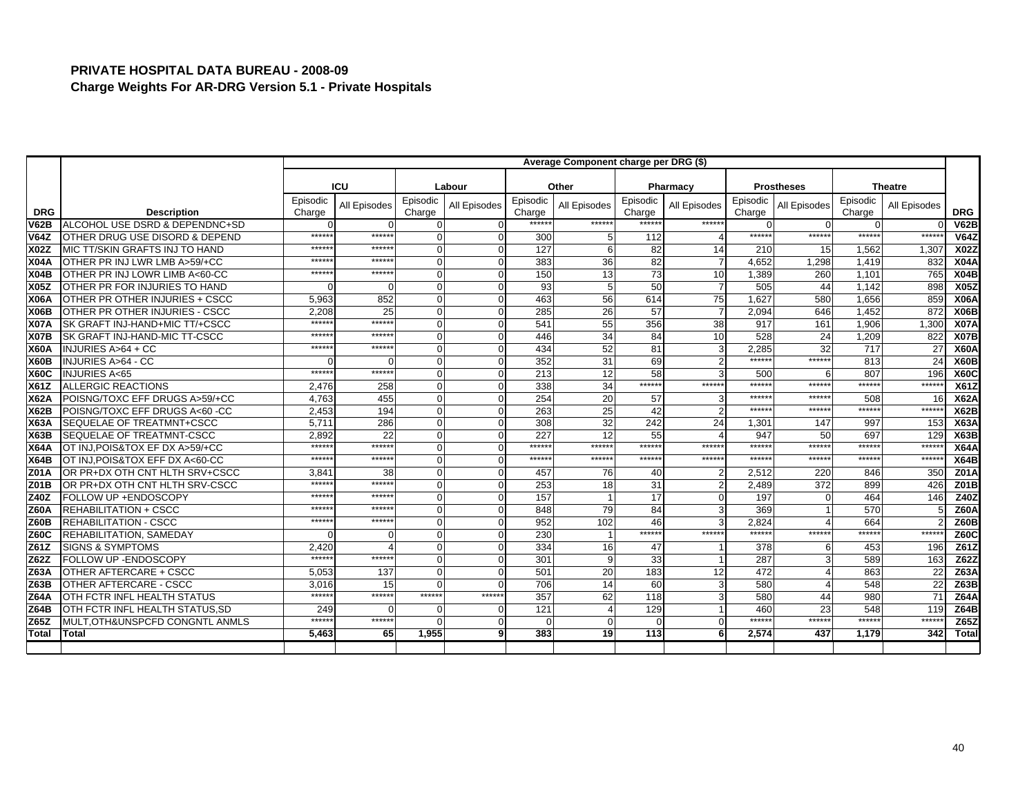# PRIVATE HOSPITAL DATA BUREAU - 2008-09

**Charge Weights For AR-DRG Version 5.1 - Private Hospitals**

| | | Average Component charge per DRG ($) | | | | | | | | | | | | |
|---|---|---|---|---|---|---|---|---|---|---|---|---|---|---|
| | | ICU | | Labour | | Other | | Pharmacy | | Prostheses | | Theatre | | |
| DRG | Description | Episodic Charge | All Episodes | Episodic Charge | All Episodes | Episodic Charge | All Episodes | Episodic Charge | All Episodes | Episodic Charge | All Episodes | Episodic Charge | All Episodes | DRG |
| V62B | ALCOHOL USE DSRD & DEPENDNC+SD | 0 | 0 | 0 | 0 | ****** | ****** | ****** | ****** | 0 | 0 | 0 | 0 | V62B |
| V64Z | OTHER DRUG USE DISORD & DEPEND | ****** | ****** | 0 | 0 | 300 | 5 | 112 | 4 | ****** | ****** | ****** | ****** | V64Z |
| X02Z | MIC TT/SKIN GRAFTS INJ TO HAND | ****** | ****** | 0 | 0 | 127 | 6 | 82 | 14 | 210 | 15 | 1,562 | 1,307 | X02Z |
| X04A | OTHER PR INJ LWR LMB A>59/+CC | ****** | ****** | 0 | 0 | 383 | 36 | 82 | 7 | 4,652 | 1,298 | 1,419 | 832 | X04A |
| X04B | OTHER PR INJ LOWR LIMB A<60-CC | ****** | ****** | 0 | 0 | 150 | 13 | 73 | 10 | 1,389 | 260 | 1,101 | 765 | X04B |
| X05Z | OTHER PR FOR INJURIES TO HAND | 0 | 0 | 0 | 0 | 93 | 5 | 50 | 7 | 505 | 44 | 1,142 | 898 | X05Z |
| X06A | OTHER PR OTHER INJURIES + CSCC | 5,963 | 852 | 0 | 0 | 463 | 56 | 614 | 75 | 1,627 | 580 | 1,656 | 859 | X06A |
| X06B | OTHER PR OTHER INJURIES - CSCC | 2,208 | 25 | 0 | 0 | 285 | 26 | 57 | 7 | 2,094 | 646 | 1,452 | 872 | X06B |
| X07A | SK GRAFT INJ-HAND+MIC TT/+CSCC | ****** | ****** | 0 | 0 | 541 | 55 | 356 | 38 | 917 | 161 | 1,906 | 1,300 | X07A |
| X07B | SK GRAFT INJ-HAND-MIC TT-CSCC | ****** | ****** | 0 | 0 | 446 | 34 | 84 | 10 | 528 | 24 | 1,209 | 822 | X07B |
| X60A | INJURIES A>64 + CC | ****** | ****** | 0 | 0 | 434 | 52 | 81 | 3 | 2,285 | 32 | 717 | 27 | X60A |
| X60B | INJURIES A>64 - CC | 0 | 0 | 0 | 0 | 352 | 31 | 69 | 2 | ****** | ****** | 813 | 24 | X60B |
| X60C | INJURIES A<65 | ****** | ****** | 0 | 0 | 213 | 12 | 58 | 3 | 500 | 6 | 807 | 196 | X60C |
| X61Z | ALLERGIC REACTIONS | 2,476 | 258 | 0 | 0 | 338 | 34 | ****** | ****** | ****** | ****** | ****** | ****** | X61Z |
| X62A | POISNG/TOXC EFF DRUGS A>59/+CC | 4,763 | 455 | 0 | 0 | 254 | 20 | 57 | 3 | ****** | ****** | 508 | 16 | X62A |
| X62B | POISNG/TOXC EFF DRUGS A<60 -CC | 2,453 | 194 | 0 | 0 | 263 | 25 | 42 | 2 | ****** | ****** | ****** | ****** | X62B |
| X63A | SEQUELAE OF TREATMNT+CSCC | 5,711 | 286 | 0 | 0 | 308 | 32 | 242 | 24 | 1,301 | 147 | 997 | 153 | X63A |
| X63B | SEQUELAE OF TREATMNT-CSCC | 2,892 | 22 | 0 | 0 | 227 | 12 | 55 | 4 | 947 | 50 | 697 | 129 | X63B |
| X64A | OT INJ,POIS&TOX EF DX A>59/+CC | ****** | ****** | 0 | 0 | ****** | ****** | ****** | ****** | ****** | ****** | ****** | ****** | X64A |
| X64B | OT INJ,POIS&TOX EFF DX A<60-CC | ****** | ****** | 0 | 0 | ****** | ****** | ****** | ****** | ****** | ****** | ****** | ****** | X64B |
| Z01A | OR PR+DX OTH CNT HLTH SRV+CSCC | 3,841 | 38 | 0 | 0 | 457 | 76 | 40 | 2 | 2,512 | 220 | 846 | 350 | Z01A |
| Z01B | OR PR+DX OTH CNT HLTH SRV-CSCC | ****** | ****** | 0 | 0 | 253 | 18 | 31 | 2 | 2,489 | 372 | 899 | 426 | Z01B |
| Z40Z | FOLLOW UP +ENDOSCOPY | ****** | ****** | 0 | 0 | 157 | 1 | 17 | 0 | 197 | 0 | 464 | 146 | Z40Z |
| Z60A | REHABILITATION + CSCC | ****** | ****** | 0 | 0 | 848 | 79 | 84 | 3 | 369 | 1 | 570 | 5 | Z60A |
| Z60B | REHABILITATION - CSCC | ****** | ****** | 0 | 0 | 952 | 102 | 46 | 3 | 2,824 | 4 | 664 | 2 | Z60B |
| Z60C | REHABILITATION, SAMEDAY | 0 | 0 | 0 | 0 | 230 | 1 | ****** | ****** | ****** | ****** | ****** | ****** | Z60C |
| Z61Z | SIGNS & SYMPTOMS | 2,420 | 4 | 0 | 0 | 334 | 16 | 47 | 1 | 378 | 6 | 453 | 196 | Z61Z |
| Z62Z | FOLLOW UP -ENDOSCOPY | ****** | ****** | 0 | 0 | 301 | 9 | 33 | 1 | 287 | 3 | 589 | 163 | Z62Z |
| Z63A | OTHER AFTERCARE + CSCC | 5,053 | 137 | 0 | 0 | 501 | 20 | 183 | 12 | 472 | 4 | 863 | 22 | Z63A |
| Z63B | OTHER AFTERCARE - CSCC | 3,016 | 15 | 0 | 0 | 706 | 14 | 60 | 3 | 580 | 4 | 548 | 22 | Z63B |
| Z64A | OTH FCTR INFL HEALTH STATUS | ****** | ****** | ****** | ****** | 357 | 62 | 118 | 3 | 580 | 44 | 980 | 71 | Z64A |
| Z64B | OTH FCTR INFL HEALTH STATUS,SD | 249 | 0 | 0 | 0 | 121 | 4 | 129 | 1 | 460 | 23 | 548 | 119 | Z64B |
| Z65Z | MULT,OTH&UNSPCFD CONGNTL ANMLS | ****** | ****** | 0 | 0 | 0 | 0 | 0 | 0 | ****** | ****** | ****** | ****** | Z65Z |
| **Total** | **Total** | **5,463** | **65** | **1,955** | **9** | **383** | **19** | **113** | **6** | **2,574** | **437** | **1,179** | **342** | **Total** |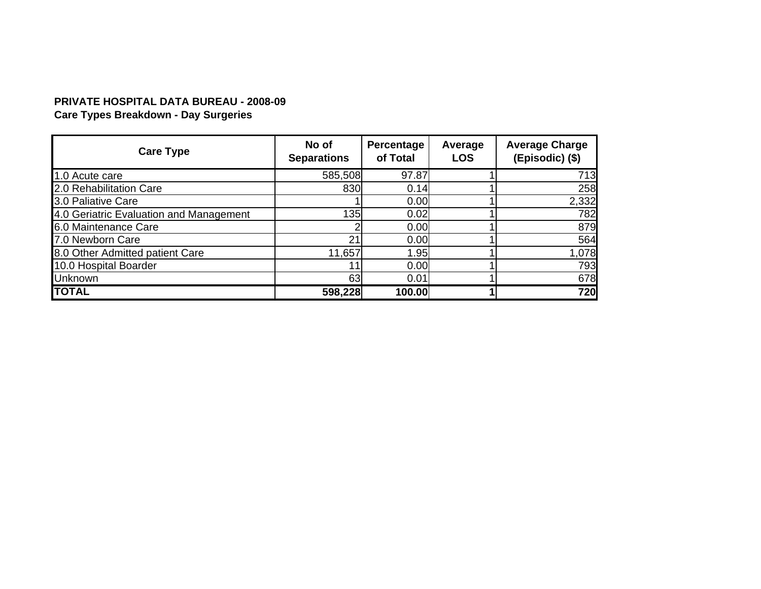**PRIVATE HOSPITAL DATA BUREAU - 2008-09**
**Care Types Breakdown - Day Surgeries**

| Care Type | No of Separations | Percentage of Total | Average LOS | Average Charge (Episodic) ($) |
|---|---|---|---|---|
| 1.0 Acute care | 585,508 | 97.87 | 1 | 713 |
| 2.0 Rehabilitation Care | 830 | 0.14 | 1 | 258 |
| 3.0 Paliative Care | 1 | 0.00 | 1 | 2,332 |
| 4.0 Geriatric Evaluation and Management | 135 | 0.02 | 1 | 782 |
| 6.0 Maintenance Care | 2 | 0.00 | 1 | 879 |
| 7.0 Newborn Care | 21 | 0.00 | 1 | 564 |
| 8.0 Other Admitted patient Care | 11,657 | 1.95 | 1 | 1,078 |
| 10.0 Hospital Boarder | 11 | 0.00 | 1 | 793 |
| Unknown | 63 | 0.01 | 1 | 678 |
| **TOTAL** | **598,228** | **100.00** | **1** | **720** |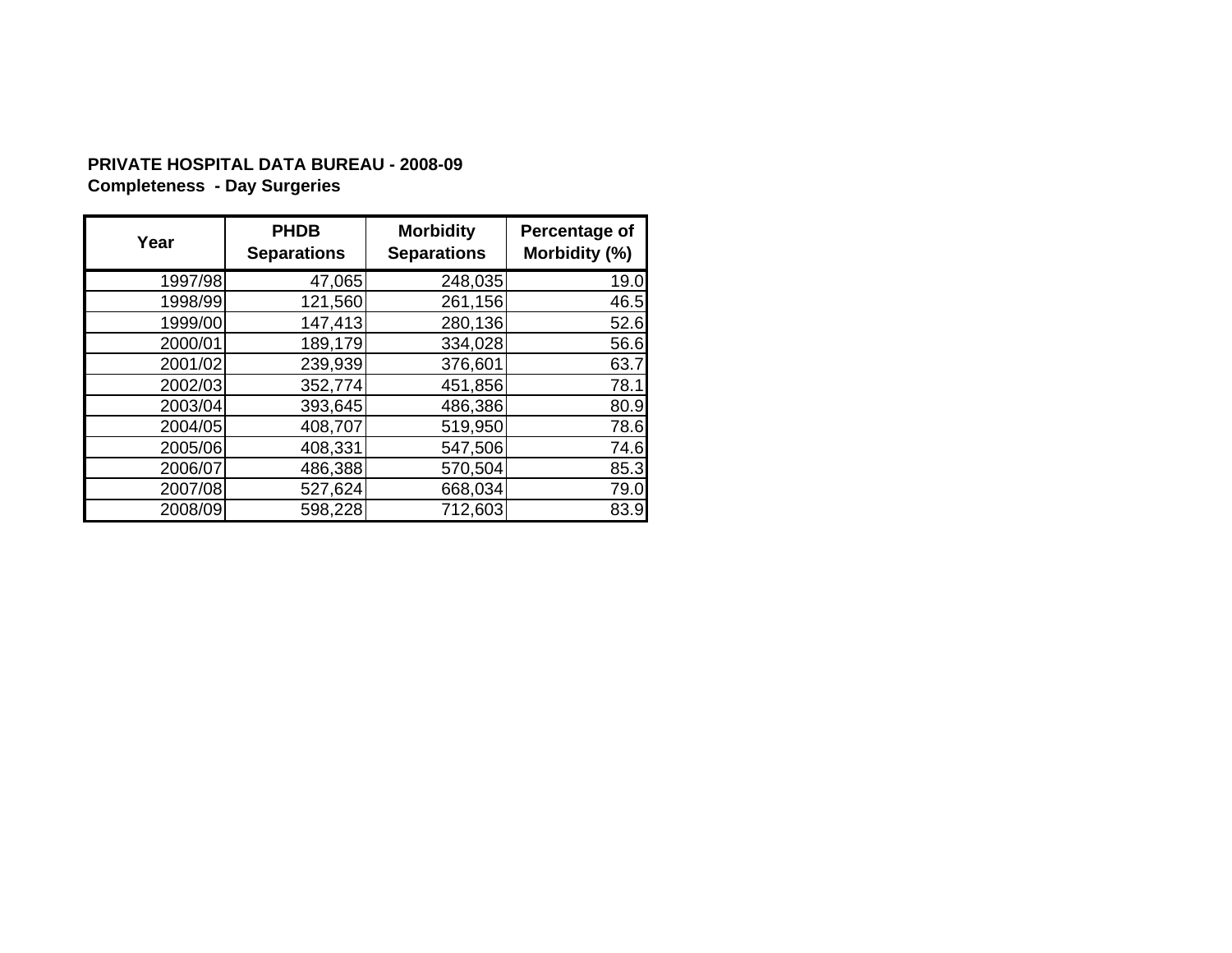**PRIVATE HOSPITAL DATA BUREAU - 2008-09**
**Completeness - Day Surgeries**

| Year | PHDB Separations | Morbidity Separations | Percentage of Morbidity (%) |
|---|---|---|---|
| 1997/98 | 47,065 | 248,035 | 19.0 |
| 1998/99 | 121,560 | 261,156 | 46.5 |
| 1999/00 | 147,413 | 280,136 | 52.6 |
| 2000/01 | 189,179 | 334,028 | 56.6 |
| 2001/02 | 239,939 | 376,601 | 63.7 |
| 2002/03 | 352,774 | 451,856 | 78.1 |
| 2003/04 | 393,645 | 486,386 | 80.9 |
| 2004/05 | 408,707 | 519,950 | 78.6 |
| 2005/06 | 408,331 | 547,506 | 74.6 |
| 2006/07 | 486,388 | 570,504 | 85.3 |
| 2007/08 | 527,624 | 668,034 | 79.0 |
| 2008/09 | 598,228 | 712,603 | 83.9 |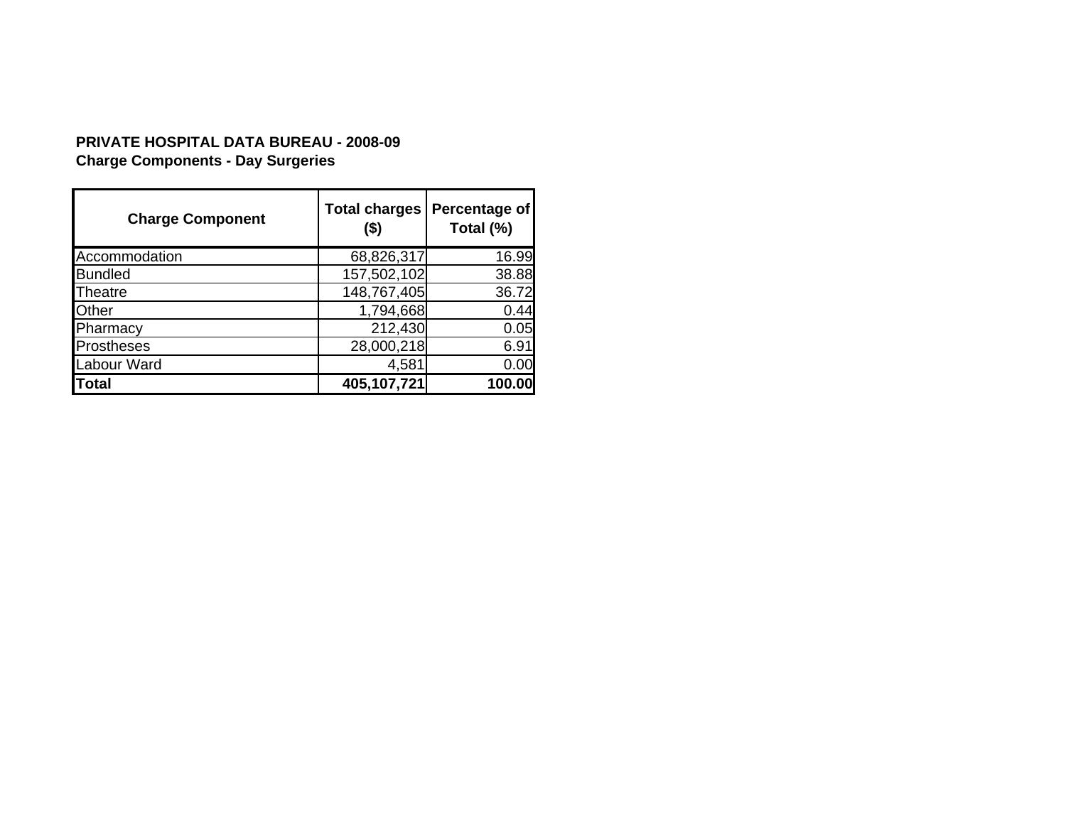**PRIVATE HOSPITAL DATA BUREAU - 2008-09**
**Charge Components - Day Surgeries**

| Charge Component | Total charges ($) | Percentage of Total (%) |
|---|---|---|
| Accommodation | 68,826,317 | 16.99 |
| Bundled | 157,502,102 | 38.88 |
| Theatre | 148,767,405 | 36.72 |
| Other | 1,794,668 | 0.44 |
| Pharmacy | 212,430 | 0.05 |
| Prostheses | 28,000,218 | 6.91 |
| Labour Ward | 4,581 | 0.00 |
| **Total** | **405,107,721** | **100.00** |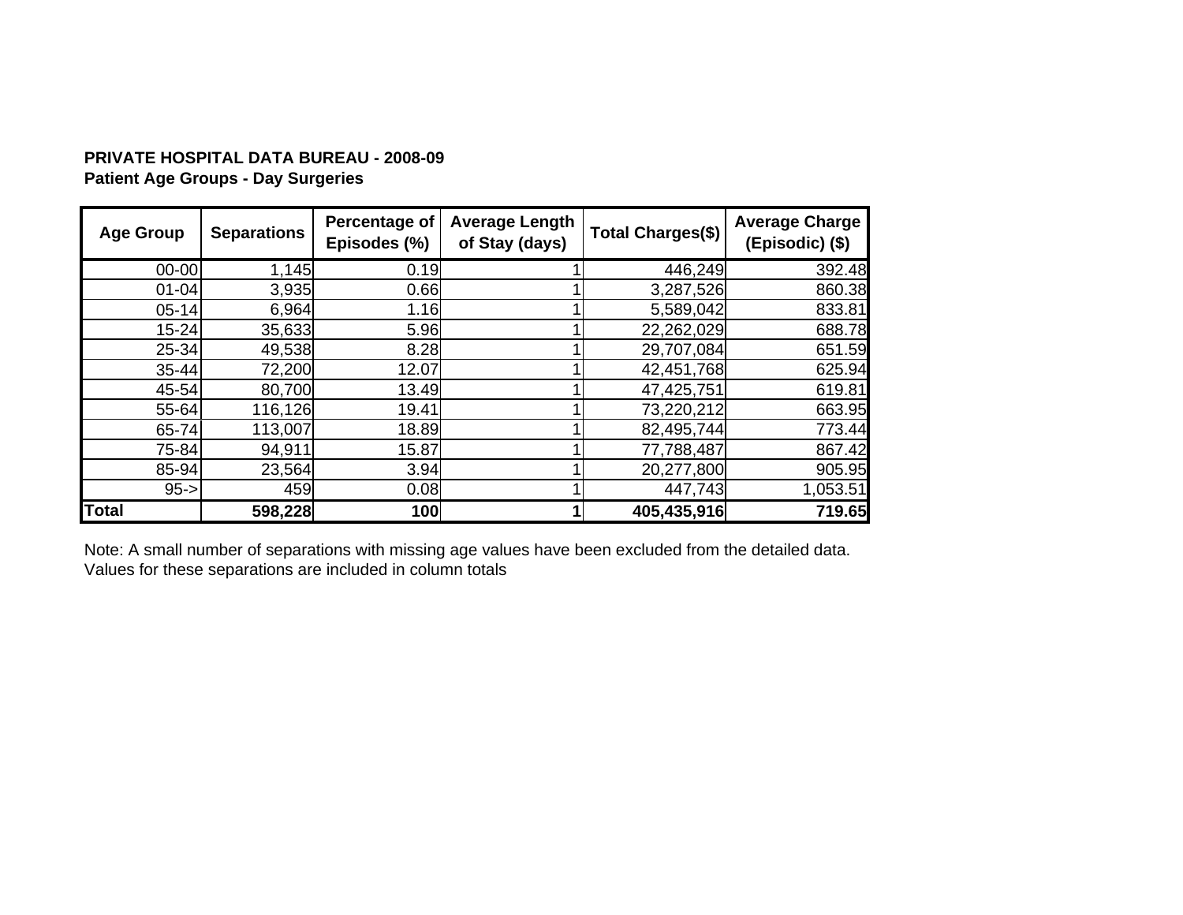**PRIVATE HOSPITAL DATA BUREAU - 2008-09**
**Patient Age Groups - Day Surgeries**

| Age Group | Separations | Percentage of Episodes (%) | Average Length of Stay (days) | Total Charges($) | Average Charge (Episodic) ($) |
|---|---|---|---|---|---|
| 00-00 | 1,145 | 0.19 | 1 | 446,249 | 392.48 |
| 01-04 | 3,935 | 0.66 | 1 | 3,287,526 | 860.38 |
| 05-14 | 6,964 | 1.16 | 1 | 5,589,042 | 833.81 |
| 15-24 | 35,633 | 5.96 | 1 | 22,262,029 | 688.78 |
| 25-34 | 49,538 | 8.28 | 1 | 29,707,084 | 651.59 |
| 35-44 | 72,200 | 12.07 | 1 | 42,451,768 | 625.94 |
| 45-54 | 80,700 | 13.49 | 1 | 47,425,751 | 619.81 |
| 55-64 | 116,126 | 19.41 | 1 | 73,220,212 | 663.95 |
| 65-74 | 113,007 | 18.89 | 1 | 82,495,744 | 773.44 |
| 75-84 | 94,911 | 15.87 | 1 | 77,788,487 | 867.42 |
| 85-94 | 23,564 | 3.94 | 1 | 20,277,800 | 905.95 |
| 95-> | 459 | 0.08 | 1 | 447,743 | 1,053.51 |
| **Total** | **598,228** | **100** | **1** | **405,435,916** | **719.65** |

Note: A small number of separations with missing age values have been excluded from the detailed data. Values for these separations are included in column totals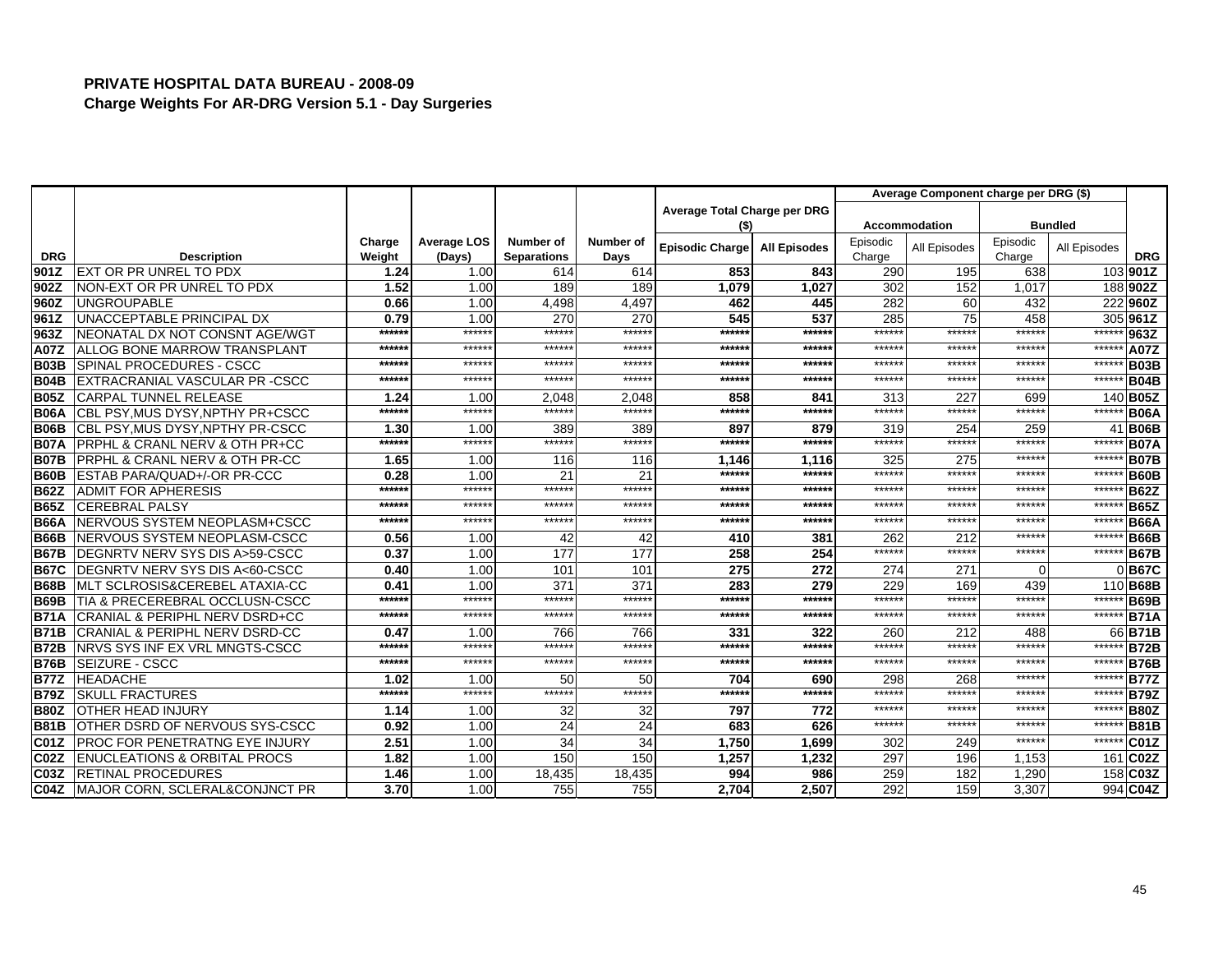**PRIVATE HOSPITAL DATA BUREAU - 2008-09**
**Charge Weights For AR-DRG Version 5.1 - Day Surgeries**

| | | | | | | Average Total Charge per DRG ($) | | Average Component charge per DRG ($) | | | | |
|---|---|---|---|---|---|---|---|---|---|---|---|---|
| | | | | | | | | Accommodation | | Bundled | | |
| DRG | Description | Charge Weight | Average LOS (Days) | Number of Separations | Number of Days | Episodic Charge | All Episodes | Episodic Charge | All Episodes | Episodic Charge | All Episodes | DRG |
| 901Z | EXT OR PR UNREL TO PDX | 1.24 | 1.00 | 614 | 614 | 853 | 843 | 290 | 195 | 638 | 103 | 901Z |
| 902Z | NON-EXT OR PR UNREL TO PDX | 1.52 | 1.00 | 189 | 189 | 1,079 | 1,027 | 302 | 152 | 1,017 | 188 | 902Z |
| 960Z | UNGROUPABLE | 0.66 | 1.00 | 4,498 | 4,497 | 462 | 445 | 282 | 60 | 432 | 222 | 960Z |
| 961Z | UNACCEPTABLE PRINCIPAL DX | 0.79 | 1.00 | 270 | 270 | 545 | 537 | 285 | 75 | 458 | 305 | 961Z |
| 963Z | NEONATAL DX NOT CONSNT AGE/WGT | ****** | ****** | ****** | ****** | ****** | ****** | ****** | ****** | ****** | ****** | 963Z |
| A07Z | ALLOG BONE MARROW TRANSPLANT | ****** | ****** | ****** | ****** | ****** | ****** | ****** | ****** | ****** | ****** | A07Z |
| B03B | SPINAL PROCEDURES - CSCC | ****** | ****** | ****** | ****** | ****** | ****** | ****** | ****** | ****** | ****** | B03B |
| B04B | EXTRACRANIAL VASCULAR PR -CSCC | ****** | ****** | ****** | ****** | ****** | ****** | ****** | ****** | ****** | ****** | B04B |
| B05Z | CARPAL TUNNEL RELEASE | 1.24 | 1.00 | 2,048 | 2,048 | 858 | 841 | 313 | 227 | 699 | 140 | B05Z |
| B06A | CBL PSY,MUS DYSY,NPTHY PR+CSCC | ****** | ****** | ****** | ****** | ****** | ****** | ****** | ****** | ****** | ****** | B06A |
| B06B | CBL PSY,MUS DYSY,NPTHY PR-CSCC | 1.30 | 1.00 | 389 | 389 | 897 | 879 | 319 | 254 | 259 | 41 | B06B |
| B07A | PRPHL & CRANL NERV & OTH PR+CC | ****** | ****** | ****** | ****** | ****** | ****** | ****** | ****** | ****** | ****** | B07A |
| B07B | PRPHL & CRANL NERV & OTH PR-CC | 1.65 | 1.00 | 116 | 116 | 1,146 | 1,116 | 325 | 275 | ****** | ****** | B07B |
| B60B | ESTAB PARA/QUAD+/-OR PR-CCC | 0.28 | 1.00 | 21 | 21 | ****** | ****** | ****** | ****** | ****** | ****** | B60B |
| B62Z | ADMIT FOR APHERESIS | ****** | ****** | ****** | ****** | ****** | ****** | ****** | ****** | ****** | ****** | B62Z |
| B65Z | CEREBRAL PALSY | ****** | ****** | ****** | ****** | ****** | ****** | ****** | ****** | ****** | ****** | B65Z |
| B66A | NERVOUS SYSTEM NEOPLASM+CSCC | ****** | ****** | ****** | ****** | ****** | ****** | ****** | ****** | ****** | ****** | B66A |
| B66B | NERVOUS SYSTEM NEOPLASM-CSCC | 0.56 | 1.00 | 42 | 42 | 410 | 381 | 262 | 212 | ****** | ****** | B66B |
| B67B | DEGNRTV NERV SYS DIS A>59-CSCC | 0.37 | 1.00 | 177 | 177 | 258 | 254 | ****** | ****** | ****** | ****** | B67B |
| B67C | DEGNRTV NERV SYS DIS A<60-CSCC | 0.40 | 1.00 | 101 | 101 | 275 | 272 | 274 | 271 | 0 | 0 | B67C |
| B68B | MLT SCLROSIS&CEREBEL ATAXIA-CC | 0.41 | 1.00 | 371 | 371 | 283 | 279 | 229 | 169 | 439 | 110 | B68B |
| B69B | TIA & PRECEREBRAL OCCLUSN-CSCC | ****** | ****** | ****** | ****** | ****** | ****** | ****** | ****** | ****** | ****** | B69B |
| B71A | CRANIAL & PERIPHL NERV DSRD+CC | ****** | ****** | ****** | ****** | ****** | ****** | ****** | ****** | ****** | ****** | B71A |
| B71B | CRANIAL & PERIPHL NERV DSRD-CC | 0.47 | 1.00 | 766 | 766 | 331 | 322 | 260 | 212 | 488 | 66 | B71B |
| B72B | NRVS SYS INF EX VRL MNGTS-CSCC | ****** | ****** | ****** | ****** | ****** | ****** | ****** | ****** | ****** | ****** | B72B |
| B76B | SEIZURE - CSCC | ****** | ****** | ****** | ****** | ****** | ****** | ****** | ****** | ****** | ****** | B76B |
| B77Z | HEADACHE | 1.02 | 1.00 | 50 | 50 | 704 | 690 | 298 | 268 | ****** | ****** | B77Z |
| B79Z | SKULL FRACTURES | ****** | ****** | ****** | ****** | ****** | ****** | ****** | ****** | ****** | ****** | B79Z |
| B80Z | OTHER HEAD INJURY | 1.14 | 1.00 | 32 | 32 | 797 | 772 | ****** | ****** | ****** | ****** | B80Z |
| B81B | OTHER DSRD OF NERVOUS SYS-CSCC | 0.92 | 1.00 | 24 | 24 | 683 | 626 | ****** | ****** | ****** | ****** | B81B |
| C01Z | PROC FOR PENETRATNG EYE INJURY | 2.51 | 1.00 | 34 | 34 | 1,750 | 1,699 | 302 | 249 | ****** | ****** | C01Z |
| C02Z | ENUCLEATIONS & ORBITAL PROCS | 1.82 | 1.00 | 150 | 150 | 1,257 | 1,232 | 297 | 196 | 1,153 | 161 | C02Z |
| C03Z | RETINAL PROCEDURES | 1.46 | 1.00 | 18,435 | 18,435 | 994 | 986 | 259 | 182 | 1,290 | 158 | C03Z |
| C04Z | MAJOR CORN, SCLERAL&CONJNCT PR | 3.70 | 1.00 | 755 | 755 | 2,704 | 2,507 | 292 | 159 | 3,307 | 994 | C04Z |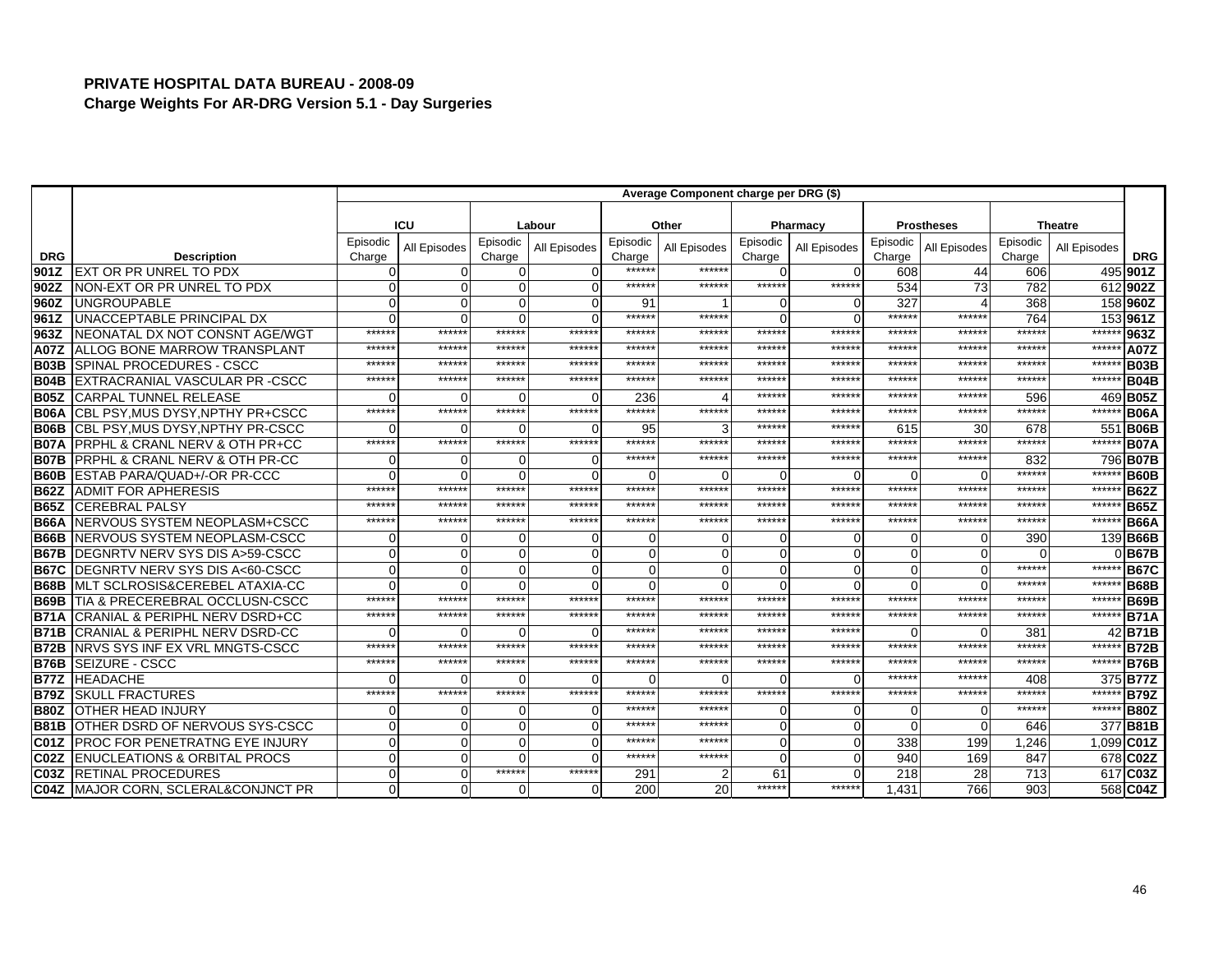# PRIVATE HOSPITAL DATA BUREAU - 2008-09
## Charge Weights For AR-DRG Version 5.1 - Day Surgeries

| | | Average Component charge per DRG ($) | | | | | | | | | | | | |
|---|---|---|---|---|---|---|---|---|---|---|---|---|---|---|
| | | ICU | | Labour | | Other | | Pharmacy | | Prostheses | | Theatre | | |
| DRG | Description | Episodic Charge | All Episodes | Episodic Charge | All Episodes | Episodic Charge | All Episodes | Episodic Charge | All Episodes | Episodic Charge | All Episodes | Episodic Charge | All Episodes | DRG |
| 901Z | EXT OR PR UNREL TO PDX | 0 | 0 | 0 | 0 | ****** | ****** | 0 | 0 | 608 | 44 | 606 | 495 | 901Z |
| 902Z | NON-EXT OR PR UNREL TO PDX | 0 | 0 | 0 | 0 | ****** | ****** | ****** | ****** | 534 | 73 | 782 | 612 | 902Z |
| 960Z | UNGROUPABLE | 0 | 0 | 0 | 0 | 91 | 1 | 0 | 0 | 327 | 4 | 368 | 158 | 960Z |
| 961Z | UNACCEPTABLE PRINCIPAL DX | 0 | 0 | 0 | 0 | ****** | ****** | 0 | 0 | ****** | ****** | 764 | 153 | 961Z |
| 963Z | NEONATAL DX NOT CONSNT AGE/WGT | ****** | ****** | ****** | ****** | ****** | ****** | ****** | ****** | ****** | ****** | ****** | ****** | 963Z |
| A07Z | ALLOG BONE MARROW TRANSPLANT | ****** | ****** | ****** | ****** | ****** | ****** | ****** | ****** | ****** | ****** | ****** | ****** | A07Z |
| B03B | SPINAL PROCEDURES - CSCC | ****** | ****** | ****** | ****** | ****** | ****** | ****** | ****** | ****** | ****** | ****** | ****** | B03B |
| B04B | EXTRACRANIAL VASCULAR PR -CSCC | ****** | ****** | ****** | ****** | ****** | ****** | ****** | ****** | ****** | ****** | ****** | ****** | B04B |
| B05Z | CARPAL TUNNEL RELEASE | 0 | 0 | 0 | 0 | 236 | 4 | ****** | ****** | ****** | ****** | 596 | 469 | B05Z |
| B06A | CBL PSY,MUS DYSY,NPTHY PR+CSCC | ****** | ****** | ****** | ****** | ****** | ****** | ****** | ****** | ****** | ****** | ****** | ****** | B06A |
| B06B | CBL PSY,MUS DYSY,NPTHY PR-CSCC | 0 | 0 | 0 | 0 | 95 | 3 | ****** | ****** | 615 | 30 | 678 | 551 | B06B |
| B07A | PRPHL & CRANL NERV & OTH PR+CC | ****** | ****** | ****** | ****** | ****** | ****** | ****** | ****** | ****** | ****** | ****** | ****** | B07A |
| B07B | PRPHL & CRANL NERV & OTH PR-CC | 0 | 0 | 0 | 0 | ****** | ****** | ****** | ****** | ****** | ****** | 832 | 796 | B07B |
| B60B | ESTAB PARA/QUAD+/-OR PR-CCC | 0 | 0 | 0 | 0 | 0 | 0 | 0 | 0 | 0 | 0 | ****** | ****** | B60B |
| B62Z | ADMIT FOR APHERESIS | ****** | ****** | ****** | ****** | ****** | ****** | ****** | ****** | ****** | ****** | ****** | ****** | B62Z |
| B65Z | CEREBRAL PALSY | ****** | ****** | ****** | ****** | ****** | ****** | ****** | ****** | ****** | ****** | ****** | ****** | B65Z |
| B66A | NERVOUS SYSTEM NEOPLASM+CSCC | ****** | ****** | ****** | ****** | ****** | ****** | ****** | ****** | ****** | ****** | ****** | ****** | B66A |
| B66B | NERVOUS SYSTEM NEOPLASM-CSCC | 0 | 0 | 0 | 0 | 0 | 0 | 0 | 0 | 0 | 0 | 390 | 139 | B66B |
| B67B | DEGNRTV NERV SYS DIS A>59-CSCC | 0 | 0 | 0 | 0 | 0 | 0 | 0 | 0 | 0 | 0 | 0 | 0 | B67B |
| B67C | DEGNRTV NERV SYS DIS A<60-CSCC | 0 | 0 | 0 | 0 | 0 | 0 | 0 | 0 | 0 | 0 | ****** | ****** | B67C |
| B68B | MLT SCLROSIS&CEREBEL ATAXIA-CC | 0 | 0 | 0 | 0 | 0 | 0 | 0 | 0 | 0 | 0 | ****** | ****** | B68B |
| B69B | TIA & PRECEREBRAL OCCLUSN-CSCC | ****** | ****** | ****** | ****** | ****** | ****** | ****** | ****** | ****** | ****** | ****** | ****** | B69B |
| B71A | CRANIAL & PERIPHL NERV DSRD+CC | ****** | ****** | ****** | ****** | ****** | ****** | ****** | ****** | ****** | ****** | ****** | ****** | B71A |
| B71B | CRANIAL & PERIPHL NERV DSRD-CC | 0 | 0 | 0 | 0 | ****** | ****** | ****** | ****** | 0 | 0 | 381 | 42 | B71B |
| B72B | NRVS SYS INF EX VRL MNGTS-CSCC | ****** | ****** | ****** | ****** | ****** | ****** | ****** | ****** | ****** | ****** | ****** | ****** | B72B |
| B76B | SEIZURE - CSCC | ****** | ****** | ****** | ****** | ****** | ****** | ****** | ****** | ****** | ****** | ****** | ****** | B76B |
| B77Z | HEADACHE | 0 | 0 | 0 | 0 | 0 | 0 | 0 | 0 | ****** | ****** | 408 | 375 | B77Z |
| B79Z | SKULL FRACTURES | ****** | ****** | ****** | ****** | ****** | ****** | ****** | ****** | ****** | ****** | ****** | ****** | B79Z |
| B80Z | OTHER HEAD INJURY | 0 | 0 | 0 | 0 | ****** | ****** | 0 | 0 | 0 | 0 | ****** | ****** | B80Z |
| B81B | OTHER DSRD OF NERVOUS SYS-CSCC | 0 | 0 | 0 | 0 | ****** | ****** | 0 | 0 | 0 | 0 | 646 | 377 | B81B |
| C01Z | PROC FOR PENETRATNG EYE INJURY | 0 | 0 | 0 | 0 | ****** | ****** | 0 | 0 | 338 | 199 | 1,246 | 1,099 | C01Z |
| C02Z | ENUCLEATIONS & ORBITAL PROCS | 0 | 0 | 0 | 0 | ****** | ****** | 0 | 0 | 940 | 169 | 847 | 678 | C02Z |
| C03Z | RETINAL PROCEDURES | 0 | 0 | ****** | ****** | 291 | 2 | 61 | 0 | 218 | 28 | 713 | 617 | C03Z |
| C04Z | MAJOR CORN, SCLERAL&CONJNCT PR | 0 | 0 | 0 | 0 | 200 | 20 | ****** | ****** | 1,431 | 766 | 903 | 568 | C04Z |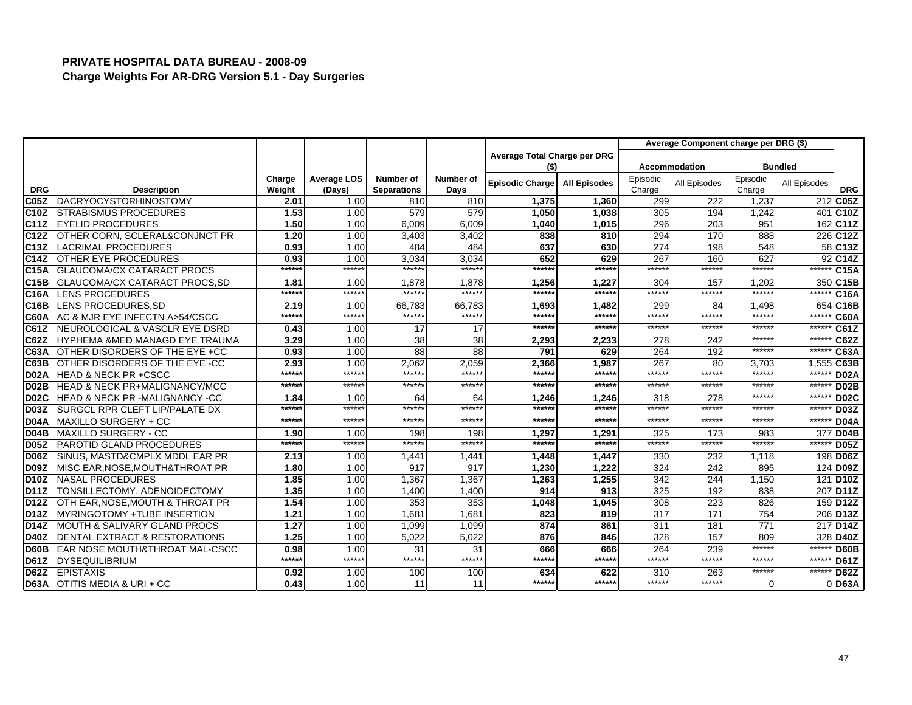# PRIVATE HOSPITAL DATA BUREAU - 2008-09

## Charge Weights For AR-DRG Version 5.1 - Day Surgeries

| | | | | | | Average Total Charge per DRG ($) | | Average Component charge per DRG ($) | | | | |
|---|---|---|---|---|---|---|---|---|---|---|---|---|
| | | | | | | | | Accommodation | | Bundled | | |
| DRG | Description | Charge Weight | Average LOS (Days) | Number of Separations | Number of Days | Episodic Charge | All Episodes | Episodic Charge | All Episodes | Episodic Charge | All Episodes | DRG |
| C05Z | DACRYOCYSTORHINOSTOMY | 2.01 | 1.00 | 810 | 810 | 1,375 | 1,360 | 299 | 222 | 1,237 | 212 | C05Z |
| C10Z | STRABISMUS PROCEDURES | 1.53 | 1.00 | 579 | 579 | 1,050 | 1,038 | 305 | 194 | 1,242 | 401 | C10Z |
| C11Z | EYELID PROCEDURES | 1.50 | 1.00 | 6,009 | 6,009 | 1,040 | 1,015 | 296 | 203 | 951 | 162 | C11Z |
| C12Z | OTHER CORN, SCLERAL&CONJNCT PR | 1.20 | 1.00 | 3,403 | 3,402 | 838 | 810 | 294 | 170 | 888 | 226 | C12Z |
| C13Z | LACRIMAL PROCEDURES | 0.93 | 1.00 | 484 | 484 | 637 | 630 | 274 | 198 | 548 | 58 | C13Z |
| C14Z | OTHER EYE PROCEDURES | 0.93 | 1.00 | 3,034 | 3,034 | 652 | 629 | 267 | 160 | 627 | 92 | C14Z |
| C15A | GLAUCOMA/CX CATARACT PROCS | ****** | ****** | ****** | ****** | ****** | ****** | ****** | ****** | ****** | ****** | C15A |
| C15B | GLAUCOMA/CX CATARACT PROCS,SD | 1.81 | 1.00 | 1,878 | 1,878 | 1,256 | 1,227 | 304 | 157 | 1,202 | 350 | C15B |
| C16A | LENS PROCEDURES | ****** | ****** | ****** | ****** | ****** | ****** | ****** | ****** | ****** | ****** | C16A |
| C16B | LENS PROCEDURES,SD | 2.19 | 1.00 | 66,783 | 66,783 | 1,693 | 1,482 | 299 | 84 | 1,498 | 654 | C16B |
| C60A | AC & MJR EYE INFECTN A>54/CSCC | ****** | ****** | ****** | ****** | ****** | ****** | ****** | ****** | ****** | ****** | C60A |
| C61Z | NEUROLOGICAL & VASCLR EYE DSRD | 0.43 | 1.00 | 17 | 17 | ****** | ****** | ****** | ****** | ****** | ****** | C61Z |
| C62Z | HYPHEMA &MED MANAGD EYE TRAUMA | 3.29 | 1.00 | 38 | 38 | 2,293 | 2,233 | 278 | 242 | ****** | ****** | C62Z |
| C63A | OTHER DISORDERS OF THE EYE +CC | 0.93 | 1.00 | 88 | 88 | 791 | 629 | 264 | 192 | ****** | ****** | C63A |
| C63B | OTHER DISORDERS OF THE EYE -CC | 2.93 | 1.00 | 2,062 | 2,059 | 2,366 | 1,987 | 267 | 80 | 3,703 | 1,555 | C63B |
| D02A | HEAD & NECK PR +CSCC | ****** | ****** | ****** | ****** | ****** | ****** | ****** | ****** | ****** | ****** | D02A |
| D02B | HEAD & NECK PR+MALIGNANCY/MCC | ****** | ****** | ****** | ****** | ****** | ****** | ****** | ****** | ****** | ****** | D02B |
| D02C | HEAD & NECK PR -MALIGNANCY -CC | 1.84 | 1.00 | 64 | 64 | 1,246 | 1,246 | 318 | 278 | ****** | ****** | D02C |
| D03Z | SURGCL RPR CLEFT LIP/PALATE DX | ****** | ****** | ****** | ****** | ****** | ****** | ****** | ****** | ****** | ****** | D03Z |
| D04A | MAXILLO SURGERY + CC | ****** | ****** | ****** | ****** | ****** | ****** | ****** | ****** | ****** | ****** | D04A |
| D04B | MAXILLO SURGERY - CC | 1.90 | 1.00 | 198 | 198 | 1,297 | 1,291 | 325 | 173 | 983 | 377 | D04B |
| D05Z | PAROTID GLAND PROCEDURES | ****** | ****** | ****** | ****** | ****** | ****** | ****** | ****** | ****** | ****** | D05Z |
| D06Z | SINUS, MASTD&CMPLX MDDL EAR PR | 2.13 | 1.00 | 1,441 | 1,441 | 1,448 | 1,447 | 330 | 232 | 1,118 | 198 | D06Z |
| D09Z | MISC EAR,NOSE,MOUTH&THROAT PR | 1.80 | 1.00 | 917 | 917 | 1,230 | 1,222 | 324 | 242 | 895 | 124 | D09Z |
| D10Z | NASAL PROCEDURES | 1.85 | 1.00 | 1,367 | 1,367 | 1,263 | 1,255 | 342 | 244 | 1,150 | 121 | D10Z |
| D11Z | TONSILLECTOMY, ADENOIDECTOMY | 1.35 | 1.00 | 1,400 | 1,400 | 914 | 913 | 325 | 192 | 838 | 207 | D11Z |
| D12Z | OTH EAR,NOSE,MOUTH & THROAT PR | 1.54 | 1.00 | 353 | 353 | 1,048 | 1,045 | 308 | 223 | 826 | 159 | D12Z |
| D13Z | MYRINGOTOMY +TUBE INSERTION | 1.21 | 1.00 | 1,681 | 1,681 | 823 | 819 | 317 | 171 | 754 | 206 | D13Z |
| D14Z | MOUTH & SALIVARY GLAND PROCS | 1.27 | 1.00 | 1,099 | 1,099 | 874 | 861 | 311 | 181 | 771 | 217 | D14Z |
| D40Z | DENTAL EXTRACT & RESTORATIONS | 1.25 | 1.00 | 5,022 | 5,022 | 876 | 846 | 328 | 157 | 809 | 328 | D40Z |
| D60B | EAR NOSE MOUTH&THROAT MAL-CSCC | 0.98 | 1.00 | 31 | 31 | 666 | 666 | 264 | 239 | ****** | ****** | D60B |
| D61Z | DYSEQUILIBRIUM | ****** | ****** | ****** | ****** | ****** | ****** | ****** | ****** | ****** | ****** | D61Z |
| D62Z | EPISTAXIS | 0.92 | 1.00 | 100 | 100 | 634 | 622 | 310 | 263 | ****** | ****** | D62Z |
| D63A | OTITIS MEDIA & URI + CC | 0.43 | 1.00 | 11 | 11 | ****** | ****** | ****** | ****** | 0 | 0 | D63A |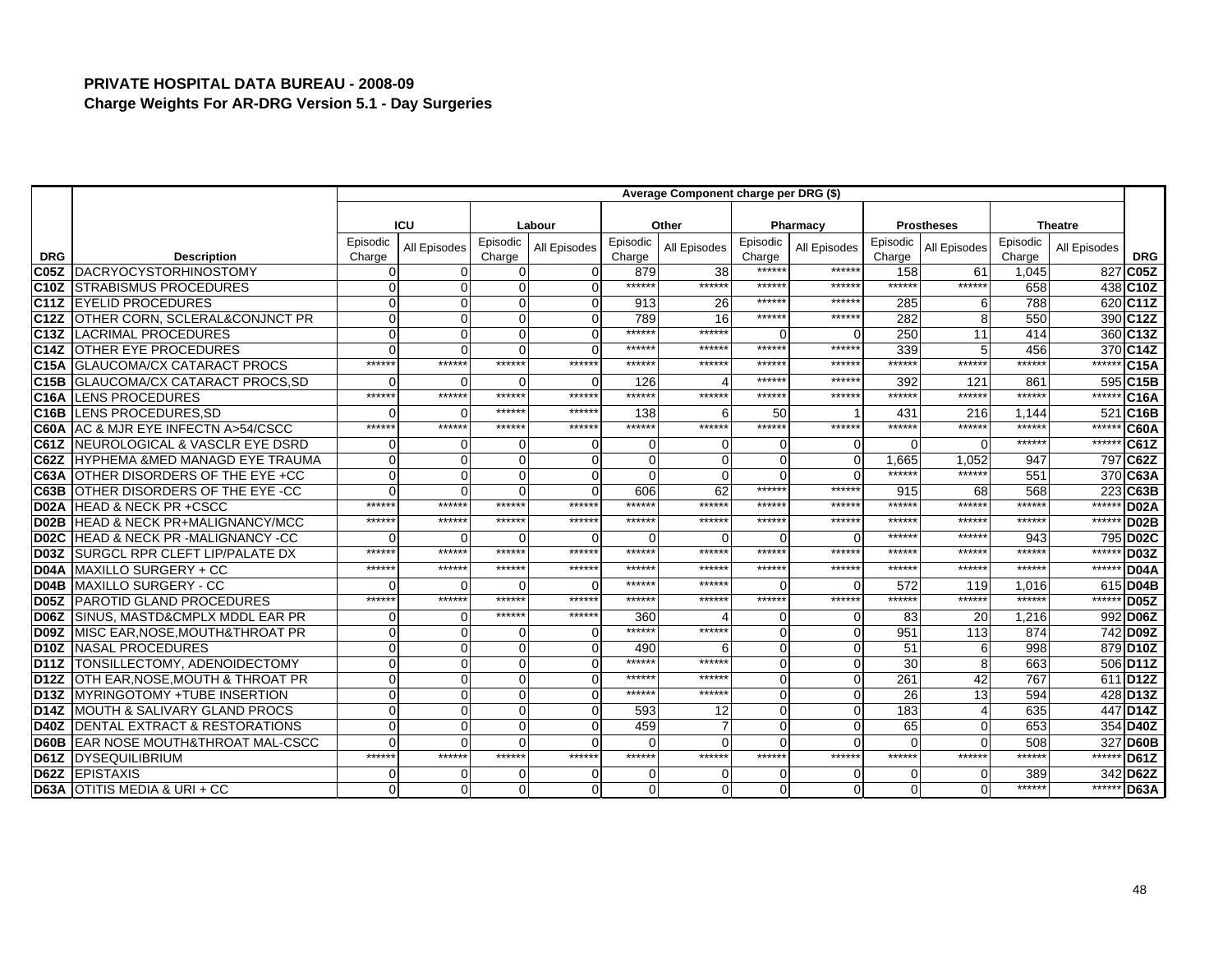**PRIVATE HOSPITAL DATA BUREAU - 2008-09**
**Charge Weights For AR-DRG Version 5.1 - Day Surgeries**

| | | Average Component charge per DRG ($) | | | | | | | | | | | | |
|---|---|---|---|---|---|---|---|---|---|---|---|---|---|---|
| | | ICU | | Labour | | Other | | Pharmacy | | Prostheses | | Theatre | | |
| DRG | Description | Episodic Charge | All Episodes | Episodic Charge | All Episodes | Episodic Charge | All Episodes | Episodic Charge | All Episodes | Episodic Charge | All Episodes | Episodic Charge | All Episodes | DRG |
| C05Z | DACRYOCYSTORHINOSTOMY | 0 | 0 | 0 | 0 | 879 | 38 | ****** | ****** | 158 | 61 | 1,045 | 827 | C05Z |
| C10Z | STRABISMUS PROCEDURES | 0 | 0 | 0 | 0 | ****** | ****** | ****** | ****** | ****** | ****** | 658 | 438 | C10Z |
| C11Z | EYELID PROCEDURES | 0 | 0 | 0 | 0 | 913 | 26 | ****** | ****** | 285 | 6 | 788 | 620 | C11Z |
| C12Z | OTHER CORN, SCLERAL&CONJNCT PR | 0 | 0 | 0 | 0 | 789 | 16 | ****** | ****** | 282 | 8 | 550 | 390 | C12Z |
| C13Z | LACRIMAL PROCEDURES | 0 | 0 | 0 | 0 | ****** | ****** | 0 | 0 | 250 | 11 | 414 | 360 | C13Z |
| C14Z | OTHER EYE PROCEDURES | 0 | 0 | 0 | 0 | ****** | ****** | ****** | ****** | 339 | 5 | 456 | 370 | C14Z |
| C15A | GLAUCOMA/CX CATARACT PROCS | ****** | ****** | ****** | ****** | ****** | ****** | ****** | ****** | ****** | ****** | ****** | ****** | C15A |
| C15B | GLAUCOMA/CX CATARACT PROCS,SD | 0 | 0 | 0 | 0 | 126 | 4 | ****** | ****** | 392 | 121 | 861 | 595 | C15B |
| C16A | LENS PROCEDURES | ****** | ****** | ****** | ****** | ****** | ****** | ****** | ****** | ****** | ****** | ****** | ****** | C16A |
| C16B | LENS PROCEDURES,SD | 0 | 0 | ****** | ****** | 138 | 6 | 50 | 1 | 431 | 216 | 1,144 | 521 | C16B |
| C60A | AC & MJR EYE INFECTN A>54/CSCC | ****** | ****** | ****** | ****** | ****** | ****** | ****** | ****** | ****** | ****** | ****** | ****** | C60A |
| C61Z | NEUROLOGICAL & VASCLR EYE DSRD | 0 | 0 | 0 | 0 | 0 | 0 | 0 | 0 | 0 | 0 | ****** | ****** | C61Z |
| C62Z | HYPHEMA &MED MANAGD EYE TRAUMA | 0 | 0 | 0 | 0 | 0 | 0 | 0 | 0 | 1,665 | 1,052 | 947 | 797 | C62Z |
| C63A | OTHER DISORDERS OF THE EYE +CC | 0 | 0 | 0 | 0 | 0 | 0 | 0 | 0 | ****** | ****** | 551 | 370 | C63A |
| C63B | OTHER DISORDERS OF THE EYE -CC | 0 | 0 | 0 | 0 | 606 | 62 | ****** | ****** | 915 | 68 | 568 | 223 | C63B |
| D02A | HEAD & NECK PR +CSCC | ****** | ****** | ****** | ****** | ****** | ****** | ****** | ****** | ****** | ****** | ****** | ****** | D02A |
| D02B | HEAD & NECK PR+MALIGNANCY/MCC | ****** | ****** | ****** | ****** | ****** | ****** | ****** | ****** | ****** | ****** | ****** | ****** | D02B |
| D02C | HEAD & NECK PR -MALIGNANCY -CC | 0 | 0 | 0 | 0 | 0 | 0 | 0 | 0 | ****** | ****** | 943 | 795 | D02C |
| D03Z | SURGCL RPR CLEFT LIP/PALATE DX | ****** | ****** | ****** | ****** | ****** | ****** | ****** | ****** | ****** | ****** | ****** | ****** | D03Z |
| D04A | MAXILLO SURGERY + CC | ****** | ****** | ****** | ****** | ****** | ****** | ****** | ****** | ****** | ****** | ****** | ****** | D04A |
| D04B | MAXILLO SURGERY - CC | 0 | 0 | 0 | 0 | ****** | ****** | 0 | 0 | 572 | 119 | 1,016 | 615 | D04B |
| D05Z | PAROTID GLAND PROCEDURES | ****** | ****** | ****** | ****** | ****** | ****** | ****** | ****** | ****** | ****** | ****** | ****** | D05Z |
| D06Z | SINUS, MASTD&CMPLX MDDL EAR PR | 0 | 0 | ****** | ****** | 360 | 4 | 0 | 0 | 83 | 20 | 1,216 | 992 | D06Z |
| D09Z | MISC EAR,NOSE,MOUTH&THROAT PR | 0 | 0 | 0 | 0 | ****** | ****** | 0 | 0 | 951 | 113 | 874 | 742 | D09Z |
| D10Z | NASAL PROCEDURES | 0 | 0 | 0 | 0 | 490 | 6 | 0 | 0 | 51 | 6 | 998 | 879 | D10Z |
| D11Z | TONSILLECTOMY, ADENOIDECTOMY | 0 | 0 | 0 | 0 | ****** | ****** | 0 | 0 | 30 | 8 | 663 | 506 | D11Z |
| D12Z | OTH EAR,NOSE,MOUTH & THROAT PR | 0 | 0 | 0 | 0 | ****** | ****** | 0 | 0 | 261 | 42 | 767 | 611 | D12Z |
| D13Z | MYRINGOTOMY +TUBE INSERTION | 0 | 0 | 0 | 0 | ****** | ****** | 0 | 0 | 26 | 13 | 594 | 428 | D13Z |
| D14Z | MOUTH & SALIVARY GLAND PROCS | 0 | 0 | 0 | 0 | 593 | 12 | 0 | 0 | 183 | 4 | 635 | 447 | D14Z |
| D40Z | DENTAL EXTRACT & RESTORATIONS | 0 | 0 | 0 | 0 | 459 | 7 | 0 | 0 | 65 | 0 | 653 | 354 | D40Z |
| D60B | EAR NOSE MOUTH&THROAT MAL-CSCC | 0 | 0 | 0 | 0 | 0 | 0 | 0 | 0 | 0 | 0 | 508 | 327 | D60B |
| D61Z | DYSEQUILIBRIUM | ****** | ****** | ****** | ****** | ****** | ****** | ****** | ****** | ****** | ****** | ****** | ****** | D61Z |
| D62Z | EPISTAXIS | 0 | 0 | 0 | 0 | 0 | 0 | 0 | 0 | 0 | 0 | 389 | 342 | D62Z |
| D63A | OTITIS MEDIA & URI + CC | 0 | 0 | 0 | 0 | 0 | 0 | 0 | 0 | 0 | 0 | ****** | ****** | D63A |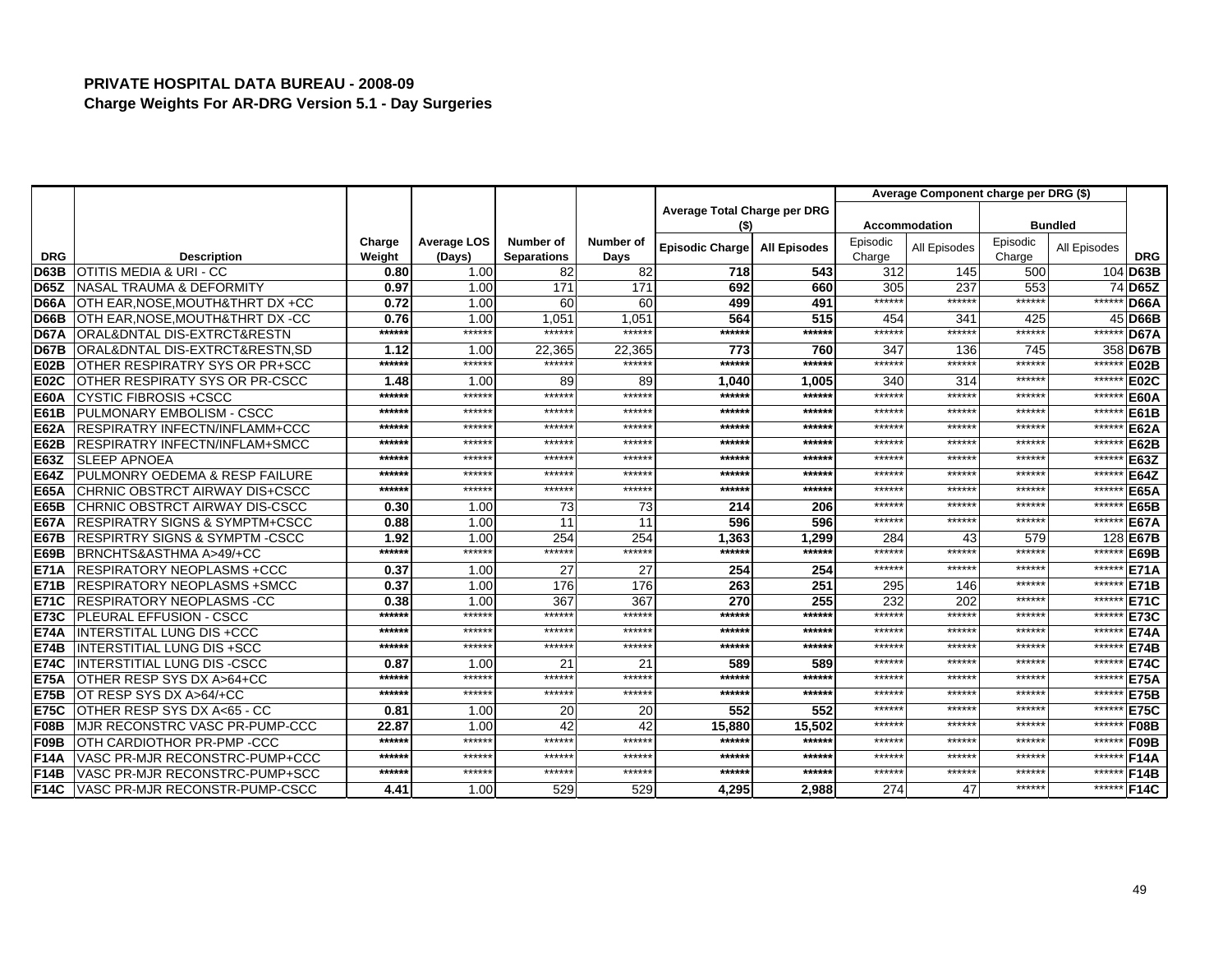**PRIVATE HOSPITAL DATA BUREAU - 2008-09**
**Charge Weights For AR-DRG Version 5.1 - Day Surgeries**

| | | | | | | Average Total Charge per DRG ($) | | Average Component charge per DRG ($) | | | | |
|---|---|---|---|---|---|---|---|---|---|---|---|---|
| | | | | | | | | Accommodation | | Bundled | | |
| DRG | Description | Charge Weight | Average LOS (Days) | Number of Separations | Number of Days | Episodic Charge | All Episodes | Episodic Charge | All Episodes | Episodic Charge | All Episodes | DRG |
| D63B | OTITIS MEDIA & URI - CC | 0.80 | 1.00 | 82 | 82 | 718 | 543 | 312 | 145 | 500 | 104 | D63B |
| D65Z | NASAL TRAUMA & DEFORMITY | 0.97 | 1.00 | 171 | 171 | 692 | 660 | 305 | 237 | 553 | 74 | D65Z |
| D66A | OTH EAR,NOSE,MOUTH&THRT DX +CC | 0.72 | 1.00 | 60 | 60 | 499 | 491 | ****** | ****** | ****** | ****** | D66A |
| D66B | OTH EAR,NOSE,MOUTH&THRT DX -CC | 0.76 | 1.00 | 1,051 | 1,051 | 564 | 515 | 454 | 341 | 425 | 45 | D66B |
| D67A | ORAL&DNTAL DIS-EXTRCT&RESTN | ****** | ****** | ****** | ****** | ****** | ****** | ****** | ****** | ****** | ****** | D67A |
| D67B | ORAL&DNTAL DIS-EXTRCT&RESTN,SD | 1.12 | 1.00 | 22,365 | 22,365 | 773 | 760 | 347 | 136 | 745 | 358 | D67B |
| E02B | OTHER RESPIRATRY SYS OR PR+SCC | ****** | ****** | ****** | ****** | ****** | ****** | ****** | ****** | ****** | ****** | E02B |
| E02C | OTHER RESPIRATY SYS OR PR-CSCC | 1.48 | 1.00 | 89 | 89 | 1,040 | 1,005 | 340 | 314 | ****** | ****** | E02C |
| E60A | CYSTIC FIBROSIS +CSCC | ****** | ****** | ****** | ****** | ****** | ****** | ****** | ****** | ****** | ****** | E60A |
| E61B | PULMONARY EMBOLISM - CSCC | ****** | ****** | ****** | ****** | ****** | ****** | ****** | ****** | ****** | ****** | E61B |
| E62A | RESPIRATRY INFECTN/INFLAMM+CCC | ****** | ****** | ****** | ****** | ****** | ****** | ****** | ****** | ****** | ****** | E62A |
| E62B | RESPIRATRY INFECTN/INFLAM+SMCC | ****** | ****** | ****** | ****** | ****** | ****** | ****** | ****** | ****** | ****** | E62B |
| E63Z | SLEEP APNOEA | ****** | ****** | ****** | ****** | ****** | ****** | ****** | ****** | ****** | ****** | E63Z |
| E64Z | PULMONRY OEDEMA & RESP FAILURE | ****** | ****** | ****** | ****** | ****** | ****** | ****** | ****** | ****** | ****** | E64Z |
| E65A | CHRNIC OBSTRCT AIRWAY DIS+CSCC | ****** | ****** | ****** | ****** | ****** | ****** | ****** | ****** | ****** | ****** | E65A |
| E65B | CHRNIC OBSTRCT AIRWAY DIS-CSCC | 0.30 | 1.00 | 73 | 73 | 214 | 206 | ****** | ****** | ****** | ****** | E65B |
| E67A | RESPIRATRY SIGNS & SYMPTM+CSCC | 0.88 | 1.00 | 11 | 11 | 596 | 596 | ****** | ****** | ****** | ****** | E67A |
| E67B | RESPIRTRY SIGNS & SYMPTM -CSCC | 1.92 | 1.00 | 254 | 254 | 1,363 | 1,299 | 284 | 43 | 579 | 128 | E67B |
| E69B | BRNCHTS&ASTHMA A>49/+CC | ****** | ****** | ****** | ****** | ****** | ****** | ****** | ****** | ****** | ****** | E69B |
| E71A | RESPIRATORY NEOPLASMS +CCC | 0.37 | 1.00 | 27 | 27 | 254 | 254 | ****** | ****** | ****** | ****** | E71A |
| E71B | RESPIRATORY NEOPLASMS +SMCC | 0.37 | 1.00 | 176 | 176 | 263 | 251 | 295 | 146 | ****** | ****** | E71B |
| E71C | RESPIRATORY NEOPLASMS -CC | 0.38 | 1.00 | 367 | 367 | 270 | 255 | 232 | 202 | ****** | ****** | E71C |
| E73C | PLEURAL EFFUSION - CSCC | ****** | ****** | ****** | ****** | ****** | ****** | ****** | ****** | ****** | ****** | E73C |
| E74A | INTERSTITAL LUNG DIS +CCC | ****** | ****** | ****** | ****** | ****** | ****** | ****** | ****** | ****** | ****** | E74A |
| E74B | INTERSTITIAL LUNG DIS +SCC | ****** | ****** | ****** | ****** | ****** | ****** | ****** | ****** | ****** | ****** | E74B |
| E74C | INTERSTITIAL LUNG DIS -CSCC | 0.87 | 1.00 | 21 | 21 | 589 | 589 | ****** | ****** | ****** | ****** | E74C |
| E75A | OTHER RESP SYS DX A>64+CC | ****** | ****** | ****** | ****** | ****** | ****** | ****** | ****** | ****** | ****** | E75A |
| E75B | OT RESP SYS DX A>64/+CC | ****** | ****** | ****** | ****** | ****** | ****** | ****** | ****** | ****** | ****** | E75B |
| E75C | OTHER RESP SYS DX A<65 - CC | 0.81 | 1.00 | 20 | 20 | 552 | 552 | ****** | ****** | ****** | ****** | E75C |
| F08B | MJR RECONSTRC VASC PR-PUMP-CCC | 22.87 | 1.00 | 42 | 42 | 15,880 | 15,502 | ****** | ****** | ****** | ****** | F08B |
| F09B | OTH CARDIOTHOR PR-PMP -CCC | ****** | ****** | ****** | ****** | ****** | ****** | ****** | ****** | ****** | ****** | F09B |
| F14A | VASC PR-MJR RECONSTRC-PUMP+CCC | ****** | ****** | ****** | ****** | ****** | ****** | ****** | ****** | ****** | ****** | F14A |
| F14B | VASC PR-MJR RECONSTRC-PUMP+SCC | ****** | ****** | ****** | ****** | ****** | ****** | ****** | ****** | ****** | ****** | F14B |
| F14C | VASC PR-MJR RECONSTR-PUMP-CSCC | 4.41 | 1.00 | 529 | 529 | 4,295 | 2,988 | 274 | 47 | ****** | ****** | F14C |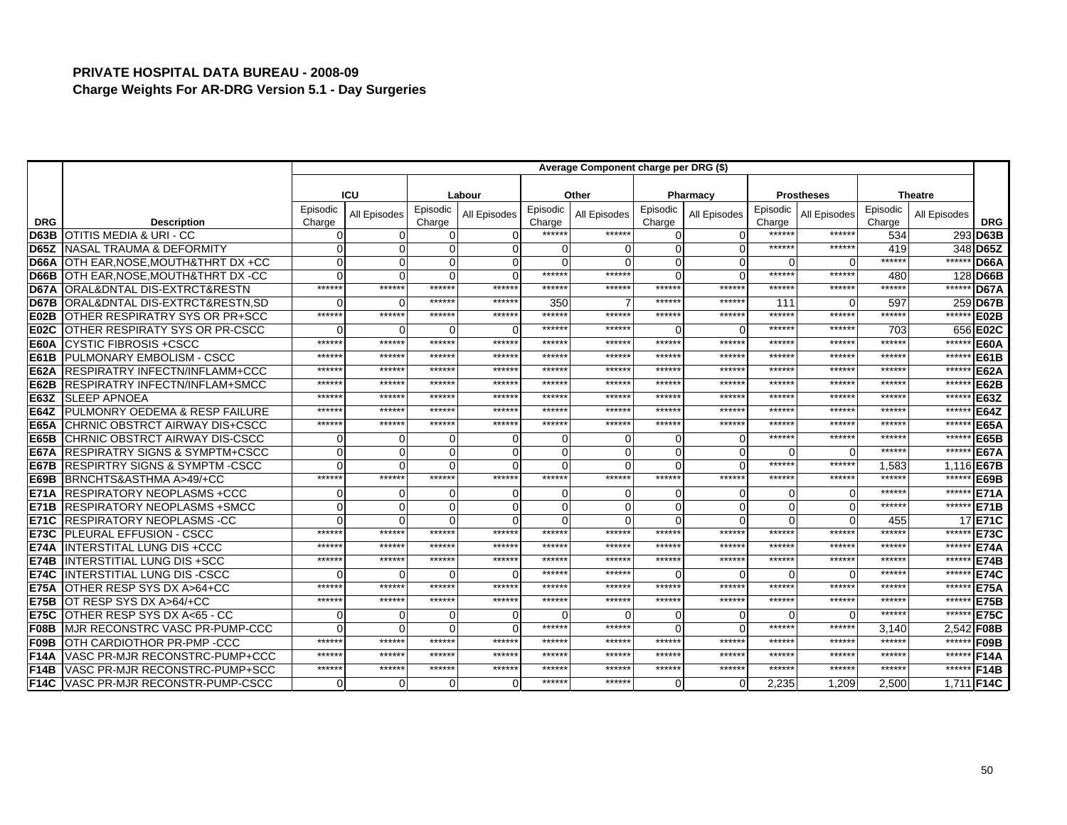**PRIVATE HOSPITAL DATA BUREAU - 2008-09**
**Charge Weights For AR-DRG Version 5.1 - Day Surgeries**

| | | Average Component charge per DRG ($) | | | | | | | | | | | | |
|---|---|---|---|---|---|---|---|---|---|---|---|---|---|---|
| | | ICU | | Labour | | Other | | Pharmacy | | Prostheses | | Theatre | | |
| DRG | Description | Episodic Charge | All Episodes | Episodic Charge | All Episodes | Episodic Charge | All Episodes | Episodic Charge | All Episodes | Episodic Charge | All Episodes | Episodic Charge | All Episodes | DRG |
| D63B | OTITIS MEDIA & URI - CC | 0 | 0 | 0 | 0 | ****** | ****** | 0 | 0 | ****** | ****** | 534 | 293 | D63B |
| D65Z | NASAL TRAUMA & DEFORMITY | 0 | 0 | 0 | 0 | 0 | 0 | 0 | 0 | ****** | ****** | 419 | 348 | D65Z |
| D66A | OTH EAR,NOSE,MOUTH&THRT DX +CC | 0 | 0 | 0 | 0 | 0 | 0 | 0 | 0 | 0 | 0 | ****** | ****** | D66A |
| D66B | OTH EAR,NOSE,MOUTH&THRT DX -CC | 0 | 0 | 0 | 0 | ****** | ****** | 0 | 0 | ****** | ****** | 480 | 128 | D66B |
| D67A | ORAL&DNTAL DIS-EXTRCT&RESTN | ****** | ****** | ****** | ****** | ****** | ****** | ****** | ****** | ****** | ****** | ****** | ****** | D67A |
| D67B | ORAL&DNTAL DIS-EXTRCT&RESTN,SD | 0 | 0 | ****** | ****** | 350 | 7 | ****** | ****** | 111 | 0 | 597 | 259 | D67B |
| E02B | OTHER RESPIRATRY SYS OR PR+SCC | ****** | ****** | ****** | ****** | ****** | ****** | ****** | ****** | ****** | ****** | ****** | ****** | E02B |
| E02C | OTHER RESPIRATY SYS OR PR-CSCC | 0 | 0 | 0 | 0 | ****** | ****** | 0 | 0 | ****** | ****** | 703 | 656 | E02C |
| E60A | CYSTIC FIBROSIS +CSCC | ****** | ****** | ****** | ****** | ****** | ****** | ****** | ****** | ****** | ****** | ****** | ****** | E60A |
| E61B | PULMONARY EMBOLISM - CSCC | ****** | ****** | ****** | ****** | ****** | ****** | ****** | ****** | ****** | ****** | ****** | ****** | E61B |
| E62A | RESPIRATRY INFECTN/INFLAMM+CCC | ****** | ****** | ****** | ****** | ****** | ****** | ****** | ****** | ****** | ****** | ****** | ****** | E62A |
| E62B | RESPIRATRY INFECTN/INFLAM+SMCC | ****** | ****** | ****** | ****** | ****** | ****** | ****** | ****** | ****** | ****** | ****** | ****** | E62B |
| E63Z | SLEEP APNOEA | ****** | ****** | ****** | ****** | ****** | ****** | ****** | ****** | ****** | ****** | ****** | ****** | E63Z |
| E64Z | PULMONRY OEDEMA & RESP FAILURE | ****** | ****** | ****** | ****** | ****** | ****** | ****** | ****** | ****** | ****** | ****** | ****** | E64Z |
| E65A | CHRNIC OBSTRCT AIRWAY DIS+CSCC | ****** | ****** | ****** | ****** | ****** | ****** | ****** | ****** | ****** | ****** | ****** | ****** | E65A |
| E65B | CHRNIC OBSTRCT AIRWAY DIS-CSCC | 0 | 0 | 0 | 0 | 0 | 0 | 0 | 0 | ****** | ****** | ****** | ****** | E65B |
| E67A | RESPIRATRY SIGNS & SYMPTM+CSCC | 0 | 0 | 0 | 0 | 0 | 0 | 0 | 0 | 0 | 0 | ****** | ****** | E67A |
| E67B | RESPIRTRY SIGNS & SYMPTM -CSCC | 0 | 0 | 0 | 0 | 0 | 0 | 0 | 0 | ****** | ****** | 1,583 | 1,116 | E67B |
| E69B | BRNCHTS&ASTHMA A>49/+CC | ****** | ****** | ****** | ****** | ****** | ****** | ****** | ****** | ****** | ****** | ****** | ****** | E69B |
| E71A | RESPIRATORY NEOPLASMS +CCC | 0 | 0 | 0 | 0 | 0 | 0 | 0 | 0 | 0 | 0 | ****** | ****** | E71A |
| E71B | RESPIRATORY NEOPLASMS +SMCC | 0 | 0 | 0 | 0 | 0 | 0 | 0 | 0 | 0 | 0 | ****** | ****** | E71B |
| E71C | RESPIRATORY NEOPLASMS -CC | 0 | 0 | 0 | 0 | 0 | 0 | 0 | 0 | 0 | 0 | 455 | 17 | E71C |
| E73C | PLEURAL EFFUSION - CSCC | ****** | ****** | ****** | ****** | ****** | ****** | ****** | ****** | ****** | ****** | ****** | ****** | E73C |
| E74A | INTERSTITAL LUNG DIS +CCC | ****** | ****** | ****** | ****** | ****** | ****** | ****** | ****** | ****** | ****** | ****** | ****** | E74A |
| E74B | INTERSTITIAL LUNG DIS +SCC | ****** | ****** | ****** | ****** | ****** | ****** | ****** | ****** | ****** | ****** | ****** | ****** | E74B |
| E74C | INTERSTITIAL LUNG DIS -CSCC | 0 | 0 | 0 | 0 | ****** | ****** | 0 | 0 | 0 | 0 | ****** | ****** | E74C |
| E75A | OTHER RESP SYS DX A>64+CC | ****** | ****** | ****** | ****** | ****** | ****** | ****** | ****** | ****** | ****** | ****** | ****** | E75A |
| E75B | OT RESP SYS DX A>64/+CC | ****** | ****** | ****** | ****** | ****** | ****** | ****** | ****** | ****** | ****** | ****** | ****** | E75B |
| E75C | OTHER RESP SYS DX A<65 - CC | 0 | 0 | 0 | 0 | 0 | 0 | 0 | 0 | 0 | 0 | ****** | ****** | E75C |
| F08B | MJR RECONSTRC VASC PR-PUMP-CCC | 0 | 0 | 0 | 0 | ****** | ****** | 0 | 0 | ****** | ****** | 3,140 | 2,542 | F08B |
| F09B | OTH CARDIOTHOR PR-PMP -CCC | ****** | ****** | ****** | ****** | ****** | ****** | ****** | ****** | ****** | ****** | ****** | ****** | F09B |
| F14A | VASC PR-MJR RECONSTRC-PUMP+CCC | ****** | ****** | ****** | ****** | ****** | ****** | ****** | ****** | ****** | ****** | ****** | ****** | F14A |
| F14B | VASC PR-MJR RECONSTRC-PUMP+SCC | ****** | ****** | ****** | ****** | ****** | ****** | ****** | ****** | ****** | ****** | ****** | ****** | F14B |
| F14C | VASC PR-MJR RECONSTR-PUMP-CSCC | 0 | 0 | 0 | 0 | ****** | ****** | 0 | 0 | 2,235 | 1,209 | 2,500 | 1,711 | F14C |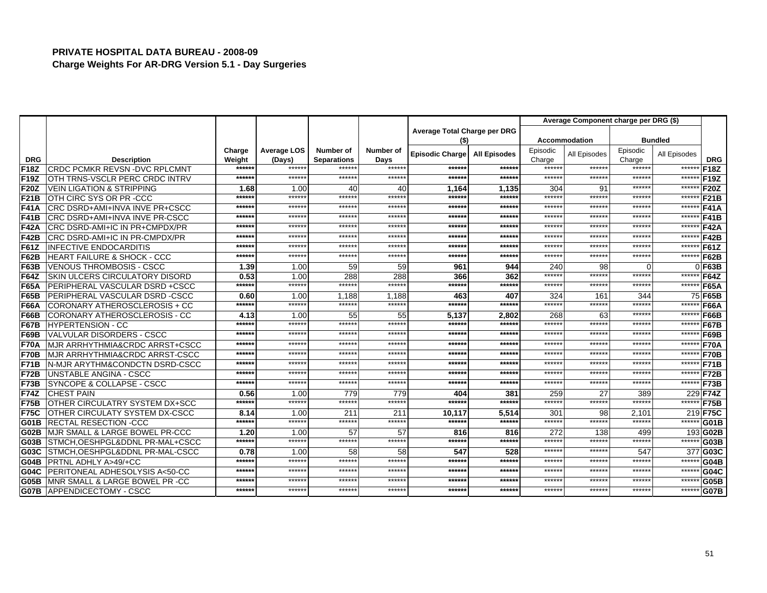**PRIVATE HOSPITAL DATA BUREAU - 2008-09**
**Charge Weights For AR-DRG Version 5.1 - Day Surgeries**

| | | | | | | Average Total Charge per DRG ($) | | Average Component charge per DRG ($) | | | | |
|---|---|---|---|---|---|---|---|---|---|---|---|---|
| | | | | | | | | Accommodation | | Bundled | | |
| DRG | Description | Charge Weight | Average LOS (Days) | Number of Separations | Number of Days | Episodic Charge | All Episodes | Episodic Charge | All Episodes | Episodic Charge | All Episodes | DRG |
| F18Z | CRDC PCMKR REVSN -DVC RPLCMNT | ****** | ****** | ****** | ****** | ****** | ****** | ****** | ****** | ****** | ****** | F18Z |
| F19Z | OTH TRNS-VSCLR PERC CRDC INTRV | ****** | ****** | ****** | ****** | ****** | ****** | ****** | ****** | ****** | ****** | F19Z |
| F20Z | VEIN LIGATION & STRIPPING | 1.68 | 1.00 | 40 | 40 | 1,164 | 1,135 | 304 | 91 | ****** | ****** | F20Z |
| F21B | OTH CIRC SYS OR PR -CCC | ****** | ****** | ****** | ****** | ****** | ****** | ****** | ****** | ****** | ****** | F21B |
| F41A | CRC DSRD+AMI+INVA INVE PR+CSCC | ****** | ****** | ****** | ****** | ****** | ****** | ****** | ****** | ****** | ****** | F41A |
| F41B | CRC DSRD+AMI+INVA INVE PR-CSCC | ****** | ****** | ****** | ****** | ****** | ****** | ****** | ****** | ****** | ****** | F41B |
| F42A | CRC DSRD-AMI+IC IN PR+CMPDX/PR | ****** | ****** | ****** | ****** | ****** | ****** | ****** | ****** | ****** | ****** | F42A |
| F42B | CRC DSRD-AMI+IC IN PR-CMPDX/PR | ****** | ****** | ****** | ****** | ****** | ****** | ****** | ****** | ****** | ****** | F42B |
| F61Z | INFECTIVE ENDOCARDITIS | ****** | ****** | ****** | ****** | ****** | ****** | ****** | ****** | ****** | ****** | F61Z |
| F62B | HEART FAILURE & SHOCK - CCC | ****** | ****** | ****** | ****** | ****** | ****** | ****** | ****** | ****** | ****** | F62B |
| F63B | VENOUS THROMBOSIS - CSCC | 1.39 | 1.00 | 59 | 59 | 961 | 944 | 240 | 98 | 0 | 0 | F63B |
| F64Z | SKIN ULCERS CIRCULATORY DISORD | 0.53 | 1.00 | 288 | 288 | 366 | 362 | ****** | ****** | ****** | ****** | F64Z |
| F65A | PERIPHERAL VASCULAR DSRD +CSCC | ****** | ****** | ****** | ****** | ****** | ****** | ****** | ****** | ****** | ****** | F65A |
| F65B | PERIPHERAL VASCULAR DSRD -CSCC | 0.60 | 1.00 | 1,188 | 1,188 | 463 | 407 | 324 | 161 | 344 | 75 | F65B |
| F66A | CORONARY ATHEROSCLEROSIS + CC | ****** | ****** | ****** | ****** | ****** | ****** | ****** | ****** | ****** | ****** | F66A |
| F66B | CORONARY ATHEROSCLEROSIS - CC | 4.13 | 1.00 | 55 | 55 | 5,137 | 2,802 | 268 | 63 | ****** | ****** | F66B |
| F67B | HYPERTENSION - CC | ****** | ****** | ****** | ****** | ****** | ****** | ****** | ****** | ****** | ****** | F67B |
| F69B | VALVULAR DISORDERS - CSCC | ****** | ****** | ****** | ****** | ****** | ****** | ****** | ****** | ****** | ****** | F69B |
| F70A | MJR ARRHYTHMIA&CRDC ARRST+CSCC | ****** | ****** | ****** | ****** | ****** | ****** | ****** | ****** | ****** | ****** | F70A |
| F70B | MJR ARRHYTHMIA&CRDC ARRST-CSCC | ****** | ****** | ****** | ****** | ****** | ****** | ****** | ****** | ****** | ****** | F70B |
| F71B | N-MJR ARYTHM&CONDCTN DSRD-CSCC | ****** | ****** | ****** | ****** | ****** | ****** | ****** | ****** | ****** | ****** | F71B |
| F72B | UNSTABLE ANGINA - CSCC | ****** | ****** | ****** | ****** | ****** | ****** | ****** | ****** | ****** | ****** | F72B |
| F73B | SYNCOPE & COLLAPSE - CSCC | ****** | ****** | ****** | ****** | ****** | ****** | ****** | ****** | ****** | ****** | F73B |
| F74Z | CHEST PAIN | 0.56 | 1.00 | 779 | 779 | 404 | 381 | 259 | 27 | 389 | 229 | F74Z |
| F75B | OTHER CIRCULATRY SYSTEM DX+SCC | ****** | ****** | ****** | ****** | ****** | ****** | ****** | ****** | ****** | ****** | F75B |
| F75C | OTHER CIRCULATY SYSTEM DX-CSCC | 8.14 | 1.00 | 211 | 211 | 10,117 | 5,514 | 301 | 98 | 2,101 | 219 | F75C |
| G01B | RECTAL RESECTION -CCC | ****** | ****** | ****** | ****** | ****** | ****** | ****** | ****** | ****** | ****** | G01B |
| G02B | MJR SMALL & LARGE BOWEL PR-CCC | 1.20 | 1.00 | 57 | 57 | 816 | 816 | 272 | 138 | 499 | 193 | G02B |
| G03B | STMCH,OESHPGL&DDNL PR-MAL+CSCC | ****** | ****** | ****** | ****** | ****** | ****** | ****** | ****** | ****** | ****** | G03B |
| G03C | STMCH,OESHPGL&DDNL PR-MAL-CSCC | 0.78 | 1.00 | 58 | 58 | 547 | 528 | ****** | ****** | 547 | 377 | G03C |
| G04B | PRTNL ADHLY A>49/+CC | ****** | ****** | ****** | ****** | ****** | ****** | ****** | ****** | ****** | ****** | G04B |
| G04C | PERITONEAL ADHESOLYSIS A<50-CC | ****** | ****** | ****** | ****** | ****** | ****** | ****** | ****** | ****** | ****** | G04C |
| G05B | MNR SMALL & LARGE BOWEL PR -CC | ****** | ****** | ****** | ****** | ****** | ****** | ****** | ****** | ****** | ****** | G05B |
| G07B | APPENDICECTOMY - CSCC | ****** | ****** | ****** | ****** | ****** | ****** | ****** | ****** | ****** | ****** | G07B |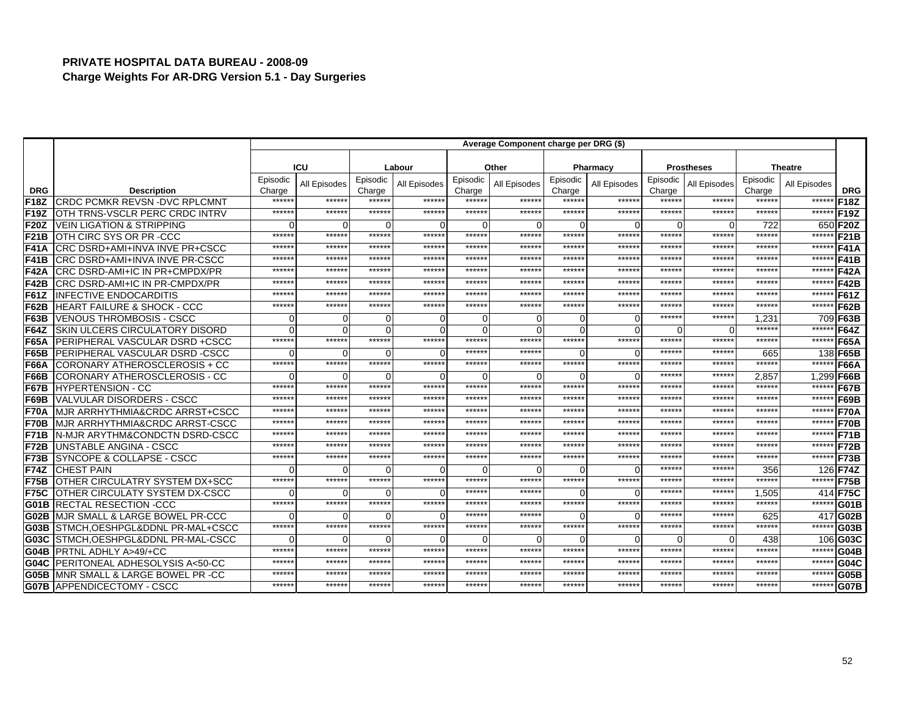**PRIVATE HOSPITAL DATA BUREAU - 2008-09**
**Charge Weights For AR-DRG Version 5.1 - Day Surgeries**

| | | Average Component charge per DRG ($) | | | | | | | | | | | | |
|---|---|---|---|---|---|---|---|---|---|---|---|---|---|---|
| | | ICU | | Labour | | Other | | Pharmacy | | Prostheses | | Theatre | | |
| DRG | Description | Episodic Charge | All Episodes | Episodic Charge | All Episodes | Episodic Charge | All Episodes | Episodic Charge | All Episodes | Episodic Charge | All Episodes | Episodic Charge | All Episodes | DRG |
| F18Z | CRDC PCMKR REVSN -DVC RPLCMNT | ****** | ****** | ****** | ****** | ****** | ****** | ****** | ****** | ****** | ****** | ****** | ****** | F18Z |
| F19Z | OTH TRNS-VSCLR PERC CRDC INTRV | ****** | ****** | ****** | ****** | ****** | ****** | ****** | ****** | ****** | ****** | ****** | ****** | F19Z |
| F20Z | VEIN LIGATION & STRIPPING | 0 | 0 | 0 | 0 | 0 | 0 | 0 | 0 | 0 | 0 | 722 | 650 | F20Z |
| F21B | OTH CIRC SYS OR PR -CCC | ****** | ****** | ****** | ****** | ****** | ****** | ****** | ****** | ****** | ****** | ****** | ****** | F21B |
| F41A | CRC DSRD+AMI+INVA INVE PR+CSCC | ****** | ****** | ****** | ****** | ****** | ****** | ****** | ****** | ****** | ****** | ****** | ****** | F41A |
| F41B | CRC DSRD+AMI+INVA INVE PR-CSCC | ****** | ****** | ****** | ****** | ****** | ****** | ****** | ****** | ****** | ****** | ****** | ****** | F41B |
| F42A | CRC DSRD-AMI+IC IN PR+CMPDX/PR | ****** | ****** | ****** | ****** | ****** | ****** | ****** | ****** | ****** | ****** | ****** | ****** | F42A |
| F42B | CRC DSRD-AMI+IC IN PR-CMPDX/PR | ****** | ****** | ****** | ****** | ****** | ****** | ****** | ****** | ****** | ****** | ****** | ****** | F42B |
| F61Z | INFECTIVE ENDOCARDITIS | ****** | ****** | ****** | ****** | ****** | ****** | ****** | ****** | ****** | ****** | ****** | ****** | F61Z |
| F62B | HEART FAILURE & SHOCK - CCC | ****** | ****** | ****** | ****** | ****** | ****** | ****** | ****** | ****** | ****** | ****** | ****** | F62B |
| F63B | VENOUS THROMBOSIS - CSCC | 0 | 0 | 0 | 0 | 0 | 0 | 0 | 0 | ****** | ****** | 1,231 | 709 | F63B |
| F64Z | SKIN ULCERS CIRCULATORY DISORD | 0 | 0 | 0 | 0 | 0 | 0 | 0 | 0 | 0 | 0 | ****** | ****** | F64Z |
| F65A | PERIPHERAL VASCULAR DSRD +CSCC | ****** | ****** | ****** | ****** | ****** | ****** | ****** | ****** | ****** | ****** | ****** | ****** | F65A |
| F65B | PERIPHERAL VASCULAR DSRD -CSCC | 0 | 0 | 0 | 0 | ****** | ****** | 0 | 0 | ****** | ****** | 665 | 138 | F65B |
| F66A | CORONARY ATHEROSCLEROSIS + CC | ****** | ****** | ****** | ****** | ****** | ****** | ****** | ****** | ****** | ****** | ****** | ****** | F66A |
| F66B | CORONARY ATHEROSCLEROSIS - CC | 0 | 0 | 0 | 0 | 0 | 0 | 0 | 0 | ****** | ****** | 2,857 | 1,299 | F66B |
| F67B | HYPERTENSION - CC | ****** | ****** | ****** | ****** | ****** | ****** | ****** | ****** | ****** | ****** | ****** | ****** | F67B |
| F69B | VALVULAR DISORDERS - CSCC | ****** | ****** | ****** | ****** | ****** | ****** | ****** | ****** | ****** | ****** | ****** | ****** | F69B |
| F70A | MJR ARRHYTHMIA&CRDC ARRST+CSCC | ****** | ****** | ****** | ****** | ****** | ****** | ****** | ****** | ****** | ****** | ****** | ****** | F70A |
| F70B | MJR ARRHYTHMIA&CRDC ARRST-CSCC | ****** | ****** | ****** | ****** | ****** | ****** | ****** | ****** | ****** | ****** | ****** | ****** | F70B |
| F71B | N-MJR ARYTHM&CONDCTN DSRD-CSCC | ****** | ****** | ****** | ****** | ****** | ****** | ****** | ****** | ****** | ****** | ****** | ****** | F71B |
| F72B | UNSTABLE ANGINA - CSCC | ****** | ****** | ****** | ****** | ****** | ****** | ****** | ****** | ****** | ****** | ****** | ****** | F72B |
| F73B | SYNCOPE & COLLAPSE - CSCC | ****** | ****** | ****** | ****** | ****** | ****** | ****** | ****** | ****** | ****** | ****** | ****** | F73B |
| F74Z | CHEST PAIN | 0 | 0 | 0 | 0 | 0 | 0 | 0 | 0 | ****** | ****** | 356 | 126 | F74Z |
| F75B | OTHER CIRCULATRY SYSTEM DX+SCC | ****** | ****** | ****** | ****** | ****** | ****** | ****** | ****** | ****** | ****** | ****** | ****** | F75B |
| F75C | OTHER CIRCULATY SYSTEM DX-CSCC | 0 | 0 | 0 | 0 | ****** | ****** | 0 | 0 | ****** | ****** | 1,505 | 414 | F75C |
| G01B | RECTAL RESECTION -CCC | ****** | ****** | ****** | ****** | ****** | ****** | ****** | ****** | ****** | ****** | ****** | ****** | G01B |
| G02B | MJR SMALL & LARGE BOWEL PR-CCC | 0 | 0 | 0 | 0 | ****** | ****** | 0 | 0 | ****** | ****** | 625 | 417 | G02B |
| G03B | STMCH,OESHPGL&DDNL PR-MAL+CSCC | ****** | ****** | ****** | ****** | ****** | ****** | ****** | ****** | ****** | ****** | ****** | ****** | G03B |
| G03C | STMCH,OESHPGL&DDNL PR-MAL-CSCC | 0 | 0 | 0 | 0 | 0 | 0 | 0 | 0 | 0 | 0 | 438 | 106 | G03C |
| G04B | PRTNL ADHLY A>49/+CC | ****** | ****** | ****** | ****** | ****** | ****** | ****** | ****** | ****** | ****** | ****** | ****** | G04B |
| G04C | PERITONEAL ADHESOLYSIS A<50-CC | ****** | ****** | ****** | ****** | ****** | ****** | ****** | ****** | ****** | ****** | ****** | ****** | G04C |
| G05B | MNR SMALL & LARGE BOWEL PR -CC | ****** | ****** | ****** | ****** | ****** | ****** | ****** | ****** | ****** | ****** | ****** | ****** | G05B |
| G07B | APPENDICECTOMY - CSCC | ****** | ****** | ****** | ****** | ****** | ****** | ****** | ****** | ****** | ****** | ****** | ****** | G07B |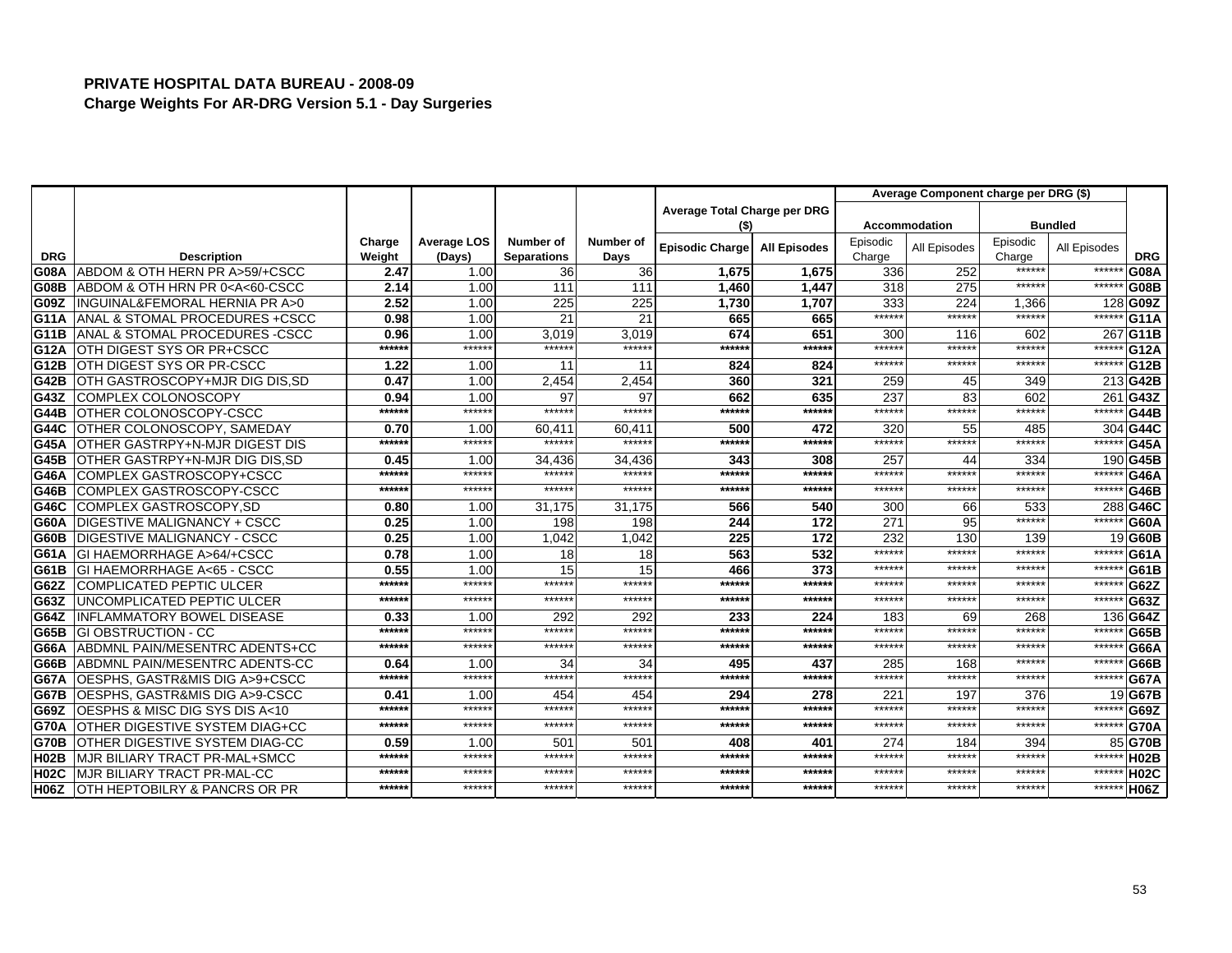**PRIVATE HOSPITAL DATA BUREAU - 2008-09**
**Charge Weights For AR-DRG Version 5.1 - Day Surgeries**

| | | | | | | Average Total Charge per DRG ($) | | Average Component charge per DRG ($) | | | | |
|---|---|---|---|---|---|---|---|---|---|---|---|---|
| | | | | | | | | Accommodation | | Bundled | | |
| DRG | Description | Charge Weight | Average LOS (Days) | Number of Separations | Number of Days | Episodic Charge | All Episodes | Episodic Charge | All Episodes | Episodic Charge | All Episodes | DRG |
| G08A | ABDOM & OTH HERN PR A>59/+CSCC | 2.47 | 1.00 | 36 | 36 | 1,675 | 1,675 | 336 | 252 | ****** | ****** | G08A |
| G08B | ABDOM & OTH HRN PR 0<A<60-CSCC | 2.14 | 1.00 | 111 | 111 | 1,460 | 1,447 | 318 | 275 | ****** | ****** | G08B |
| G09Z | INGUINAL&FEMORAL HERNIA PR A>0 | 2.52 | 1.00 | 225 | 225 | 1,730 | 1,707 | 333 | 224 | 1,366 | 128 | G09Z |
| G11A | ANAL & STOMAL PROCEDURES +CSCC | 0.98 | 1.00 | 21 | 21 | 665 | 665 | ****** | ****** | ****** | ****** | G11A |
| G11B | ANAL & STOMAL PROCEDURES -CSCC | 0.96 | 1.00 | 3,019 | 3,019 | 674 | 651 | 300 | 116 | 602 | 267 | G11B |
| G12A | OTH DIGEST SYS OR PR+CSCC | ****** | ****** | ****** | ****** | ****** | ****** | ****** | ****** | ****** | ****** | G12A |
| G12B | OTH DIGEST SYS OR PR-CSCC | 1.22 | 1.00 | 11 | 11 | 824 | 824 | ****** | ****** | ****** | ****** | G12B |
| G42B | OTH GASTROSCOPY+MJR DIG DIS,SD | 0.47 | 1.00 | 2,454 | 2,454 | 360 | 321 | 259 | 45 | 349 | 213 | G42B |
| G43Z | COMPLEX COLONOSCOPY | 0.94 | 1.00 | 97 | 97 | 662 | 635 | 237 | 83 | 602 | 261 | G43Z |
| G44B | OTHER COLONOSCOPY-CSCC | ****** | ****** | ****** | ****** | ****** | ****** | ****** | ****** | ****** | ****** | G44B |
| G44C | OTHER COLONOSCOPY, SAMEDAY | 0.70 | 1.00 | 60,411 | 60,411 | 500 | 472 | 320 | 55 | 485 | 304 | G44C |
| G45A | OTHER GASTRPY+N-MJR DIGEST DIS | ****** | ****** | ****** | ****** | ****** | ****** | ****** | ****** | ****** | ****** | G45A |
| G45B | OTHER GASTRPY+N-MJR DIG DIS,SD | 0.45 | 1.00 | 34,436 | 34,436 | 343 | 308 | 257 | 44 | 334 | 190 | G45B |
| G46A | COMPLEX GASTROSCOPY+CSCC | ****** | ****** | ****** | ****** | ****** | ****** | ****** | ****** | ****** | ****** | G46A |
| G46B | COMPLEX GASTROSCOPY-CSCC | ****** | ****** | ****** | ****** | ****** | ****** | ****** | ****** | ****** | ****** | G46B |
| G46C | COMPLEX GASTROSCOPY,SD | 0.80 | 1.00 | 31,175 | 31,175 | 566 | 540 | 300 | 66 | 533 | 288 | G46C |
| G60A | DIGESTIVE MALIGNANCY + CSCC | 0.25 | 1.00 | 198 | 198 | 244 | 172 | 271 | 95 | ****** | ****** | G60A |
| G60B | DIGESTIVE MALIGNANCY - CSCC | 0.25 | 1.00 | 1,042 | 1,042 | 225 | 172 | 232 | 130 | 139 | 19 | G60B |
| G61A | GI HAEMORRHAGE A>64/+CSCC | 0.78 | 1.00 | 18 | 18 | 563 | 532 | ****** | ****** | ****** | ****** | G61A |
| G61B | GI HAEMORRHAGE A<65 - CSCC | 0.55 | 1.00 | 15 | 15 | 466 | 373 | ****** | ****** | ****** | ****** | G61B |
| G62Z | COMPLICATED PEPTIC ULCER | ****** | ****** | ****** | ****** | ****** | ****** | ****** | ****** | ****** | ****** | G62Z |
| G63Z | UNCOMPLICATED PEPTIC ULCER | ****** | ****** | ****** | ****** | ****** | ****** | ****** | ****** | ****** | ****** | G63Z |
| G64Z | INFLAMMATORY BOWEL DISEASE | 0.33 | 1.00 | 292 | 292 | 233 | 224 | 183 | 69 | 268 | 136 | G64Z |
| G65B | GI OBSTRUCTION - CC | ****** | ****** | ****** | ****** | ****** | ****** | ****** | ****** | ****** | ****** | G65B |
| G66A | ABDMNL PAIN/MESENTRC ADENTS+CC | ****** | ****** | ****** | ****** | ****** | ****** | ****** | ****** | ****** | ****** | G66A |
| G66B | ABDMNL PAIN/MESENTRC ADENTS-CC | 0.64 | 1.00 | 34 | 34 | 495 | 437 | 285 | 168 | ****** | ****** | G66B |
| G67A | OESPHS, GASTR&MIS DIG A>9+CSCC | ****** | ****** | ****** | ****** | ****** | ****** | ****** | ****** | ****** | ****** | G67A |
| G67B | OESPHS, GASTR&MIS DIG A>9-CSCC | 0.41 | 1.00 | 454 | 454 | 294 | 278 | 221 | 197 | 376 | 19 | G67B |
| G69Z | OESPHS & MISC DIG SYS DIS A<10 | ****** | ****** | ****** | ****** | ****** | ****** | ****** | ****** | ****** | ****** | G69Z |
| G70A | OTHER DIGESTIVE SYSTEM DIAG+CC | ****** | ****** | ****** | ****** | ****** | ****** | ****** | ****** | ****** | ****** | G70A |
| G70B | OTHER DIGESTIVE SYSTEM DIAG-CC | 0.59 | 1.00 | 501 | 501 | 408 | 401 | 274 | 184 | 394 | 85 | G70B |
| H02B | MJR BILIARY TRACT PR-MAL+SMCC | ****** | ****** | ****** | ****** | ****** | ****** | ****** | ****** | ****** | ****** | H02B |
| H02C | MJR BILIARY TRACT PR-MAL-CC | ****** | ****** | ****** | ****** | ****** | ****** | ****** | ****** | ****** | ****** | H02C |
| H06Z | OTH HEPTOBILRY & PANCRS OR PR | ****** | ****** | ****** | ****** | ****** | ****** | ****** | ****** | ****** | ****** | H06Z |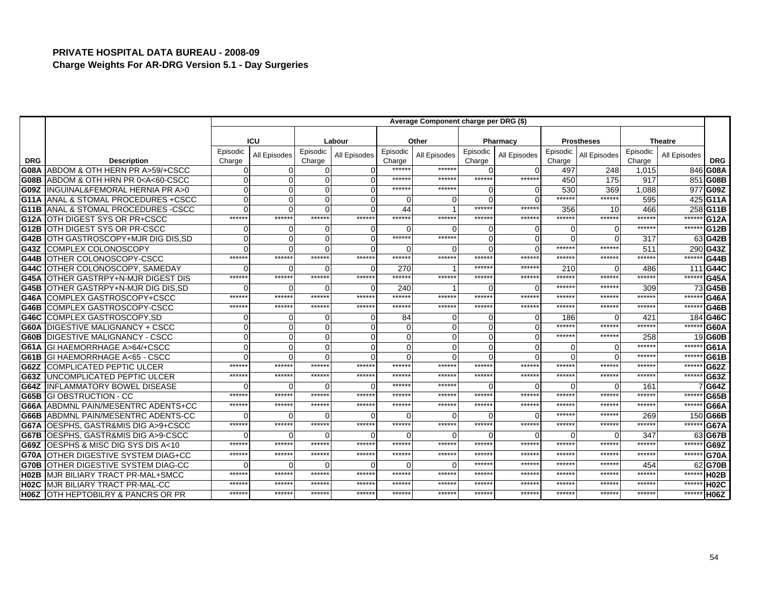**PRIVATE HOSPITAL DATA BUREAU - 2008-09**
**Charge Weights For AR-DRG Version 5.1 - Day Surgeries**

| | | Average Component charge per DRG ($) | | | | | | | | | | | | |
|---|---|---|---|---|---|---|---|---|---|---|---|---|---|---|
| | | ICU | | Labour | | Other | | Pharmacy | | Prostheses | | Theatre | | |
| DRG | Description | Episodic Charge | All Episodes | Episodic Charge | All Episodes | Episodic Charge | All Episodes | Episodic Charge | All Episodes | Episodic Charge | All Episodes | Episodic Charge | All Episodes | DRG |
| G08A | ABDOM & OTH HERN PR A>59/+CSCC | 0 | 0 | 0 | 0 | ****** | ****** | 0 | 0 | 497 | 248 | 1,015 | 846 | G08A |
| G08B | ABDOM & OTH HRN PR 0<A<60-CSCC | 0 | 0 | 0 | 0 | ****** | ****** | ****** | ****** | 450 | 175 | 917 | 851 | G08B |
| G09Z | INGUINAL&FEMORAL HERNIA PR A>0 | 0 | 0 | 0 | 0 | ****** | ****** | 0 | 0 | 530 | 369 | 1,088 | 977 | G09Z |
| G11A | ANAL & STOMAL PROCEDURES +CSCC | 0 | 0 | 0 | 0 | 0 | 0 | 0 | 0 | ****** | ****** | 595 | 425 | G11A |
| G11B | ANAL & STOMAL PROCEDURES -CSCC | 0 | 0 | 0 | 0 | 44 | 1 | ****** | ****** | 356 | 10 | 466 | 258 | G11B |
| G12A | OTH DIGEST SYS OR PR+CSCC | ****** | ****** | ****** | ****** | ****** | ****** | ****** | ****** | ****** | ****** | ****** | ****** | G12A |
| G12B | OTH DIGEST SYS OR PR-CSCC | 0 | 0 | 0 | 0 | 0 | 0 | 0 | 0 | 0 | 0 | ****** | ****** | G12B |
| G42B | OTH GASTROSCOPY+MJR DIG DIS,SD | 0 | 0 | 0 | 0 | ****** | ****** | 0 | 0 | 0 | 0 | 317 | 63 | G42B |
| G43Z | COMPLEX COLONOSCOPY | 0 | 0 | 0 | 0 | 0 | 0 | 0 | 0 | ****** | ****** | 511 | 290 | G43Z |
| G44B | OTHER COLONOSCOPY-CSCC | ****** | ****** | ****** | ****** | ****** | ****** | ****** | ****** | ****** | ****** | ****** | ****** | G44B |
| G44C | OTHER COLONOSCOPY, SAMEDAY | 0 | 0 | 0 | 0 | 270 | 1 | ****** | ****** | 210 | 0 | 486 | 111 | G44C |
| G45A | OTHER GASTRPY+N-MJR DIGEST DIS | ****** | ****** | ****** | ****** | ****** | ****** | ****** | ****** | ****** | ****** | ****** | ****** | G45A |
| G45B | OTHER GASTRPY+N-MJR DIG DIS,SD | 0 | 0 | 0 | 0 | 240 | 1 | 0 | 0 | ****** | ****** | 309 | 73 | G45B |
| G46A | COMPLEX GASTROSCOPY+CSCC | ****** | ****** | ****** | ****** | ****** | ****** | ****** | ****** | ****** | ****** | ****** | ****** | G46A |
| G46B | COMPLEX GASTROSCOPY-CSCC | ****** | ****** | ****** | ****** | ****** | ****** | ****** | ****** | ****** | ****** | ****** | ****** | G46B |
| G46C | COMPLEX GASTROSCOPY,SD | 0 | 0 | 0 | 0 | 84 | 0 | 0 | 0 | 186 | 0 | 421 | 184 | G46C |
| G60A | DIGESTIVE MALIGNANCY + CSCC | 0 | 0 | 0 | 0 | 0 | 0 | 0 | 0 | ****** | ****** | ****** | ****** | G60A |
| G60B | DIGESTIVE MALIGNANCY - CSCC | 0 | 0 | 0 | 0 | 0 | 0 | 0 | 0 | ****** | ****** | 258 | 19 | G60B |
| G61A | GI HAEMORRHAGE A>64/+CSCC | 0 | 0 | 0 | 0 | 0 | 0 | 0 | 0 | 0 | 0 | ****** | ****** | G61A |
| G61B | GI HAEMORRHAGE A<65 - CSCC | 0 | 0 | 0 | 0 | 0 | 0 | 0 | 0 | 0 | 0 | ****** | ****** | G61B |
| G62Z | COMPLICATED PEPTIC ULCER | ****** | ****** | ****** | ****** | ****** | ****** | ****** | ****** | ****** | ****** | ****** | ****** | G62Z |
| G63Z | UNCOMPLICATED PEPTIC ULCER | ****** | ****** | ****** | ****** | ****** | ****** | ****** | ****** | ****** | ****** | ****** | ****** | G63Z |
| G64Z | INFLAMMATORY BOWEL DISEASE | 0 | 0 | 0 | 0 | ****** | ****** | 0 | 0 | 0 | 0 | 161 | 7 | G64Z |
| G65B | GI OBSTRUCTION - CC | ****** | ****** | ****** | ****** | ****** | ****** | ****** | ****** | ****** | ****** | ****** | ****** | G65B |
| G66A | ABDMNL PAIN/MESENTRC ADENTS+CC | ****** | ****** | ****** | ****** | ****** | ****** | ****** | ****** | ****** | ****** | ****** | ****** | G66A |
| G66B | ABDMNL PAIN/MESENTRC ADENTS-CC | 0 | 0 | 0 | 0 | 0 | 0 | 0 | 0 | ****** | ****** | 269 | 150 | G66B |
| G67A | OESPHS, GASTR&MIS DIG A>9+CSCC | ****** | ****** | ****** | ****** | ****** | ****** | ****** | ****** | ****** | ****** | ****** | ****** | G67A |
| G67B | OESPHS, GASTR&MIS DIG A>9-CSCC | 0 | 0 | 0 | 0 | 0 | 0 | 0 | 0 | 0 | 0 | 347 | 63 | G67B |
| G69Z | OESPHS & MISC DIG SYS DIS A<10 | ****** | ****** | ****** | ****** | ****** | ****** | ****** | ****** | ****** | ****** | ****** | ****** | G69Z |
| G70A | OTHER DIGESTIVE SYSTEM DIAG+CC | ****** | ****** | ****** | ****** | ****** | ****** | ****** | ****** | ****** | ****** | ****** | ****** | G70A |
| G70B | OTHER DIGESTIVE SYSTEM DIAG-CC | 0 | 0 | 0 | 0 | 0 | 0 | ****** | ****** | ****** | ****** | 454 | 62 | G70B |
| H02B | MJR BILIARY TRACT PR-MAL+SMCC | ****** | ****** | ****** | ****** | ****** | ****** | ****** | ****** | ****** | ****** | ****** | ****** | H02B |
| H02C | MJR BILIARY TRACT PR-MAL-CC | ****** | ****** | ****** | ****** | ****** | ****** | ****** | ****** | ****** | ****** | ****** | ****** | H02C |
| H06Z | OTH HEPTOBILRY & PANCRS OR PR | ****** | ****** | ****** | ****** | ****** | ****** | ****** | ****** | ****** | ****** | ****** | ****** | H06Z |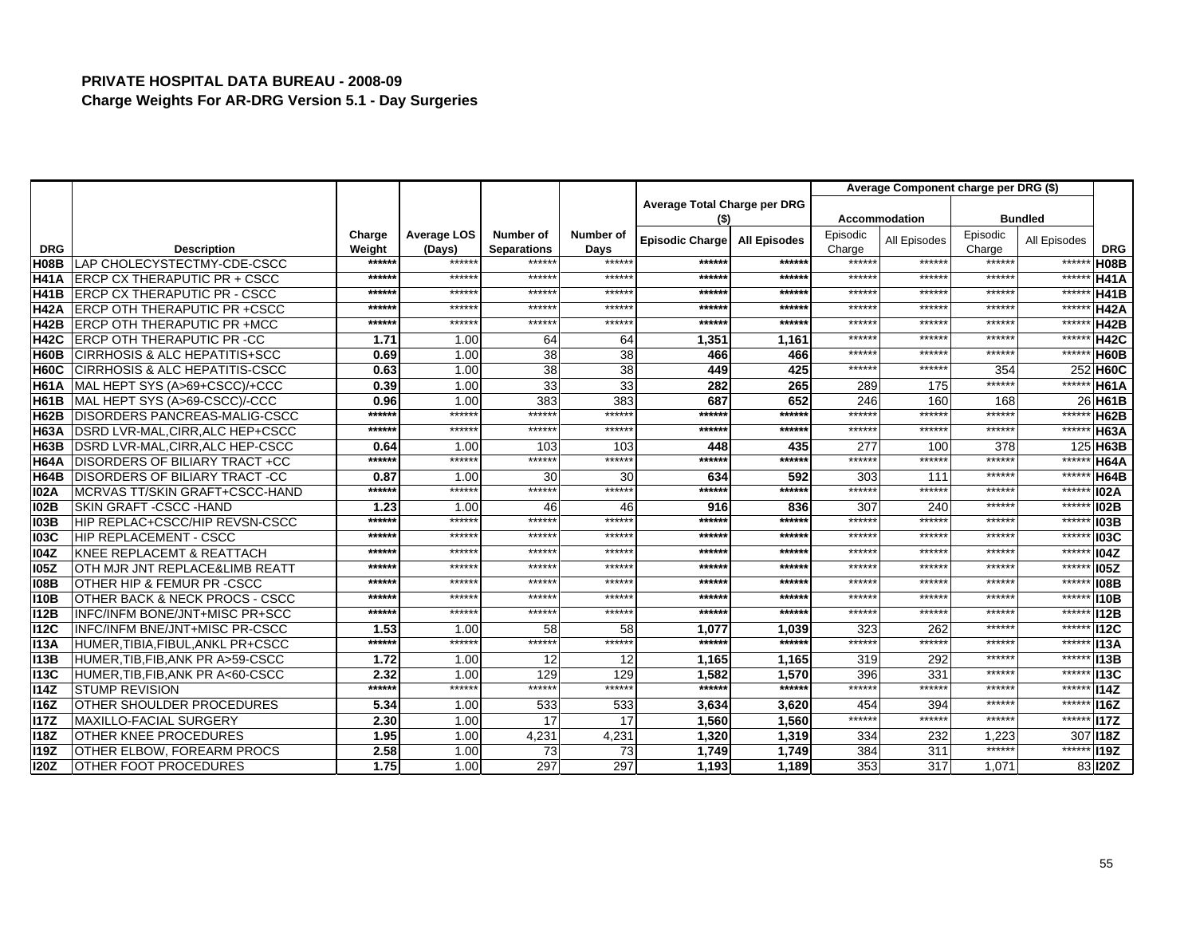# PRIVATE HOSPITAL DATA BUREAU - 2008-09

## Charge Weights For AR-DRG Version 5.1 - Day Surgeries

| | | | | | | Average Total Charge per DRG ($) | | Average Component charge per DRG ($) | | | | |
|---|---|---|---|---|---|---|---|---|---|---|---|---|
| | | | | | | | | Accommodation | | Bundled | | |
| DRG | Description | Charge Weight | Average LOS (Days) | Number of Separations | Number of Days | Episodic Charge | All Episodes | Episodic Charge | All Episodes | Episodic Charge | All Episodes | DRG |
| H08B | LAP CHOLECYSTECTMY-CDE-CSCC | ****** | ****** | ****** | ****** | ****** | ****** | ****** | ****** | ****** | ****** | H08B |
| H41A | ERCP CX THERAPUTIC PR + CSCC | ****** | ****** | ****** | ****** | ****** | ****** | ****** | ****** | ****** | ****** | H41A |
| H41B | ERCP CX THERAPUTIC PR - CSCC | ****** | ****** | ****** | ****** | ****** | ****** | ****** | ****** | ****** | ****** | H41B |
| H42A | ERCP OTH THERAPUTIC PR +CSCC | ****** | ****** | ****** | ****** | ****** | ****** | ****** | ****** | ****** | ****** | H42A |
| H42B | ERCP OTH THERAPUTIC PR +MCC | ****** | ****** | ****** | ****** | ****** | ****** | ****** | ****** | ****** | ****** | H42B |
| H42C | ERCP OTH THERAPUTIC PR -CC | 1.71 | 1.00 | 64 | 64 | 1,351 | 1,161 | ****** | ****** | ****** | ****** | H42C |
| H60B | CIRRHOSIS & ALC HEPATITIS+SCC | 0.69 | 1.00 | 38 | 38 | 466 | 466 | ****** | ****** | ****** | ****** | H60B |
| H60C | CIRRHOSIS & ALC HEPATITIS-CSCC | 0.63 | 1.00 | 38 | 38 | 449 | 425 | ****** | ****** | 354 | 252 | H60C |
| H61A | MAL HEPT SYS (A>69+CSCC)/+CCC | 0.39 | 1.00 | 33 | 33 | 282 | 265 | 289 | 175 | ****** | ****** | H61A |
| H61B | MAL HEPT SYS (A>69-CSCC)/-CCC | 0.96 | 1.00 | 383 | 383 | 687 | 652 | 246 | 160 | 168 | 26 | H61B |
| H62B | DISORDERS PANCREAS-MALIG-CSCC | ****** | ****** | ****** | ****** | ****** | ****** | ****** | ****** | ****** | ****** | H62B |
| H63A | DSRD LVR-MAL,CIRR,ALC HEP+CSCC | ****** | ****** | ****** | ****** | ****** | ****** | ****** | ****** | ****** | ****** | H63A |
| H63B | DSRD LVR-MAL,CIRR,ALC HEP-CSCC | 0.64 | 1.00 | 103 | 103 | 448 | 435 | 277 | 100 | 378 | 125 | H63B |
| H64A | DISORDERS OF BILIARY TRACT +CC | ****** | ****** | ****** | ****** | ****** | ****** | ****** | ****** | ****** | ****** | H64A |
| H64B | DISORDERS OF BILIARY TRACT -CC | 0.87 | 1.00 | 30 | 30 | 634 | 592 | 303 | 111 | ****** | ****** | H64B |
| I02A | MCRVAS TT/SKIN GRAFT+CSCC-HAND | ****** | ****** | ****** | ****** | ****** | ****** | ****** | ****** | ****** | ****** | I02A |
| I02B | SKIN GRAFT -CSCC -HAND | 1.23 | 1.00 | 46 | 46 | 916 | 836 | 307 | 240 | ****** | ****** | I02B |
| I03B | HIP REPLAC+CSCC/HIP REVSN-CSCC | ****** | ****** | ****** | ****** | ****** | ****** | ****** | ****** | ****** | ****** | I03B |
| I03C | HIP REPLACEMENT - CSCC | ****** | ****** | ****** | ****** | ****** | ****** | ****** | ****** | ****** | ****** | I03C |
| I04Z | KNEE REPLACEMT & REATTACH | ****** | ****** | ****** | ****** | ****** | ****** | ****** | ****** | ****** | ****** | I04Z |
| I05Z | OTH MJR JNT REPLACE&LIMB REATT | ****** | ****** | ****** | ****** | ****** | ****** | ****** | ****** | ****** | ****** | I05Z |
| I08B | OTHER HIP & FEMUR PR -CSCC | ****** | ****** | ****** | ****** | ****** | ****** | ****** | ****** | ****** | ****** | I08B |
| I10B | OTHER BACK & NECK PROCS - CSCC | ****** | ****** | ****** | ****** | ****** | ****** | ****** | ****** | ****** | ****** | I10B |
| I12B | INFC/INFM BONE/JNT+MISC PR+SCC | ****** | ****** | ****** | ****** | ****** | ****** | ****** | ****** | ****** | ****** | I12B |
| I12C | INFC/INFM BNE/JNT+MISC PR-CSCC | 1.53 | 1.00 | 58 | 58 | 1,077 | 1,039 | 323 | 262 | ****** | ****** | I12C |
| I13A | HUMER,TIBIA,FIBUL,ANKL PR+CSCC | ****** | ****** | ****** | ****** | ****** | ****** | ****** | ****** | ****** | ****** | I13A |
| I13B | HUMER,TIB,FIB,ANK PR A>59-CSCC | 1.72 | 1.00 | 12 | 12 | 1,165 | 1,165 | 319 | 292 | ****** | ****** | I13B |
| I13C | HUMER,TIB,FIB,ANK PR A<60-CSCC | 2.32 | 1.00 | 129 | 129 | 1,582 | 1,570 | 396 | 331 | ****** | ****** | I13C |
| I14Z | STUMP REVISION | ****** | ****** | ****** | ****** | ****** | ****** | ****** | ****** | ****** | ****** | I14Z |
| I16Z | OTHER SHOULDER PROCEDURES | 5.34 | 1.00 | 533 | 533 | 3,634 | 3,620 | 454 | 394 | ****** | ****** | I16Z |
| I17Z | MAXILLO-FACIAL SURGERY | 2.30 | 1.00 | 17 | 17 | 1,560 | 1,560 | ****** | ****** | ****** | ****** | I17Z |
| I18Z | OTHER KNEE PROCEDURES | 1.95 | 1.00 | 4,231 | 4,231 | 1,320 | 1,319 | 334 | 232 | 1,223 | 307 | I18Z |
| I19Z | OTHER ELBOW, FOREARM PROCS | 2.58 | 1.00 | 73 | 73 | 1,749 | 1,749 | 384 | 311 | ****** | ****** | I19Z |
| I20Z | OTHER FOOT PROCEDURES | 1.75 | 1.00 | 297 | 297 | 1,193 | 1,189 | 353 | 317 | 1,071 | 83 | I20Z |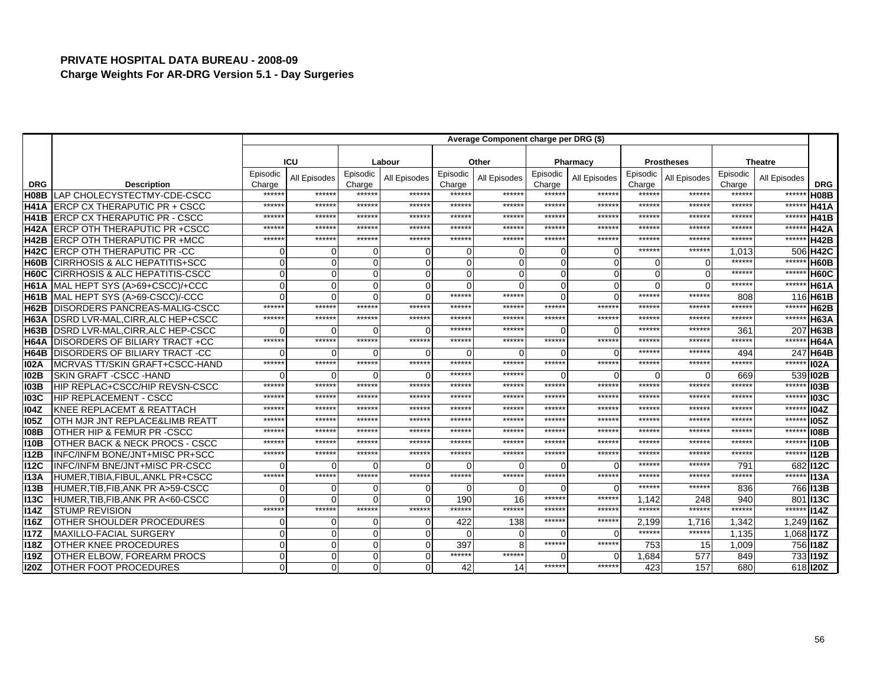**PRIVATE HOSPITAL DATA BUREAU - 2008-09**
**Charge Weights For AR-DRG Version 5.1 - Day Surgeries**

| | | Average Component charge per DRG ($) | | | | | | | | | | | | |
|---|---|---|---|---|---|---|---|---|---|---|---|---|---|---|
| | | ICU | | Labour | | Other | | Pharmacy | | Prostheses | | Theatre | | |
| DRG | Description | Episodic Charge | All Episodes | Episodic Charge | All Episodes | Episodic Charge | All Episodes | Episodic Charge | All Episodes | Episodic Charge | All Episodes | Episodic Charge | All Episodes | DRG |
| H08B | LAP CHOLECYSTECTMY-CDE-CSCC | ****** | ****** | ****** | ****** | ****** | ****** | ****** | ****** | ****** | ****** | ****** | ****** | H08B |
| H41A | ERCP CX THERAPUTIC PR + CSCC | ****** | ****** | ****** | ****** | ****** | ****** | ****** | ****** | ****** | ****** | ****** | ****** | H41A |
| H41B | ERCP CX THERAPUTIC PR - CSCC | ****** | ****** | ****** | ****** | ****** | ****** | ****** | ****** | ****** | ****** | ****** | ****** | H41B |
| H42A | ERCP OTH THERAPUTIC PR +CSCC | ****** | ****** | ****** | ****** | ****** | ****** | ****** | ****** | ****** | ****** | ****** | ****** | H42A |
| H42B | ERCP OTH THERAPUTIC PR +MCC | ****** | ****** | ****** | ****** | ****** | ****** | ****** | ****** | ****** | ****** | ****** | ****** | H42B |
| H42C | ERCP OTH THERAPUTIC PR -CC | 0 | 0 | 0 | 0 | 0 | 0 | 0 | 0 | ****** | ****** | 1,013 | 506 | H42C |
| H60B | CIRRHOSIS & ALC HEPATITIS+SCC | 0 | 0 | 0 | 0 | 0 | 0 | 0 | 0 | 0 | 0 | ****** | ****** | H60B |
| H60C | CIRRHOSIS & ALC HEPATITIS-CSCC | 0 | 0 | 0 | 0 | 0 | 0 | 0 | 0 | 0 | 0 | ****** | ****** | H60C |
| H61A | MAL HEPT SYS (A>69+CSCC)/+CCC | 0 | 0 | 0 | 0 | 0 | 0 | 0 | 0 | 0 | 0 | ****** | ****** | H61A |
| H61B | MAL HEPT SYS (A>69-CSCC)/-CCC | 0 | 0 | 0 | 0 | ****** | ****** | 0 | 0 | ****** | ****** | 808 | 116 | H61B |
| H62B | DISORDERS PANCREAS-MALIG-CSCC | ****** | ****** | ****** | ****** | ****** | ****** | ****** | ****** | ****** | ****** | ****** | ****** | H62B |
| H63A | DSRD LVR-MAL,CIRR,ALC HEP+CSCC | ****** | ****** | ****** | ****** | ****** | ****** | ****** | ****** | ****** | ****** | ****** | ****** | H63A |
| H63B | DSRD LVR-MAL,CIRR,ALC HEP-CSCC | 0 | 0 | 0 | 0 | ****** | ****** | 0 | 0 | ****** | ****** | 361 | 207 | H63B |
| H64A | DISORDERS OF BILIARY TRACT +CC | ****** | ****** | ****** | ****** | ****** | ****** | ****** | ****** | ****** | ****** | ****** | ****** | H64A |
| H64B | DISORDERS OF BILIARY TRACT -CC | 0 | 0 | 0 | 0 | 0 | 0 | 0 | 0 | ****** | ****** | 494 | 247 | H64B |
| I02A | MCRVAS TT/SKIN GRAFT+CSCC-HAND | ****** | ****** | ****** | ****** | ****** | ****** | ****** | ****** | ****** | ****** | ****** | ****** | I02A |
| I02B | SKIN GRAFT -CSCC -HAND | 0 | 0 | 0 | 0 | ****** | ****** | 0 | 0 | 0 | 0 | 669 | 539 | I02B |
| I03B | HIP REPLAC+CSCC/HIP REVSN-CSCC | ****** | ****** | ****** | ****** | ****** | ****** | ****** | ****** | ****** | ****** | ****** | ****** | I03B |
| I03C | HIP REPLACEMENT - CSCC | ****** | ****** | ****** | ****** | ****** | ****** | ****** | ****** | ****** | ****** | ****** | ****** | I03C |
| I04Z | KNEE REPLACEMT & REATTACH | ****** | ****** | ****** | ****** | ****** | ****** | ****** | ****** | ****** | ****** | ****** | ****** | I04Z |
| I05Z | OTH MJR JNT REPLACE&LIMB REATT | ****** | ****** | ****** | ****** | ****** | ****** | ****** | ****** | ****** | ****** | ****** | ****** | I05Z |
| I08B | OTHER HIP & FEMUR PR -CSCC | ****** | ****** | ****** | ****** | ****** | ****** | ****** | ****** | ****** | ****** | ****** | ****** | I08B |
| I10B | OTHER BACK & NECK PROCS - CSCC | ****** | ****** | ****** | ****** | ****** | ****** | ****** | ****** | ****** | ****** | ****** | ****** | I10B |
| I12B | INFC/INFM BONE/JNT+MISC PR+SCC | ****** | ****** | ****** | ****** | ****** | ****** | ****** | ****** | ****** | ****** | ****** | ****** | I12B |
| I12C | INFC/INFM BNE/JNT+MISC PR-CSCC | 0 | 0 | 0 | 0 | 0 | 0 | 0 | 0 | ****** | ****** | 791 | 682 | I12C |
| I13A | HUMER,TIBIA,FIBUL,ANKL PR+CSCC | ****** | ****** | ****** | ****** | ****** | ****** | ****** | ****** | ****** | ****** | ****** | ****** | I13A |
| I13B | HUMER,TIB,FIB,ANK PR A>59-CSCC | 0 | 0 | 0 | 0 | 0 | 0 | 0 | 0 | ****** | ****** | 836 | 766 | I13B |
| I13C | HUMER,TIB,FIB,ANK PR A<60-CSCC | 0 | 0 | 0 | 0 | 190 | 16 | ****** | ****** | 1,142 | 248 | 940 | 801 | I13C |
| I14Z | STUMP REVISION | ****** | ****** | ****** | ****** | ****** | ****** | ****** | ****** | ****** | ****** | ****** | ****** | I14Z |
| I16Z | OTHER SHOULDER PROCEDURES | 0 | 0 | 0 | 0 | 422 | 138 | ****** | ****** | 2,199 | 1,716 | 1,342 | 1,249 | I16Z |
| I17Z | MAXILLO-FACIAL SURGERY | 0 | 0 | 0 | 0 | 0 | 0 | 0 | 0 | ****** | ****** | 1,135 | 1,068 | I17Z |
| I18Z | OTHER KNEE PROCEDURES | 0 | 0 | 0 | 0 | 397 | 8 | ****** | ****** | 753 | 15 | 1,009 | 756 | I18Z |
| I19Z | OTHER ELBOW, FOREARM PROCS | 0 | 0 | 0 | 0 | ****** | ****** | 0 | 0 | 1,684 | 577 | 849 | 733 | I19Z |
| I20Z | OTHER FOOT PROCEDURES | 0 | 0 | 0 | 0 | 42 | 14 | ****** | ****** | 423 | 157 | 680 | 618 | I20Z |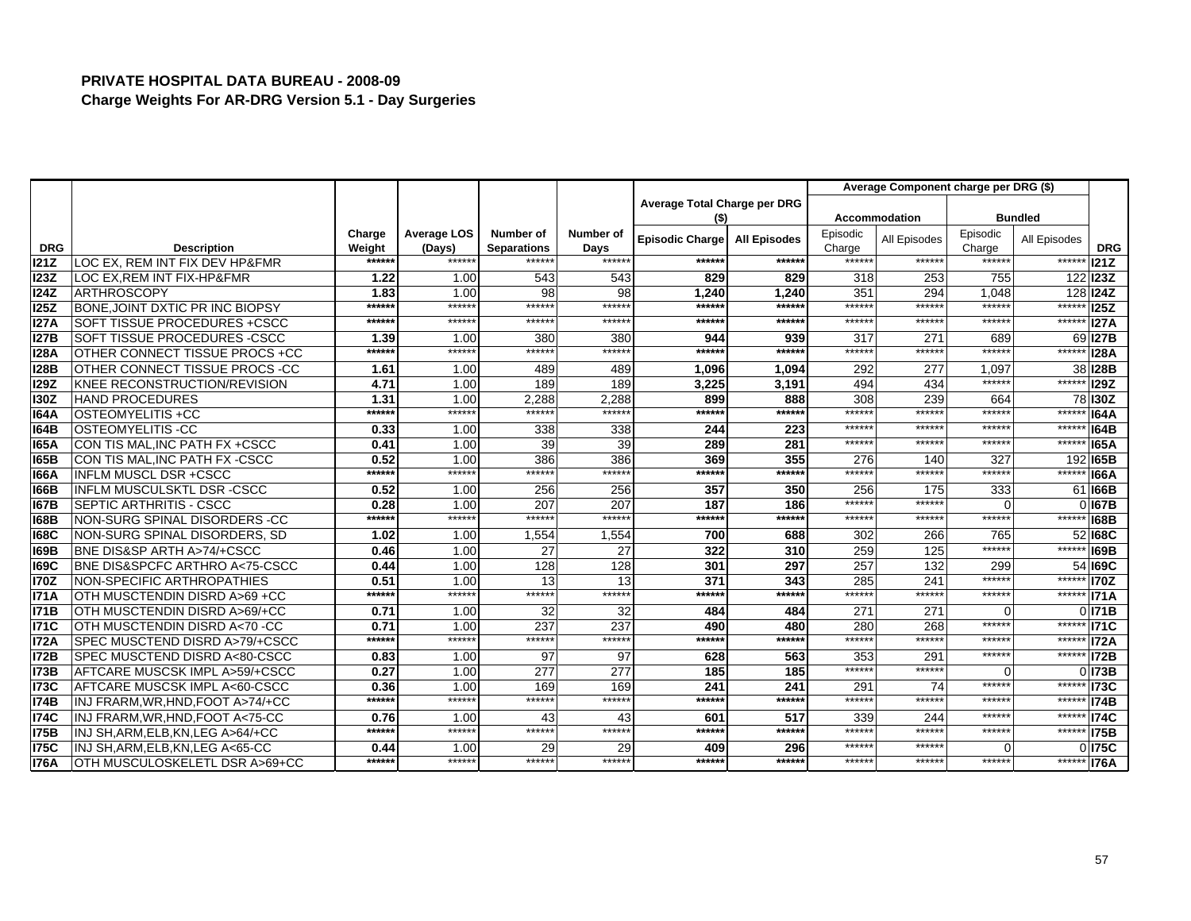**PRIVATE HOSPITAL DATA BUREAU - 2008-09**
**Charge Weights For AR-DRG Version 5.1 - Day Surgeries**

| | | | | | | Average Total Charge per DRG ($) | | Average Component charge per DRG ($) | | | | |
|---|---|---|---|---|---|---|---|---|---|---|---|---|
| | | | | | | | | Accommodation | | Bundled | | |
| DRG | Description | Charge Weight | Average LOS (Days) | Number of Separations | Number of Days | Episodic Charge | All Episodes | Episodic Charge | All Episodes | Episodic Charge | All Episodes | DRG |
| I21Z | LOC EX, REM INT FIX DEV HP&FMR | ****** | ****** | ****** | ****** | ****** | ****** | ****** | ****** | ****** | ****** | I21Z |
| I23Z | LOC EX,REM INT FIX-HP&FMR | 1.22 | 1.00 | 543 | 543 | 829 | 829 | 318 | 253 | 755 | 122 | I23Z |
| I24Z | ARTHROSCOPY | 1.83 | 1.00 | 98 | 98 | 1,240 | 1,240 | 351 | 294 | 1,048 | 128 | I24Z |
| I25Z | BONE,JOINT DXTIC PR INC BIOPSY | ****** | ****** | ****** | ****** | ****** | ****** | ****** | ****** | ****** | ****** | I25Z |
| I27A | SOFT TISSUE PROCEDURES +CSCC | ****** | ****** | ****** | ****** | ****** | ****** | ****** | ****** | ****** | ****** | I27A |
| I27B | SOFT TISSUE PROCEDURES -CSCC | 1.39 | 1.00 | 380 | 380 | 944 | 939 | 317 | 271 | 689 | 69 | I27B |
| I28A | OTHER CONNECT TISSUE PROCS +CC | ****** | ****** | ****** | ****** | ****** | ****** | ****** | ****** | ****** | ****** | I28A |
| I28B | OTHER CONNECT TISSUE PROCS -CC | 1.61 | 1.00 | 489 | 489 | 1,096 | 1,094 | 292 | 277 | 1,097 | 38 | I28B |
| I29Z | KNEE RECONSTRUCTION/REVISION | 4.71 | 1.00 | 189 | 189 | 3,225 | 3,191 | 494 | 434 | ****** | ****** | I29Z |
| I30Z | HAND PROCEDURES | 1.31 | 1.00 | 2,288 | 2,288 | 899 | 888 | 308 | 239 | 664 | 78 | I30Z |
| I64A | OSTEOMYELITIS +CC | ****** | ****** | ****** | ****** | ****** | ****** | ****** | ****** | ****** | ****** | I64A |
| I64B | OSTEOMYELITIS -CC | 0.33 | 1.00 | 338 | 338 | 244 | 223 | ****** | ****** | ****** | ****** | I64B |
| I65A | CON TIS MAL,INC PATH FX +CSCC | 0.41 | 1.00 | 39 | 39 | 289 | 281 | ****** | ****** | ****** | ****** | I65A |
| I65B | CON TIS MAL,INC PATH FX -CSCC | 0.52 | 1.00 | 386 | 386 | 369 | 355 | 276 | 140 | 327 | 192 | I65B |
| I66A | INFLM MUSCL DSR +CSCC | ****** | ****** | ****** | ****** | ****** | ****** | ****** | ****** | ****** | ****** | I66A |
| I66B | INFLM MUSCULSKTL DSR -CSCC | 0.52 | 1.00 | 256 | 256 | 357 | 350 | 256 | 175 | 333 | 61 | I66B |
| I67B | SEPTIC ARTHRITIS - CSCC | 0.28 | 1.00 | 207 | 207 | 187 | 186 | ****** | ****** | 0 | 0 | I67B |
| I68B | NON-SURG SPINAL DISORDERS -CC | ****** | ****** | ****** | ****** | ****** | ****** | ****** | ****** | ****** | ****** | I68B |
| I68C | NON-SURG SPINAL DISORDERS, SD | 1.02 | 1.00 | 1,554 | 1,554 | 700 | 688 | 302 | 266 | 765 | 52 | I68C |
| I69B | BNE DIS&SP ARTH A>74/+CSCC | 0.46 | 1.00 | 27 | 27 | 322 | 310 | 259 | 125 | ****** | ****** | I69B |
| I69C | BNE DIS&SPCFC ARTHRO A<75-CSCC | 0.44 | 1.00 | 128 | 128 | 301 | 297 | 257 | 132 | 299 | 54 | I69C |
| I70Z | NON-SPECIFIC ARTHROPATHIES | 0.51 | 1.00 | 13 | 13 | 371 | 343 | 285 | 241 | ****** | ****** | I70Z |
| I71A | OTH MUSCTENDIN DISRD A>69 +CC | ****** | ****** | ****** | ****** | ****** | ****** | ****** | ****** | ****** | ****** | I71A |
| I71B | OTH MUSCTENDIN DISRD A>69/+CC | 0.71 | 1.00 | 32 | 32 | 484 | 484 | 271 | 271 | 0 | 0 | I71B |
| I71C | OTH MUSCTENDIN DISRD A<70 -CC | 0.71 | 1.00 | 237 | 237 | 490 | 480 | 280 | 268 | ****** | ****** | I71C |
| I72A | SPEC MUSCTEND DISRD A>79/+CSCC | ****** | ****** | ****** | ****** | ****** | ****** | ****** | ****** | ****** | ****** | I72A |
| I72B | SPEC MUSCTEND DISRD A<80-CSCC | 0.83 | 1.00 | 97 | 97 | 628 | 563 | 353 | 291 | ****** | ****** | I72B |
| I73B | AFTCARE MUSCSK IMPL A>59/+CSCC | 0.27 | 1.00 | 277 | 277 | 185 | 185 | ****** | ****** | 0 | 0 | I73B |
| I73C | AFTCARE MUSCSK IMPL A<60-CSCC | 0.36 | 1.00 | 169 | 169 | 241 | 241 | 291 | 74 | ****** | ****** | I73C |
| I74B | INJ FRARM,WR,HND,FOOT A>74/+CC | ****** | ****** | ****** | ****** | ****** | ****** | ****** | ****** | ****** | ****** | I74B |
| I74C | INJ FRARM,WR,HND,FOOT A<75-CC | 0.76 | 1.00 | 43 | 43 | 601 | 517 | 339 | 244 | ****** | ****** | I74C |
| I75B | INJ SH,ARM,ELB,KN,LEG A>64/+CC | ****** | ****** | ****** | ****** | ****** | ****** | ****** | ****** | ****** | ****** | I75B |
| I75C | INJ SH,ARM,ELB,KN,LEG A<65-CC | 0.44 | 1.00 | 29 | 29 | 409 | 296 | ****** | ****** | 0 | 0 | I75C |
| I76A | OTH MUSCULOSKELETL DSR A>69+CC | ****** | ****** | ****** | ****** | ****** | ****** | ****** | ****** | ****** | ****** | I76A |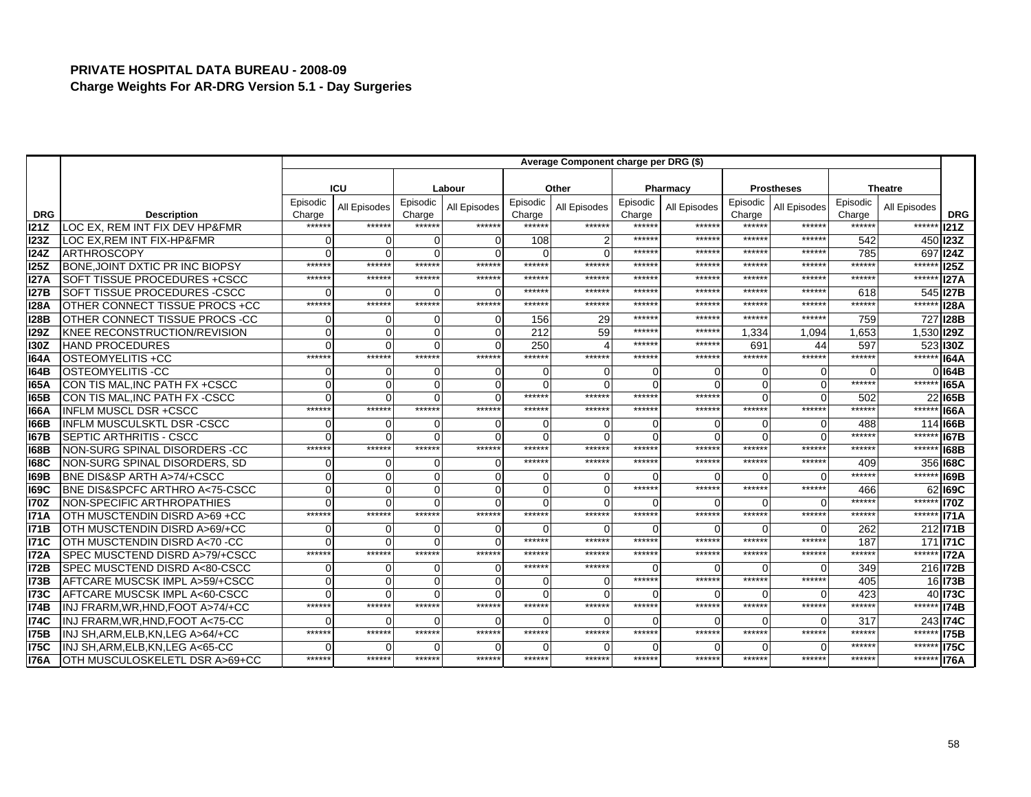# PRIVATE HOSPITAL DATA BUREAU - 2008-09

## Charge Weights For AR-DRG Version 5.1 - Day Surgeries

| | | Average Component charge per DRG ($) | | | | | | | | | | | | |
|---|---|---|---|---|---|---|---|---|---|---|---|---|---|---|
| | | ICU | | Labour | | Other | | Pharmacy | | Prostheses | | Theatre | | |
| DRG | Description | Episodic Charge | All Episodes | Episodic Charge | All Episodes | Episodic Charge | All Episodes | Episodic Charge | All Episodes | Episodic Charge | All Episodes | Episodic Charge | All Episodes | DRG |
| I21Z | LOC EX, REM INT FIX DEV HP&FMR | ****** | ****** | ****** | ****** | ****** | ****** | ****** | ****** | ****** | ****** | ****** | ****** | I21Z |
| I23Z | LOC EX,REM INT FIX-HP&FMR | 0 | 0 | 0 | 0 | 108 | 2 | ****** | ****** | ****** | ****** | 542 | 450 | I23Z |
| I24Z | ARTHROSCOPY | 0 | 0 | 0 | 0 | 0 | 0 | ****** | ****** | ****** | ****** | 785 | 697 | I24Z |
| I25Z | BONE,JOINT DXTIC PR INC BIOPSY | ****** | ****** | ****** | ****** | ****** | ****** | ****** | ****** | ****** | ****** | ****** | ****** | I25Z |
| I27A | SOFT TISSUE PROCEDURES +CSCC | ****** | ****** | ****** | ****** | ****** | ****** | ****** | ****** | ****** | ****** | ****** | ****** | I27A |
| I27B | SOFT TISSUE PROCEDURES -CSCC | 0 | 0 | 0 | 0 | ****** | ****** | ****** | ****** | ****** | ****** | 618 | 545 | I27B |
| I28A | OTHER CONNECT TISSUE PROCS +CC | ****** | ****** | ****** | ****** | ****** | ****** | ****** | ****** | ****** | ****** | ****** | ****** | I28A |
| I28B | OTHER CONNECT TISSUE PROCS -CC | 0 | 0 | 0 | 0 | 156 | 29 | ****** | ****** | ****** | ****** | 759 | 727 | I28B |
| I29Z | KNEE RECONSTRUCTION/REVISION | 0 | 0 | 0 | 0 | 212 | 59 | ****** | ****** | 1,334 | 1,094 | 1,653 | 1,530 | I29Z |
| I30Z | HAND PROCEDURES | 0 | 0 | 0 | 0 | 250 | 4 | ****** | ****** | 691 | 44 | 597 | 523 | I30Z |
| I64A | OSTEOMYELITIS +CC | ****** | ****** | ****** | ****** | ****** | ****** | ****** | ****** | ****** | ****** | ****** | ****** | I64A |
| I64B | OSTEOMYELITIS -CC | 0 | 0 | 0 | 0 | 0 | 0 | 0 | 0 | 0 | 0 | 0 | 0 | I64B |
| I65A | CON TIS MAL,INC PATH FX +CSCC | 0 | 0 | 0 | 0 | 0 | 0 | 0 | 0 | 0 | 0 | ****** | ****** | I65A |
| I65B | CON TIS MAL,INC PATH FX -CSCC | 0 | 0 | 0 | 0 | ****** | ****** | ****** | ****** | 0 | 0 | 502 | 22 | I65B |
| I66A | INFLM MUSCL DSR +CSCC | ****** | ****** | ****** | ****** | ****** | ****** | ****** | ****** | ****** | ****** | ****** | ****** | I66A |
| I66B | INFLM MUSCULSKTL DSR -CSCC | 0 | 0 | 0 | 0 | 0 | 0 | 0 | 0 | 0 | 0 | 488 | 114 | I66B |
| I67B | SEPTIC ARTHRITIS - CSCC | 0 | 0 | 0 | 0 | 0 | 0 | 0 | 0 | 0 | 0 | ****** | ****** | I67B |
| I68B | NON-SURG SPINAL DISORDERS -CC | ****** | ****** | ****** | ****** | ****** | ****** | ****** | ****** | ****** | ****** | ****** | ****** | I68B |
| I68C | NON-SURG SPINAL DISORDERS, SD | 0 | 0 | 0 | 0 | ****** | ****** | ****** | ****** | ****** | ****** | 409 | 356 | I68C |
| I69B | BNE DIS&SP ARTH A>74/+CSCC | 0 | 0 | 0 | 0 | 0 | 0 | 0 | 0 | 0 | 0 | ****** | ****** | I69B |
| I69C | BNE DIS&SPCFC ARTHRO A<75-CSCC | 0 | 0 | 0 | 0 | 0 | 0 | ****** | ****** | ****** | ****** | 466 | 62 | I69C |
| I70Z | NON-SPECIFIC ARTHROPATHIES | 0 | 0 | 0 | 0 | 0 | 0 | 0 | 0 | 0 | 0 | ****** | ****** | I70Z |
| I71A | OTH MUSCTENDIN DISRD A>69 +CC | ****** | ****** | ****** | ****** | ****** | ****** | ****** | ****** | ****** | ****** | ****** | ****** | I71A |
| I71B | OTH MUSCTENDIN DISRD A>69/+CC | 0 | 0 | 0 | 0 | 0 | 0 | 0 | 0 | 0 | 0 | 262 | 212 | I71B |
| I71C | OTH MUSCTENDIN DISRD A<70 -CC | 0 | 0 | 0 | 0 | ****** | ****** | ****** | ****** | ****** | ****** | 187 | 171 | I71C |
| I72A | SPEC MUSCTEND DISRD A>79/+CSCC | ****** | ****** | ****** | ****** | ****** | ****** | ****** | ****** | ****** | ****** | ****** | ****** | I72A |
| I72B | SPEC MUSCTEND DISRD A<80-CSCC | 0 | 0 | 0 | 0 | ****** | ****** | 0 | 0 | 0 | 0 | 349 | 216 | I72B |
| I73B | AFTCARE MUSCSK IMPL A>59/+CSCC | 0 | 0 | 0 | 0 | 0 | 0 | ****** | ****** | ****** | ****** | 405 | 16 | I73B |
| I73C | AFTCARE MUSCSK IMPL A<60-CSCC | 0 | 0 | 0 | 0 | 0 | 0 | 0 | 0 | 0 | 0 | 423 | 40 | I73C |
| I74B | INJ FRARM,WR,HND,FOOT A>74/+CC | ****** | ****** | ****** | ****** | ****** | ****** | ****** | ****** | ****** | ****** | ****** | ****** | I74B |
| I74C | INJ FRARM,WR,HND,FOOT A<75-CC | 0 | 0 | 0 | 0 | 0 | 0 | 0 | 0 | 0 | 0 | 317 | 243 | I74C |
| I75B | INJ SH,ARM,ELB,KN,LEG A>64/+CC | ****** | ****** | ****** | ****** | ****** | ****** | ****** | ****** | ****** | ****** | ****** | ****** | I75B |
| I75C | INJ SH,ARM,ELB,KN,LEG A<65-CC | 0 | 0 | 0 | 0 | 0 | 0 | 0 | 0 | 0 | 0 | ****** | ****** | I75C |
| I76A | OTH MUSCULOSKELETL DSR A>69+CC | ****** | ****** | ****** | ****** | ****** | ****** | ****** | ****** | ****** | ****** | ****** | ****** | I76A |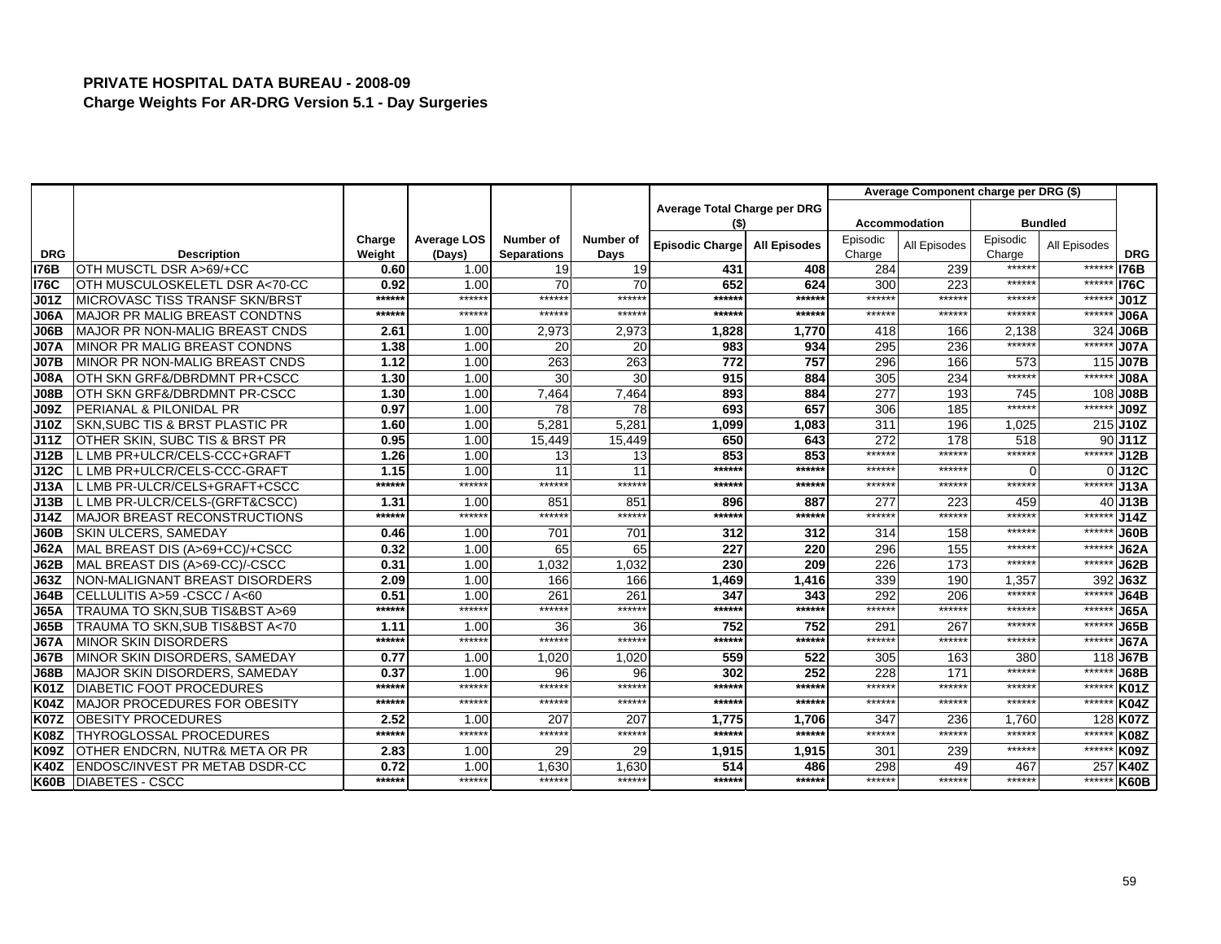**PRIVATE HOSPITAL DATA BUREAU - 2008-09**

**Charge Weights For AR-DRG Version 5.1 - Day Surgeries**

| | | | | | | Average Total Charge per DRG ($) | | Average Component charge per DRG ($) | | | | |
|---|---|---|---|---|---|---|---|---|---|---|---|---|
| | | | | | | | | Accommodation | | Bundled | | |
| DRG | Description | Charge Weight | Average LOS (Days) | Number of Separations | Number of Days | Episodic Charge | All Episodes | Episodic Charge | All Episodes | Episodic Charge | All Episodes | DRG |
| I76B | OTH MUSCTL DSR A>69/+CC | 0.60 | 1.00 | 19 | 19 | 431 | 408 | 284 | 239 | ****** | ****** | I76B |
| I76C | OTH MUSCULOSKELETL DSR A<70-CC | 0.92 | 1.00 | 70 | 70 | 652 | 624 | 300 | 223 | ****** | ****** | I76C |
| J01Z | MICROVASC TISS TRANSF SKN/BRST | ****** | ****** | ****** | ****** | ****** | ****** | ****** | ****** | ****** | ****** | J01Z |
| J06A | MAJOR PR MALIG BREAST CONDTNS | ****** | ****** | ****** | ****** | ****** | ****** | ****** | ****** | ****** | ****** | J06A |
| J06B | MAJOR PR NON-MALIG BREAST CNDS | 2.61 | 1.00 | 2,973 | 2,973 | 1,828 | 1,770 | 418 | 166 | 2,138 | 324 | J06B |
| J07A | MINOR PR MALIG BREAST CONDNS | 1.38 | 1.00 | 20 | 20 | 983 | 934 | 295 | 236 | ****** | ****** | J07A |
| J07B | MINOR PR NON-MALIG BREAST CNDS | 1.12 | 1.00 | 263 | 263 | 772 | 757 | 296 | 166 | 573 | 115 | J07B |
| J08A | OTH SKN GRF&/DBRDMNT PR+CSCC | 1.30 | 1.00 | 30 | 30 | 915 | 884 | 305 | 234 | ****** | ****** | J08A |
| J08B | OTH SKN GRF&/DBRDMNT PR-CSCC | 1.30 | 1.00 | 7,464 | 7,464 | 893 | 884 | 277 | 193 | 745 | 108 | J08B |
| J09Z | PERIANAL & PILONIDAL PR | 0.97 | 1.00 | 78 | 78 | 693 | 657 | 306 | 185 | ****** | ****** | J09Z |
| J10Z | SKN,SUBC TIS & BRST PLASTIC PR | 1.60 | 1.00 | 5,281 | 5,281 | 1,099 | 1,083 | 311 | 196 | 1,025 | 215 | J10Z |
| J11Z | OTHER SKIN, SUBC TIS & BRST PR | 0.95 | 1.00 | 15,449 | 15,449 | 650 | 643 | 272 | 178 | 518 | 90 | J11Z |
| J12B | L LMB PR+ULCR/CELS-CCC+GRAFT | 1.26 | 1.00 | 13 | 13 | 853 | 853 | ****** | ****** | ****** | ****** | J12B |
| J12C | L LMB PR+ULCR/CELS-CCC-GRAFT | 1.15 | 1.00 | 11 | 11 | ****** | ****** | ****** | ****** | 0 | 0 | J12C |
| J13A | L LMB PR-ULCR/CELS+GRAFT+CSCC | ****** | ****** | ****** | ****** | ****** | ****** | ****** | ****** | ****** | ****** | J13A |
| J13B | L LMB PR-ULCR/CELS-(GRFT&CSCC) | 1.31 | 1.00 | 851 | 851 | 896 | 887 | 277 | 223 | 459 | 40 | J13B |
| J14Z | MAJOR BREAST RECONSTRUCTIONS | ****** | ****** | ****** | ****** | ****** | ****** | ****** | ****** | ****** | ****** | J14Z |
| J60B | SKIN ULCERS, SAMEDAY | 0.46 | 1.00 | 701 | 701 | 312 | 312 | 314 | 158 | ****** | ****** | J60B |
| J62A | MAL BREAST DIS (A>69+CC)/+CSCC | 0.32 | 1.00 | 65 | 65 | 227 | 220 | 296 | 155 | ****** | ****** | J62A |
| J62B | MAL BREAST DIS (A>69-CC)/-CSCC | 0.31 | 1.00 | 1,032 | 1,032 | 230 | 209 | 226 | 173 | ****** | ****** | J62B |
| J63Z | NON-MALIGNANT BREAST DISORDERS | 2.09 | 1.00 | 166 | 166 | 1,469 | 1,416 | 339 | 190 | 1,357 | 392 | J63Z |
| J64B | CELLULITIS A>59 -CSCC / A<60 | 0.51 | 1.00 | 261 | 261 | 347 | 343 | 292 | 206 | ****** | ****** | J64B |
| J65A | TRAUMA TO SKN,SUB TIS&BST A>69 | ****** | ****** | ****** | ****** | ****** | ****** | ****** | ****** | ****** | ****** | J65A |
| J65B | TRAUMA TO SKN,SUB TIS&BST A<70 | 1.11 | 1.00 | 36 | 36 | 752 | 752 | 291 | 267 | ****** | ****** | J65B |
| J67A | MINOR SKIN DISORDERS | ****** | ****** | ****** | ****** | ****** | ****** | ****** | ****** | ****** | ****** | J67A |
| J67B | MINOR SKIN DISORDERS, SAMEDAY | 0.77 | 1.00 | 1,020 | 1,020 | 559 | 522 | 305 | 163 | 380 | 118 | J67B |
| J68B | MAJOR SKIN DISORDERS, SAMEDAY | 0.37 | 1.00 | 96 | 96 | 302 | 252 | 228 | 171 | ****** | ****** | J68B |
| K01Z | DIABETIC FOOT PROCEDURES | ****** | ****** | ****** | ****** | ****** | ****** | ****** | ****** | ****** | ****** | K01Z |
| K04Z | MAJOR PROCEDURES FOR OBESITY | ****** | ****** | ****** | ****** | ****** | ****** | ****** | ****** | ****** | ****** | K04Z |
| K07Z | OBESITY PROCEDURES | 2.52 | 1.00 | 207 | 207 | 1,775 | 1,706 | 347 | 236 | 1,760 | 128 | K07Z |
| K08Z | THYROGLOSSAL PROCEDURES | ****** | ****** | ****** | ****** | ****** | ****** | ****** | ****** | ****** | ****** | K08Z |
| K09Z | OTHER ENDCRN, NUTR& META OR PR | 2.83 | 1.00 | 29 | 29 | 1,915 | 1,915 | 301 | 239 | ****** | ****** | K09Z |
| K40Z | ENDOSC/INVEST PR METAB DSDR-CC | 0.72 | 1.00 | 1,630 | 1,630 | 514 | 486 | 298 | 49 | 467 | 257 | K40Z |
| K60B | DIABETES - CSCC | ****** | ****** | ****** | ****** | ****** | ****** | ****** | ****** | ****** | ****** | K60B |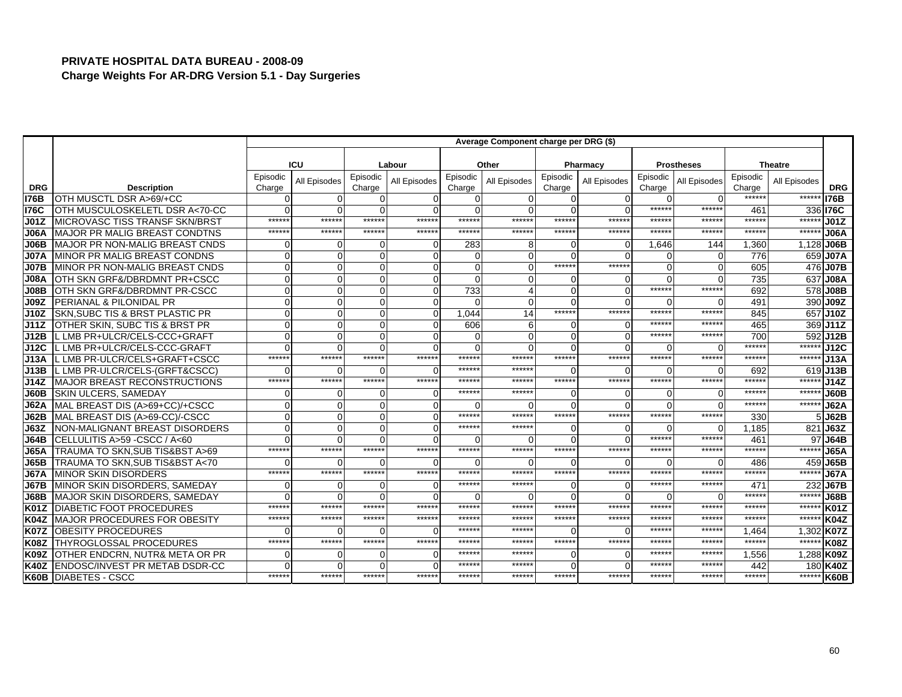# PRIVATE HOSPITAL DATA BUREAU - 2008-09

## Charge Weights For AR-DRG Version 5.1 - Day Surgeries

| | | Average Component charge per DRG ($) | | | | | | | | | | | | |
|---|---|---|---|---|---|---|---|---|---|---|---|---|---|---|
| | | ICU | | Labour | | Other | | Pharmacy | | Prostheses | | Theatre | | |
| DRG | Description | Episodic Charge | All Episodes | Episodic Charge | All Episodes | Episodic Charge | All Episodes | Episodic Charge | All Episodes | Episodic Charge | All Episodes | Episodic Charge | All Episodes | DRG |
| I76B | OTH MUSCTL DSR A>69/+CC | 0 | 0 | 0 | 0 | 0 | 0 | 0 | 0 | 0 | 0 | ****** | ****** | I76B |
| I76C | OTH MUSCULOSKELETL DSR A<70-CC | 0 | 0 | 0 | 0 | 0 | 0 | 0 | 0 | ****** | ****** | 461 | 336 | I76C |
| J01Z | MICROVASC TISS TRANSF SKN/BRST | ****** | ****** | ****** | ****** | ****** | ****** | ****** | ****** | ****** | ****** | ****** | ****** | J01Z |
| J06A | MAJOR PR MALIG BREAST CONDTNS | ****** | ****** | ****** | ****** | ****** | ****** | ****** | ****** | ****** | ****** | ****** | ****** | J06A |
| J06B | MAJOR PR NON-MALIG BREAST CNDS | 0 | 0 | 0 | 0 | 283 | 8 | 0 | 0 | 1,646 | 144 | 1,360 | 1,128 | J06B |
| J07A | MINOR PR MALIG BREAST CONDNS | 0 | 0 | 0 | 0 | 0 | 0 | 0 | 0 | 0 | 0 | 776 | 659 | J07A |
| J07B | MINOR PR NON-MALIG BREAST CNDS | 0 | 0 | 0 | 0 | 0 | 0 | ****** | ****** | 0 | 0 | 605 | 476 | J07B |
| J08A | OTH SKN GRF&/DBRDMNT PR+CSCC | 0 | 0 | 0 | 0 | 0 | 0 | 0 | 0 | 0 | 0 | 735 | 637 | J08A |
| J08B | OTH SKN GRF&/DBRDMNT PR-CSCC | 0 | 0 | 0 | 0 | 733 | 4 | 0 | 0 | ****** | ****** | 692 | 578 | J08B |
| J09Z | PERIANAL & PILONIDAL PR | 0 | 0 | 0 | 0 | 0 | 0 | 0 | 0 | 0 | 0 | 491 | 390 | J09Z |
| J10Z | SKN,SUBC TIS & BRST PLASTIC PR | 0 | 0 | 0 | 0 | 1,044 | 14 | ****** | ****** | ****** | ****** | 845 | 657 | J10Z |
| J11Z | OTHER SKIN, SUBC TIS & BRST PR | 0 | 0 | 0 | 0 | 606 | 6 | 0 | 0 | ****** | ****** | 465 | 369 | J11Z |
| J12B | L LMB PR+ULCR/CELS-CCC+GRAFT | 0 | 0 | 0 | 0 | 0 | 0 | 0 | 0 | ****** | ****** | 700 | 592 | J12B |
| J12C | L LMB PR+ULCR/CELS-CCC-GRAFT | 0 | 0 | 0 | 0 | 0 | 0 | 0 | 0 | 0 | 0 | ****** | ****** | J12C |
| J13A | L LMB PR-ULCR/CELS+GRAFT+CSCC | ****** | ****** | ****** | ****** | ****** | ****** | ****** | ****** | ****** | ****** | ****** | ****** | J13A |
| J13B | L LMB PR-ULCR/CELS-(GRFT&CSCC) | 0 | 0 | 0 | 0 | ****** | ****** | 0 | 0 | 0 | 0 | 692 | 619 | J13B |
| J14Z | MAJOR BREAST RECONSTRUCTIONS | ****** | ****** | ****** | ****** | ****** | ****** | ****** | ****** | ****** | ****** | ****** | ****** | J14Z |
| J60B | SKIN ULCERS, SAMEDAY | 0 | 0 | 0 | 0 | ****** | ****** | 0 | 0 | 0 | 0 | ****** | ****** | J60B |
| J62A | MAL BREAST DIS (A>69+CC)/+CSCC | 0 | 0 | 0 | 0 | 0 | 0 | 0 | 0 | 0 | 0 | ****** | ****** | J62A |
| J62B | MAL BREAST DIS (A>69-CC)/-CSCC | 0 | 0 | 0 | 0 | ****** | ****** | ****** | ****** | ****** | ****** | 330 | 5 | J62B |
| J63Z | NON-MALIGNANT BREAST DISORDERS | 0 | 0 | 0 | 0 | ****** | ****** | 0 | 0 | 0 | 0 | 1,185 | 821 | J63Z |
| J64B | CELLULITIS A>59 -CSCC / A<60 | 0 | 0 | 0 | 0 | 0 | 0 | 0 | 0 | ****** | ****** | 461 | 97 | J64B |
| J65A | TRAUMA TO SKN,SUB TIS&BST A>69 | ****** | ****** | ****** | ****** | ****** | ****** | ****** | ****** | ****** | ****** | ****** | ****** | J65A |
| J65B | TRAUMA TO SKN,SUB TIS&BST A<70 | 0 | 0 | 0 | 0 | 0 | 0 | 0 | 0 | 0 | 0 | 486 | 459 | J65B |
| J67A | MINOR SKIN DISORDERS | ****** | ****** | ****** | ****** | ****** | ****** | ****** | ****** | ****** | ****** | ****** | ****** | J67A |
| J67B | MINOR SKIN DISORDERS, SAMEDAY | 0 | 0 | 0 | 0 | ****** | ****** | 0 | 0 | ****** | ****** | 471 | 232 | J67B |
| J68B | MAJOR SKIN DISORDERS, SAMEDAY | 0 | 0 | 0 | 0 | 0 | 0 | 0 | 0 | 0 | 0 | ****** | ****** | J68B |
| K01Z | DIABETIC FOOT PROCEDURES | ****** | ****** | ****** | ****** | ****** | ****** | ****** | ****** | ****** | ****** | ****** | ****** | K01Z |
| K04Z | MAJOR PROCEDURES FOR OBESITY | ****** | ****** | ****** | ****** | ****** | ****** | ****** | ****** | ****** | ****** | ****** | ****** | K04Z |
| K07Z | OBESITY PROCEDURES | 0 | 0 | 0 | 0 | ****** | ****** | 0 | 0 | ****** | ****** | 1,464 | 1,302 | K07Z |
| K08Z | THYROGLOSSAL PROCEDURES | ****** | ****** | ****** | ****** | ****** | ****** | ****** | ****** | ****** | ****** | ****** | ****** | K08Z |
| K09Z | OTHER ENDCRN, NUTR& META OR PR | 0 | 0 | 0 | 0 | ****** | ****** | 0 | 0 | ****** | ****** | 1,556 | 1,288 | K09Z |
| K40Z | ENDOSC/INVEST PR METAB DSDR-CC | 0 | 0 | 0 | 0 | ****** | ****** | 0 | 0 | ****** | ****** | 442 | 180 | K40Z |
| K60B | DIABETES - CSCC | ****** | ****** | ****** | ****** | ****** | ****** | ****** | ****** | ****** | ****** | ****** | ****** | K60B |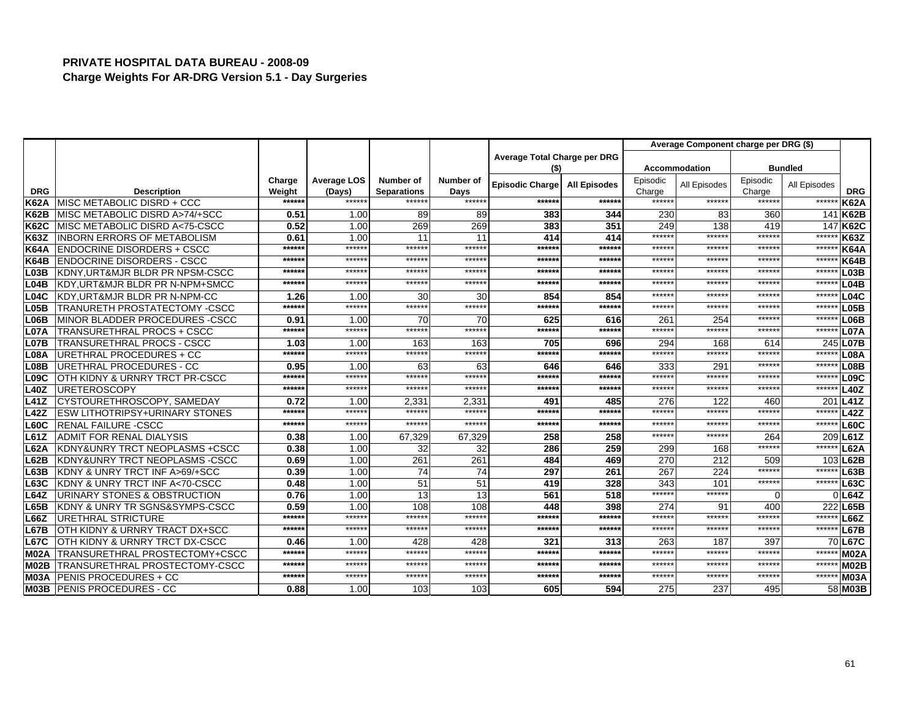## PRIVATE HOSPITAL DATA BUREAU - 2008-09

### Charge Weights For AR-DRG Version 5.1 - Day Surgeries

| | | | | | | Average Total Charge per DRG ($) | | Average Component charge per DRG ($) | | | | |
|---|---|---|---|---|---|---|---|---|---|---|---|---|
| | | | | | | | | Accommodation | | Bundled | | |
| DRG | Description | Charge Weight | Average LOS (Days) | Number of Separations | Number of Days | Episodic Charge | All Episodes | Episodic Charge | All Episodes | Episodic Charge | All Episodes | DRG |
| K62A | MISC METABOLIC DISRD + CCC | ****** | ****** | ****** | ****** | ****** | ****** | ****** | ****** | ****** | ****** | K62A |
| K62B | MISC METABOLIC DISRD A>74/+SCC | 0.51 | 1.00 | 89 | 89 | 383 | 344 | 230 | 83 | 360 | 141 | K62B |
| K62C | MISC METABOLIC DISRD A<75-CSCC | 0.52 | 1.00 | 269 | 269 | 383 | 351 | 249 | 138 | 419 | 147 | K62C |
| K63Z | INBORN ERRORS OF METABOLISM | 0.61 | 1.00 | 11 | 11 | 414 | 414 | ****** | ****** | ****** | ****** | K63Z |
| K64A | ENDOCRINE DISORDERS + CSCC | ****** | ****** | ****** | ****** | ****** | ****** | ****** | ****** | ****** | ****** | K64A |
| K64B | ENDOCRINE DISORDERS - CSCC | ****** | ****** | ****** | ****** | ****** | ****** | ****** | ****** | ****** | ****** | K64B |
| L03B | KDNY,URT&MJR BLDR PR NPSM-CSCC | ****** | ****** | ****** | ****** | ****** | ****** | ****** | ****** | ****** | ****** | L03B |
| L04B | KDY,URT&MJR BLDR PR N-NPM+SMCC | ****** | ****** | ****** | ****** | ****** | ****** | ****** | ****** | ****** | ****** | L04B |
| L04C | KDY,URT&MJR BLDR PR N-NPM-CC | 1.26 | 1.00 | 30 | 30 | 854 | 854 | ****** | ****** | ****** | ****** | L04C |
| L05B | TRANURETH PROSTATECTOMY -CSCC | ****** | ****** | ****** | ****** | ****** | ****** | ****** | ****** | ****** | ****** | L05B |
| L06B | MINOR BLADDER PROCEDURES -CSCC | 0.91 | 1.00 | 70 | 70 | 625 | 616 | 261 | 254 | ****** | ****** | L06B |
| L07A | TRANSURETHRAL PROCS + CSCC | ****** | ****** | ****** | ****** | ****** | ****** | ****** | ****** | ****** | ****** | L07A |
| L07B | TRANSURETHRAL PROCS - CSCC | 1.03 | 1.00 | 163 | 163 | 705 | 696 | 294 | 168 | 614 | 245 | L07B |
| L08A | URETHRAL PROCEDURES + CC | ****** | ****** | ****** | ****** | ****** | ****** | ****** | ****** | ****** | ****** | L08A |
| L08B | URETHRAL PROCEDURES - CC | 0.95 | 1.00 | 63 | 63 | 646 | 646 | 333 | 291 | ****** | ****** | L08B |
| L09C | OTH KIDNY & URNRY TRCT PR-CSCC | ****** | ****** | ****** | ****** | ****** | ****** | ****** | ****** | ****** | ****** | L09C |
| L40Z | URETEROSCOPY | ****** | ****** | ****** | ****** | ****** | ****** | ****** | ****** | ****** | ****** | L40Z |
| L41Z | CYSTOURETHROSCOPY, SAMEDAY | 0.72 | 1.00 | 2,331 | 2,331 | 491 | 485 | 276 | 122 | 460 | 201 | L41Z |
| L42Z | ESW LITHOTRIPSY+URINARY STONES | ****** | ****** | ****** | ****** | ****** | ****** | ****** | ****** | ****** | ****** | L42Z |
| L60C | RENAL FAILURE -CSCC | ****** | ****** | ****** | ****** | ****** | ****** | ****** | ****** | ****** | ****** | L60C |
| L61Z | ADMIT FOR RENAL DIALYSIS | 0.38 | 1.00 | 67,329 | 67,329 | 258 | 258 | ****** | ****** | 264 | 209 | L61Z |
| L62A | KDNY&UNRY TRCT NEOPLASMS +CSCC | 0.38 | 1.00 | 32 | 32 | 286 | 259 | 299 | 168 | ****** | ****** | L62A |
| L62B | KDNY&UNRY TRCT NEOPLASMS -CSCC | 0.69 | 1.00 | 261 | 261 | 484 | 469 | 270 | 212 | 509 | 103 | L62B |
| L63B | KDNY & UNRY TRCT INF A>69/+SCC | 0.39 | 1.00 | 74 | 74 | 297 | 261 | 267 | 224 | ****** | ****** | L63B |
| L63C | KDNY & UNRY TRCT INF A<70-CSCC | 0.48 | 1.00 | 51 | 51 | 419 | 328 | 343 | 101 | ****** | ****** | L63C |
| L64Z | URINARY STONES & OBSTRUCTION | 0.76 | 1.00 | 13 | 13 | 561 | 518 | ****** | ****** | 0 | 0 | L64Z |
| L65B | KDNY & UNRY TR SGNS&SYMPS-CSCC | 0.59 | 1.00 | 108 | 108 | 448 | 398 | 274 | 91 | 400 | 222 | L65B |
| L66Z | URETHRAL STRICTURE | ****** | ****** | ****** | ****** | ****** | ****** | ****** | ****** | ****** | ****** | L66Z |
| L67B | OTH KIDNY & URNRY TRACT DX+SCC | ****** | ****** | ****** | ****** | ****** | ****** | ****** | ****** | ****** | ****** | L67B |
| L67C | OTH KIDNY & URNRY TRCT DX-CSCC | 0.46 | 1.00 | 428 | 428 | 321 | 313 | 263 | 187 | 397 | 70 | L67C |
| M02A | TRANSURETHRAL PROSTECTOMY+CSCC | ****** | ****** | ****** | ****** | ****** | ****** | ****** | ****** | ****** | ****** | M02A |
| M02B | TRANSURETHRAL PROSTECTOMY-CSCC | ****** | ****** | ****** | ****** | ****** | ****** | ****** | ****** | ****** | ****** | M02B |
| M03A | PENIS PROCEDURES + CC | ****** | ****** | ****** | ****** | ****** | ****** | ****** | ****** | ****** | ****** | M03A |
| M03B | PENIS PROCEDURES - CC | 0.88 | 1.00 | 103 | 103 | 605 | 594 | 275 | 237 | 495 | 58 | M03B |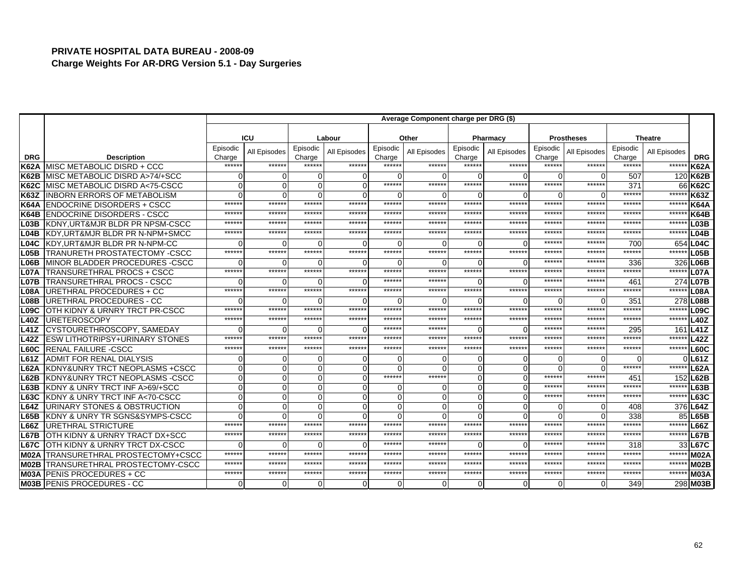# PRIVATE HOSPITAL DATA BUREAU - 2008-09

## Charge Weights For AR-DRG Version 5.1 - Day Surgeries

| | | Average Component charge per DRG ($) | | | | | | | | | | | | |
|---|---|---|---|---|---|---|---|---|---|---|---|---|---|---|
| | | ICU | | Labour | | Other | | Pharmacy | | Prostheses | | Theatre | | |
| DRG | Description | Episodic Charge | All Episodes | Episodic Charge | All Episodes | Episodic Charge | All Episodes | Episodic Charge | All Episodes | Episodic Charge | All Episodes | Episodic Charge | All Episodes | DRG |
| K62A | MISC METABOLIC DISRD + CCC | ****** | ****** | ****** | ****** | ****** | ****** | ****** | ****** | ****** | ****** | ****** | ****** | K62A |
| K62B | MISC METABOLIC DISRD A>74/+SCC | 0 | 0 | 0 | 0 | 0 | 0 | 0 | 0 | 0 | 0 | 507 | 120 | K62B |
| K62C | MISC METABOLIC DISRD A<75-CSCC | 0 | 0 | 0 | 0 | ****** | ****** | ****** | ****** | ****** | ****** | 371 | 66 | K62C |
| K63Z | INBORN ERRORS OF METABOLISM | 0 | 0 | 0 | 0 | 0 | 0 | 0 | 0 | 0 | 0 | ****** | ****** | K63Z |
| K64A | ENDOCRINE DISORDERS + CSCC | ****** | ****** | ****** | ****** | ****** | ****** | ****** | ****** | ****** | ****** | ****** | ****** | K64A |
| K64B | ENDOCRINE DISORDERS - CSCC | ****** | ****** | ****** | ****** | ****** | ****** | ****** | ****** | ****** | ****** | ****** | ****** | K64B |
| L03B | KDNY,URT&MJR BLDR PR NPSM-CSCC | ****** | ****** | ****** | ****** | ****** | ****** | ****** | ****** | ****** | ****** | ****** | ****** | L03B |
| L04B | KDY,URT&MJR BLDR PR N-NPM+SMCC | ****** | ****** | ****** | ****** | ****** | ****** | ****** | ****** | ****** | ****** | ****** | ****** | L04B |
| L04C | KDY,URT&MJR BLDR PR N-NPM-CC | 0 | 0 | 0 | 0 | 0 | 0 | 0 | 0 | ****** | ****** | 700 | 654 | L04C |
| L05B | TRANURETH PROSTATECTOMY -CSCC | ****** | ****** | ****** | ****** | ****** | ****** | ****** | ****** | ****** | ****** | ****** | ****** | L05B |
| L06B | MINOR BLADDER PROCEDURES -CSCC | 0 | 0 | 0 | 0 | 0 | 0 | 0 | 0 | ****** | ****** | 336 | 326 | L06B |
| L07A | TRANSURETHRAL PROCS + CSCC | ****** | ****** | ****** | ****** | ****** | ****** | ****** | ****** | ****** | ****** | ****** | ****** | L07A |
| L07B | TRANSURETHRAL PROCS - CSCC | 0 | 0 | 0 | 0 | ****** | ****** | 0 | 0 | ****** | ****** | 461 | 274 | L07B |
| L08A | URETHRAL PROCEDURES + CC | ****** | ****** | ****** | ****** | ****** | ****** | ****** | ****** | ****** | ****** | ****** | ****** | L08A |
| L08B | URETHRAL PROCEDURES - CC | 0 | 0 | 0 | 0 | 0 | 0 | 0 | 0 | 0 | 0 | 351 | 278 | L08B |
| L09C | OTH KIDNY & URNRY TRCT PR-CSCC | ****** | ****** | ****** | ****** | ****** | ****** | ****** | ****** | ****** | ****** | ****** | ****** | L09C |
| L40Z | URETEROSCOPY | ****** | ****** | ****** | ****** | ****** | ****** | ****** | ****** | ****** | ****** | ****** | ****** | L40Z |
| L41Z | CYSTOURETHROSCOPY, SAMEDAY | 0 | 0 | 0 | 0 | ****** | ****** | 0 | 0 | ****** | ****** | 295 | 161 | L41Z |
| L42Z | ESW LITHOTRIPSY+URINARY STONES | ****** | ****** | ****** | ****** | ****** | ****** | ****** | ****** | ****** | ****** | ****** | ****** | L42Z |
| L60C | RENAL FAILURE -CSCC | ****** | ****** | ****** | ****** | ****** | ****** | ****** | ****** | ****** | ****** | ****** | ****** | L60C |
| L61Z | ADMIT FOR RENAL DIALYSIS | 0 | 0 | 0 | 0 | 0 | 0 | 0 | 0 | 0 | 0 | 0 | 0 | L61Z |
| L62A | KDNY&UNRY TRCT NEOPLASMS +CSCC | 0 | 0 | 0 | 0 | 0 | 0 | 0 | 0 | 0 | 0 | ****** | ****** | L62A |
| L62B | KDNY&UNRY TRCT NEOPLASMS -CSCC | 0 | 0 | 0 | 0 | ****** | ****** | 0 | 0 | ****** | ****** | 451 | 152 | L62B |
| L63B | KDNY & UNRY TRCT INF A>69/+SCC | 0 | 0 | 0 | 0 | 0 | 0 | 0 | 0 | ****** | ****** | ****** | ****** | L63B |
| L63C | KDNY & UNRY TRCT INF A<70-CSCC | 0 | 0 | 0 | 0 | 0 | 0 | 0 | 0 | ****** | ****** | ****** | ****** | L63C |
| L64Z | URINARY STONES & OBSTRUCTION | 0 | 0 | 0 | 0 | 0 | 0 | 0 | 0 | 0 | 0 | 408 | 376 | L64Z |
| L65B | KDNY & UNRY TR SGNS&SYMPS-CSCC | 0 | 0 | 0 | 0 | 0 | 0 | 0 | 0 | 0 | 0 | 338 | 85 | L65B |
| L66Z | URETHRAL STRICTURE | ****** | ****** | ****** | ****** | ****** | ****** | ****** | ****** | ****** | ****** | ****** | ****** | L66Z |
| L67B | OTH KIDNY & URNRY TRACT DX+SCC | ****** | ****** | ****** | ****** | ****** | ****** | ****** | ****** | ****** | ****** | ****** | ****** | L67B |
| L67C | OTH KIDNY & URNRY TRCT DX-CSCC | 0 | 0 | 0 | 0 | ****** | ****** | 0 | 0 | ****** | ****** | 318 | 33 | L67C |
| M02A | TRANSURETHRAL PROSTECTOMY+CSCC | ****** | ****** | ****** | ****** | ****** | ****** | ****** | ****** | ****** | ****** | ****** | ****** | M02A |
| M02B | TRANSURETHRAL PROSTECTOMY-CSCC | ****** | ****** | ****** | ****** | ****** | ****** | ****** | ****** | ****** | ****** | ****** | ****** | M02B |
| M03A | PENIS PROCEDURES + CC | ****** | ****** | ****** | ****** | ****** | ****** | ****** | ****** | ****** | ****** | ****** | ****** | M03A |
| M03B | PENIS PROCEDURES - CC | 0 | 0 | 0 | 0 | 0 | 0 | 0 | 0 | 0 | 0 | 349 | 298 | M03B |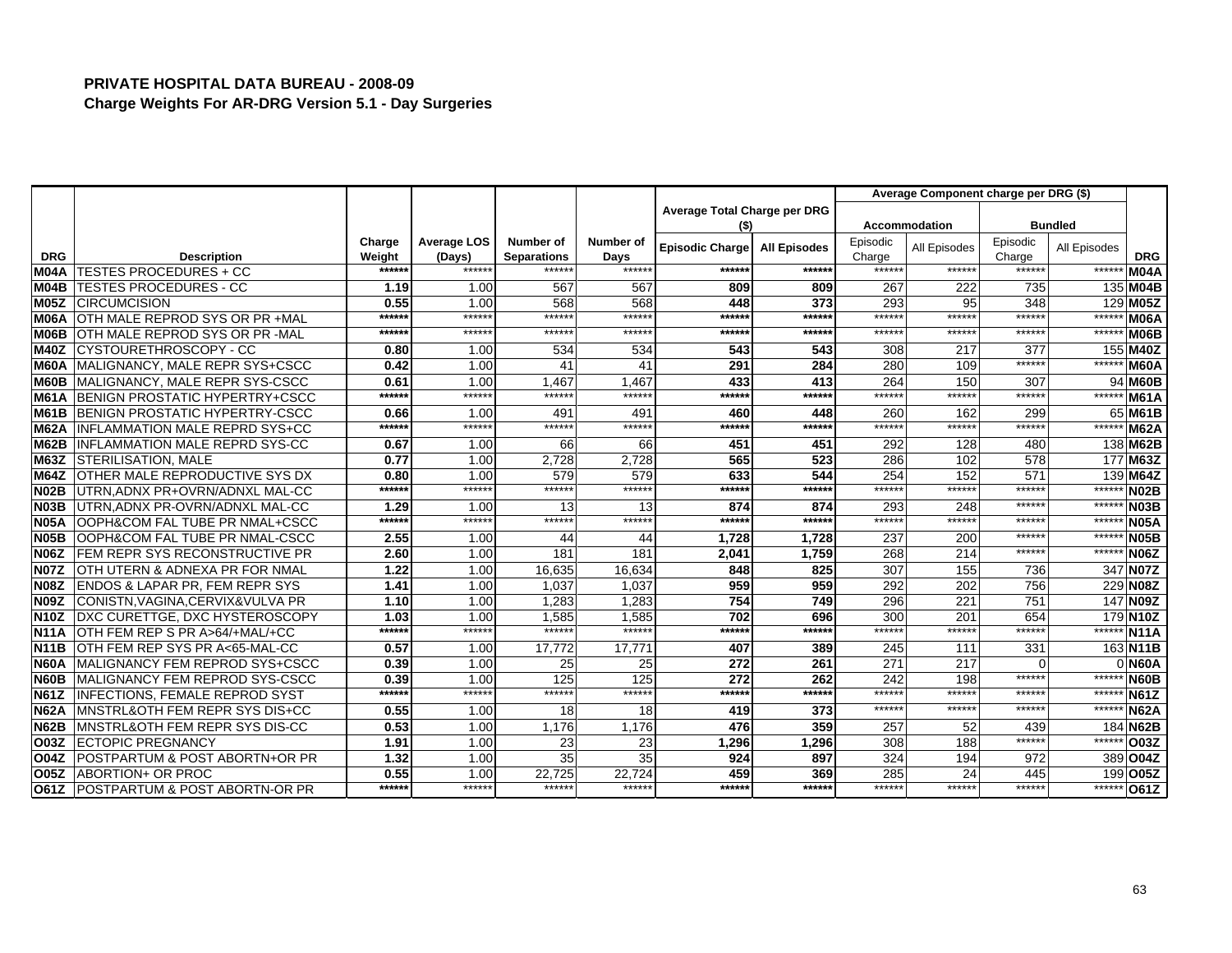# PRIVATE HOSPITAL DATA BUREAU - 2008-09

## Charge Weights For AR-DRG Version 5.1 - Day Surgeries

| | | | | | | Average Total Charge per DRG ($) | | Average Component charge per DRG ($) | | | | |
|---|---|---|---|---|---|---|---|---|---|---|---|---|
| | | | | | | | | Accommodation | | Bundled | | |
| DRG | Description | Charge Weight | Average LOS (Days) | Number of Separations | Number of Days | Episodic Charge | All Episodes | Episodic Charge | All Episodes | Episodic Charge | All Episodes | DRG |
| M04A | TESTES PROCEDURES + CC | ****** | ****** | ****** | ****** | ****** | ****** | ****** | ****** | ****** | ****** | M04A |
| M04B | TESTES PROCEDURES - CC | 1.19 | 1.00 | 567 | 567 | 809 | 809 | 267 | 222 | 735 | 135 | M04B |
| M05Z | CIRCUMCISION | 0.55 | 1.00 | 568 | 568 | 448 | 373 | 293 | 95 | 348 | 129 | M05Z |
| M06A | OTH MALE REPROD SYS OR PR +MAL | ****** | ****** | ****** | ****** | ****** | ****** | ****** | ****** | ****** | ****** | M06A |
| M06B | OTH MALE REPROD SYS OR PR -MAL | ****** | ****** | ****** | ****** | ****** | ****** | ****** | ****** | ****** | ****** | M06B |
| M40Z | CYSTOURETHROSCOPY - CC | 0.80 | 1.00 | 534 | 534 | 543 | 543 | 308 | 217 | 377 | 155 | M40Z |
| M60A | MALIGNANCY, MALE REPR SYS+CSCC | 0.42 | 1.00 | 41 | 41 | 291 | 284 | 280 | 109 | ****** | ****** | M60A |
| M60B | MALIGNANCY, MALE REPR SYS-CSCC | 0.61 | 1.00 | 1,467 | 1,467 | 433 | 413 | 264 | 150 | 307 | 94 | M60B |
| M61A | BENIGN PROSTATIC HYPERTRY+CSCC | ****** | ****** | ****** | ****** | ****** | ****** | ****** | ****** | ****** | ****** | M61A |
| M61B | BENIGN PROSTATIC HYPERTRY-CSCC | 0.66 | 1.00 | 491 | 491 | 460 | 448 | 260 | 162 | 299 | 65 | M61B |
| M62A | INFLAMMATION MALE REPRD SYS+CC | ****** | ****** | ****** | ****** | ****** | ****** | ****** | ****** | ****** | ****** | M62A |
| M62B | INFLAMMATION MALE REPRD SYS-CC | 0.67 | 1.00 | 66 | 66 | 451 | 451 | 292 | 128 | 480 | 138 | M62B |
| M63Z | STERILISATION, MALE | 0.77 | 1.00 | 2,728 | 2,728 | 565 | 523 | 286 | 102 | 578 | 177 | M63Z |
| M64Z | OTHER MALE REPRODUCTIVE SYS DX | 0.80 | 1.00 | 579 | 579 | 633 | 544 | 254 | 152 | 571 | 139 | M64Z |
| N02B | UTRN,ADNX PR+OVRN/ADNXL MAL-CC | ****** | ****** | ****** | ****** | ****** | ****** | ****** | ****** | ****** | ****** | N02B |
| N03B | UTRN,ADNX PR-OVRN/ADNXL MAL-CC | 1.29 | 1.00 | 13 | 13 | 874 | 874 | 293 | 248 | ****** | ****** | N03B |
| N05A | OOPH&COM FAL TUBE PR NMAL+CSCC | ****** | ****** | ****** | ****** | ****** | ****** | ****** | ****** | ****** | ****** | N05A |
| N05B | OOPH&COM FAL TUBE PR NMAL-CSCC | 2.55 | 1.00 | 44 | 44 | 1,728 | 1,728 | 237 | 200 | ****** | ****** | N05B |
| N06Z | FEM REPR SYS RECONSTRUCTIVE PR | 2.60 | 1.00 | 181 | 181 | 2,041 | 1,759 | 268 | 214 | ****** | ****** | N06Z |
| N07Z | OTH UTERN & ADNEXA PR FOR NMAL | 1.22 | 1.00 | 16,635 | 16,634 | 848 | 825 | 307 | 155 | 736 | 347 | N07Z |
| N08Z | ENDOS & LAPAR PR, FEM REPR SYS | 1.41 | 1.00 | 1,037 | 1,037 | 959 | 959 | 292 | 202 | 756 | 229 | N08Z |
| N09Z | CONISTN,VAGINA,CERVIX&VULVA PR | 1.10 | 1.00 | 1,283 | 1,283 | 754 | 749 | 296 | 221 | 751 | 147 | N09Z |
| N10Z | DXC CURETTGE, DXC HYSTEROSCOPY | 1.03 | 1.00 | 1,585 | 1,585 | 702 | 696 | 300 | 201 | 654 | 179 | N10Z |
| N11A | OTH FEM REP S PR A>64/+MAL/+CC | ****** | ****** | ****** | ****** | ****** | ****** | ****** | ****** | ****** | ****** | N11A |
| N11B | OTH FEM REP SYS PR A<65-MAL-CC | 0.57 | 1.00 | 17,772 | 17,771 | 407 | 389 | 245 | 111 | 331 | 163 | N11B |
| N60A | MALIGNANCY FEM REPROD SYS+CSCC | 0.39 | 1.00 | 25 | 25 | 272 | 261 | 271 | 217 | 0 | 0 | N60A |
| N60B | MALIGNANCY FEM REPROD SYS-CSCC | 0.39 | 1.00 | 125 | 125 | 272 | 262 | 242 | 198 | ****** | ****** | N60B |
| N61Z | INFECTIONS, FEMALE REPROD SYST | ****** | ****** | ****** | ****** | ****** | ****** | ****** | ****** | ****** | ****** | N61Z |
| N62A | MNSTRL&OTH FEM REPR SYS DIS+CC | 0.55 | 1.00 | 18 | 18 | 419 | 373 | ****** | ****** | ****** | ****** | N62A |
| N62B | MNSTRL&OTH FEM REPR SYS DIS-CC | 0.53 | 1.00 | 1,176 | 1,176 | 476 | 359 | 257 | 52 | 439 | 184 | N62B |
| O03Z | ECTOPIC PREGNANCY | 1.91 | 1.00 | 23 | 23 | 1,296 | 1,296 | 308 | 188 | ****** | ****** | O03Z |
| O04Z | POSTPARTUM & POST ABORTN+OR PR | 1.32 | 1.00 | 35 | 35 | 924 | 897 | 324 | 194 | 972 | 389 | O04Z |
| O05Z | ABORTION+ OR PROC | 0.55 | 1.00 | 22,725 | 22,724 | 459 | 369 | 285 | 24 | 445 | 199 | O05Z |
| O61Z | POSTPARTUM & POST ABORTN-OR PR | ****** | ****** | ****** | ****** | ****** | ****** | ****** | ****** | ****** | ****** | O61Z |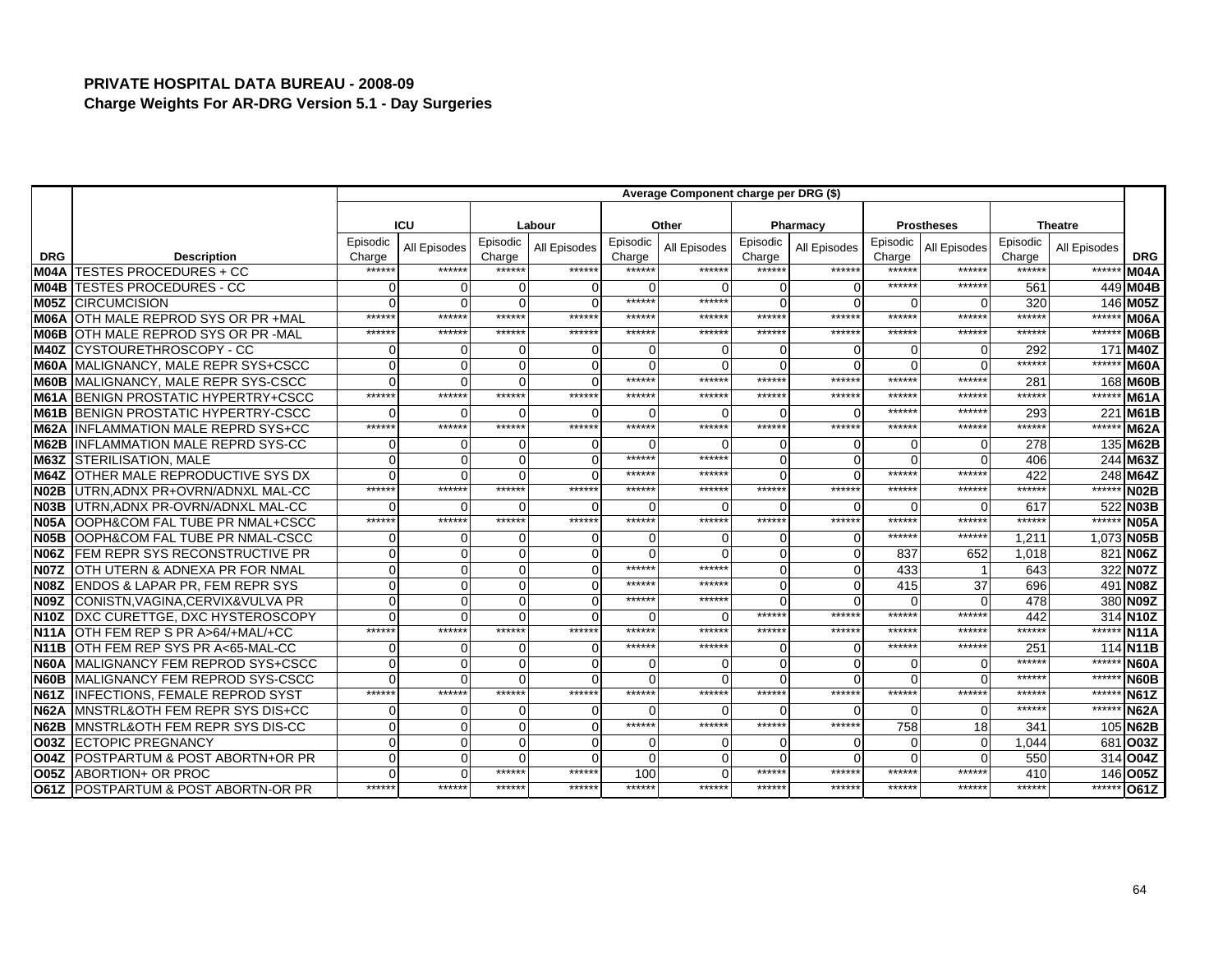**PRIVATE HOSPITAL DATA BUREAU - 2008-09**
**Charge Weights For AR-DRG Version 5.1 - Day Surgeries**

| | | Average Component charge per DRG ($) | | | | | | | | | | | | |
|---|---|---|---|---|---|---|---|---|---|---|---|---|---|---|
| | | ICU | | Labour | | Other | | Pharmacy | | Prostheses | | Theatre | | |
| DRG | Description | Episodic Charge | All Episodes | Episodic Charge | All Episodes | Episodic Charge | All Episodes | Episodic Charge | All Episodes | Episodic Charge | All Episodes | Episodic Charge | All Episodes | DRG |
| M04A | TESTES PROCEDURES + CC | ****** | ****** | ****** | ****** | ****** | ****** | ****** | ****** | ****** | ****** | ****** | ****** | M04A |
| M04B | TESTES PROCEDURES - CC | 0 | 0 | 0 | 0 | 0 | 0 | 0 | 0 | ****** | ****** | 561 | 449 | M04B |
| M05Z | CIRCUMCISION | 0 | 0 | 0 | 0 | ****** | ****** | 0 | 0 | 0 | 0 | 320 | 146 | M05Z |
| M06A | OTH MALE REPROD SYS OR PR +MAL | ****** | ****** | ****** | ****** | ****** | ****** | ****** | ****** | ****** | ****** | ****** | ****** | M06A |
| M06B | OTH MALE REPROD SYS OR PR -MAL | ****** | ****** | ****** | ****** | ****** | ****** | ****** | ****** | ****** | ****** | ****** | ****** | M06B |
| M40Z | CYSTOURETHROSCOPY - CC | 0 | 0 | 0 | 0 | 0 | 0 | 0 | 0 | 0 | 0 | 292 | 171 | M40Z |
| M60A | MALIGNANCY, MALE REPR SYS+CSCC | 0 | 0 | 0 | 0 | 0 | 0 | 0 | 0 | 0 | 0 | ****** | ****** | M60A |
| M60B | MALIGNANCY, MALE REPR SYS-CSCC | 0 | 0 | 0 | 0 | ****** | ****** | ****** | ****** | ****** | ****** | 281 | 168 | M60B |
| M61A | BENIGN PROSTATIC HYPERTRY+CSCC | ****** | ****** | ****** | ****** | ****** | ****** | ****** | ****** | ****** | ****** | ****** | ****** | M61A |
| M61B | BENIGN PROSTATIC HYPERTRY-CSCC | 0 | 0 | 0 | 0 | 0 | 0 | 0 | 0 | ****** | ****** | 293 | 221 | M61B |
| M62A | INFLAMMATION MALE REPRD SYS+CC | ****** | ****** | ****** | ****** | ****** | ****** | ****** | ****** | ****** | ****** | ****** | ****** | M62A |
| M62B | INFLAMMATION MALE REPRD SYS-CC | 0 | 0 | 0 | 0 | 0 | 0 | 0 | 0 | 0 | 0 | 278 | 135 | M62B |
| M63Z | STERILISATION, MALE | 0 | 0 | 0 | 0 | ****** | ****** | 0 | 0 | 0 | 0 | 406 | 244 | M63Z |
| M64Z | OTHER MALE REPRODUCTIVE SYS DX | 0 | 0 | 0 | 0 | ****** | ****** | 0 | 0 | ****** | ****** | 422 | 248 | M64Z |
| N02B | UTRN,ADNX PR+OVRN/ADNXL MAL-CC | ****** | ****** | ****** | ****** | ****** | ****** | ****** | ****** | ****** | ****** | ****** | ****** | N02B |
| N03B | UTRN,ADNX PR-OVRN/ADNXL MAL-CC | 0 | 0 | 0 | 0 | 0 | 0 | 0 | 0 | 0 | 0 | 617 | 522 | N03B |
| N05A | OOPH&COM FAL TUBE PR NMAL+CSCC | ****** | ****** | ****** | ****** | ****** | ****** | ****** | ****** | ****** | ****** | ****** | ****** | N05A |
| N05B | OOPH&COM FAL TUBE PR NMAL-CSCC | 0 | 0 | 0 | 0 | 0 | 0 | 0 | 0 | ****** | ****** | 1,211 | 1,073 | N05B |
| N06Z | FEM REPR SYS RECONSTRUCTIVE PR | 0 | 0 | 0 | 0 | 0 | 0 | 0 | 0 | 837 | 652 | 1,018 | 821 | N06Z |
| N07Z | OTH UTERN & ADNEXA PR FOR NMAL | 0 | 0 | 0 | 0 | ****** | ****** | 0 | 0 | 433 | 1 | 643 | 322 | N07Z |
| N08Z | ENDOS & LAPAR PR, FEM REPR SYS | 0 | 0 | 0 | 0 | ****** | ****** | 0 | 0 | 415 | 37 | 696 | 491 | N08Z |
| N09Z | CONISTN,VAGINA,CERVIX&VULVA PR | 0 | 0 | 0 | 0 | ****** | ****** | 0 | 0 | 0 | 0 | 478 | 380 | N09Z |
| N10Z | DXC CURETTGE, DXC HYSTEROSCOPY | 0 | 0 | 0 | 0 | 0 | 0 | ****** | ****** | ****** | ****** | 442 | 314 | N10Z |
| N11A | OTH FEM REP S PR A>64/+MAL/+CC | ****** | ****** | ****** | ****** | ****** | ****** | ****** | ****** | ****** | ****** | ****** | ****** | N11A |
| N11B | OTH FEM REP SYS PR A<65-MAL-CC | 0 | 0 | 0 | 0 | ****** | ****** | 0 | 0 | ****** | ****** | 251 | 114 | N11B |
| N60A | MALIGNANCY FEM REPROD SYS+CSCC | 0 | 0 | 0 | 0 | 0 | 0 | 0 | 0 | 0 | 0 | ****** | ****** | N60A |
| N60B | MALIGNANCY FEM REPROD SYS-CSCC | 0 | 0 | 0 | 0 | 0 | 0 | 0 | 0 | 0 | 0 | ****** | ****** | N60B |
| N61Z | INFECTIONS, FEMALE REPROD SYST | ****** | ****** | ****** | ****** | ****** | ****** | ****** | ****** | ****** | ****** | ****** | ****** | N61Z |
| N62A | MNSTRL&OTH FEM REPR SYS DIS+CC | 0 | 0 | 0 | 0 | 0 | 0 | 0 | 0 | 0 | 0 | ****** | ****** | N62A |
| N62B | MNSTRL&OTH FEM REPR SYS DIS-CC | 0 | 0 | 0 | 0 | ****** | ****** | ****** | ****** | 758 | 18 | 341 | 105 | N62B |
| O03Z | ECTOPIC PREGNANCY | 0 | 0 | 0 | 0 | 0 | 0 | 0 | 0 | 0 | 0 | 1,044 | 681 | O03Z |
| O04Z | POSTPARTUM & POST ABORTN+OR PR | 0 | 0 | 0 | 0 | 0 | 0 | 0 | 0 | 0 | 0 | 550 | 314 | O04Z |
| O05Z | ABORTION+ OR PROC | 0 | 0 | ****** | ****** | 100 | 0 | ****** | ****** | ****** | ****** | 410 | 146 | O05Z |
| O61Z | POSTPARTUM & POST ABORTN-OR PR | ****** | ****** | ****** | ****** | ****** | ****** | ****** | ****** | ****** | ****** | ****** | ****** | O61Z |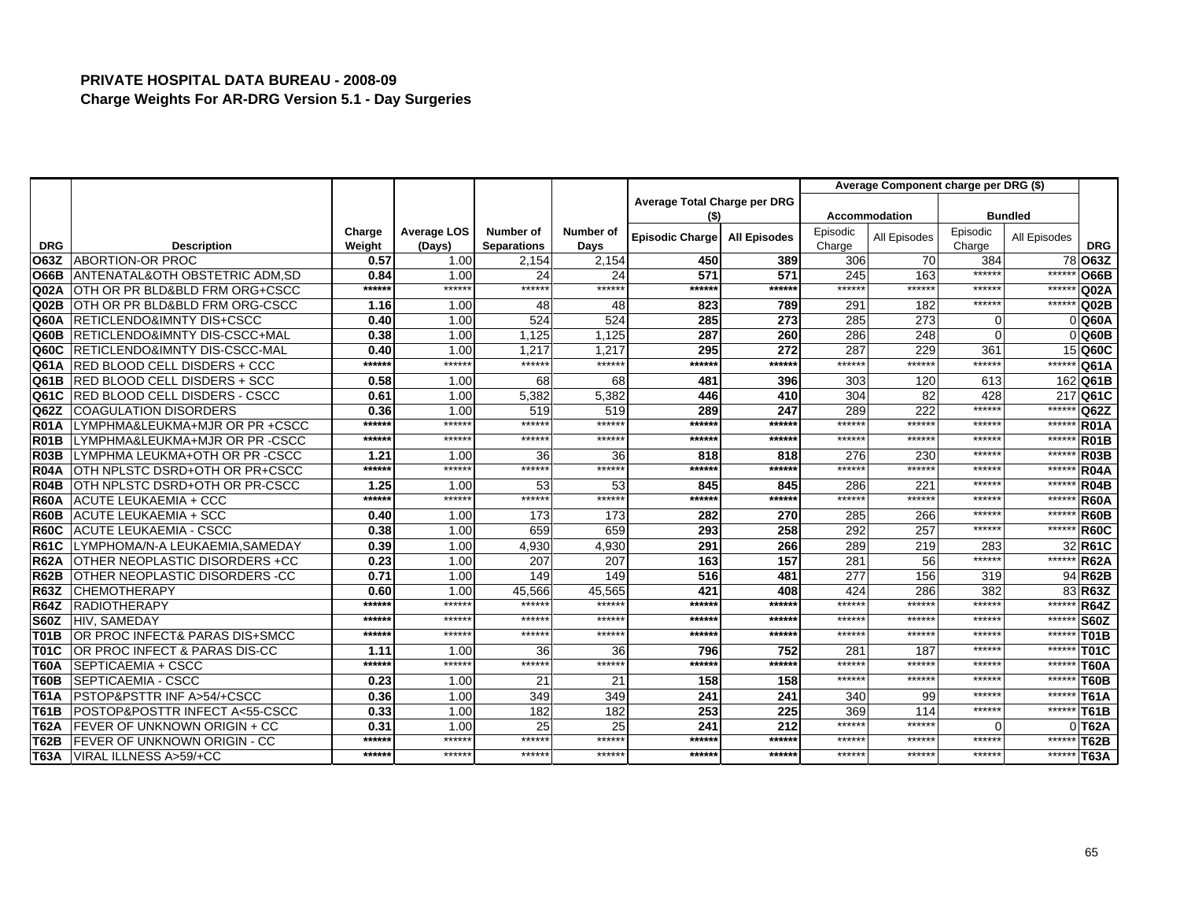## PRIVATE HOSPITAL DATA BUREAU - 2008-09

### Charge Weights For AR-DRG Version 5.1 - Day Surgeries

| | | | | | | Average Total Charge per DRG ($) | | Average Component charge per DRG ($) | | | | |
|---|---|---|---|---|---|---|---|---|---|---|---|---|
| | | | | | | | | Accommodation | | Bundled | | |
| DRG | Description | Charge Weight | Average LOS (Days) | Number of Separations | Number of Days | Episodic Charge | All Episodes | Episodic Charge | All Episodes | Episodic Charge | All Episodes | DRG |
| O63Z | ABORTION-OR PROC | 0.57 | 1.00 | 2,154 | 2,154 | 450 | 389 | 306 | 70 | 384 | 78 | O63Z |
| O66B | ANTENATAL&OTH OBSTETRIC ADM,SD | 0.84 | 1.00 | 24 | 24 | 571 | 571 | 245 | 163 | ****** | ****** | O66B |
| Q02A | OTH OR PR BLD&BLD FRM ORG+CSCC | ****** | ****** | ****** | ****** | ****** | ****** | ****** | ****** | ****** | ****** | Q02A |
| Q02B | OTH OR PR BLD&BLD FRM ORG-CSCC | 1.16 | 1.00 | 48 | 48 | 823 | 789 | 291 | 182 | ****** | ****** | Q02B |
| Q60A | RETICLENDO&IMNTY DIS+CSCC | 0.40 | 1.00 | 524 | 524 | 285 | 273 | 285 | 273 | 0 | 0 | Q60A |
| Q60B | RETICLENDO&IMNTY DIS-CSCC+MAL | 0.38 | 1.00 | 1,125 | 1,125 | 287 | 260 | 286 | 248 | 0 | 0 | Q60B |
| Q60C | RETICLENDO&IMNTY DIS-CSCC-MAL | 0.40 | 1.00 | 1,217 | 1,217 | 295 | 272 | 287 | 229 | 361 | 15 | Q60C |
| Q61A | RED BLOOD CELL DISDERS + CCC | ****** | ****** | ****** | ****** | ****** | ****** | ****** | ****** | ****** | ****** | Q61A |
| Q61B | RED BLOOD CELL DISDERS + SCC | 0.58 | 1.00 | 68 | 68 | 481 | 396 | 303 | 120 | 613 | 162 | Q61B |
| Q61C | RED BLOOD CELL DISDERS - CSCC | 0.61 | 1.00 | 5,382 | 5,382 | 446 | 410 | 304 | 82 | 428 | 217 | Q61C |
| Q62Z | COAGULATION DISORDERS | 0.36 | 1.00 | 519 | 519 | 289 | 247 | 289 | 222 | ****** | ****** | Q62Z |
| R01A | LYMPHMA&LEUKMA+MJR OR PR +CSCC | ****** | ****** | ****** | ****** | ****** | ****** | ****** | ****** | ****** | ****** | R01A |
| R01B | LYMPHMA&LEUKMA+MJR OR PR -CSCC | ****** | ****** | ****** | ****** | ****** | ****** | ****** | ****** | ****** | ****** | R01B |
| R03B | LYMPHMA LEUKMA+OTH OR PR -CSCC | 1.21 | 1.00 | 36 | 36 | 818 | 818 | 276 | 230 | ****** | ****** | R03B |
| R04A | OTH NPLSTC DSRD+OTH OR PR+CSCC | ****** | ****** | ****** | ****** | ****** | ****** | ****** | ****** | ****** | ****** | R04A |
| R04B | OTH NPLSTC DSRD+OTH OR PR-CSCC | 1.25 | 1.00 | 53 | 53 | 845 | 845 | 286 | 221 | ****** | ****** | R04B |
| R60A | ACUTE LEUKAEMIA + CCC | ****** | ****** | ****** | ****** | ****** | ****** | ****** | ****** | ****** | ****** | R60A |
| R60B | ACUTE LEUKAEMIA + SCC | 0.40 | 1.00 | 173 | 173 | 282 | 270 | 285 | 266 | ****** | ****** | R60B |
| R60C | ACUTE LEUKAEMIA - CSCC | 0.38 | 1.00 | 659 | 659 | 293 | 258 | 292 | 257 | ****** | ****** | R60C |
| R61C | LYMPHOMA/N-A LEUKAEMIA,SAMEDAY | 0.39 | 1.00 | 4,930 | 4,930 | 291 | 266 | 289 | 219 | 283 | 32 | R61C |
| R62A | OTHER NEOPLASTIC DISORDERS +CC | 0.23 | 1.00 | 207 | 207 | 163 | 157 | 281 | 56 | ****** | ****** | R62A |
| R62B | OTHER NEOPLASTIC DISORDERS -CC | 0.71 | 1.00 | 149 | 149 | 516 | 481 | 277 | 156 | 319 | 94 | R62B |
| R63Z | CHEMOTHERAPY | 0.60 | 1.00 | 45,566 | 45,565 | 421 | 408 | 424 | 286 | 382 | 83 | R63Z |
| R64Z | RADIOTHERAPY | ****** | ****** | ****** | ****** | ****** | ****** | ****** | ****** | ****** | ****** | R64Z |
| S60Z | HIV, SAMEDAY | ****** | ****** | ****** | ****** | ****** | ****** | ****** | ****** | ****** | ****** | S60Z |
| T01B | OR PROC INFECT& PARAS DIS+SMCC | ****** | ****** | ****** | ****** | ****** | ****** | ****** | ****** | ****** | ****** | T01B |
| T01C | OR PROC INFECT & PARAS DIS-CC | 1.11 | 1.00 | 36 | 36 | 796 | 752 | 281 | 187 | ****** | ****** | T01C |
| T60A | SEPTICAEMIA + CSCC | ****** | ****** | ****** | ****** | ****** | ****** | ****** | ****** | ****** | ****** | T60A |
| T60B | SEPTICAEMIA - CSCC | 0.23 | 1.00 | 21 | 21 | 158 | 158 | ****** | ****** | ****** | ****** | T60B |
| T61A | PSTOP&PSTTR INF A>54/+CSCC | 0.36 | 1.00 | 349 | 349 | 241 | 241 | 340 | 99 | ****** | ****** | T61A |
| T61B | POSTOP&POSTTR INFECT A<55-CSCC | 0.33 | 1.00 | 182 | 182 | 253 | 225 | 369 | 114 | ****** | ****** | T61B |
| T62A | FEVER OF UNKNOWN ORIGIN + CC | 0.31 | 1.00 | 25 | 25 | 241 | 212 | ****** | ****** | 0 | 0 | T62A |
| T62B | FEVER OF UNKNOWN ORIGIN - CC | ****** | ****** | ****** | ****** | ****** | ****** | ****** | ****** | ****** | ****** | T62B |
| T63A | VIRAL ILLNESS A>59/+CC | ****** | ****** | ****** | ****** | ****** | ****** | ****** | ****** | ****** | ****** | T63A |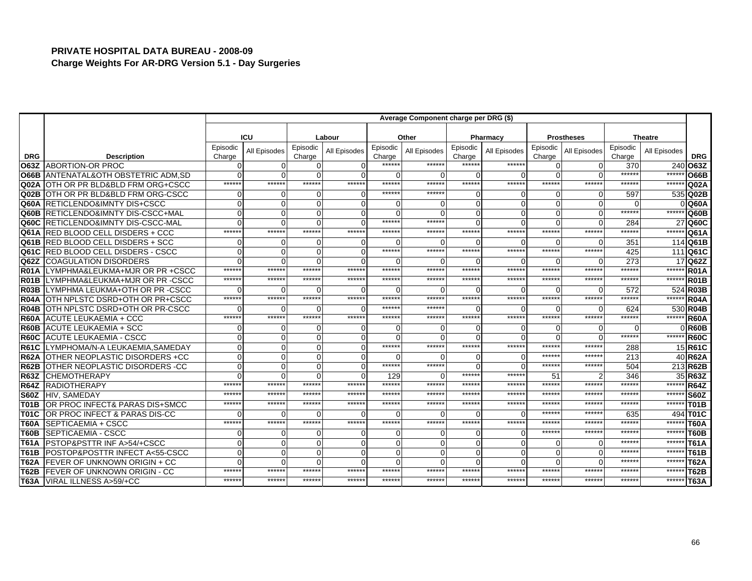# PRIVATE HOSPITAL DATA BUREAU - 2008-09

## Charge Weights For AR-DRG Version 5.1 - Day Surgeries

| | | Average Component charge per DRG ($) | | | | | | | | | | | | |
|---|---|---|---|---|---|---|---|---|---|---|---|---|---|---|
| | | ICU | | Labour | | Other | | Pharmacy | | Prostheses | | Theatre | | |
| DRG | Description | Episodic Charge | All Episodes | Episodic Charge | All Episodes | Episodic Charge | All Episodes | Episodic Charge | All Episodes | Episodic Charge | All Episodes | Episodic Charge | All Episodes | DRG |
| O63Z | ABORTION-OR PROC | 0 | 0 | 0 | 0 | ****** | ****** | ****** | ****** | 0 | 0 | 370 | 240 | O63Z |
| O66B | ANTENATAL&OTH OBSTETRIC ADM,SD | 0 | 0 | 0 | 0 | 0 | 0 | 0 | 0 | 0 | 0 | ****** | ****** | O66B |
| Q02A | OTH OR PR BLD&BLD FRM ORG+CSCC | ****** | ****** | ****** | ****** | ****** | ****** | ****** | ****** | ****** | ****** | ****** | ****** | Q02A |
| Q02B | OTH OR PR BLD&BLD FRM ORG-CSCC | 0 | 0 | 0 | 0 | ****** | ****** | 0 | 0 | 0 | 0 | 597 | 535 | Q02B |
| Q60A | RETICLENDO&IMNTY DIS+CSCC | 0 | 0 | 0 | 0 | 0 | 0 | 0 | 0 | 0 | 0 | 0 | 0 | Q60A |
| Q60B | RETICLENDO&IMNTY DIS-CSCC+MAL | 0 | 0 | 0 | 0 | 0 | 0 | 0 | 0 | 0 | 0 | ****** | ****** | Q60B |
| Q60C | RETICLENDO&IMNTY DIS-CSCC-MAL | 0 | 0 | 0 | 0 | ****** | ****** | 0 | 0 | 0 | 0 | 284 | 27 | Q60C |
| Q61A | RED BLOOD CELL DISDERS + CCC | ****** | ****** | ****** | ****** | ****** | ****** | ****** | ****** | ****** | ****** | ****** | ****** | Q61A |
| Q61B | RED BLOOD CELL DISDERS + SCC | 0 | 0 | 0 | 0 | 0 | 0 | 0 | 0 | 0 | 0 | 351 | 114 | Q61B |
| Q61C | RED BLOOD CELL DISDERS - CSCC | 0 | 0 | 0 | 0 | ****** | ****** | ****** | ****** | ****** | ****** | 425 | 111 | Q61C |
| Q62Z | COAGULATION DISORDERS | 0 | 0 | 0 | 0 | 0 | 0 | 0 | 0 | 0 | 0 | 273 | 17 | Q62Z |
| R01A | LYMPHMA&LEUKMA+MJR OR PR +CSCC | ****** | ****** | ****** | ****** | ****** | ****** | ****** | ****** | ****** | ****** | ****** | ****** | R01A |
| R01B | LYMPHMA&LEUKMA+MJR OR PR -CSCC | ****** | ****** | ****** | ****** | ****** | ****** | ****** | ****** | ****** | ****** | ****** | ****** | R01B |
| R03B | LYMPHMA LEUKMA+OTH OR PR -CSCC | 0 | 0 | 0 | 0 | 0 | 0 | 0 | 0 | 0 | 0 | 572 | 524 | R03B |
| R04A | OTH NPLSTC DSRD+OTH OR PR+CSCC | ****** | ****** | ****** | ****** | ****** | ****** | ****** | ****** | ****** | ****** | ****** | ****** | R04A |
| R04B | OTH NPLSTC DSRD+OTH OR PR-CSCC | 0 | 0 | 0 | 0 | ****** | ****** | 0 | 0 | 0 | 0 | 624 | 530 | R04B |
| R60A | ACUTE LEUKAEMIA + CCC | ****** | ****** | ****** | ****** | ****** | ****** | ****** | ****** | ****** | ****** | ****** | ****** | R60A |
| R60B | ACUTE LEUKAEMIA + SCC | 0 | 0 | 0 | 0 | 0 | 0 | 0 | 0 | 0 | 0 | 0 | 0 | R60B |
| R60C | ACUTE LEUKAEMIA - CSCC | 0 | 0 | 0 | 0 | 0 | 0 | 0 | 0 | 0 | 0 | ****** | ****** | R60C |
| R61C | LYMPHOMA/N-A LEUKAEMIA,SAMEDAY | 0 | 0 | 0 | 0 | ****** | ****** | ****** | ****** | ****** | ****** | 288 | 15 | R61C |
| R62A | OTHER NEOPLASTIC DISORDERS +CC | 0 | 0 | 0 | 0 | 0 | 0 | 0 | 0 | ****** | ****** | 213 | 40 | R62A |
| R62B | OTHER NEOPLASTIC DISORDERS -CC | 0 | 0 | 0 | 0 | ****** | ****** | 0 | 0 | ****** | ****** | 504 | 213 | R62B |
| R63Z | CHEMOTHERAPY | 0 | 0 | 0 | 0 | 129 | 0 | ****** | ****** | 51 | 2 | 346 | 35 | R63Z |
| R64Z | RADIOTHERAPY | ****** | ****** | ****** | ****** | ****** | ****** | ****** | ****** | ****** | ****** | ****** | ****** | R64Z |
| S60Z | HIV, SAMEDAY | ****** | ****** | ****** | ****** | ****** | ****** | ****** | ****** | ****** | ****** | ****** | ****** | S60Z |
| T01B | OR PROC INFECT& PARAS DIS+SMCC | ****** | ****** | ****** | ****** | ****** | ****** | ****** | ****** | ****** | ****** | ****** | ****** | T01B |
| T01C | OR PROC INFECT & PARAS DIS-CC | 0 | 0 | 0 | 0 | 0 | 0 | 0 | 0 | ****** | ****** | 635 | 494 | T01C |
| T60A | SEPTICAEMIA + CSCC | ****** | ****** | ****** | ****** | ****** | ****** | ****** | ****** | ****** | ****** | ****** | ****** | T60A |
| T60B | SEPTICAEMIA - CSCC | 0 | 0 | 0 | 0 | 0 | 0 | 0 | 0 | ****** | ****** | ****** | ****** | T60B |
| T61A | PSTOP&PSTTR INF A>54/+CSCC | 0 | 0 | 0 | 0 | 0 | 0 | 0 | 0 | 0 | 0 | ****** | ****** | T61A |
| T61B | POSTOP&POSTTR INFECT A<55-CSCC | 0 | 0 | 0 | 0 | 0 | 0 | 0 | 0 | 0 | 0 | ****** | ****** | T61B |
| T62A | FEVER OF UNKNOWN ORIGIN + CC | 0 | 0 | 0 | 0 | 0 | 0 | 0 | 0 | 0 | 0 | ****** | ****** | T62A |
| T62B | FEVER OF UNKNOWN ORIGIN - CC | ****** | ****** | ****** | ****** | ****** | ****** | ****** | ****** | ****** | ****** | ****** | ****** | T62B |
| T63A | VIRAL ILLNESS A>59/+CC | ****** | ****** | ****** | ****** | ****** | ****** | ****** | ****** | ****** | ****** | ****** | ****** | T63A |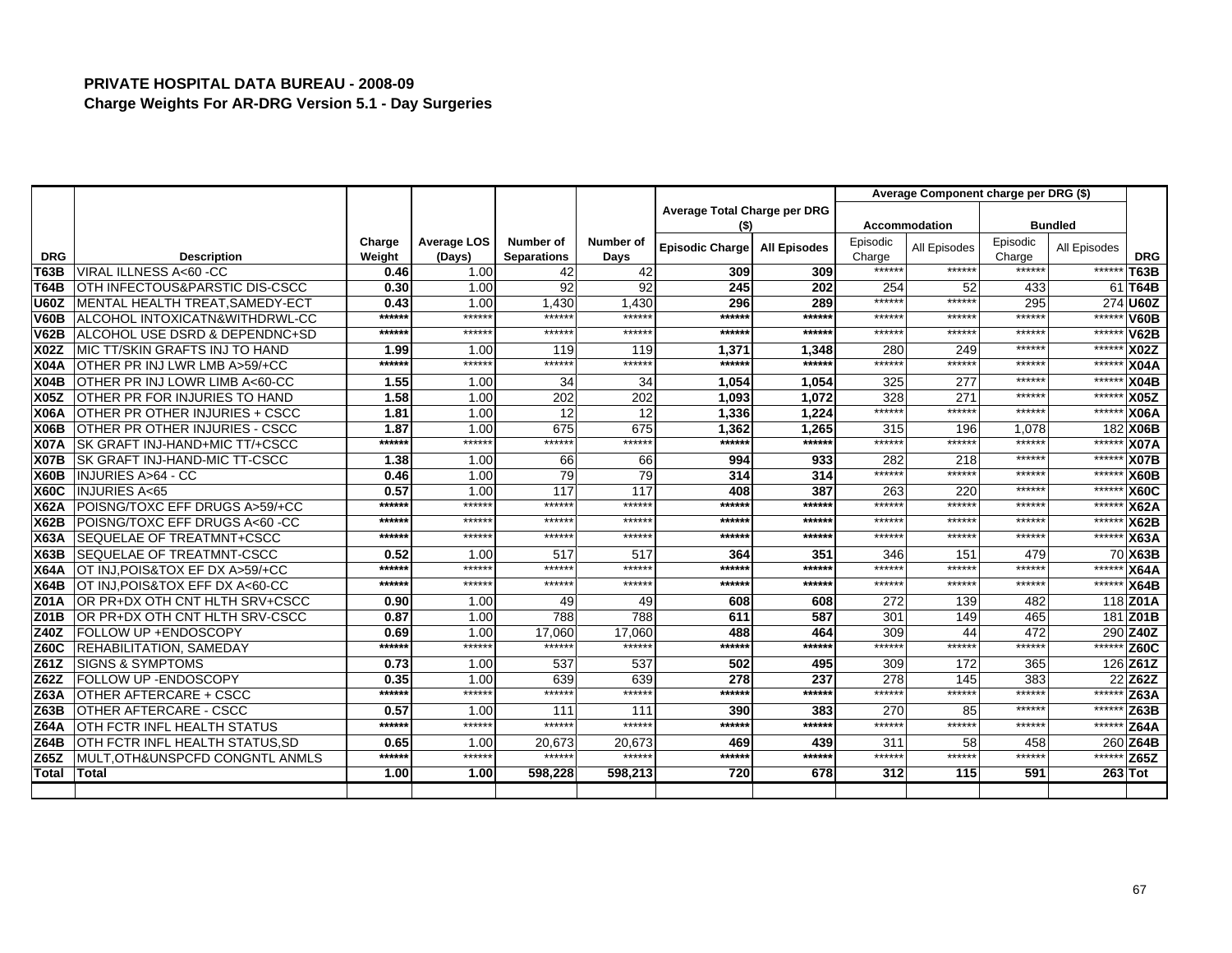# PRIVATE HOSPITAL DATA BUREAU - 2008-09

## Charge Weights For AR-DRG Version 5.1 - Day Surgeries

| DRG | Description | Charge Weight | Average LOS (Days) | Number of Separations | Number of Days | Average Total Charge per DRG ($) | | Average Component charge per DRG ($) | | | | DRG |
|---|---|---|---|---|---|---|---|---|---|---|---|---|
| | | | | | | | | Accommodation | | Bundled | | |
| | | | | | | Episodic Charge | All Episodes | Episodic Charge | All Episodes | Episodic Charge | All Episodes | |
| T63B | VIRAL ILLNESS A<60 -CC | 0.46 | 1.00 | 42 | 42 | 309 | 309 | ****** | ****** | ****** | ****** | T63B |
| T64B | OTH INFECTOUS&PARSTIC DIS-CSCC | 0.30 | 1.00 | 92 | 92 | 245 | 202 | 254 | 52 | 433 | 61 | T64B |
| U60Z | MENTAL HEALTH TREAT,SAMEDY-ECT | 0.43 | 1.00 | 1,430 | 1,430 | 296 | 289 | ****** | ****** | 295 | 274 | U60Z |
| V60B | ALCOHOL INTOXICATN&WITHDRWL-CC | ****** | ****** | ****** | ****** | ****** | ****** | ****** | ****** | ****** | ****** | V60B |
| V62B | ALCOHOL USE DSRD & DEPENDNC+SD | ****** | ****** | ****** | ****** | ****** | ****** | ****** | ****** | ****** | ****** | V62B |
| X02Z | MIC TT/SKIN GRAFTS INJ TO HAND | 1.99 | 1.00 | 119 | 119 | 1,371 | 1,348 | 280 | 249 | ****** | ****** | X02Z |
| X04A | OTHER PR INJ LWR LMB A>59/+CC | ****** | ****** | ****** | ****** | ****** | ****** | ****** | ****** | ****** | ****** | X04A |
| X04B | OTHER PR INJ LOWR LIMB A<60-CC | 1.55 | 1.00 | 34 | 34 | 1,054 | 1,054 | 325 | 277 | ****** | ****** | X04B |
| X05Z | OTHER PR FOR INJURIES TO HAND | 1.58 | 1.00 | 202 | 202 | 1,093 | 1,072 | 328 | 271 | ****** | ****** | X05Z |
| X06A | OTHER PR OTHER INJURIES + CSCC | 1.81 | 1.00 | 12 | 12 | 1,336 | 1,224 | ****** | ****** | ****** | ****** | X06A |
| X06B | OTHER PR OTHER INJURIES - CSCC | 1.87 | 1.00 | 675 | 675 | 1,362 | 1,265 | 315 | 196 | 1,078 | 182 | X06B |
| X07A | SK GRAFT INJ-HAND+MIC TT/+CSCC | ****** | ****** | ****** | ****** | ****** | ****** | ****** | ****** | ****** | ****** | X07A |
| X07B | SK GRAFT INJ-HAND-MIC TT-CSCC | 1.38 | 1.00 | 66 | 66 | 994 | 933 | 282 | 218 | ****** | ****** | X07B |
| X60B | INJURIES A>64 - CC | 0.46 | 1.00 | 79 | 79 | 314 | 314 | ****** | ****** | ****** | ****** | X60B |
| X60C | INJURIES A<65 | 0.57 | 1.00 | 117 | 117 | 408 | 387 | 263 | 220 | ****** | ****** | X60C |
| X62A | POISNG/TOXC EFF DRUGS A>59/+CC | ****** | ****** | ****** | ****** | ****** | ****** | ****** | ****** | ****** | ****** | X62A |
| X62B | POISNG/TOXC EFF DRUGS A<60 -CC | ****** | ****** | ****** | ****** | ****** | ****** | ****** | ****** | ****** | ****** | X62B |
| X63A | SEQUELAE OF TREATMNT+CSCC | ****** | ****** | ****** | ****** | ****** | ****** | ****** | ****** | ****** | ****** | X63A |
| X63B | SEQUELAE OF TREATMNT-CSCC | 0.52 | 1.00 | 517 | 517 | 364 | 351 | 346 | 151 | 479 | 70 | X63B |
| X64A | OT INJ,POIS&TOX EF DX A>59/+CC | ****** | ****** | ****** | ****** | ****** | ****** | ****** | ****** | ****** | ****** | X64A |
| X64B | OT INJ,POIS&TOX EFF DX A<60-CC | ****** | ****** | ****** | ****** | ****** | ****** | ****** | ****** | ****** | ****** | X64B |
| Z01A | OR PR+DX OTH CNT HLTH SRV+CSCC | 0.90 | 1.00 | 49 | 49 | 608 | 608 | 272 | 139 | 482 | 118 | Z01A |
| Z01B | OR PR+DX OTH CNT HLTH SRV-CSCC | 0.87 | 1.00 | 788 | 788 | 611 | 587 | 301 | 149 | 465 | 181 | Z01B |
| Z40Z | FOLLOW UP +ENDOSCOPY | 0.69 | 1.00 | 17,060 | 17,060 | 488 | 464 | 309 | 44 | 472 | 290 | Z40Z |
| Z60C | REHABILITATION, SAMEDAY | ****** | ****** | ****** | ****** | ****** | ****** | ****** | ****** | ****** | ****** | Z60C |
| Z61Z | SIGNS & SYMPTOMS | 0.73 | 1.00 | 537 | 537 | 502 | 495 | 309 | 172 | 365 | 126 | Z61Z |
| Z62Z | FOLLOW UP -ENDOSCOPY | 0.35 | 1.00 | 639 | 639 | 278 | 237 | 278 | 145 | 383 | 22 | Z62Z |
| Z63A | OTHER AFTERCARE + CSCC | ****** | ****** | ****** | ****** | ****** | ****** | ****** | ****** | ****** | ****** | Z63A |
| Z63B | OTHER AFTERCARE - CSCC | 0.57 | 1.00 | 111 | 111 | 390 | 383 | 270 | 85 | ****** | ****** | Z63B |
| Z64A | OTH FCTR INFL HEALTH STATUS | ****** | ****** | ****** | ****** | ****** | ****** | ****** | ****** | ****** | ****** | Z64A |
| Z64B | OTH FCTR INFL HEALTH STATUS,SD | 0.65 | 1.00 | 20,673 | 20,673 | 469 | 439 | 311 | 58 | 458 | 260 | Z64B |
| Z65Z | MULT,OTH&UNSPCFD CONGNTL ANMLS | ****** | ****** | ****** | ****** | ****** | ****** | ****** | ****** | ****** | ****** | Z65Z |
| Total | Total | 1.00 | 1.00 | 598,228 | 598,213 | 720 | 678 | 312 | 115 | 591 | 263 | Tot |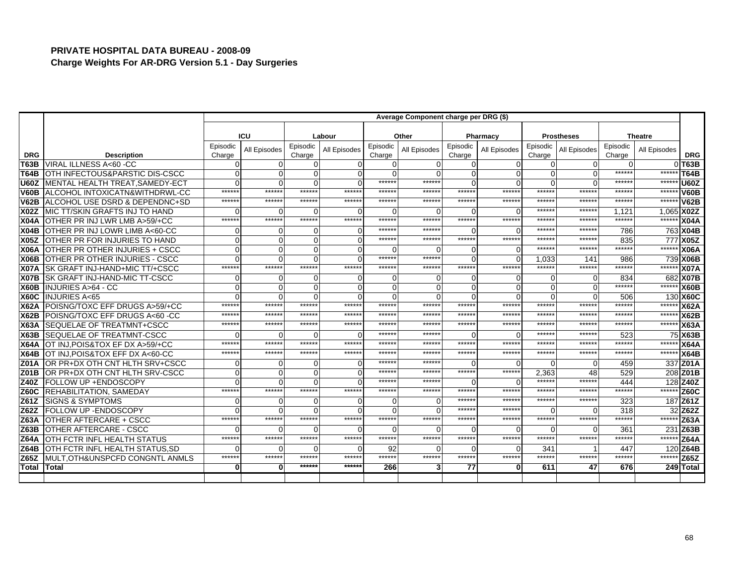# PRIVATE HOSPITAL DATA BUREAU - 2008-09

## Charge Weights For AR-DRG Version 5.1 - Day Surgeries

| | | Average Component charge per DRG ($) | | | | | | | | | | | | |
|---|---|---|---|---|---|---|---|---|---|---|---|---|---|---|
| | | ICU | | Labour | | Other | | Pharmacy | | Prostheses | | Theatre | | |
| DRG | Description | Episodic Charge | All Episodes | Episodic Charge | All Episodes | Episodic Charge | All Episodes | Episodic Charge | All Episodes | Episodic Charge | All Episodes | Episodic Charge | All Episodes | DRG |
| T63B | VIRAL ILLNESS A<60 -CC | 0 | 0 | 0 | 0 | 0 | 0 | 0 | 0 | 0 | 0 | 0 | 0 | T63B |
| T64B | OTH INFECTOUS&PARSTIC DIS-CSCC | 0 | 0 | 0 | 0 | 0 | 0 | 0 | 0 | 0 | 0 | ****** | ****** | T64B |
| U60Z | MENTAL HEALTH TREAT,SAMEDY-ECT | 0 | 0 | 0 | 0 | ****** | ****** | 0 | 0 | 0 | 0 | ****** | ****** | U60Z |
| V60B | ALCOHOL INTOXICATN&WITHDRWL-CC | ****** | ****** | ****** | ****** | ****** | ****** | ****** | ****** | ****** | ****** | ****** | ****** | V60B |
| V62B | ALCOHOL USE DSRD & DEPENDNC+SD | ****** | ****** | ****** | ****** | ****** | ****** | ****** | ****** | ****** | ****** | ****** | ****** | V62B |
| X02Z | MIC TT/SKIN GRAFTS INJ TO HAND | 0 | 0 | 0 | 0 | 0 | 0 | 0 | 0 | ****** | ****** | 1,121 | 1,065 | X02Z |
| X04A | OTHER PR INJ LWR LMB A>59/+CC | ****** | ****** | ****** | ****** | ****** | ****** | ****** | ****** | ****** | ****** | ****** | ****** | X04A |
| X04B | OTHER PR INJ LOWR LIMB A<60-CC | 0 | 0 | 0 | 0 | ****** | ****** | 0 | 0 | ****** | ****** | 786 | 763 | X04B |
| X05Z | OTHER PR FOR INJURIES TO HAND | 0 | 0 | 0 | 0 | ****** | ****** | ****** | ****** | ****** | ****** | 835 | 777 | X05Z |
| X06A | OTHER PR OTHER INJURIES + CSCC | 0 | 0 | 0 | 0 | 0 | 0 | 0 | 0 | ****** | ****** | ****** | ****** | X06A |
| X06B | OTHER PR OTHER INJURIES - CSCC | 0 | 0 | 0 | 0 | ****** | ****** | 0 | 0 | 1,033 | 141 | 986 | 739 | X06B |
| X07A | SK GRAFT INJ-HAND+MIC TT/+CSCC | ****** | ****** | ****** | ****** | ****** | ****** | ****** | ****** | ****** | ****** | ****** | ****** | X07A |
| X07B | SK GRAFT INJ-HAND-MIC TT-CSCC | 0 | 0 | 0 | 0 | 0 | 0 | 0 | 0 | 0 | 0 | 834 | 682 | X07B |
| X60B | INJURIES A>64 - CC | 0 | 0 | 0 | 0 | 0 | 0 | 0 | 0 | 0 | 0 | ****** | ****** | X60B |
| X60C | INJURIES A<65 | 0 | 0 | 0 | 0 | 0 | 0 | 0 | 0 | 0 | 0 | 506 | 130 | X60C |
| X62A | POISNG/TOXC EFF DRUGS A>59/+CC | ****** | ****** | ****** | ****** | ****** | ****** | ****** | ****** | ****** | ****** | ****** | ****** | X62A |
| X62B | POISNG/TOXC EFF DRUGS A<60 -CC | ****** | ****** | ****** | ****** | ****** | ****** | ****** | ****** | ****** | ****** | ****** | ****** | X62B |
| X63A | SEQUELAE OF TREATMNT+CSCC | ****** | ****** | ****** | ****** | ****** | ****** | ****** | ****** | ****** | ****** | ****** | ****** | X63A |
| X63B | SEQUELAE OF TREATMNT-CSCC | 0 | 0 | 0 | 0 | ****** | ****** | 0 | 0 | ****** | ****** | 523 | 75 | X63B |
| X64A | OT INJ,POIS&TOX EF DX A>59/+CC | ****** | ****** | ****** | ****** | ****** | ****** | ****** | ****** | ****** | ****** | ****** | ****** | X64A |
| X64B | OT INJ,POIS&TOX EFF DX A<60-CC | ****** | ****** | ****** | ****** | ****** | ****** | ****** | ****** | ****** | ****** | ****** | ****** | X64B |
| Z01A | OR PR+DX OTH CNT HLTH SRV+CSCC | 0 | 0 | 0 | 0 | ****** | ****** | 0 | 0 | 0 | 0 | 459 | 337 | Z01A |
| Z01B | OR PR+DX OTH CNT HLTH SRV-CSCC | 0 | 0 | 0 | 0 | ****** | ****** | ****** | ****** | 2,363 | 48 | 529 | 208 | Z01B |
| Z40Z | FOLLOW UP +ENDOSCOPY | 0 | 0 | 0 | 0 | ****** | ****** | 0 | 0 | ****** | ****** | 444 | 128 | Z40Z |
| Z60C | REHABILITATION, SAMEDAY | ****** | ****** | ****** | ****** | ****** | ****** | ****** | ****** | ****** | ****** | ****** | ****** | Z60C |
| Z61Z | SIGNS & SYMPTOMS | 0 | 0 | 0 | 0 | 0 | 0 | ****** | ****** | ****** | ****** | 323 | 187 | Z61Z |
| Z62Z | FOLLOW UP -ENDOSCOPY | 0 | 0 | 0 | 0 | 0 | 0 | ****** | ****** | 0 | 0 | 318 | 32 | Z62Z |
| Z63A | OTHER AFTERCARE + CSCC | ****** | ****** | ****** | ****** | ****** | ****** | ****** | ****** | ****** | ****** | ****** | ****** | Z63A |
| Z63B | OTHER AFTERCARE - CSCC | 0 | 0 | 0 | 0 | 0 | 0 | 0 | 0 | 0 | 0 | 361 | 231 | Z63B |
| Z64A | OTH FCTR INFL HEALTH STATUS | ****** | ****** | ****** | ****** | ****** | ****** | ****** | ****** | ****** | ****** | ****** | ****** | Z64A |
| Z64B | OTH FCTR INFL HEALTH STATUS,SD | 0 | 0 | 0 | 0 | 92 | 0 | 0 | 0 | 341 | 1 | 447 | 120 | Z64B |
| Z65Z | MULT,OTH&UNSPCFD CONGNTL ANMLS | ****** | ****** | ****** | ****** | ****** | ****** | ****** | ****** | ****** | ****** | ****** | ****** | Z65Z |
| **Total** | **Total** | **0** | **0** | **\*\*\*\*\*\*** | **\*\*\*\*\*\*** | **266** | **3** | **77** | **0** | **611** | **47** | **676** | **249** | **Total** |